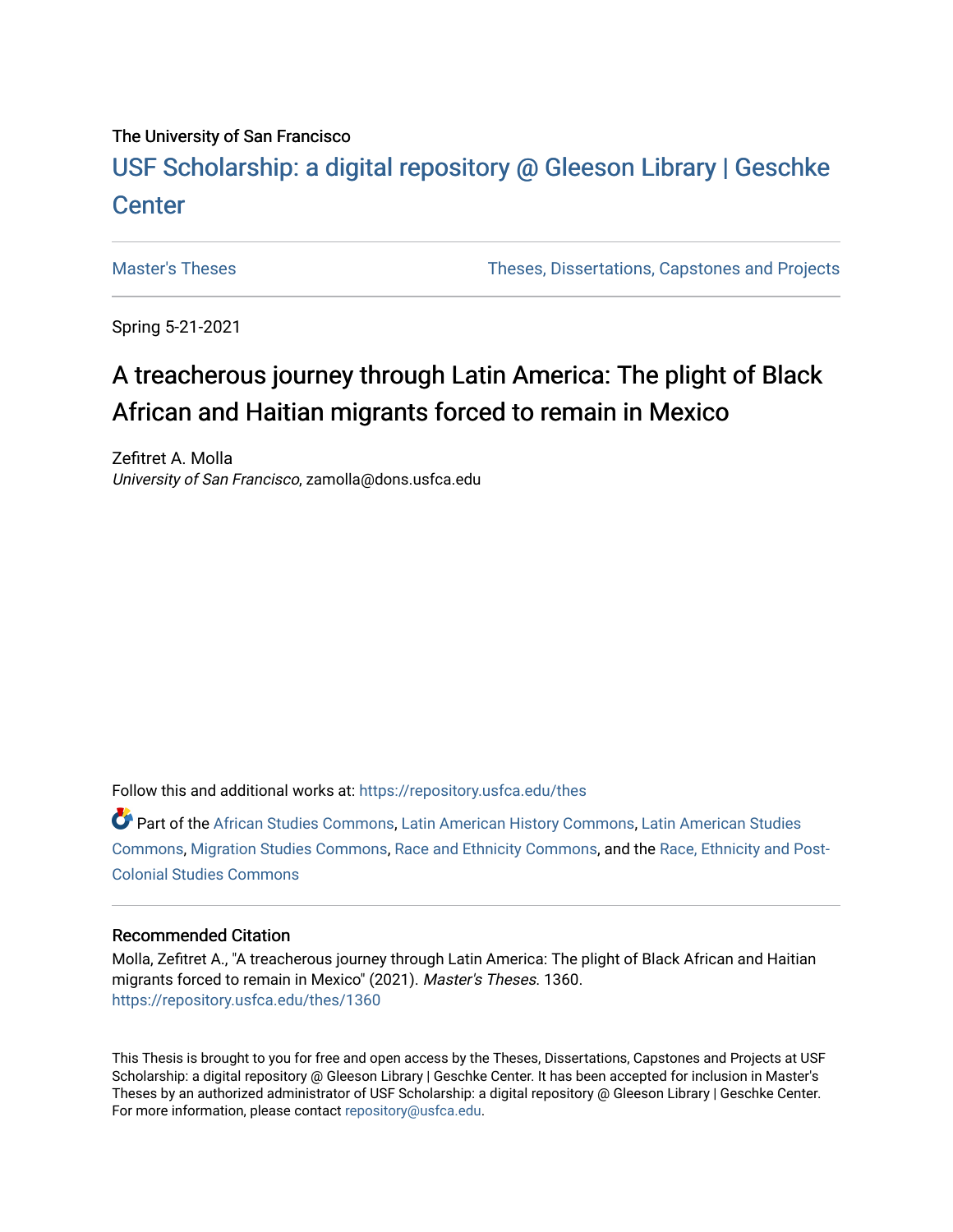The University of San Francisco

USF Scholarship: a digital repository @ Gleeson Library | Geschke Center

Master's Theses | Theses, Dissertations, Capstones and Projects

Spring 5-21-2021

# A treacherous journey through Latin America: The plight of Black African and Haitian migrants forced to remain in Mexico

Zefitret A. Molla
*University of San Francisco*, zamolla@dons.usfca.edu

Follow this and additional works at: https://repository.usfca.edu/thes

Part of the African Studies Commons, Latin American History Commons, Latin American Studies Commons, Migration Studies Commons, Race and Ethnicity Commons, and the Race, Ethnicity and Post-Colonial Studies Commons

### Recommended Citation

Molla, Zefitret A., "A treacherous journey through Latin America: The plight of Black African and Haitian migrants forced to remain in Mexico" (2021). *Master's Theses*. 1360.
https://repository.usfca.edu/thes/1360

This Thesis is brought to you for free and open access by the Theses, Dissertations, Capstones and Projects at USF Scholarship: a digital repository @ Gleeson Library | Geschke Center. It has been accepted for inclusion in Master's Theses by an authorized administrator of USF Scholarship: a digital repository @ Gleeson Library | Geschke Center. For more information, please contact repository@usfca.edu.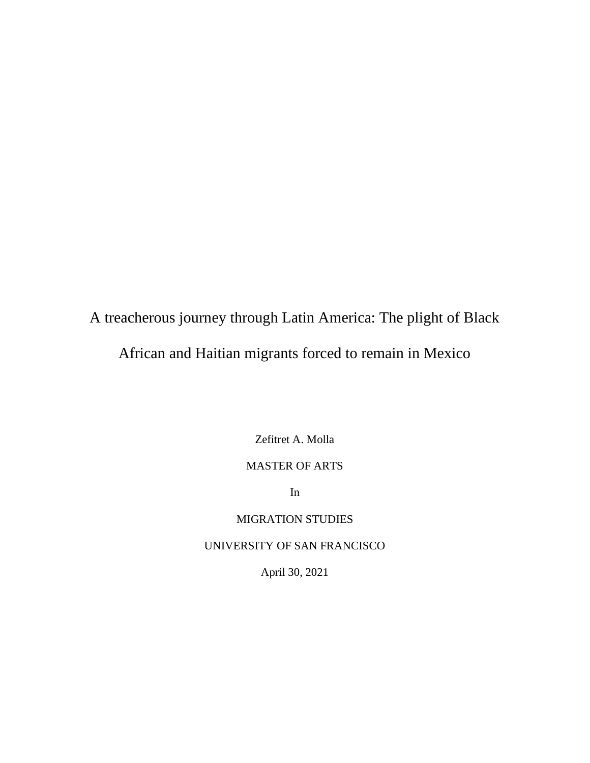# A treacherous journey through Latin America: The plight of Black African and Haitian migrants forced to remain in Mexico

Zefitret A. Molla

MASTER OF ARTS

In

MIGRATION STUDIES

UNIVERSITY OF SAN FRANCISCO

April 30, 2021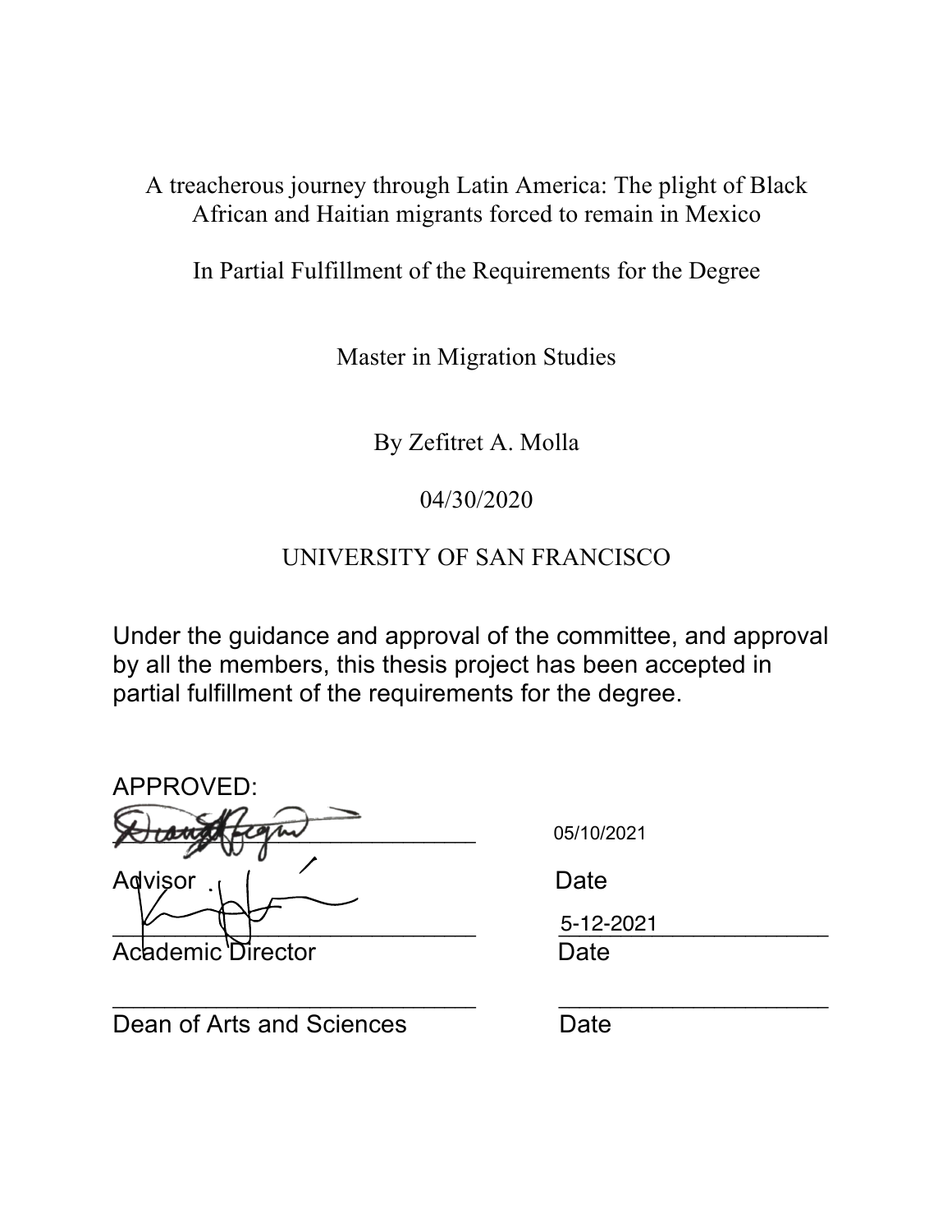A treacherous journey through Latin America: The plight of Black African and Haitian migrants forced to remain in Mexico

In Partial Fulfillment of the Requirements for the Degree

Master in Migration Studies

By Zefitret A. Molla

04/30/2020

UNIVERSITY OF SAN FRANCISCO

Under the guidance and approval of the committee, and approval by all the members, this thesis project has been accepted in partial fulfillment of the requirements for the degree.

APPROVED:

| | |
|---|---|
| ______________________________ | 05/10/2021 |
| Advisor | Date |
| ______________________________ | 5-12-2021 |
| Academic Director | Date |
| ______________________________ | ______________________ |
| Dean of Arts and Sciences | Date |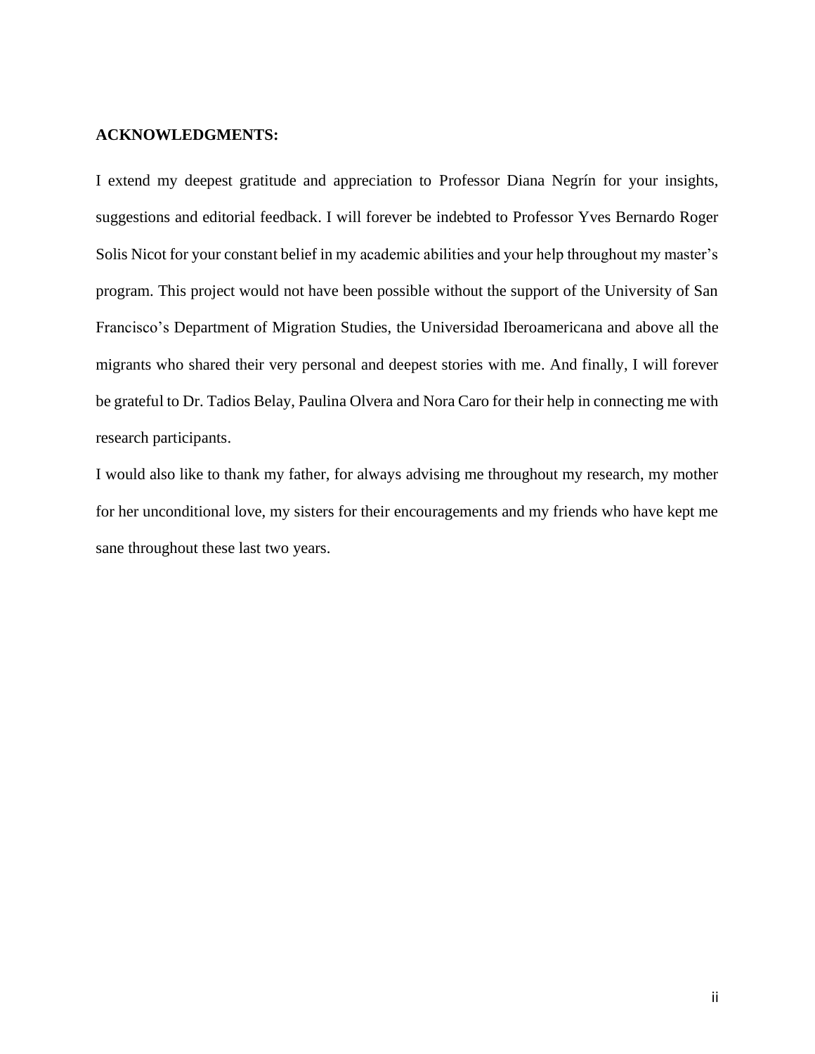**ACKNOWLEDGMENTS:**

I extend my deepest gratitude and appreciation to Professor Diana Negrín for your insights, suggestions and editorial feedback. I will forever be indebted to Professor Yves Bernardo Roger Solis Nicot for your constant belief in my academic abilities and your help throughout my master's program. This project would not have been possible without the support of the University of San Francisco's Department of Migration Studies, the Universidad Iberoamericana and above all the migrants who shared their very personal and deepest stories with me. And finally, I will forever be grateful to Dr. Tadios Belay, Paulina Olvera and Nora Caro for their help in connecting me with research participants.

I would also like to thank my father, for always advising me throughout my research, my mother for her unconditional love, my sisters for their encouragements and my friends who have kept me sane throughout these last two years.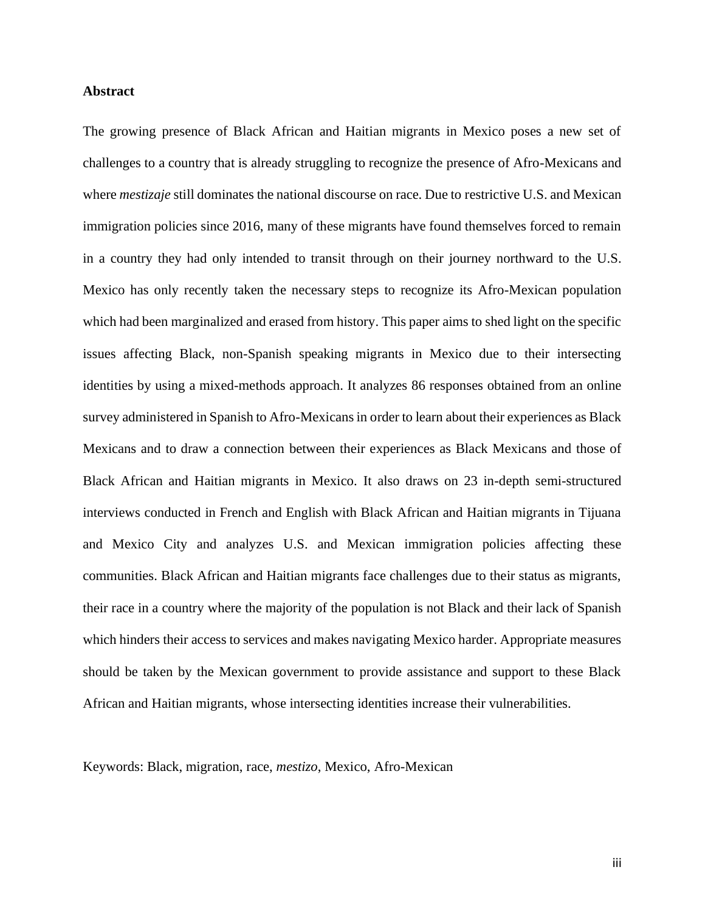## Abstract

The growing presence of Black African and Haitian migrants in Mexico poses a new set of challenges to a country that is already struggling to recognize the presence of Afro-Mexicans and where *mestizaje* still dominates the national discourse on race. Due to restrictive U.S. and Mexican immigration policies since 2016, many of these migrants have found themselves forced to remain in a country they had only intended to transit through on their journey northward to the U.S. Mexico has only recently taken the necessary steps to recognize its Afro-Mexican population which had been marginalized and erased from history. This paper aims to shed light on the specific issues affecting Black, non-Spanish speaking migrants in Mexico due to their intersecting identities by using a mixed-methods approach. It analyzes 86 responses obtained from an online survey administered in Spanish to Afro-Mexicans in order to learn about their experiences as Black Mexicans and to draw a connection between their experiences as Black Mexicans and those of Black African and Haitian migrants in Mexico. It also draws on 23 in-depth semi-structured interviews conducted in French and English with Black African and Haitian migrants in Tijuana and Mexico City and analyzes U.S. and Mexican immigration policies affecting these communities. Black African and Haitian migrants face challenges due to their status as migrants, their race in a country where the majority of the population is not Black and their lack of Spanish which hinders their access to services and makes navigating Mexico harder. Appropriate measures should be taken by the Mexican government to provide assistance and support to these Black African and Haitian migrants, whose intersecting identities increase their vulnerabilities.

Keywords: Black, migration, race, *mestizo*, Mexico, Afro-Mexican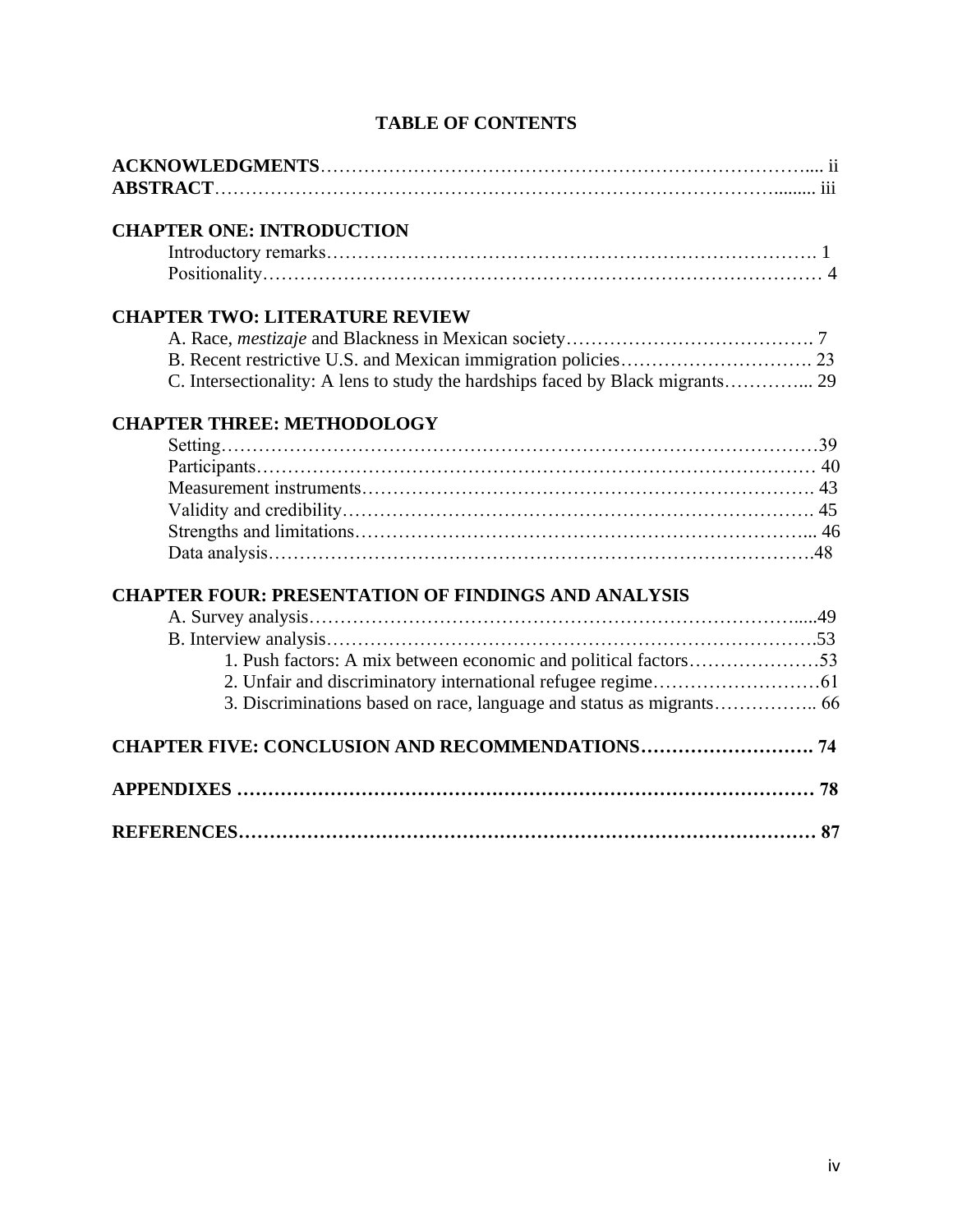# TABLE OF CONTENTS

**ACKNOWLEDGMENTS**………………………………………………………………….... ii
**ABSTRACT**……………………………………………………………………………........ iii

**CHAPTER ONE: INTRODUCTION**

Introductory remarks……………………………………………………………………. 1
Positionality……………………………………………………………………………… 4

**CHAPTER TWO: LITERATURE REVIEW**

A. Race, *mestizaje* and Blackness in Mexican society…………………………………. 7
B. Recent restrictive U.S. and Mexican immigration policies…………………………. 23
C. Intersectionality: A lens to study the hardships faced by Black migrants…………... 29

**CHAPTER THREE: METHODOLOGY**

Setting……………………………………………………………………………………39
Participants……………………………………………………………………………… 40
Measurement instruments………………………………………………………………. 43
Validity and credibility…………………………………………………………………. 45
Strengths and limitations……………………………………………………………... 46
Data analysis…………………………………………………………………………….48

**CHAPTER FOUR: PRESENTATION OF FINDINGS AND ANALYSIS**

A. Survey analysis…………………………………………………………………….....49
B. Interview analysis…………………………………………………………………….53
1. Push factors: A mix between economic and political factors…………………53
2. Unfair and discriminatory international refugee regime………………………61
3. Discriminations based on race, language and status as migrants…………….. 66

**CHAPTER FIVE: CONCLUSION AND RECOMMENDATIONS………………………. 74**

**APPENDIXES …………………………………………………………………………… 78**

**REFERENCES…………………………………………………………………………… 87**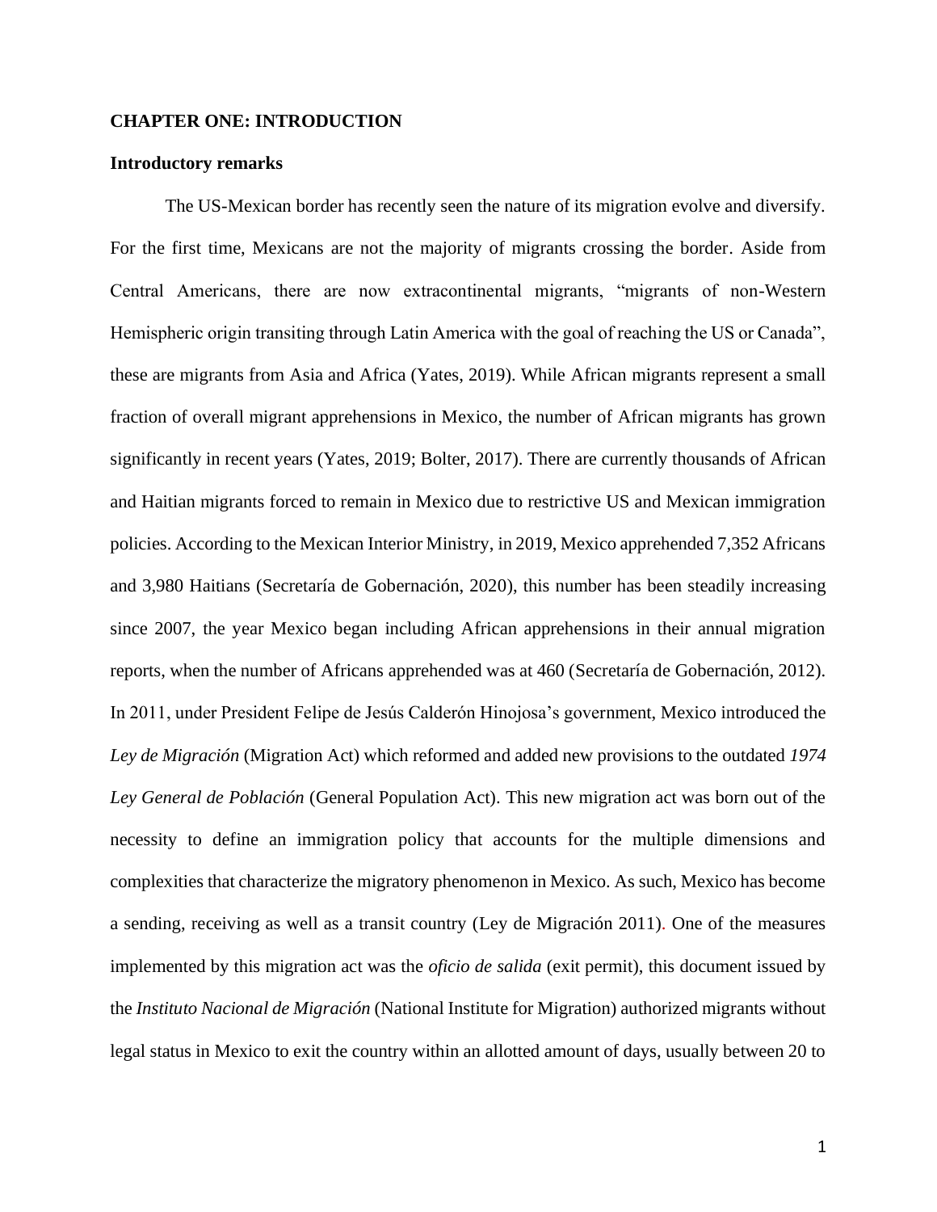# CHAPTER ONE: INTRODUCTION

## Introductory remarks

The US-Mexican border has recently seen the nature of its migration evolve and diversify. For the first time, Mexicans are not the majority of migrants crossing the border. Aside from Central Americans, there are now extracontinental migrants, "migrants of non-Western Hemispheric origin transiting through Latin America with the goal of reaching the US or Canada", these are migrants from Asia and Africa (Yates, 2019). While African migrants represent a small fraction of overall migrant apprehensions in Mexico, the number of African migrants has grown significantly in recent years (Yates, 2019; Bolter, 2017). There are currently thousands of African and Haitian migrants forced to remain in Mexico due to restrictive US and Mexican immigration policies. According to the Mexican Interior Ministry, in 2019, Mexico apprehended 7,352 Africans and 3,980 Haitians (Secretaría de Gobernación, 2020), this number has been steadily increasing since 2007, the year Mexico began including African apprehensions in their annual migration reports, when the number of Africans apprehended was at 460 (Secretaría de Gobernación, 2012). In 2011, under President Felipe de Jesús Calderón Hinojosa's government, Mexico introduced the *Ley de Migración* (Migration Act) which reformed and added new provisions to the outdated *1974 Ley General de Población* (General Population Act). This new migration act was born out of the necessity to define an immigration policy that accounts for the multiple dimensions and complexities that characterize the migratory phenomenon in Mexico. As such, Mexico has become a sending, receiving as well as a transit country (Ley de Migración 2011). One of the measures implemented by this migration act was the *oficio de salida* (exit permit), this document issued by the *Instituto Nacional de Migración* (National Institute for Migration) authorized migrants without legal status in Mexico to exit the country within an allotted amount of days, usually between 20 to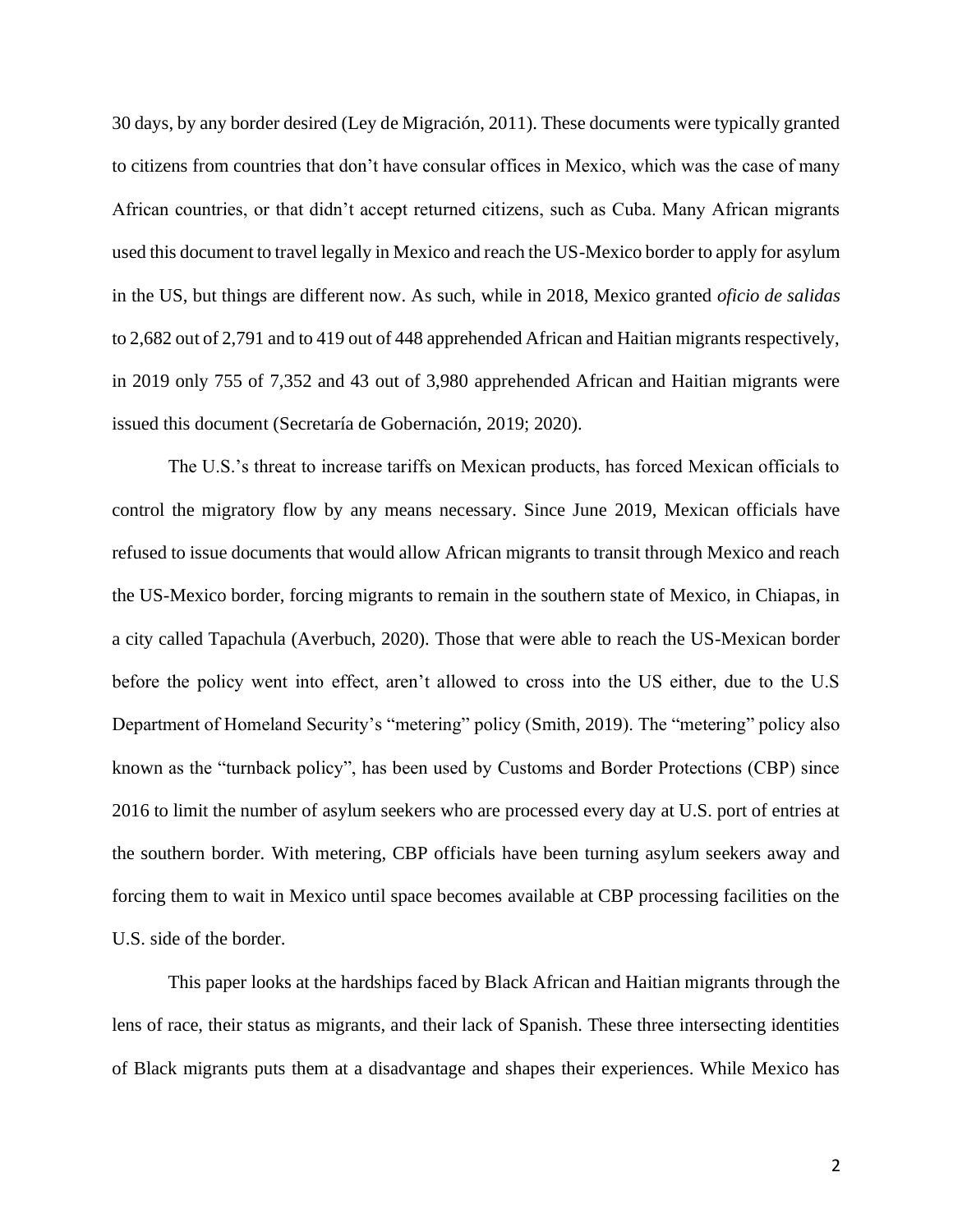30 days, by any border desired (Ley de Migración, 2011). These documents were typically granted to citizens from countries that don't have consular offices in Mexico, which was the case of many African countries, or that didn't accept returned citizens, such as Cuba. Many African migrants used this document to travel legally in Mexico and reach the US-Mexico border to apply for asylum in the US, but things are different now. As such, while in 2018, Mexico granted *oficio de salidas* to 2,682 out of 2,791 and to 419 out of 448 apprehended African and Haitian migrants respectively, in 2019 only 755 of 7,352 and 43 out of 3,980 apprehended African and Haitian migrants were issued this document (Secretaría de Gobernación, 2019; 2020).

The U.S.'s threat to increase tariffs on Mexican products, has forced Mexican officials to control the migratory flow by any means necessary. Since June 2019, Mexican officials have refused to issue documents that would allow African migrants to transit through Mexico and reach the US-Mexico border, forcing migrants to remain in the southern state of Mexico, in Chiapas, in a city called Tapachula (Averbuch, 2020). Those that were able to reach the US-Mexican border before the policy went into effect, aren't allowed to cross into the US either, due to the U.S Department of Homeland Security's "metering" policy (Smith, 2019). The "metering" policy also known as the "turnback policy", has been used by Customs and Border Protections (CBP) since 2016 to limit the number of asylum seekers who are processed every day at U.S. port of entries at the southern border. With metering, CBP officials have been turning asylum seekers away and forcing them to wait in Mexico until space becomes available at CBP processing facilities on the U.S. side of the border.

This paper looks at the hardships faced by Black African and Haitian migrants through the lens of race, their status as migrants, and their lack of Spanish. These three intersecting identities of Black migrants puts them at a disadvantage and shapes their experiences. While Mexico has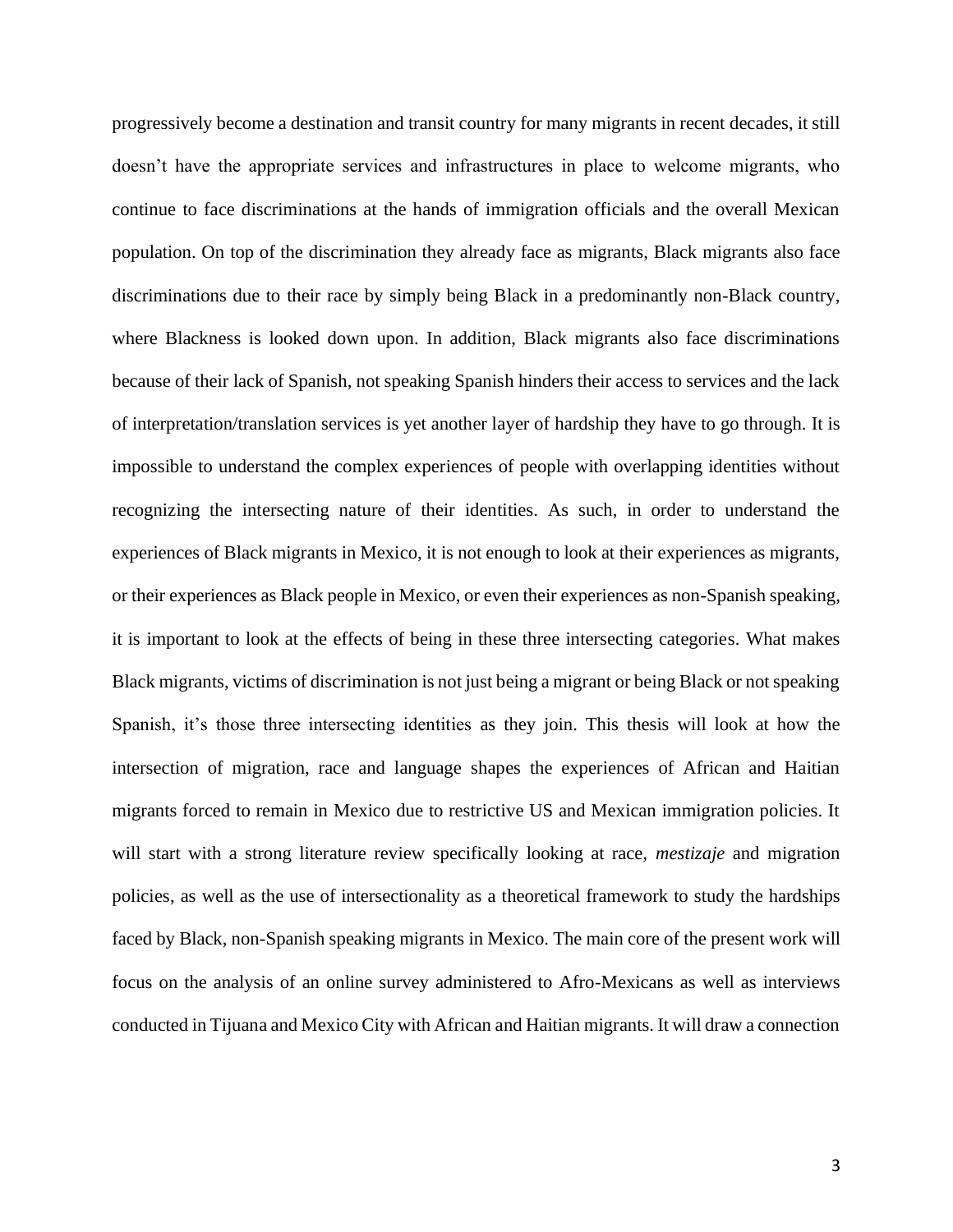progressively become a destination and transit country for many migrants in recent decades, it still doesn't have the appropriate services and infrastructures in place to welcome migrants, who continue to face discriminations at the hands of immigration officials and the overall Mexican population. On top of the discrimination they already face as migrants, Black migrants also face discriminations due to their race by simply being Black in a predominantly non-Black country, where Blackness is looked down upon. In addition, Black migrants also face discriminations because of their lack of Spanish, not speaking Spanish hinders their access to services and the lack of interpretation/translation services is yet another layer of hardship they have to go through. It is impossible to understand the complex experiences of people with overlapping identities without recognizing the intersecting nature of their identities. As such, in order to understand the experiences of Black migrants in Mexico, it is not enough to look at their experiences as migrants, or their experiences as Black people in Mexico, or even their experiences as non-Spanish speaking, it is important to look at the effects of being in these three intersecting categories. What makes Black migrants, victims of discrimination is not just being a migrant or being Black or not speaking Spanish, it's those three intersecting identities as they join. This thesis will look at how the intersection of migration, race and language shapes the experiences of African and Haitian migrants forced to remain in Mexico due to restrictive US and Mexican immigration policies. It will start with a strong literature review specifically looking at race, *mestizaje* and migration policies, as well as the use of intersectionality as a theoretical framework to study the hardships faced by Black, non-Spanish speaking migrants in Mexico. The main core of the present work will focus on the analysis of an online survey administered to Afro-Mexicans as well as interviews conducted in Tijuana and Mexico City with African and Haitian migrants. It will draw a connection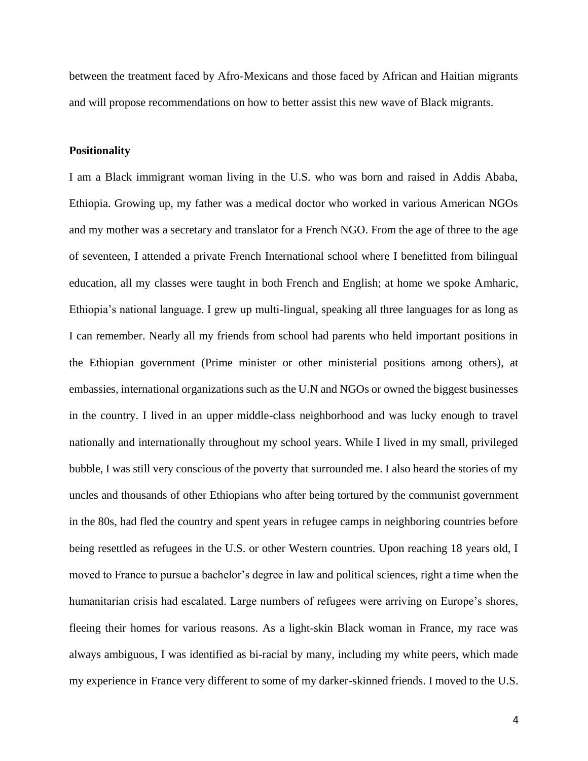between the treatment faced by Afro-Mexicans and those faced by African and Haitian migrants and will propose recommendations on how to better assist this new wave of Black migrants.

**Positionality**

I am a Black immigrant woman living in the U.S. who was born and raised in Addis Ababa, Ethiopia. Growing up, my father was a medical doctor who worked in various American NGOs and my mother was a secretary and translator for a French NGO. From the age of three to the age of seventeen, I attended a private French International school where I benefitted from bilingual education, all my classes were taught in both French and English; at home we spoke Amharic, Ethiopia's national language. I grew up multi-lingual, speaking all three languages for as long as I can remember. Nearly all my friends from school had parents who held important positions in the Ethiopian government (Prime minister or other ministerial positions among others), at embassies, international organizations such as the U.N and NGOs or owned the biggest businesses in the country. I lived in an upper middle-class neighborhood and was lucky enough to travel nationally and internationally throughout my school years. While I lived in my small, privileged bubble, I was still very conscious of the poverty that surrounded me. I also heard the stories of my uncles and thousands of other Ethiopians who after being tortured by the communist government in the 80s, had fled the country and spent years in refugee camps in neighboring countries before being resettled as refugees in the U.S. or other Western countries. Upon reaching 18 years old, I moved to France to pursue a bachelor's degree in law and political sciences, right a time when the humanitarian crisis had escalated. Large numbers of refugees were arriving on Europe's shores, fleeing their homes for various reasons. As a light-skin Black woman in France, my race was always ambiguous, I was identified as bi-racial by many, including my white peers, which made my experience in France very different to some of my darker-skinned friends. I moved to the U.S.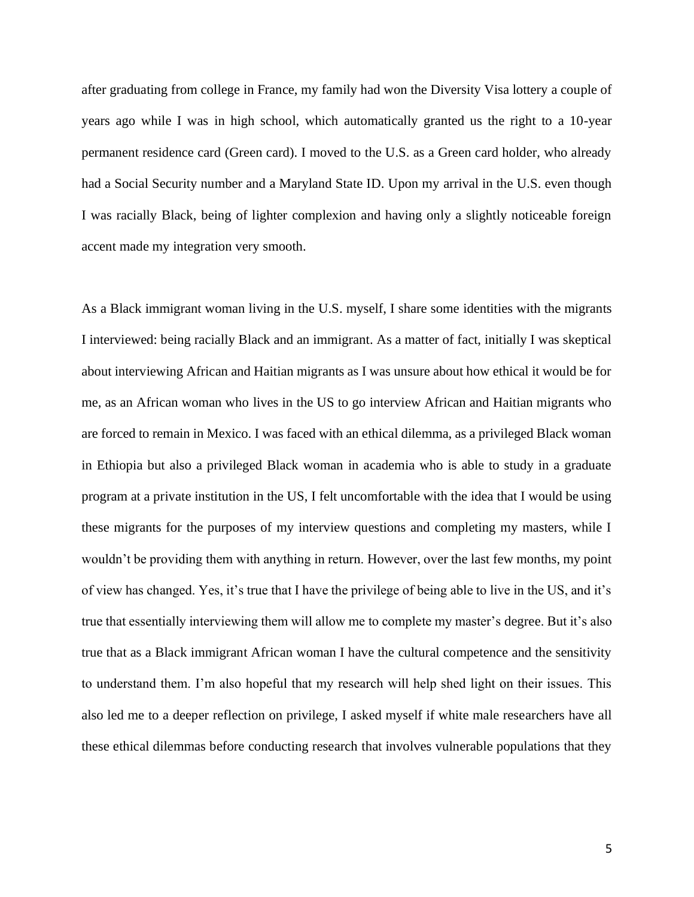after graduating from college in France, my family had won the Diversity Visa lottery a couple of years ago while I was in high school, which automatically granted us the right to a 10-year permanent residence card (Green card). I moved to the U.S. as a Green card holder, who already had a Social Security number and a Maryland State ID. Upon my arrival in the U.S. even though I was racially Black, being of lighter complexion and having only a slightly noticeable foreign accent made my integration very smooth.

As a Black immigrant woman living in the U.S. myself, I share some identities with the migrants I interviewed: being racially Black and an immigrant. As a matter of fact, initially I was skeptical about interviewing African and Haitian migrants as I was unsure about how ethical it would be for me, as an African woman who lives in the US to go interview African and Haitian migrants who are forced to remain in Mexico. I was faced with an ethical dilemma, as a privileged Black woman in Ethiopia but also a privileged Black woman in academia who is able to study in a graduate program at a private institution in the US, I felt uncomfortable with the idea that I would be using these migrants for the purposes of my interview questions and completing my masters, while I wouldn't be providing them with anything in return. However, over the last few months, my point of view has changed. Yes, it's true that I have the privilege of being able to live in the US, and it's true that essentially interviewing them will allow me to complete my master's degree. But it's also true that as a Black immigrant African woman I have the cultural competence and the sensitivity to understand them. I'm also hopeful that my research will help shed light on their issues. This also led me to a deeper reflection on privilege, I asked myself if white male researchers have all these ethical dilemmas before conducting research that involves vulnerable populations that they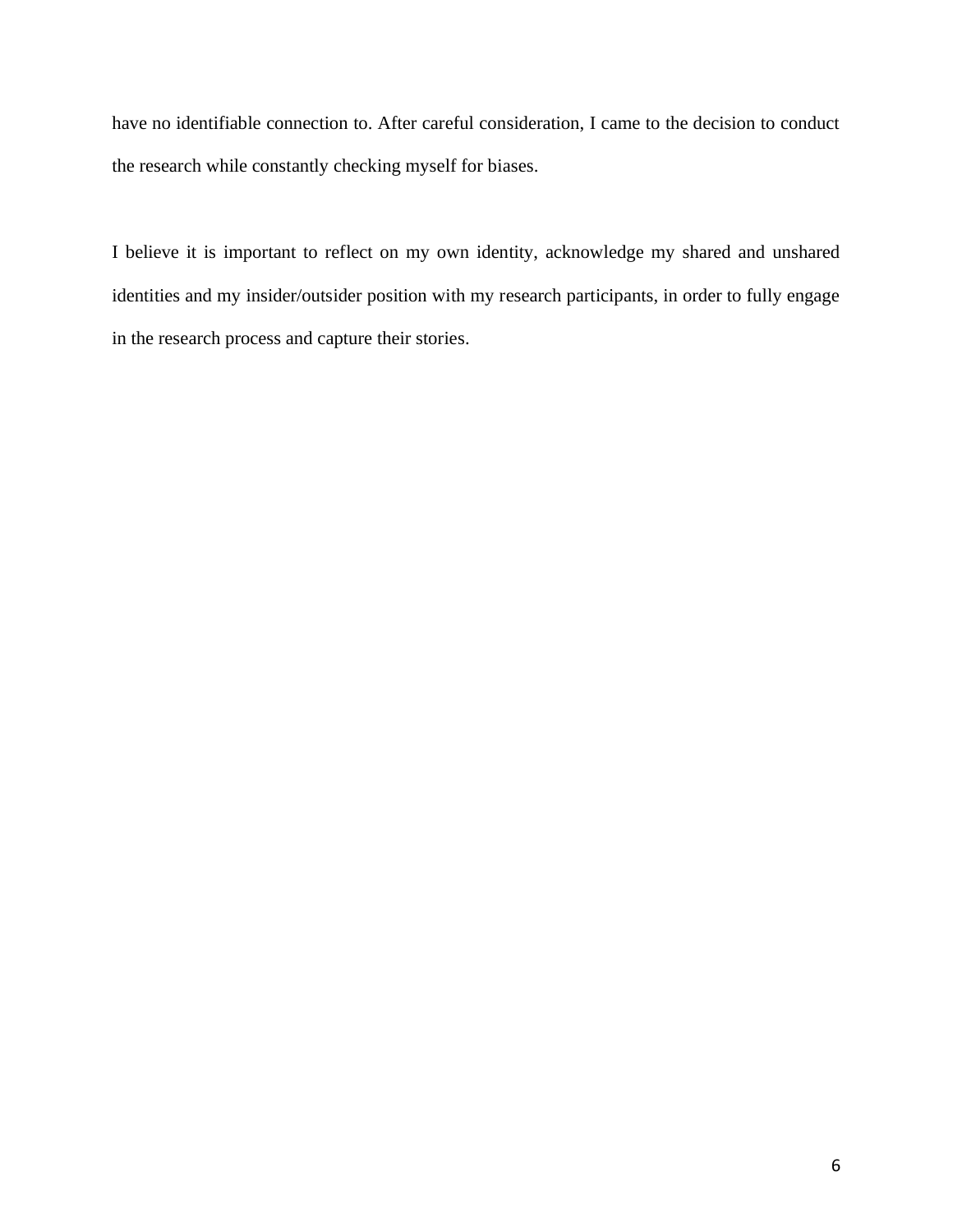have no identifiable connection to. After careful consideration, I came to the decision to conduct the research while constantly checking myself for biases.

I believe it is important to reflect on my own identity, acknowledge my shared and unshared identities and my insider/outsider position with my research participants, in order to fully engage in the research process and capture their stories.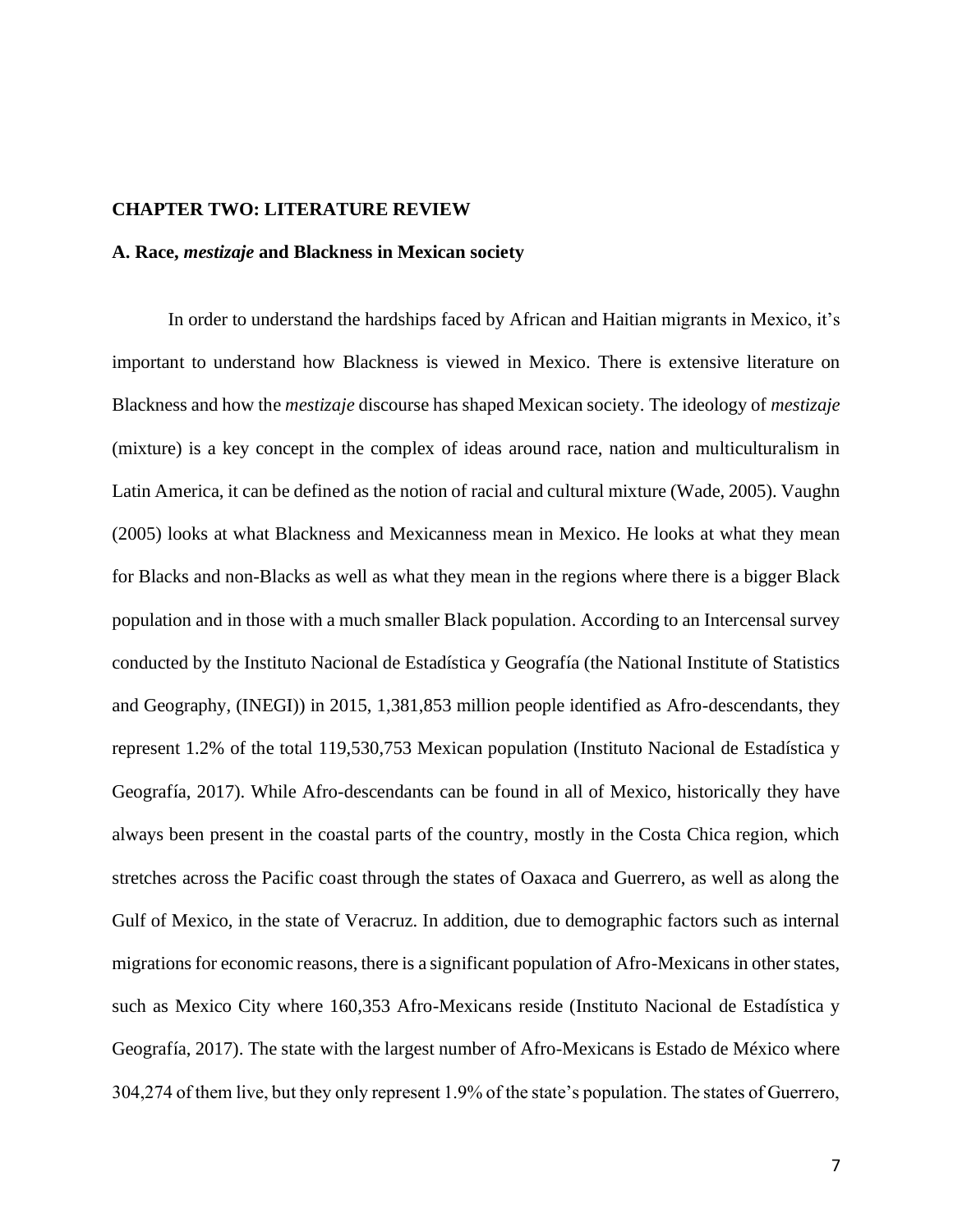## CHAPTER TWO: LITERATURE REVIEW

### A. Race, *mestizaje* and Blackness in Mexican society

In order to understand the hardships faced by African and Haitian migrants in Mexico, it's important to understand how Blackness is viewed in Mexico. There is extensive literature on Blackness and how the *mestizaje* discourse has shaped Mexican society. The ideology of *mestizaje* (mixture) is a key concept in the complex of ideas around race, nation and multiculturalism in Latin America, it can be defined as the notion of racial and cultural mixture (Wade, 2005). Vaughn (2005) looks at what Blackness and Mexicanness mean in Mexico. He looks at what they mean for Blacks and non-Blacks as well as what they mean in the regions where there is a bigger Black population and in those with a much smaller Black population. According to an Intercensal survey conducted by the Instituto Nacional de Estadística y Geografía (the National Institute of Statistics and Geography, (INEGI)) in 2015, 1,381,853 million people identified as Afro-descendants, they represent 1.2% of the total 119,530,753 Mexican population (Instituto Nacional de Estadística y Geografía, 2017). While Afro-descendants can be found in all of Mexico, historically they have always been present in the coastal parts of the country, mostly in the Costa Chica region, which stretches across the Pacific coast through the states of Oaxaca and Guerrero, as well as along the Gulf of Mexico, in the state of Veracruz. In addition, due to demographic factors such as internal migrations for economic reasons, there is a significant population of Afro-Mexicans in other states, such as Mexico City where 160,353 Afro-Mexicans reside (Instituto Nacional de Estadística y Geografía, 2017). The state with the largest number of Afro-Mexicans is Estado de México where 304,274 of them live, but they only represent 1.9% of the state's population. The states of Guerrero,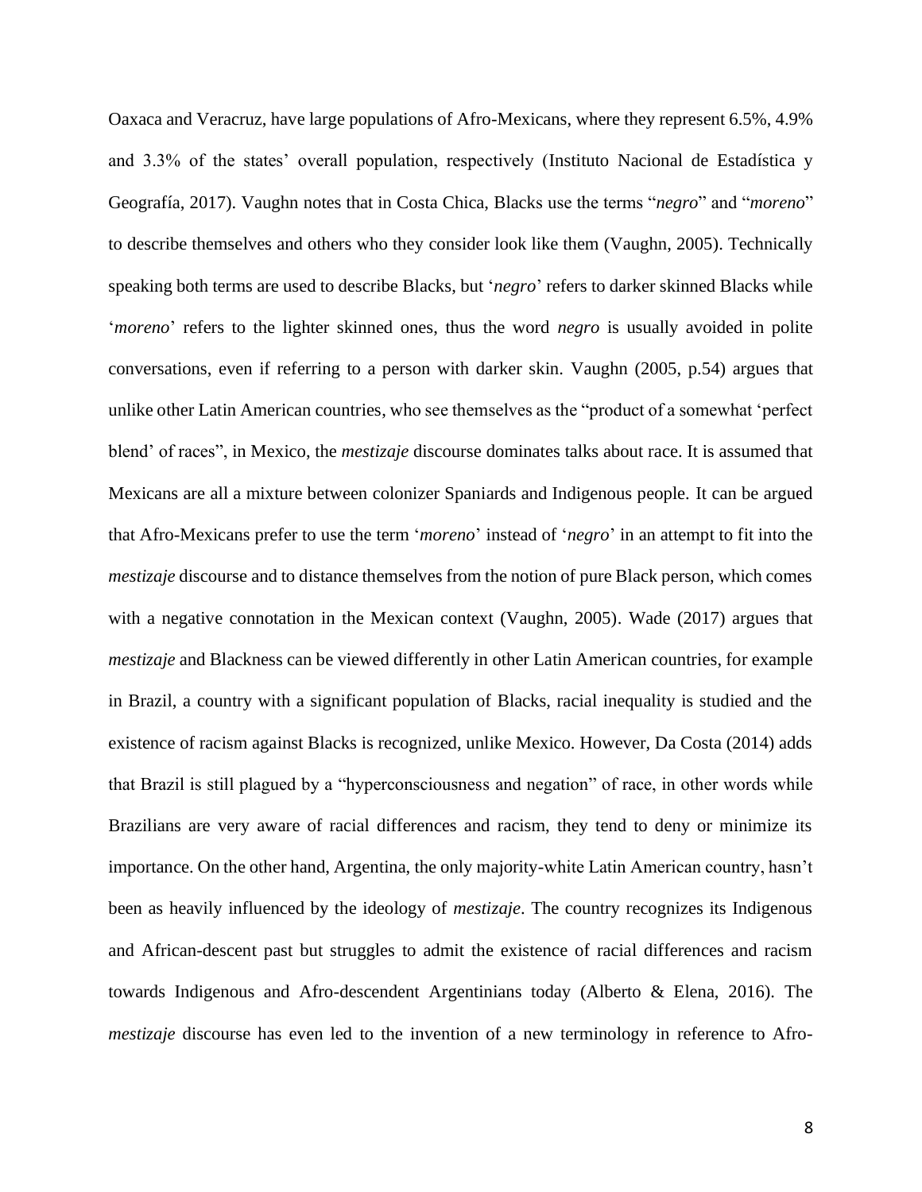Oaxaca and Veracruz, have large populations of Afro-Mexicans, where they represent 6.5%, 4.9% and 3.3% of the states' overall population, respectively (Instituto Nacional de Estadística y Geografía, 2017). Vaughn notes that in Costa Chica, Blacks use the terms "*negro*" and "*moreno*" to describe themselves and others who they consider look like them (Vaughn, 2005). Technically speaking both terms are used to describe Blacks, but '*negro*' refers to darker skinned Blacks while '*moreno*' refers to the lighter skinned ones, thus the word *negro* is usually avoided in polite conversations, even if referring to a person with darker skin. Vaughn (2005, p.54) argues that unlike other Latin American countries, who see themselves as the "product of a somewhat 'perfect blend' of races", in Mexico, the *mestizaje* discourse dominates talks about race. It is assumed that Mexicans are all a mixture between colonizer Spaniards and Indigenous people. It can be argued that Afro-Mexicans prefer to use the term '*moreno*' instead of '*negro*' in an attempt to fit into the *mestizaje* discourse and to distance themselves from the notion of pure Black person, which comes with a negative connotation in the Mexican context (Vaughn, 2005). Wade (2017) argues that *mestizaje* and Blackness can be viewed differently in other Latin American countries, for example in Brazil, a country with a significant population of Blacks, racial inequality is studied and the existence of racism against Blacks is recognized, unlike Mexico. However, Da Costa (2014) adds that Brazil is still plagued by a "hyperconsciousness and negation" of race, in other words while Brazilians are very aware of racial differences and racism, they tend to deny or minimize its importance. On the other hand, Argentina, the only majority-white Latin American country, hasn't been as heavily influenced by the ideology of *mestizaje*. The country recognizes its Indigenous and African-descent past but struggles to admit the existence of racial differences and racism towards Indigenous and Afro-descendent Argentinians today (Alberto & Elena, 2016). The *mestizaje* discourse has even led to the invention of a new terminology in reference to Afro-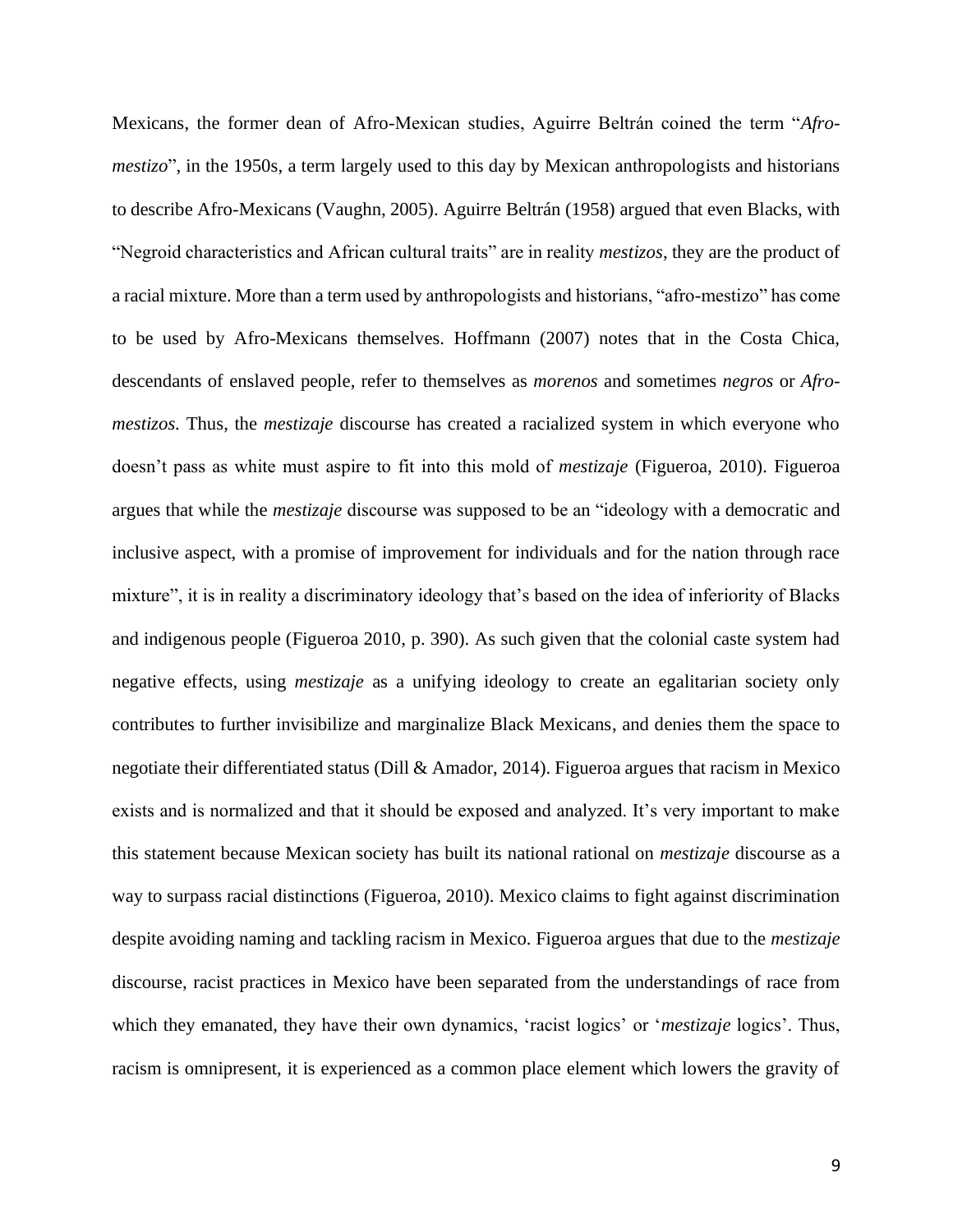Mexicans, the former dean of Afro-Mexican studies, Aguirre Beltrán coined the term "*Afro-mestizo*", in the 1950s, a term largely used to this day by Mexican anthropologists and historians to describe Afro-Mexicans (Vaughn, 2005). Aguirre Beltrán (1958) argued that even Blacks, with "Negroid characteristics and African cultural traits" are in reality *mestizos*, they are the product of a racial mixture. More than a term used by anthropologists and historians, "afro-mestizo" has come to be used by Afro-Mexicans themselves. Hoffmann (2007) notes that in the Costa Chica, descendants of enslaved people, refer to themselves as *morenos* and sometimes *negros* or *Afro-mestizos*. Thus, the *mestizaje* discourse has created a racialized system in which everyone who doesn't pass as white must aspire to fit into this mold of *mestizaje* (Figueroa, 2010). Figueroa argues that while the *mestizaje* discourse was supposed to be an "ideology with a democratic and inclusive aspect, with a promise of improvement for individuals and for the nation through race mixture", it is in reality a discriminatory ideology that's based on the idea of inferiority of Blacks and indigenous people (Figueroa 2010, p. 390). As such given that the colonial caste system had negative effects, using *mestizaje* as a unifying ideology to create an egalitarian society only contributes to further invisibilize and marginalize Black Mexicans, and denies them the space to negotiate their differentiated status (Dill & Amador, 2014). Figueroa argues that racism in Mexico exists and is normalized and that it should be exposed and analyzed. It's very important to make this statement because Mexican society has built its national rational on *mestizaje* discourse as a way to surpass racial distinctions (Figueroa, 2010). Mexico claims to fight against discrimination despite avoiding naming and tackling racism in Mexico. Figueroa argues that due to the *mestizaje* discourse, racist practices in Mexico have been separated from the understandings of race from which they emanated, they have their own dynamics, 'racist logics' or '*mestizaje* logics'. Thus, racism is omnipresent, it is experienced as a common place element which lowers the gravity of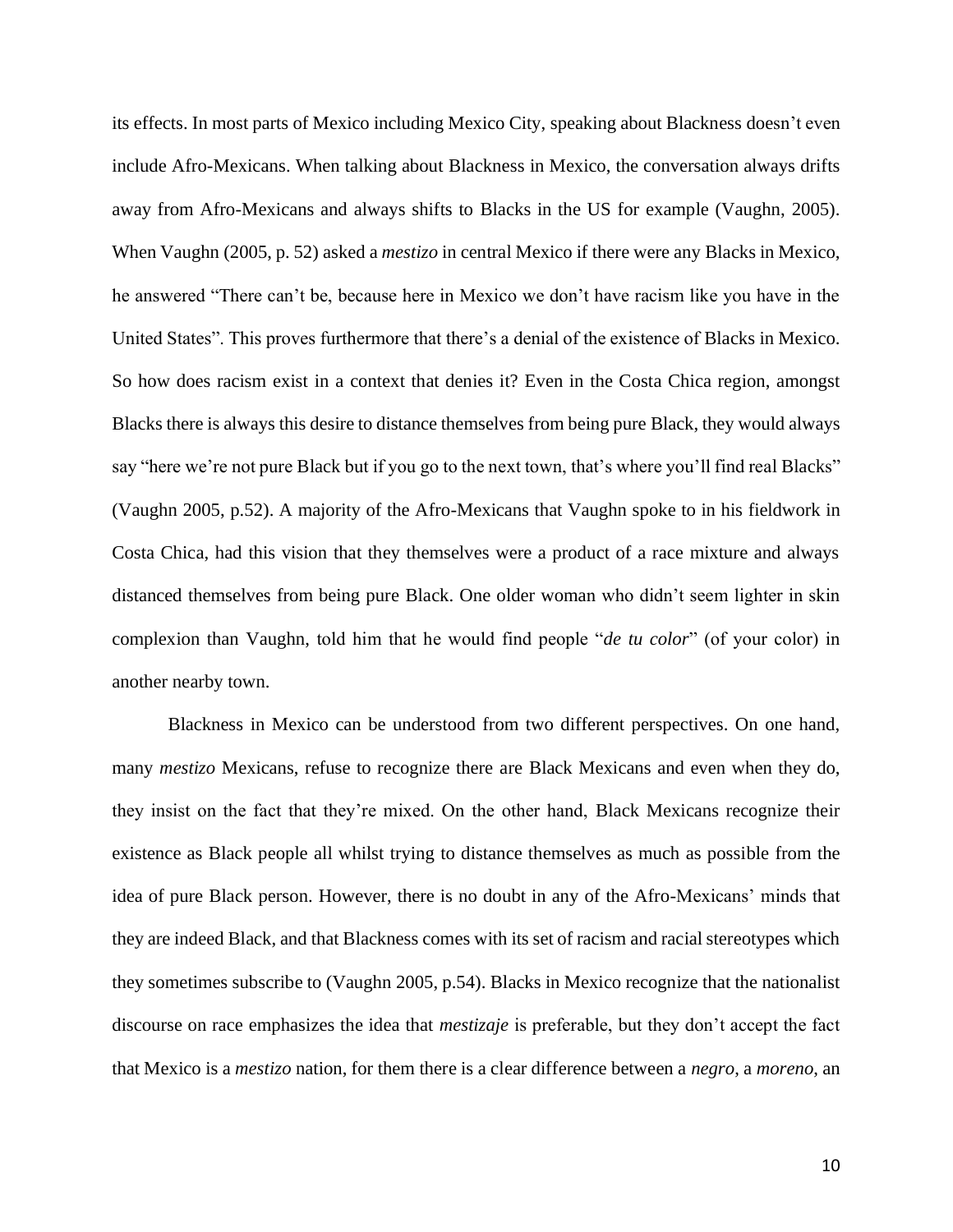its effects. In most parts of Mexico including Mexico City, speaking about Blackness doesn't even include Afro-Mexicans. When talking about Blackness in Mexico, the conversation always drifts away from Afro-Mexicans and always shifts to Blacks in the US for example (Vaughn, 2005). When Vaughn (2005, p. 52) asked a *mestizo* in central Mexico if there were any Blacks in Mexico, he answered "There can't be, because here in Mexico we don't have racism like you have in the United States". This proves furthermore that there's a denial of the existence of Blacks in Mexico. So how does racism exist in a context that denies it? Even in the Costa Chica region, amongst Blacks there is always this desire to distance themselves from being pure Black, they would always say "here we're not pure Black but if you go to the next town, that's where you'll find real Blacks" (Vaughn 2005, p.52). A majority of the Afro-Mexicans that Vaughn spoke to in his fieldwork in Costa Chica, had this vision that they themselves were a product of a race mixture and always distanced themselves from being pure Black. One older woman who didn't seem lighter in skin complexion than Vaughn, told him that he would find people "*de tu color*" (of your color) in another nearby town.

Blackness in Mexico can be understood from two different perspectives. On one hand, many *mestizo* Mexicans, refuse to recognize there are Black Mexicans and even when they do, they insist on the fact that they're mixed. On the other hand, Black Mexicans recognize their existence as Black people all whilst trying to distance themselves as much as possible from the idea of pure Black person. However, there is no doubt in any of the Afro-Mexicans' minds that they are indeed Black, and that Blackness comes with its set of racism and racial stereotypes which they sometimes subscribe to (Vaughn 2005, p.54). Blacks in Mexico recognize that the nationalist discourse on race emphasizes the idea that *mestizaje* is preferable, but they don't accept the fact that Mexico is a *mestizo* nation, for them there is a clear difference between a *negro*, a *moreno*, an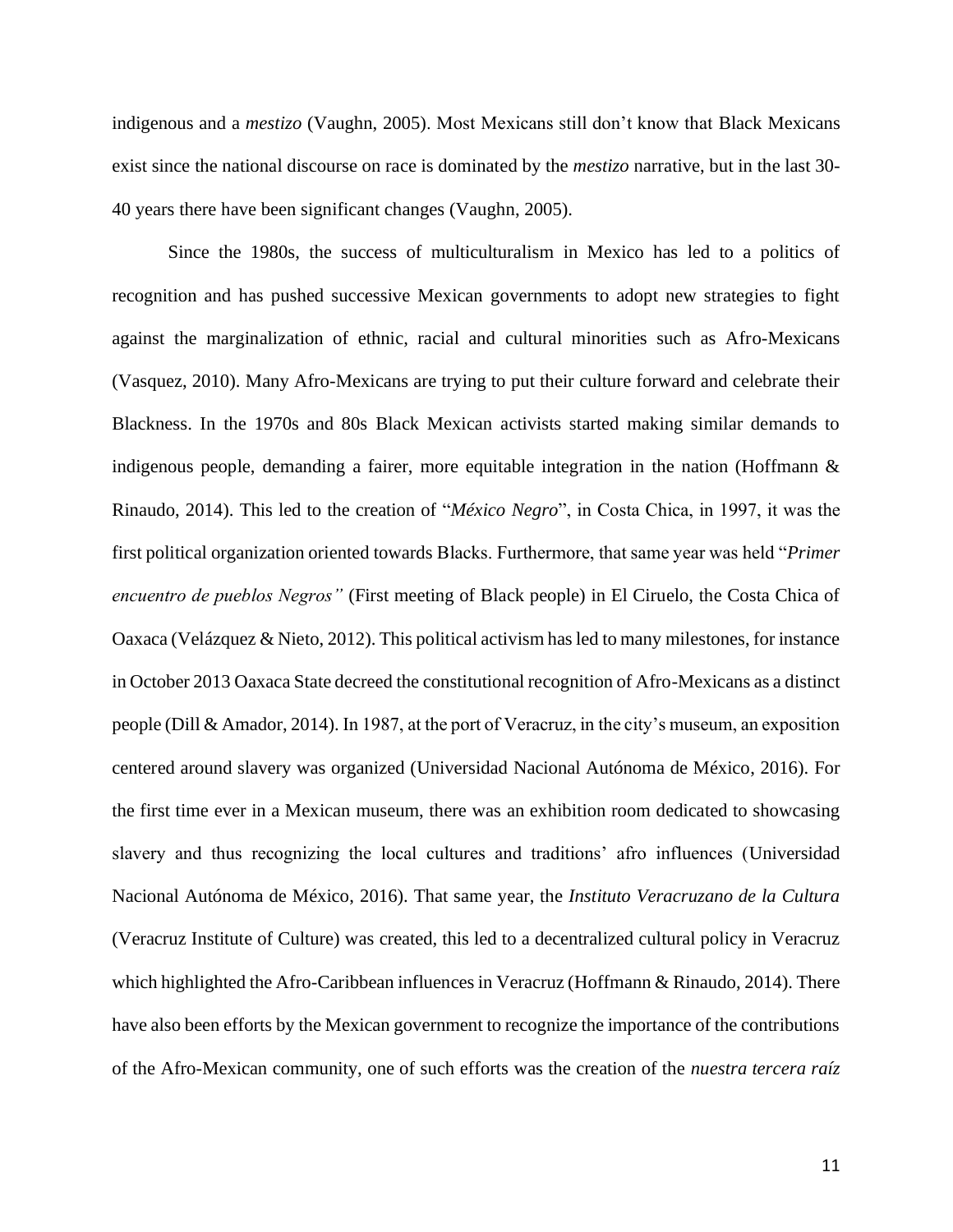indigenous and a *mestizo* (Vaughn, 2005). Most Mexicans still don't know that Black Mexicans exist since the national discourse on race is dominated by the *mestizo* narrative, but in the last 30-40 years there have been significant changes (Vaughn, 2005).

Since the 1980s, the success of multiculturalism in Mexico has led to a politics of recognition and has pushed successive Mexican governments to adopt new strategies to fight against the marginalization of ethnic, racial and cultural minorities such as Afro-Mexicans (Vasquez, 2010). Many Afro-Mexicans are trying to put their culture forward and celebrate their Blackness. In the 1970s and 80s Black Mexican activists started making similar demands to indigenous people, demanding a fairer, more equitable integration in the nation (Hoffmann & Rinaudo, 2014). This led to the creation of "*México Negro*", in Costa Chica, in 1997, it was the first political organization oriented towards Blacks. Furthermore, that same year was held "*Primer encuentro de pueblos Negros"* (First meeting of Black people) in El Ciruelo, the Costa Chica of Oaxaca (Velázquez & Nieto, 2012). This political activism has led to many milestones, for instance in October 2013 Oaxaca State decreed the constitutional recognition of Afro-Mexicans as a distinct people (Dill & Amador, 2014). In 1987, at the port of Veracruz, in the city's museum, an exposition centered around slavery was organized (Universidad Nacional Autónoma de México, 2016). For the first time ever in a Mexican museum, there was an exhibition room dedicated to showcasing slavery and thus recognizing the local cultures and traditions' afro influences (Universidad Nacional Autónoma de México, 2016). That same year, the *Instituto Veracruzano de la Cultura* (Veracruz Institute of Culture) was created, this led to a decentralized cultural policy in Veracruz which highlighted the Afro-Caribbean influences in Veracruz (Hoffmann & Rinaudo, 2014). There have also been efforts by the Mexican government to recognize the importance of the contributions of the Afro-Mexican community, one of such efforts was the creation of the *nuestra tercera raíz*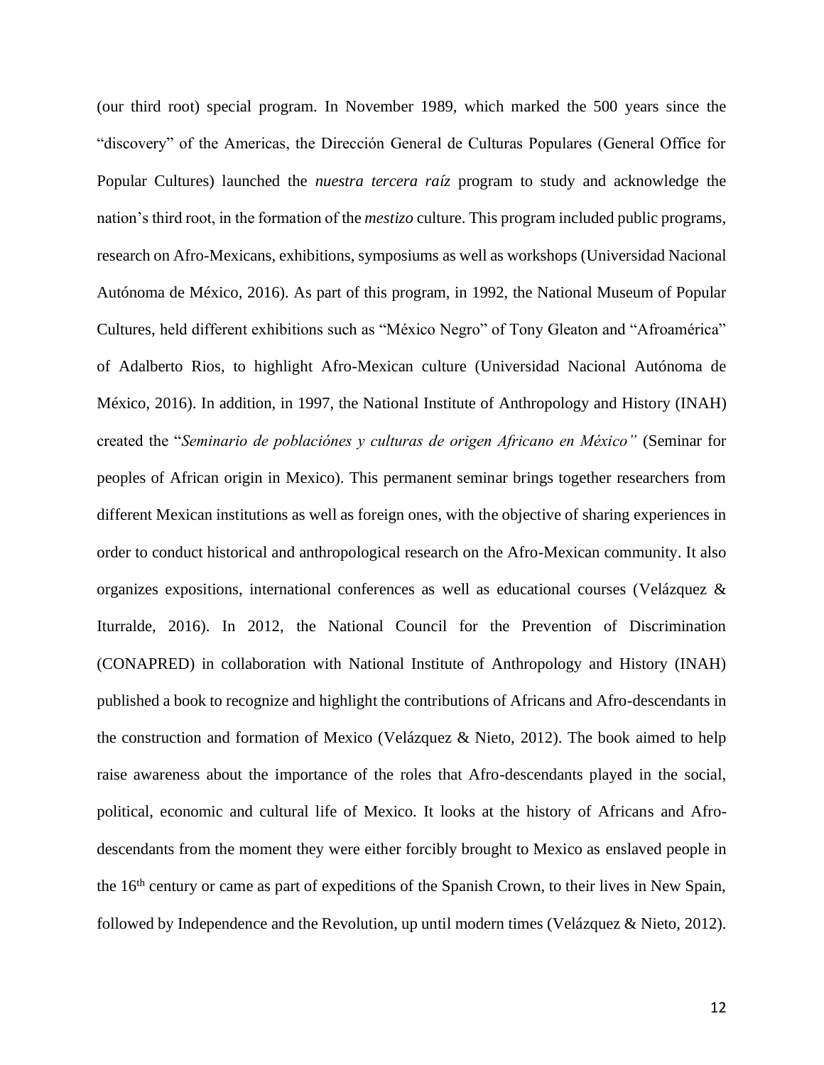(our third root) special program. In November 1989, which marked the 500 years since the "discovery" of the Americas, the Dirección General de Culturas Populares (General Office for Popular Cultures) launched the *nuestra tercera raíz* program to study and acknowledge the nation's third root, in the formation of the *mestizo* culture. This program included public programs, research on Afro-Mexicans, exhibitions, symposiums as well as workshops (Universidad Nacional Autónoma de México, 2016). As part of this program, in 1992, the National Museum of Popular Cultures, held different exhibitions such as "México Negro" of Tony Gleaton and "Afroamérica" of Adalberto Rios, to highlight Afro-Mexican culture (Universidad Nacional Autónoma de México, 2016). In addition, in 1997, the National Institute of Anthropology and History (INAH) created the "*Seminario de poblaciónes y culturas de origen Africano en México"* (Seminar for peoples of African origin in Mexico). This permanent seminar brings together researchers from different Mexican institutions as well as foreign ones, with the objective of sharing experiences in order to conduct historical and anthropological research on the Afro-Mexican community. It also organizes expositions, international conferences as well as educational courses (Velázquez & Iturralde, 2016). In 2012, the National Council for the Prevention of Discrimination (CONAPRED) in collaboration with National Institute of Anthropology and History (INAH) published a book to recognize and highlight the contributions of Africans and Afro-descendants in the construction and formation of Mexico (Velázquez & Nieto, 2012). The book aimed to help raise awareness about the importance of the roles that Afro-descendants played in the social, political, economic and cultural life of Mexico. It looks at the history of Africans and Afro-descendants from the moment they were either forcibly brought to Mexico as enslaved people in the 16th century or came as part of expeditions of the Spanish Crown, to their lives in New Spain, followed by Independence and the Revolution, up until modern times (Velázquez & Nieto, 2012).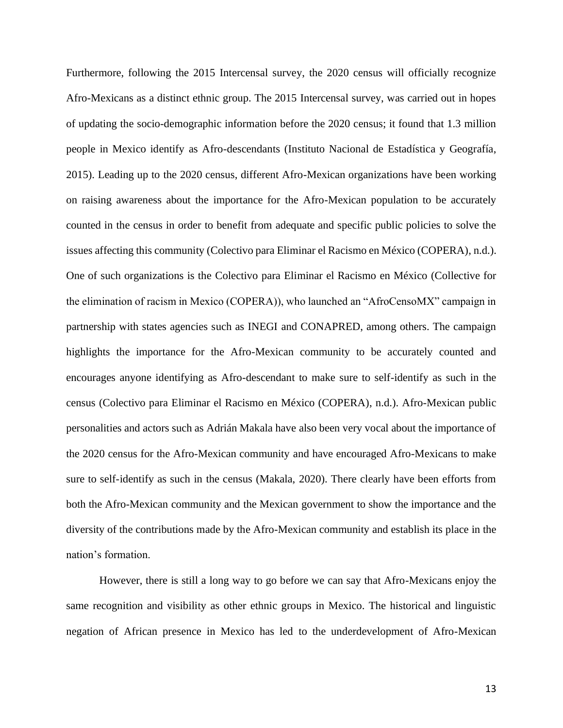Furthermore, following the 2015 Intercensal survey, the 2020 census will officially recognize Afro-Mexicans as a distinct ethnic group. The 2015 Intercensal survey, was carried out in hopes of updating the socio-demographic information before the 2020 census; it found that 1.3 million people in Mexico identify as Afro-descendants (Instituto Nacional de Estadística y Geografía, 2015). Leading up to the 2020 census, different Afro-Mexican organizations have been working on raising awareness about the importance for the Afro-Mexican population to be accurately counted in the census in order to benefit from adequate and specific public policies to solve the issues affecting this community (Colectivo para Eliminar el Racismo en México (COPERA), n.d.). One of such organizations is the Colectivo para Eliminar el Racismo en México (Collective for the elimination of racism in Mexico (COPERA)), who launched an "AfroCensoMX" campaign in partnership with states agencies such as INEGI and CONAPRED, among others. The campaign highlights the importance for the Afro-Mexican community to be accurately counted and encourages anyone identifying as Afro-descendant to make sure to self-identify as such in the census (Colectivo para Eliminar el Racismo en México (COPERA), n.d.). Afro-Mexican public personalities and actors such as Adrián Makala have also been very vocal about the importance of the 2020 census for the Afro-Mexican community and have encouraged Afro-Mexicans to make sure to self-identify as such in the census (Makala, 2020). There clearly have been efforts from both the Afro-Mexican community and the Mexican government to show the importance and the diversity of the contributions made by the Afro-Mexican community and establish its place in the nation's formation.

However, there is still a long way to go before we can say that Afro-Mexicans enjoy the same recognition and visibility as other ethnic groups in Mexico. The historical and linguistic negation of African presence in Mexico has led to the underdevelopment of Afro-Mexican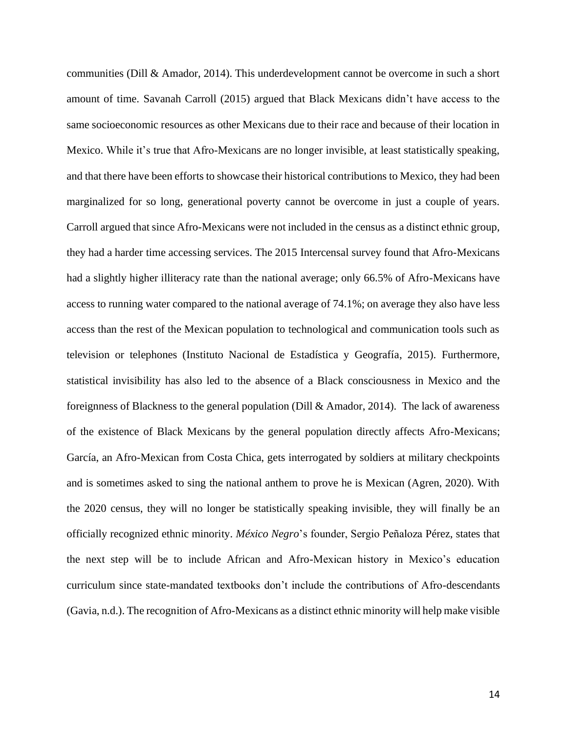communities (Dill & Amador, 2014). This underdevelopment cannot be overcome in such a short amount of time. Savanah Carroll (2015) argued that Black Mexicans didn't have access to the same socioeconomic resources as other Mexicans due to their race and because of their location in Mexico. While it's true that Afro-Mexicans are no longer invisible, at least statistically speaking, and that there have been efforts to showcase their historical contributions to Mexico, they had been marginalized for so long, generational poverty cannot be overcome in just a couple of years. Carroll argued that since Afro-Mexicans were not included in the census as a distinct ethnic group, they had a harder time accessing services. The 2015 Intercensal survey found that Afro-Mexicans had a slightly higher illiteracy rate than the national average; only 66.5% of Afro-Mexicans have access to running water compared to the national average of 74.1%; on average they also have less access than the rest of the Mexican population to technological and communication tools such as television or telephones (Instituto Nacional de Estadística y Geografía, 2015). Furthermore, statistical invisibility has also led to the absence of a Black consciousness in Mexico and the foreignness of Blackness to the general population (Dill & Amador, 2014). The lack of awareness of the existence of Black Mexicans by the general population directly affects Afro-Mexicans; García, an Afro-Mexican from Costa Chica, gets interrogated by soldiers at military checkpoints and is sometimes asked to sing the national anthem to prove he is Mexican (Agren, 2020). With the 2020 census, they will no longer be statistically speaking invisible, they will finally be an officially recognized ethnic minority. *México Negro*'s founder, Sergio Peñaloza Pérez, states that the next step will be to include African and Afro-Mexican history in Mexico's education curriculum since state-mandated textbooks don't include the contributions of Afro-descendants (Gavia, n.d.). The recognition of Afro-Mexicans as a distinct ethnic minority will help make visible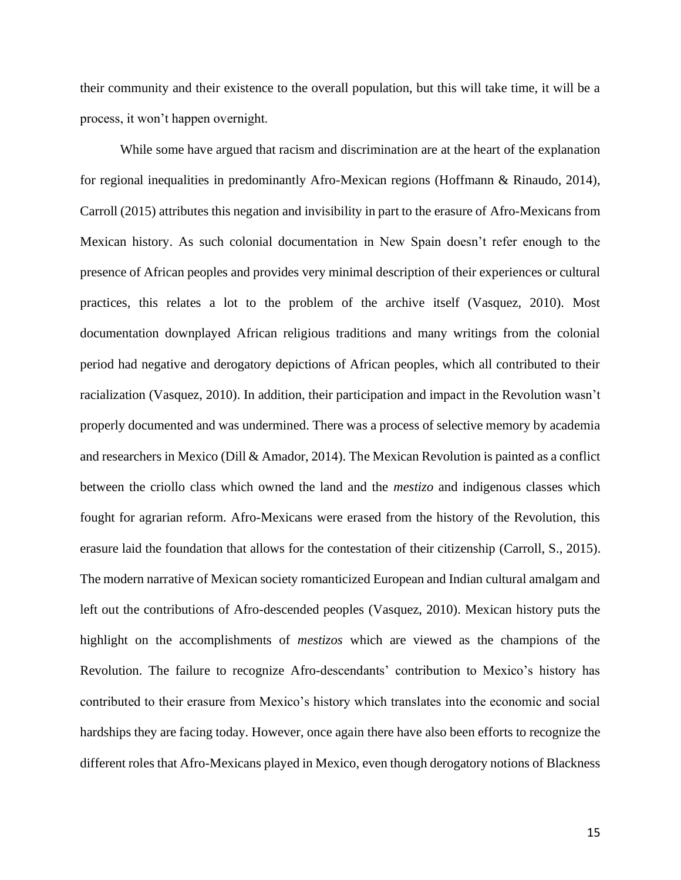their community and their existence to the overall population, but this will take time, it will be a process, it won't happen overnight.

While some have argued that racism and discrimination are at the heart of the explanation for regional inequalities in predominantly Afro-Mexican regions (Hoffmann & Rinaudo, 2014), Carroll (2015) attributes this negation and invisibility in part to the erasure of Afro-Mexicans from Mexican history. As such colonial documentation in New Spain doesn't refer enough to the presence of African peoples and provides very minimal description of their experiences or cultural practices, this relates a lot to the problem of the archive itself (Vasquez, 2010). Most documentation downplayed African religious traditions and many writings from the colonial period had negative and derogatory depictions of African peoples, which all contributed to their racialization (Vasquez, 2010). In addition, their participation and impact in the Revolution wasn't properly documented and was undermined. There was a process of selective memory by academia and researchers in Mexico (Dill & Amador, 2014). The Mexican Revolution is painted as a conflict between the criollo class which owned the land and the *mestizo* and indigenous classes which fought for agrarian reform. Afro-Mexicans were erased from the history of the Revolution, this erasure laid the foundation that allows for the contestation of their citizenship (Carroll, S., 2015). The modern narrative of Mexican society romanticized European and Indian cultural amalgam and left out the contributions of Afro-descended peoples (Vasquez, 2010). Mexican history puts the highlight on the accomplishments of *mestizos* which are viewed as the champions of the Revolution. The failure to recognize Afro-descendants' contribution to Mexico's history has contributed to their erasure from Mexico's history which translates into the economic and social hardships they are facing today. However, once again there have also been efforts to recognize the different roles that Afro-Mexicans played in Mexico, even though derogatory notions of Blackness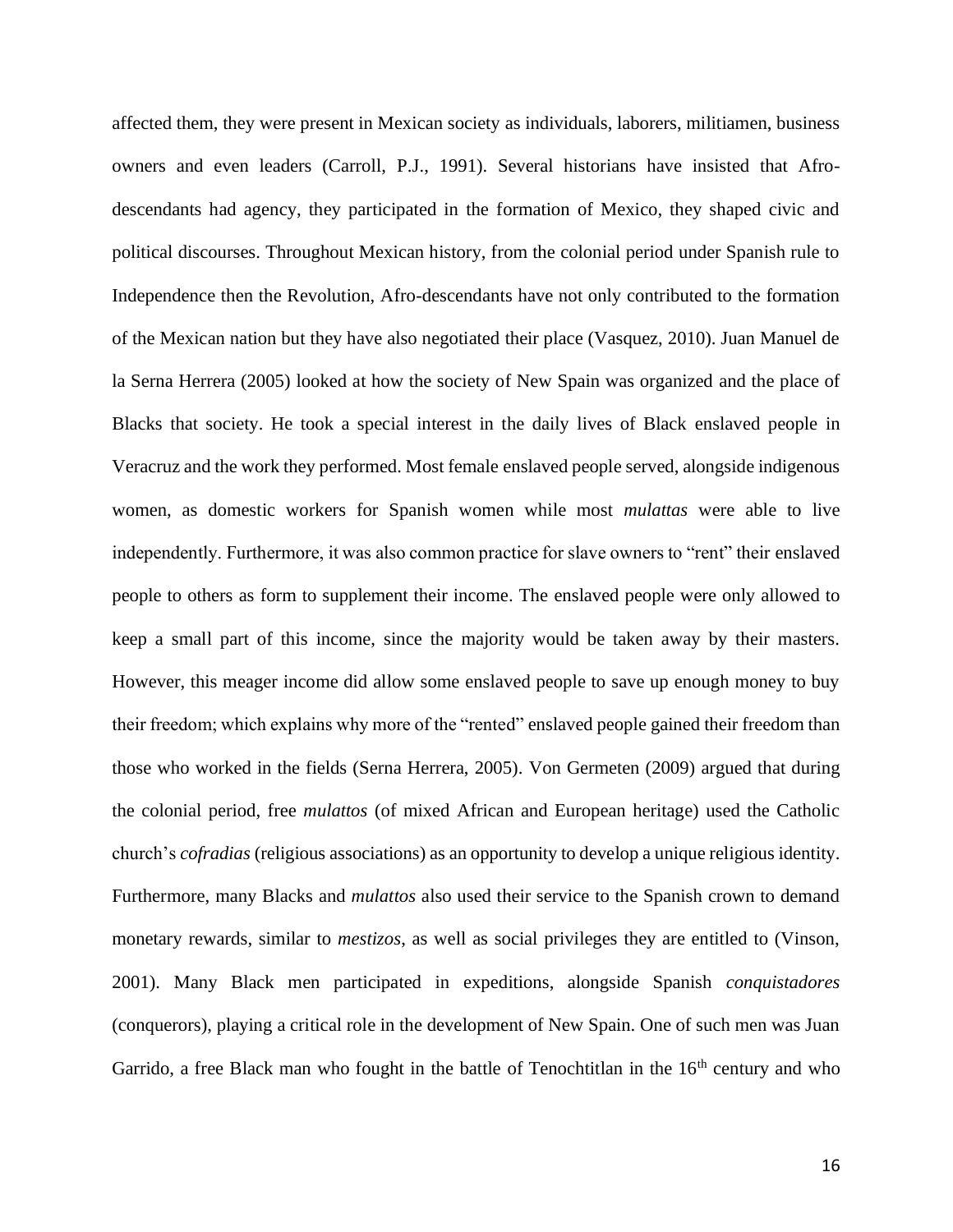affected them, they were present in Mexican society as individuals, laborers, militiamen, business owners and even leaders (Carroll, P.J., 1991). Several historians have insisted that Afro-descendants had agency, they participated in the formation of Mexico, they shaped civic and political discourses. Throughout Mexican history, from the colonial period under Spanish rule to Independence then the Revolution, Afro-descendants have not only contributed to the formation of the Mexican nation but they have also negotiated their place (Vasquez, 2010). Juan Manuel de la Serna Herrera (2005) looked at how the society of New Spain was organized and the place of Blacks that society. He took a special interest in the daily lives of Black enslaved people in Veracruz and the work they performed. Most female enslaved people served, alongside indigenous women, as domestic workers for Spanish women while most *mulattas* were able to live independently. Furthermore, it was also common practice for slave owners to "rent" their enslaved people to others as form to supplement their income. The enslaved people were only allowed to keep a small part of this income, since the majority would be taken away by their masters. However, this meager income did allow some enslaved people to save up enough money to buy their freedom; which explains why more of the "rented" enslaved people gained their freedom than those who worked in the fields (Serna Herrera, 2005). Von Germeten (2009) argued that during the colonial period, free *mulattos* (of mixed African and European heritage) used the Catholic church's *cofradias* (religious associations) as an opportunity to develop a unique religious identity. Furthermore, many Blacks and *mulattos* also used their service to the Spanish crown to demand monetary rewards, similar to *mestizos*, as well as social privileges they are entitled to (Vinson, 2001). Many Black men participated in expeditions, alongside Spanish *conquistadores* (conquerors), playing a critical role in the development of New Spain. One of such men was Juan Garrido, a free Black man who fought in the battle of Tenochtitlan in the 16th century and who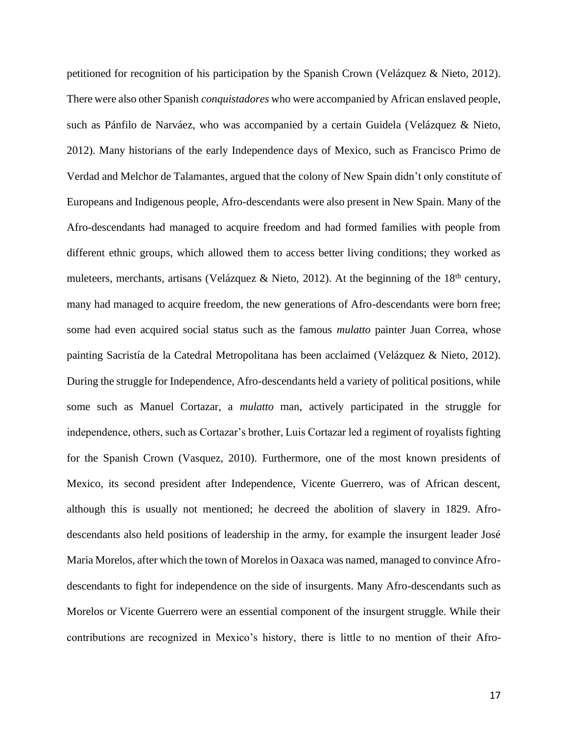petitioned for recognition of his participation by the Spanish Crown (Velázquez & Nieto, 2012). There were also other Spanish *conquistadores* who were accompanied by African enslaved people, such as Pánfilo de Narváez, who was accompanied by a certain Guidela (Velázquez & Nieto, 2012). Many historians of the early Independence days of Mexico, such as Francisco Primo de Verdad and Melchor de Talamantes, argued that the colony of New Spain didn't only constitute of Europeans and Indigenous people, Afro-descendants were also present in New Spain. Many of the Afro-descendants had managed to acquire freedom and had formed families with people from different ethnic groups, which allowed them to access better living conditions; they worked as muleteers, merchants, artisans (Velázquez & Nieto, 2012). At the beginning of the 18th century, many had managed to acquire freedom, the new generations of Afro-descendants were born free; some had even acquired social status such as the famous *mulatto* painter Juan Correa, whose painting Sacristía de la Catedral Metropolitana has been acclaimed (Velázquez & Nieto, 2012). During the struggle for Independence, Afro-descendants held a variety of political positions, while some such as Manuel Cortazar, a *mulatto* man, actively participated in the struggle for independence, others, such as Cortazar's brother, Luis Cortazar led a regiment of royalists fighting for the Spanish Crown (Vasquez, 2010). Furthermore, one of the most known presidents of Mexico, its second president after Independence, Vicente Guerrero, was of African descent, although this is usually not mentioned; he decreed the abolition of slavery in 1829. Afro-descendants also held positions of leadership in the army, for example the insurgent leader José Maria Morelos, after which the town of Morelos in Oaxaca was named, managed to convince Afro-descendants to fight for independence on the side of insurgents. Many Afro-descendants such as Morelos or Vicente Guerrero were an essential component of the insurgent struggle. While their contributions are recognized in Mexico's history, there is little to no mention of their Afro-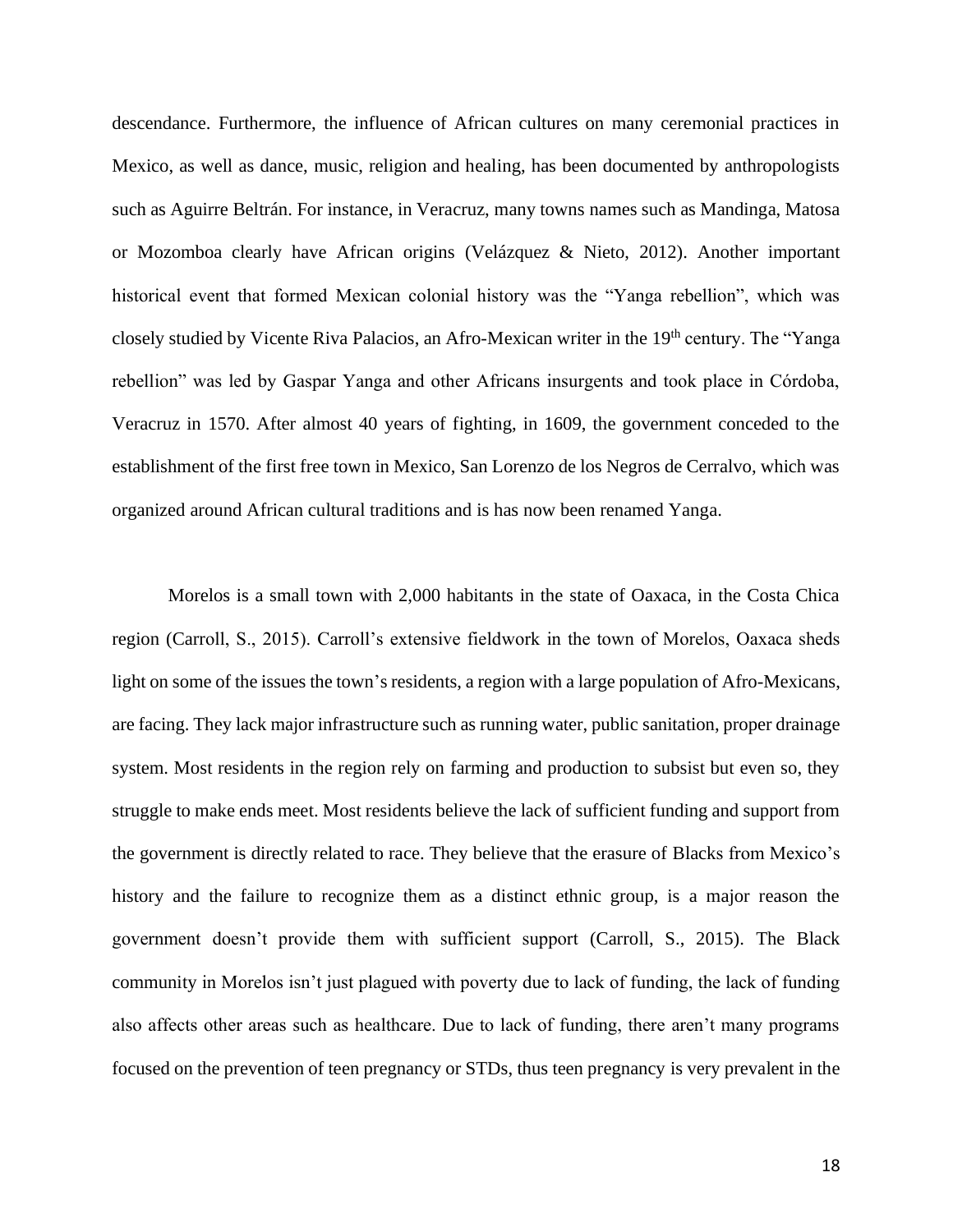descendance. Furthermore, the influence of African cultures on many ceremonial practices in Mexico, as well as dance, music, religion and healing, has been documented by anthropologists such as Aguirre Beltrán. For instance, in Veracruz, many towns names such as Mandinga, Matosa or Mozomboa clearly have African origins (Velázquez & Nieto, 2012). Another important historical event that formed Mexican colonial history was the "Yanga rebellion", which was closely studied by Vicente Riva Palacios, an Afro-Mexican writer in the 19th century. The "Yanga rebellion" was led by Gaspar Yanga and other Africans insurgents and took place in Córdoba, Veracruz in 1570. After almost 40 years of fighting, in 1609, the government conceded to the establishment of the first free town in Mexico, San Lorenzo de los Negros de Cerralvo, which was organized around African cultural traditions and is has now been renamed Yanga.

Morelos is a small town with 2,000 habitants in the state of Oaxaca, in the Costa Chica region (Carroll, S., 2015). Carroll's extensive fieldwork in the town of Morelos, Oaxaca sheds light on some of the issues the town's residents, a region with a large population of Afro-Mexicans, are facing. They lack major infrastructure such as running water, public sanitation, proper drainage system. Most residents in the region rely on farming and production to subsist but even so, they struggle to make ends meet. Most residents believe the lack of sufficient funding and support from the government is directly related to race. They believe that the erasure of Blacks from Mexico's history and the failure to recognize them as a distinct ethnic group, is a major reason the government doesn't provide them with sufficient support (Carroll, S., 2015). The Black community in Morelos isn't just plagued with poverty due to lack of funding, the lack of funding also affects other areas such as healthcare. Due to lack of funding, there aren't many programs focused on the prevention of teen pregnancy or STDs, thus teen pregnancy is very prevalent in the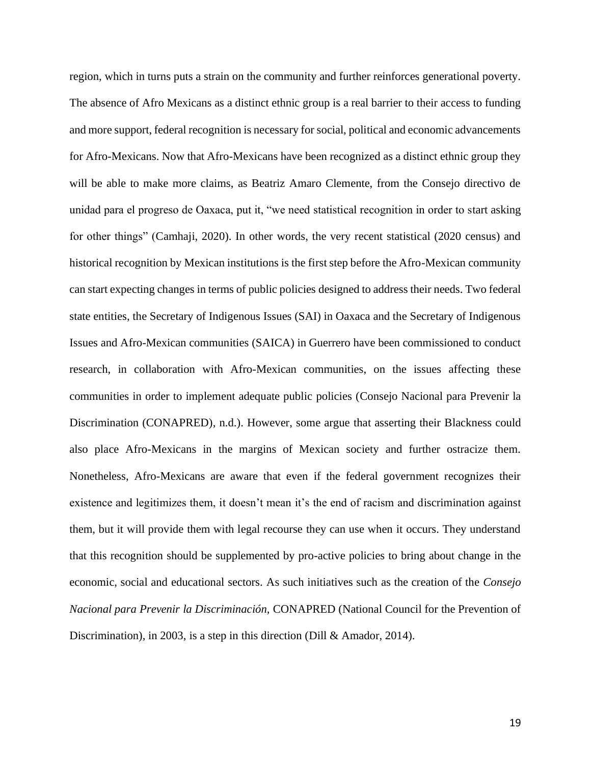region, which in turns puts a strain on the community and further reinforces generational poverty. The absence of Afro Mexicans as a distinct ethnic group is a real barrier to their access to funding and more support, federal recognition is necessary for social, political and economic advancements for Afro-Mexicans. Now that Afro-Mexicans have been recognized as a distinct ethnic group they will be able to make more claims, as Beatriz Amaro Clemente, from the Consejo directivo de unidad para el progreso de Oaxaca, put it, "we need statistical recognition in order to start asking for other things" (Camhaji, 2020). In other words, the very recent statistical (2020 census) and historical recognition by Mexican institutions is the first step before the Afro-Mexican community can start expecting changes in terms of public policies designed to address their needs. Two federal state entities, the Secretary of Indigenous Issues (SAI) in Oaxaca and the Secretary of Indigenous Issues and Afro-Mexican communities (SAICA) in Guerrero have been commissioned to conduct research, in collaboration with Afro-Mexican communities, on the issues affecting these communities in order to implement adequate public policies (Consejo Nacional para Prevenir la Discrimination (CONAPRED), n.d.). However, some argue that asserting their Blackness could also place Afro-Mexicans in the margins of Mexican society and further ostracize them. Nonetheless, Afro-Mexicans are aware that even if the federal government recognizes their existence and legitimizes them, it doesn't mean it's the end of racism and discrimination against them, but it will provide them with legal recourse they can use when it occurs. They understand that this recognition should be supplemented by pro-active policies to bring about change in the economic, social and educational sectors. As such initiatives such as the creation of the *Consejo Nacional para Prevenir la Discriminación,* CONAPRED (National Council for the Prevention of Discrimination), in 2003, is a step in this direction (Dill & Amador, 2014).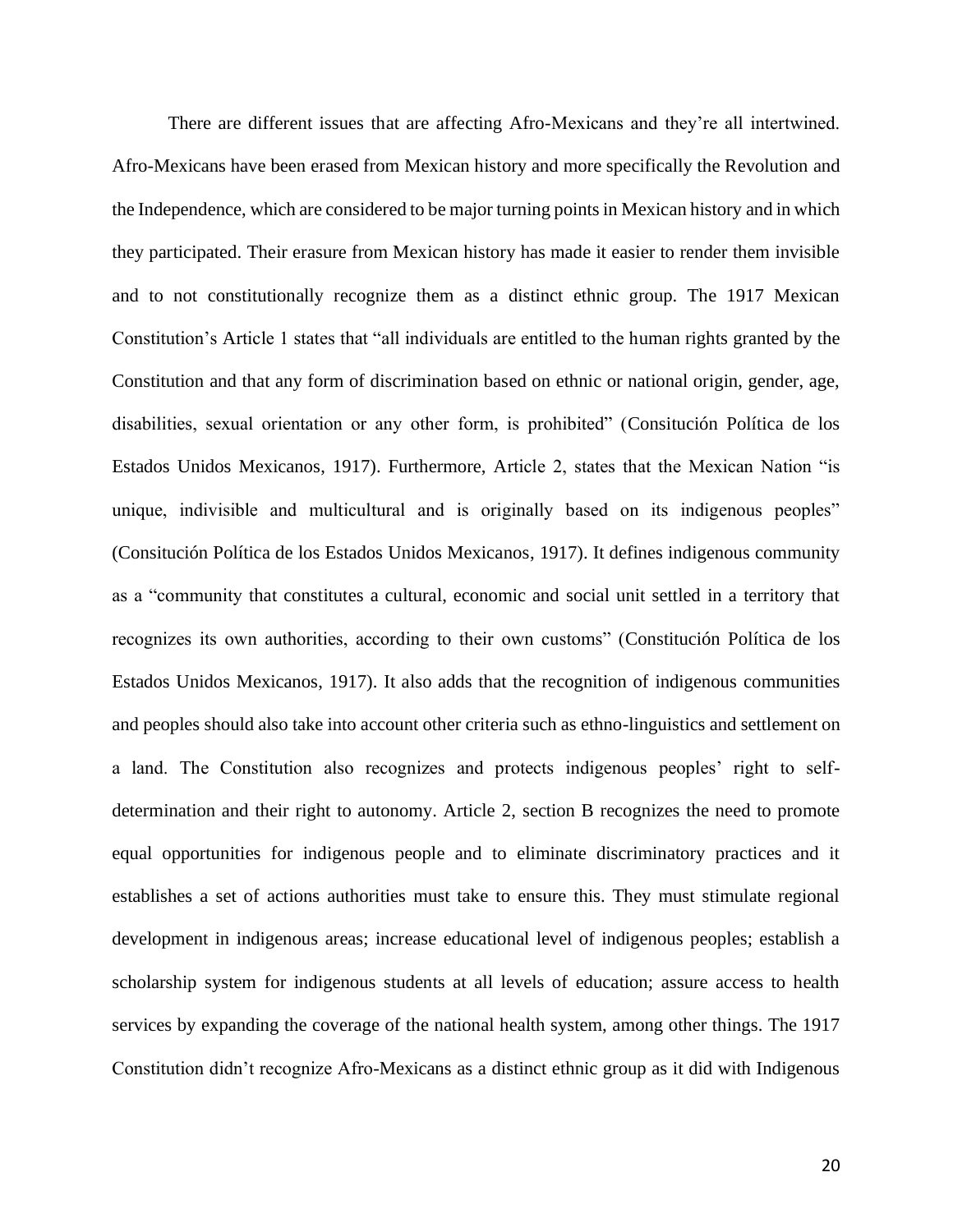There are different issues that are affecting Afro-Mexicans and they're all intertwined. Afro-Mexicans have been erased from Mexican history and more specifically the Revolution and the Independence, which are considered to be major turning points in Mexican history and in which they participated. Their erasure from Mexican history has made it easier to render them invisible and to not constitutionally recognize them as a distinct ethnic group. The 1917 Mexican Constitution's Article 1 states that "all individuals are entitled to the human rights granted by the Constitution and that any form of discrimination based on ethnic or national origin, gender, age, disabilities, sexual orientation or any other form, is prohibited" (Consitución Política de los Estados Unidos Mexicanos, 1917). Furthermore, Article 2, states that the Mexican Nation "is unique, indivisible and multicultural and is originally based on its indigenous peoples" (Consitución Política de los Estados Unidos Mexicanos, 1917). It defines indigenous community as a "community that constitutes a cultural, economic and social unit settled in a territory that recognizes its own authorities, according to their own customs" (Constitución Política de los Estados Unidos Mexicanos, 1917). It also adds that the recognition of indigenous communities and peoples should also take into account other criteria such as ethno-linguistics and settlement on a land. The Constitution also recognizes and protects indigenous peoples' right to self-determination and their right to autonomy. Article 2, section B recognizes the need to promote equal opportunities for indigenous people and to eliminate discriminatory practices and it establishes a set of actions authorities must take to ensure this. They must stimulate regional development in indigenous areas; increase educational level of indigenous peoples; establish a scholarship system for indigenous students at all levels of education; assure access to health services by expanding the coverage of the national health system, among other things. The 1917 Constitution didn't recognize Afro-Mexicans as a distinct ethnic group as it did with Indigenous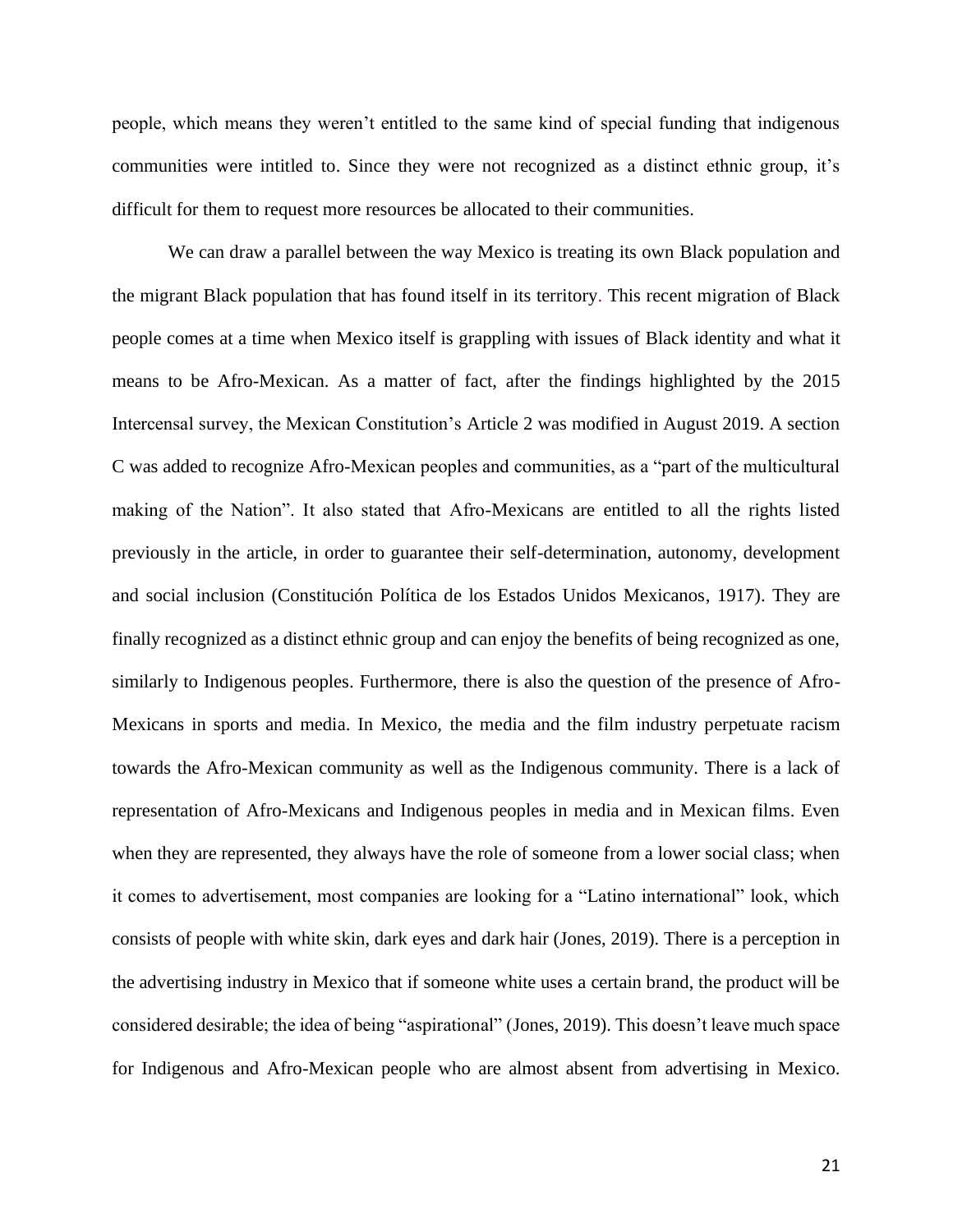people, which means they weren't entitled to the same kind of special funding that indigenous communities were intitled to. Since they were not recognized as a distinct ethnic group, it's difficult for them to request more resources be allocated to their communities.

We can draw a parallel between the way Mexico is treating its own Black population and the migrant Black population that has found itself in its territory. This recent migration of Black people comes at a time when Mexico itself is grappling with issues of Black identity and what it means to be Afro-Mexican. As a matter of fact, after the findings highlighted by the 2015 Intercensal survey, the Mexican Constitution's Article 2 was modified in August 2019. A section C was added to recognize Afro-Mexican peoples and communities, as a "part of the multicultural making of the Nation". It also stated that Afro-Mexicans are entitled to all the rights listed previously in the article, in order to guarantee their self-determination, autonomy, development and social inclusion (Constitución Política de los Estados Unidos Mexicanos, 1917). They are finally recognized as a distinct ethnic group and can enjoy the benefits of being recognized as one, similarly to Indigenous peoples. Furthermore, there is also the question of the presence of Afro-Mexicans in sports and media. In Mexico, the media and the film industry perpetuate racism towards the Afro-Mexican community as well as the Indigenous community. There is a lack of representation of Afro-Mexicans and Indigenous peoples in media and in Mexican films. Even when they are represented, they always have the role of someone from a lower social class; when it comes to advertisement, most companies are looking for a "Latino international" look, which consists of people with white skin, dark eyes and dark hair (Jones, 2019). There is a perception in the advertising industry in Mexico that if someone white uses a certain brand, the product will be considered desirable; the idea of being "aspirational" (Jones, 2019). This doesn't leave much space for Indigenous and Afro-Mexican people who are almost absent from advertising in Mexico.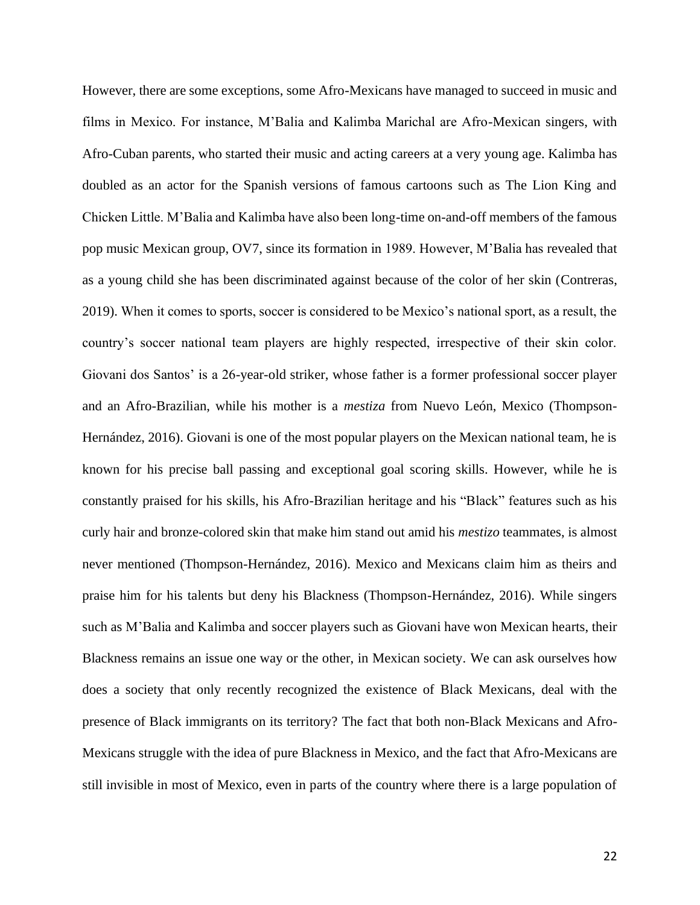However, there are some exceptions, some Afro-Mexicans have managed to succeed in music and films in Mexico. For instance, M'Balia and Kalimba Marichal are Afro-Mexican singers, with Afro-Cuban parents, who started their music and acting careers at a very young age. Kalimba has doubled as an actor for the Spanish versions of famous cartoons such as The Lion King and Chicken Little. M'Balia and Kalimba have also been long-time on-and-off members of the famous pop music Mexican group, OV7, since its formation in 1989. However, M'Balia has revealed that as a young child she has been discriminated against because of the color of her skin (Contreras, 2019). When it comes to sports, soccer is considered to be Mexico's national sport, as a result, the country's soccer national team players are highly respected, irrespective of their skin color. Giovani dos Santos' is a 26-year-old striker, whose father is a former professional soccer player and an Afro-Brazilian, while his mother is a *mestiza* from Nuevo León, Mexico (Thompson-Hernández, 2016). Giovani is one of the most popular players on the Mexican national team, he is known for his precise ball passing and exceptional goal scoring skills. However, while he is constantly praised for his skills, his Afro-Brazilian heritage and his "Black" features such as his curly hair and bronze-colored skin that make him stand out amid his *mestizo* teammates, is almost never mentioned (Thompson-Hernández, 2016). Mexico and Mexicans claim him as theirs and praise him for his talents but deny his Blackness (Thompson-Hernández, 2016). While singers such as M'Balia and Kalimba and soccer players such as Giovani have won Mexican hearts, their Blackness remains an issue one way or the other, in Mexican society. We can ask ourselves how does a society that only recently recognized the existence of Black Mexicans, deal with the presence of Black immigrants on its territory? The fact that both non-Black Mexicans and Afro-Mexicans struggle with the idea of pure Blackness in Mexico, and the fact that Afro-Mexicans are still invisible in most of Mexico, even in parts of the country where there is a large population of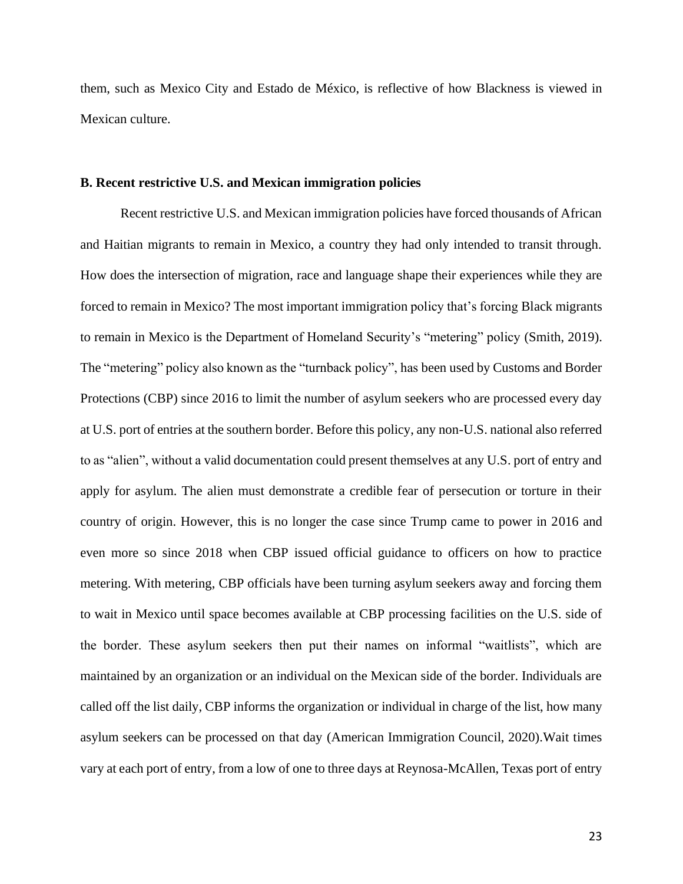them, such as Mexico City and Estado de México, is reflective of how Blackness is viewed in Mexican culture.

### B. Recent restrictive U.S. and Mexican immigration policies

Recent restrictive U.S. and Mexican immigration policies have forced thousands of African and Haitian migrants to remain in Mexico, a country they had only intended to transit through. How does the intersection of migration, race and language shape their experiences while they are forced to remain in Mexico? The most important immigration policy that's forcing Black migrants to remain in Mexico is the Department of Homeland Security's "metering" policy (Smith, 2019). The "metering" policy also known as the "turnback policy", has been used by Customs and Border Protections (CBP) since 2016 to limit the number of asylum seekers who are processed every day at U.S. port of entries at the southern border. Before this policy, any non-U.S. national also referred to as "alien", without a valid documentation could present themselves at any U.S. port of entry and apply for asylum. The alien must demonstrate a credible fear of persecution or torture in their country of origin. However, this is no longer the case since Trump came to power in 2016 and even more so since 2018 when CBP issued official guidance to officers on how to practice metering. With metering, CBP officials have been turning asylum seekers away and forcing them to wait in Mexico until space becomes available at CBP processing facilities on the U.S. side of the border. These asylum seekers then put their names on informal "waitlists", which are maintained by an organization or an individual on the Mexican side of the border. Individuals are called off the list daily, CBP informs the organization or individual in charge of the list, how many asylum seekers can be processed on that day (American Immigration Council, 2020).Wait times vary at each port of entry, from a low of one to three days at Reynosa-McAllen, Texas port of entry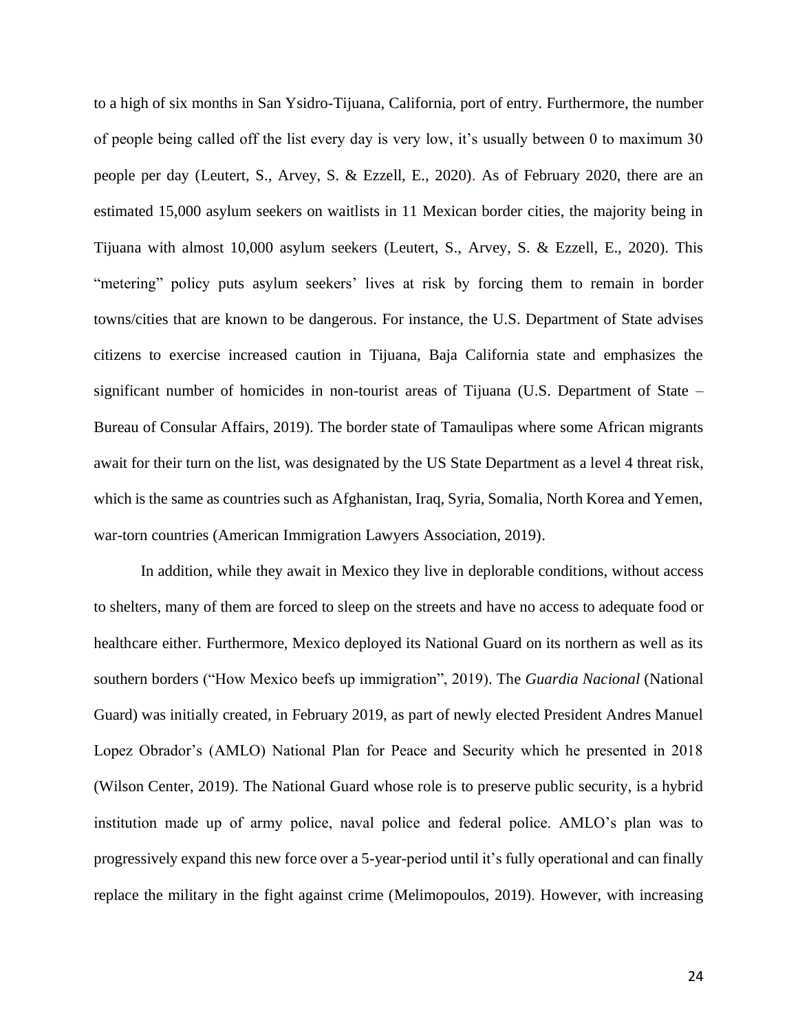to a high of six months in San Ysidro-Tijuana, California, port of entry. Furthermore, the number of people being called off the list every day is very low, it's usually between 0 to maximum 30 people per day (Leutert, S., Arvey, S. & Ezzell, E., 2020). As of February 2020, there are an estimated 15,000 asylum seekers on waitlists in 11 Mexican border cities, the majority being in Tijuana with almost 10,000 asylum seekers (Leutert, S., Arvey, S. & Ezzell, E., 2020). This "metering" policy puts asylum seekers' lives at risk by forcing them to remain in border towns/cities that are known to be dangerous. For instance, the U.S. Department of State advises citizens to exercise increased caution in Tijuana, Baja California state and emphasizes the significant number of homicides in non-tourist areas of Tijuana (U.S. Department of State – Bureau of Consular Affairs, 2019). The border state of Tamaulipas where some African migrants await for their turn on the list, was designated by the US State Department as a level 4 threat risk, which is the same as countries such as Afghanistan, Iraq, Syria, Somalia, North Korea and Yemen, war-torn countries (American Immigration Lawyers Association, 2019).

In addition, while they await in Mexico they live in deplorable conditions, without access to shelters, many of them are forced to sleep on the streets and have no access to adequate food or healthcare either. Furthermore, Mexico deployed its National Guard on its northern as well as its southern borders ("How Mexico beefs up immigration", 2019). The *Guardia Nacional* (National Guard) was initially created, in February 2019, as part of newly elected President Andres Manuel Lopez Obrador's (AMLO) National Plan for Peace and Security which he presented in 2018 (Wilson Center, 2019). The National Guard whose role is to preserve public security, is a hybrid institution made up of army police, naval police and federal police. AMLO's plan was to progressively expand this new force over a 5-year-period until it's fully operational and can finally replace the military in the fight against crime (Melimopoulos, 2019). However, with increasing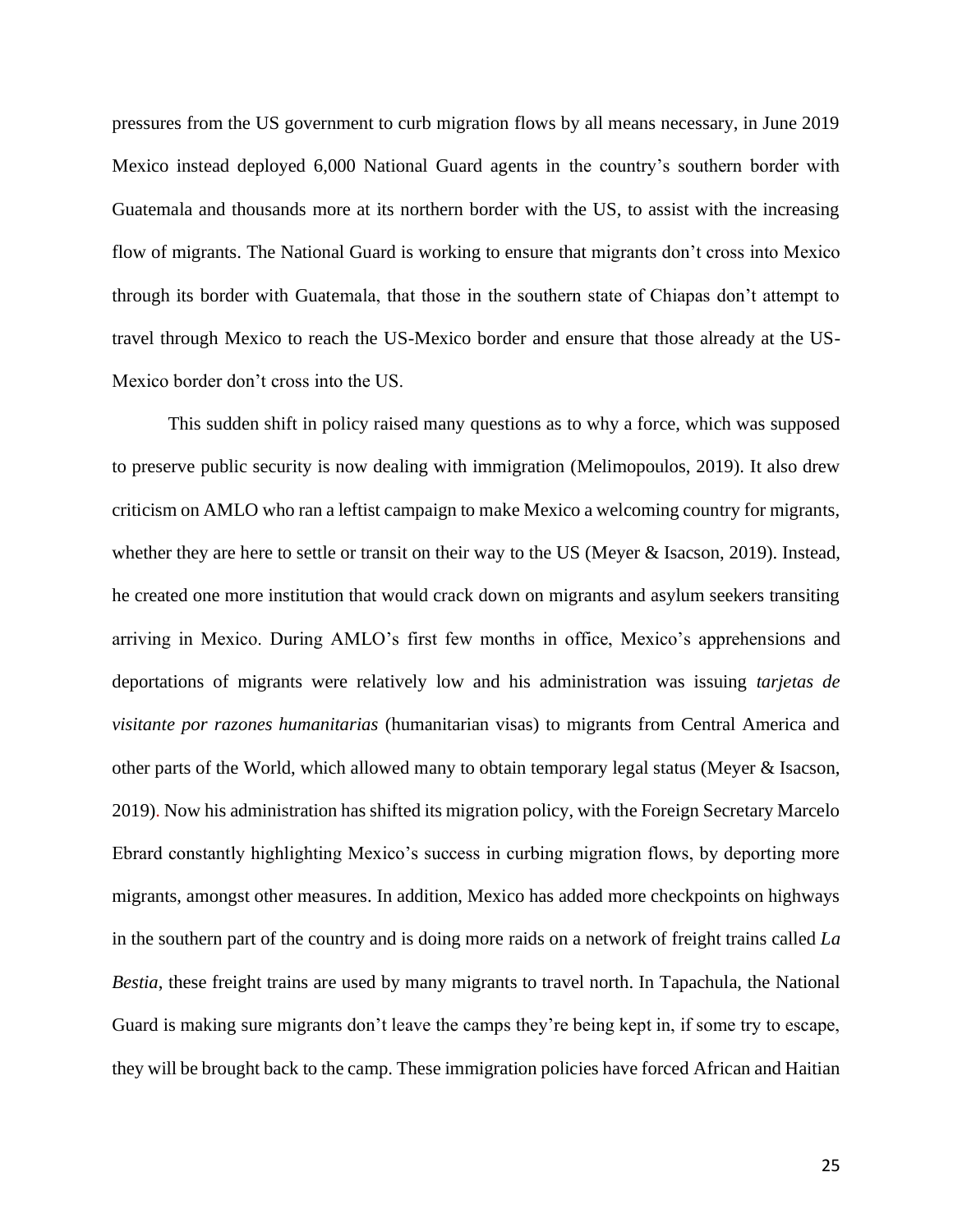pressures from the US government to curb migration flows by all means necessary, in June 2019 Mexico instead deployed 6,000 National Guard agents in the country's southern border with Guatemala and thousands more at its northern border with the US, to assist with the increasing flow of migrants. The National Guard is working to ensure that migrants don't cross into Mexico through its border with Guatemala, that those in the southern state of Chiapas don't attempt to travel through Mexico to reach the US-Mexico border and ensure that those already at the US-Mexico border don't cross into the US.

This sudden shift in policy raised many questions as to why a force, which was supposed to preserve public security is now dealing with immigration (Melimopoulos, 2019). It also drew criticism on AMLO who ran a leftist campaign to make Mexico a welcoming country for migrants, whether they are here to settle or transit on their way to the US (Meyer & Isacson, 2019). Instead, he created one more institution that would crack down on migrants and asylum seekers transiting arriving in Mexico. During AMLO's first few months in office, Mexico's apprehensions and deportations of migrants were relatively low and his administration was issuing *tarjetas de visitante por razones humanitarias* (humanitarian visas) to migrants from Central America and other parts of the World, which allowed many to obtain temporary legal status (Meyer & Isacson, 2019). Now his administration has shifted its migration policy, with the Foreign Secretary Marcelo Ebrard constantly highlighting Mexico's success in curbing migration flows, by deporting more migrants, amongst other measures. In addition, Mexico has added more checkpoints on highways in the southern part of the country and is doing more raids on a network of freight trains called *La Bestia*, these freight trains are used by many migrants to travel north. In Tapachula, the National Guard is making sure migrants don't leave the camps they're being kept in, if some try to escape, they will be brought back to the camp. These immigration policies have forced African and Haitian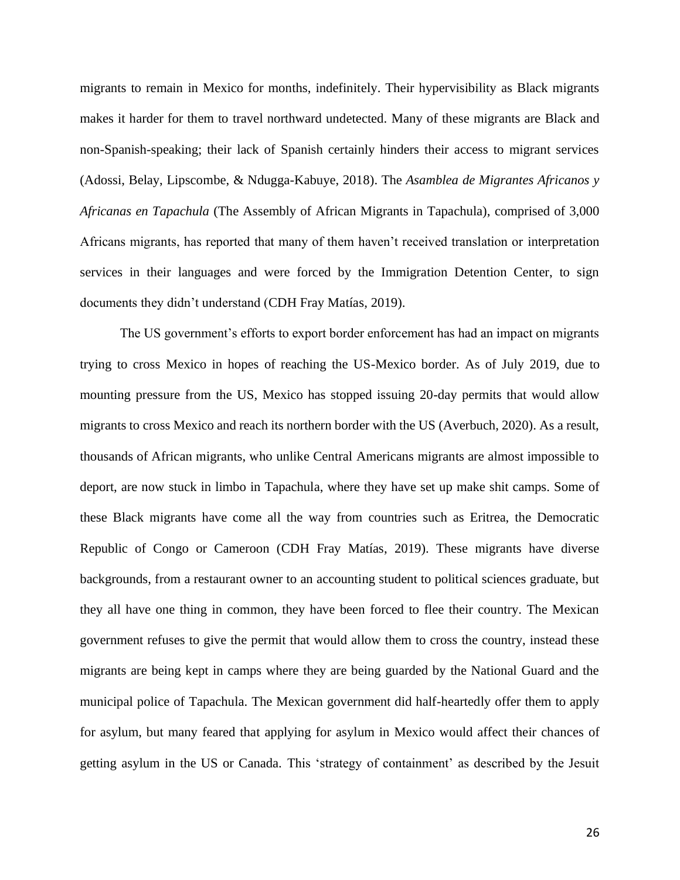migrants to remain in Mexico for months, indefinitely. Their hypervisibility as Black migrants makes it harder for them to travel northward undetected. Many of these migrants are Black and non-Spanish-speaking; their lack of Spanish certainly hinders their access to migrant services (Adossi, Belay, Lipscombe, & Ndugga-Kabuye, 2018). The *Asamblea de Migrantes Africanos y Africanas en Tapachula* (The Assembly of African Migrants in Tapachula), comprised of 3,000 Africans migrants, has reported that many of them haven't received translation or interpretation services in their languages and were forced by the Immigration Detention Center, to sign documents they didn't understand (CDH Fray Matías, 2019).

The US government's efforts to export border enforcement has had an impact on migrants trying to cross Mexico in hopes of reaching the US-Mexico border. As of July 2019, due to mounting pressure from the US, Mexico has stopped issuing 20-day permits that would allow migrants to cross Mexico and reach its northern border with the US (Averbuch, 2020). As a result, thousands of African migrants, who unlike Central Americans migrants are almost impossible to deport, are now stuck in limbo in Tapachula, where they have set up make shit camps. Some of these Black migrants have come all the way from countries such as Eritrea, the Democratic Republic of Congo or Cameroon (CDH Fray Matías, 2019). These migrants have diverse backgrounds, from a restaurant owner to an accounting student to political sciences graduate, but they all have one thing in common, they have been forced to flee their country. The Mexican government refuses to give the permit that would allow them to cross the country, instead these migrants are being kept in camps where they are being guarded by the National Guard and the municipal police of Tapachula. The Mexican government did half-heartedly offer them to apply for asylum, but many feared that applying for asylum in Mexico would affect their chances of getting asylum in the US or Canada. This 'strategy of containment' as described by the Jesuit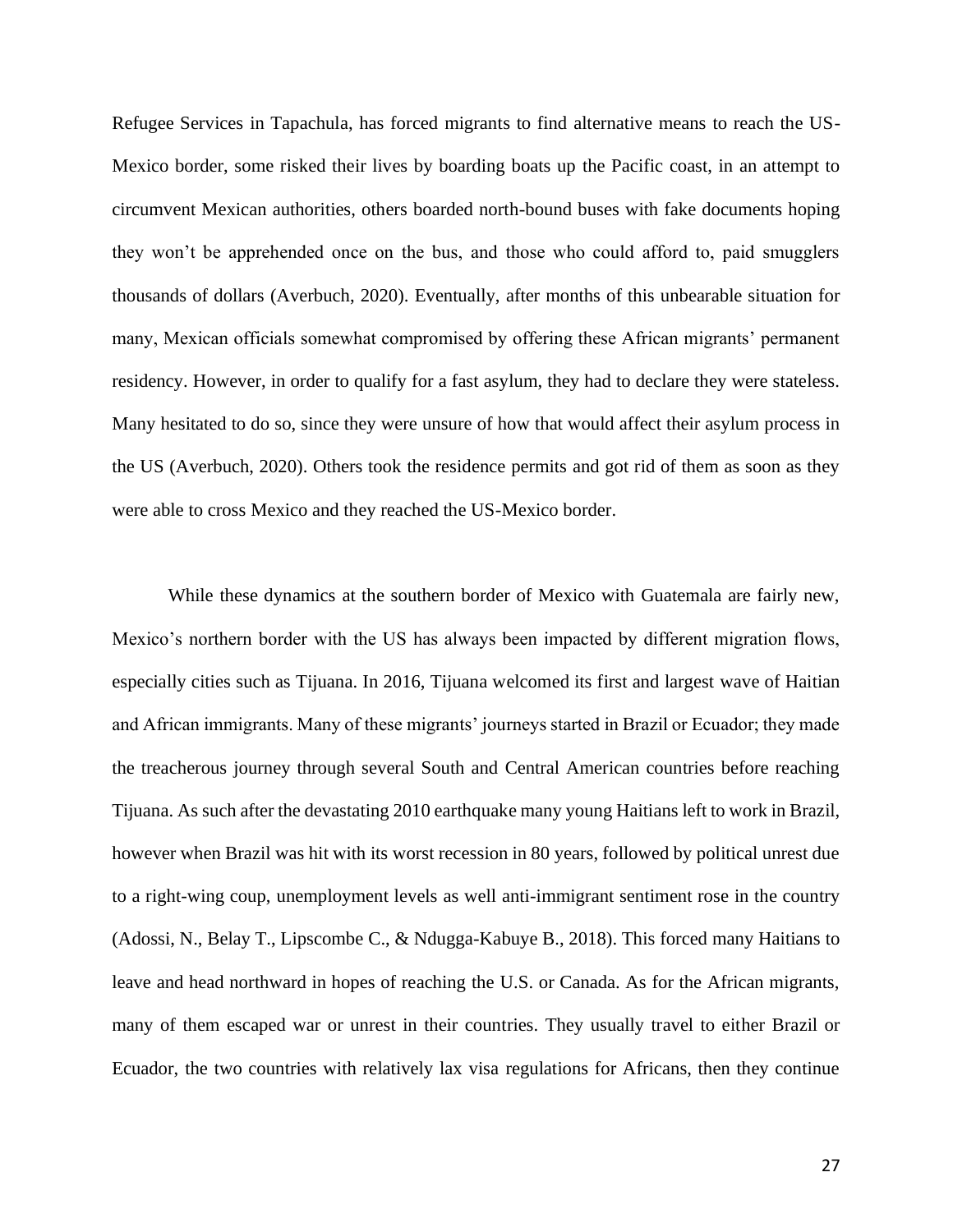Refugee Services in Tapachula, has forced migrants to find alternative means to reach the US-Mexico border, some risked their lives by boarding boats up the Pacific coast, in an attempt to circumvent Mexican authorities, others boarded north-bound buses with fake documents hoping they won't be apprehended once on the bus, and those who could afford to, paid smugglers thousands of dollars (Averbuch, 2020). Eventually, after months of this unbearable situation for many, Mexican officials somewhat compromised by offering these African migrants' permanent residency. However, in order to qualify for a fast asylum, they had to declare they were stateless. Many hesitated to do so, since they were unsure of how that would affect their asylum process in the US (Averbuch, 2020). Others took the residence permits and got rid of them as soon as they were able to cross Mexico and they reached the US-Mexico border.

While these dynamics at the southern border of Mexico with Guatemala are fairly new, Mexico's northern border with the US has always been impacted by different migration flows, especially cities such as Tijuana. In 2016, Tijuana welcomed its first and largest wave of Haitian and African immigrants. Many of these migrants' journeys started in Brazil or Ecuador; they made the treacherous journey through several South and Central American countries before reaching Tijuana. As such after the devastating 2010 earthquake many young Haitians left to work in Brazil, however when Brazil was hit with its worst recession in 80 years, followed by political unrest due to a right-wing coup, unemployment levels as well anti-immigrant sentiment rose in the country (Adossi, N., Belay T., Lipscombe C., & Ndugga-Kabuye B., 2018). This forced many Haitians to leave and head northward in hopes of reaching the U.S. or Canada. As for the African migrants, many of them escaped war or unrest in their countries. They usually travel to either Brazil or Ecuador, the two countries with relatively lax visa regulations for Africans, then they continue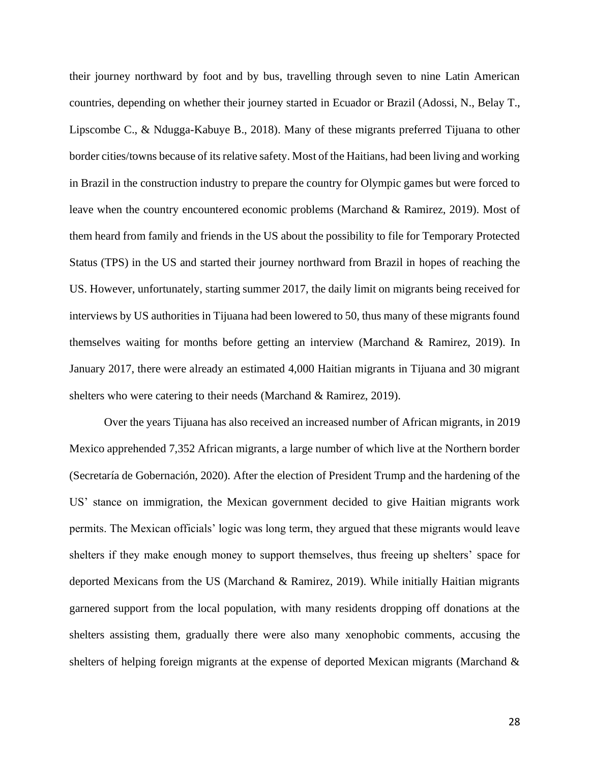their journey northward by foot and by bus, travelling through seven to nine Latin American countries, depending on whether their journey started in Ecuador or Brazil (Adossi, N., Belay T., Lipscombe C., & Ndugga-Kabuye B., 2018). Many of these migrants preferred Tijuana to other border cities/towns because of its relative safety. Most of the Haitians, had been living and working in Brazil in the construction industry to prepare the country for Olympic games but were forced to leave when the country encountered economic problems (Marchand & Ramirez, 2019). Most of them heard from family and friends in the US about the possibility to file for Temporary Protected Status (TPS) in the US and started their journey northward from Brazil in hopes of reaching the US. However, unfortunately, starting summer 2017, the daily limit on migrants being received for interviews by US authorities in Tijuana had been lowered to 50, thus many of these migrants found themselves waiting for months before getting an interview (Marchand & Ramirez, 2019). In January 2017, there were already an estimated 4,000 Haitian migrants in Tijuana and 30 migrant shelters who were catering to their needs (Marchand & Ramirez, 2019).

Over the years Tijuana has also received an increased number of African migrants, in 2019 Mexico apprehended 7,352 African migrants, a large number of which live at the Northern border (Secretaría de Gobernación, 2020). After the election of President Trump and the hardening of the US' stance on immigration, the Mexican government decided to give Haitian migrants work permits. The Mexican officials' logic was long term, they argued that these migrants would leave shelters if they make enough money to support themselves, thus freeing up shelters' space for deported Mexicans from the US (Marchand & Ramirez, 2019). While initially Haitian migrants garnered support from the local population, with many residents dropping off donations at the shelters assisting them, gradually there were also many xenophobic comments, accusing the shelters of helping foreign migrants at the expense of deported Mexican migrants (Marchand &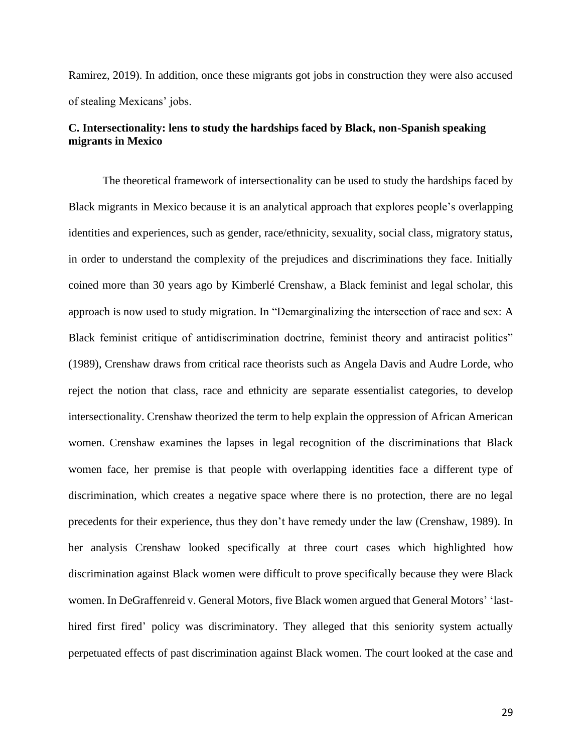Ramirez, 2019). In addition, once these migrants got jobs in construction they were also accused of stealing Mexicans' jobs.

### C. Intersectionality: lens to study the hardships faced by Black, non-Spanish speaking migrants in Mexico

The theoretical framework of intersectionality can be used to study the hardships faced by Black migrants in Mexico because it is an analytical approach that explores people's overlapping identities and experiences, such as gender, race/ethnicity, sexuality, social class, migratory status, in order to understand the complexity of the prejudices and discriminations they face. Initially coined more than 30 years ago by Kimberlé Crenshaw, a Black feminist and legal scholar, this approach is now used to study migration. In "Demarginalizing the intersection of race and sex: A Black feminist critique of antidiscrimination doctrine, feminist theory and antiracist politics" (1989), Crenshaw draws from critical race theorists such as Angela Davis and Audre Lorde, who reject the notion that class, race and ethnicity are separate essentialist categories, to develop intersectionality. Crenshaw theorized the term to help explain the oppression of African American women. Crenshaw examines the lapses in legal recognition of the discriminations that Black women face, her premise is that people with overlapping identities face a different type of discrimination, which creates a negative space where there is no protection, there are no legal precedents for their experience, thus they don't have remedy under the law (Crenshaw, 1989). In her analysis Crenshaw looked specifically at three court cases which highlighted how discrimination against Black women were difficult to prove specifically because they were Black women. In DeGraffenreid v. General Motors, five Black women argued that General Motors' 'last-hired first fired' policy was discriminatory. They alleged that this seniority system actually perpetuated effects of past discrimination against Black women. The court looked at the case and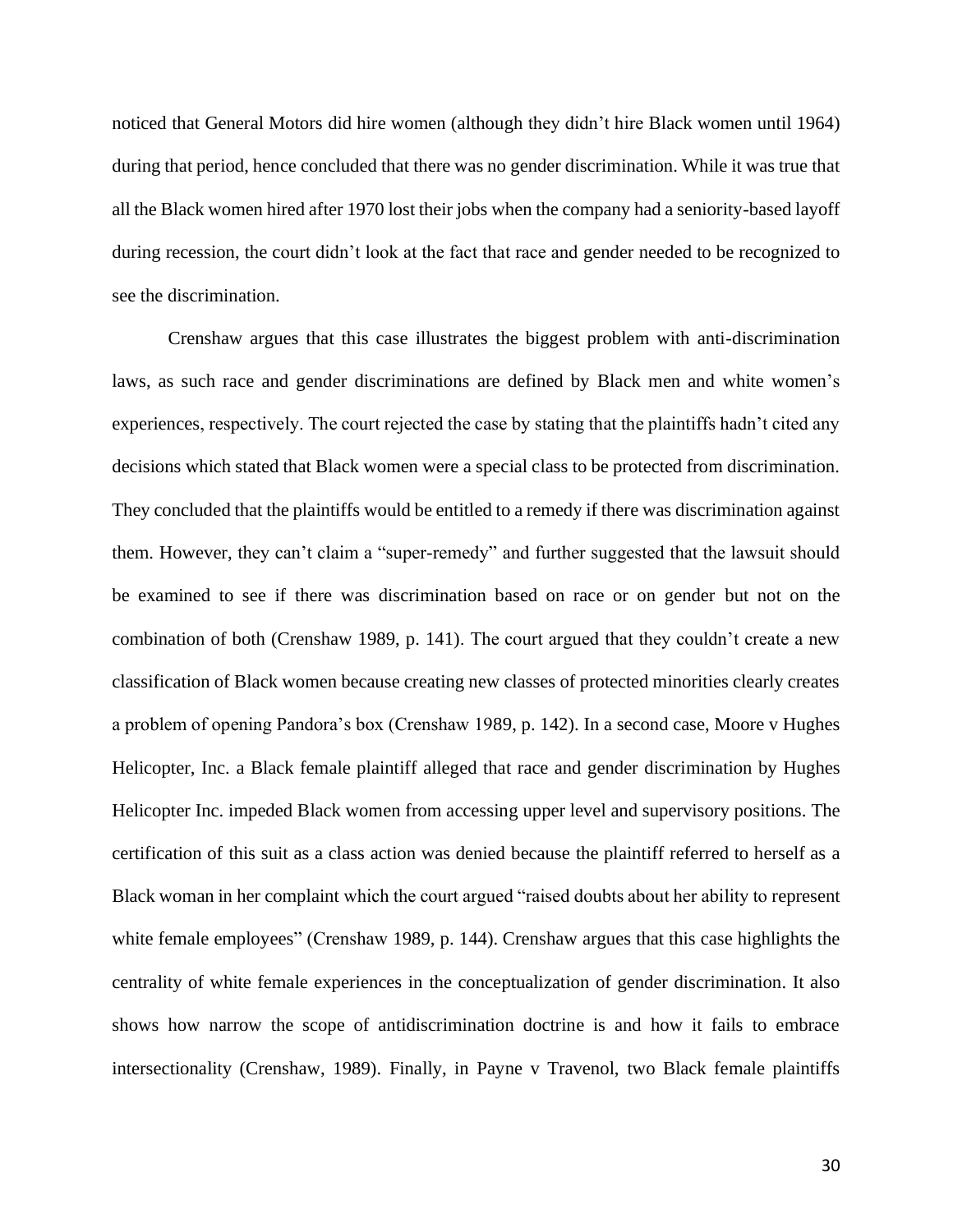noticed that General Motors did hire women (although they didn't hire Black women until 1964) during that period, hence concluded that there was no gender discrimination. While it was true that all the Black women hired after 1970 lost their jobs when the company had a seniority-based layoff during recession, the court didn't look at the fact that race and gender needed to be recognized to see the discrimination.

Crenshaw argues that this case illustrates the biggest problem with anti-discrimination laws, as such race and gender discriminations are defined by Black men and white women's experiences, respectively. The court rejected the case by stating that the plaintiffs hadn't cited any decisions which stated that Black women were a special class to be protected from discrimination. They concluded that the plaintiffs would be entitled to a remedy if there was discrimination against them. However, they can't claim a "super-remedy" and further suggested that the lawsuit should be examined to see if there was discrimination based on race or on gender but not on the combination of both (Crenshaw 1989, p. 141). The court argued that they couldn't create a new classification of Black women because creating new classes of protected minorities clearly creates a problem of opening Pandora's box (Crenshaw 1989, p. 142). In a second case, Moore v Hughes Helicopter, Inc. a Black female plaintiff alleged that race and gender discrimination by Hughes Helicopter Inc. impeded Black women from accessing upper level and supervisory positions. The certification of this suit as a class action was denied because the plaintiff referred to herself as a Black woman in her complaint which the court argued "raised doubts about her ability to represent white female employees" (Crenshaw 1989, p. 144). Crenshaw argues that this case highlights the centrality of white female experiences in the conceptualization of gender discrimination. It also shows how narrow the scope of antidiscrimination doctrine is and how it fails to embrace intersectionality (Crenshaw, 1989). Finally, in Payne v Travenol, two Black female plaintiffs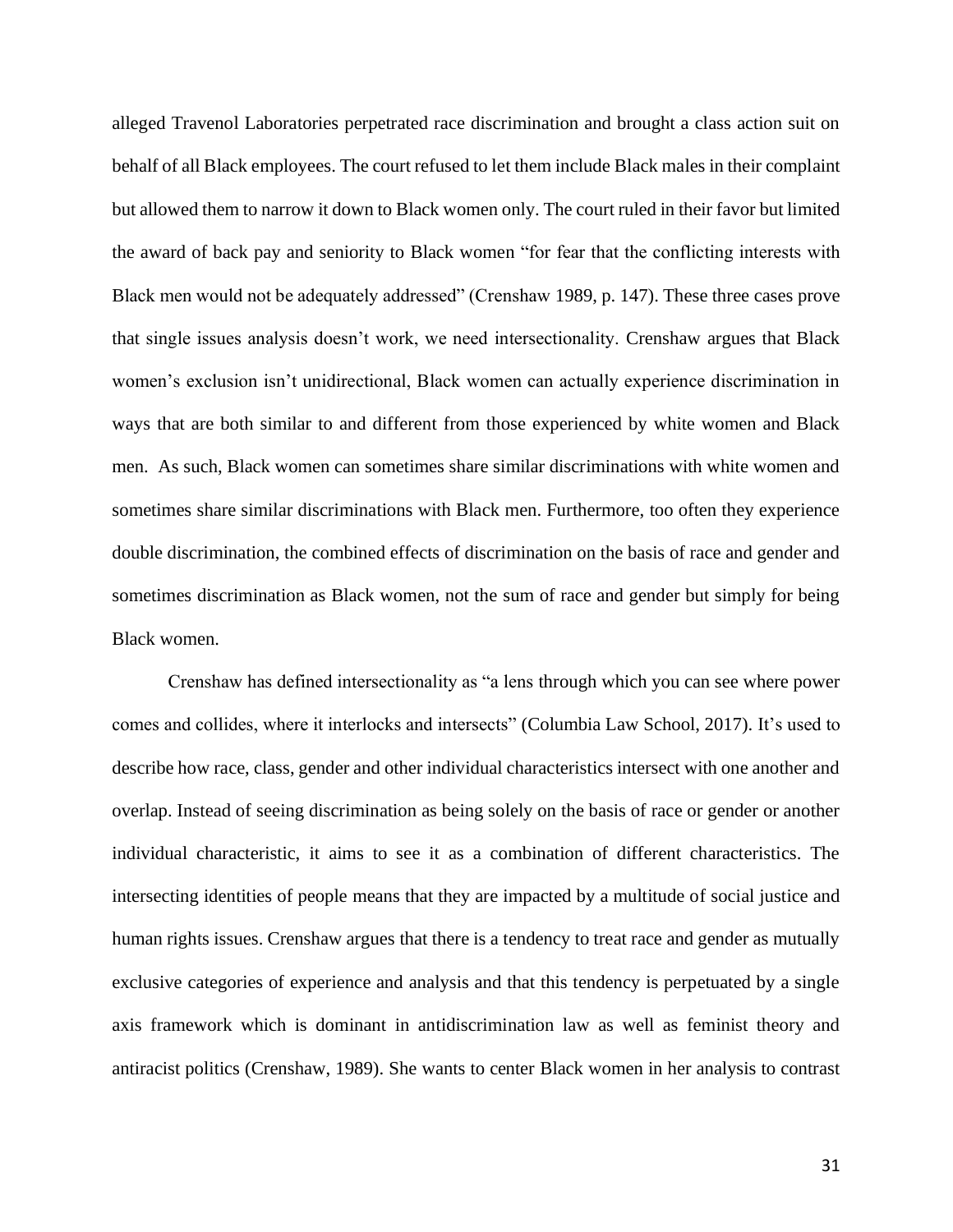alleged Travenol Laboratories perpetrated race discrimination and brought a class action suit on behalf of all Black employees. The court refused to let them include Black males in their complaint but allowed them to narrow it down to Black women only. The court ruled in their favor but limited the award of back pay and seniority to Black women "for fear that the conflicting interests with Black men would not be adequately addressed" (Crenshaw 1989, p. 147). These three cases prove that single issues analysis doesn't work, we need intersectionality. Crenshaw argues that Black women's exclusion isn't unidirectional, Black women can actually experience discrimination in ways that are both similar to and different from those experienced by white women and Black men. As such, Black women can sometimes share similar discriminations with white women and sometimes share similar discriminations with Black men. Furthermore, too often they experience double discrimination, the combined effects of discrimination on the basis of race and gender and sometimes discrimination as Black women, not the sum of race and gender but simply for being Black women.

Crenshaw has defined intersectionality as "a lens through which you can see where power comes and collides, where it interlocks and intersects" (Columbia Law School, 2017). It's used to describe how race, class, gender and other individual characteristics intersect with one another and overlap. Instead of seeing discrimination as being solely on the basis of race or gender or another individual characteristic, it aims to see it as a combination of different characteristics. The intersecting identities of people means that they are impacted by a multitude of social justice and human rights issues. Crenshaw argues that there is a tendency to treat race and gender as mutually exclusive categories of experience and analysis and that this tendency is perpetuated by a single axis framework which is dominant in antidiscrimination law as well as feminist theory and antiracist politics (Crenshaw, 1989). She wants to center Black women in her analysis to contrast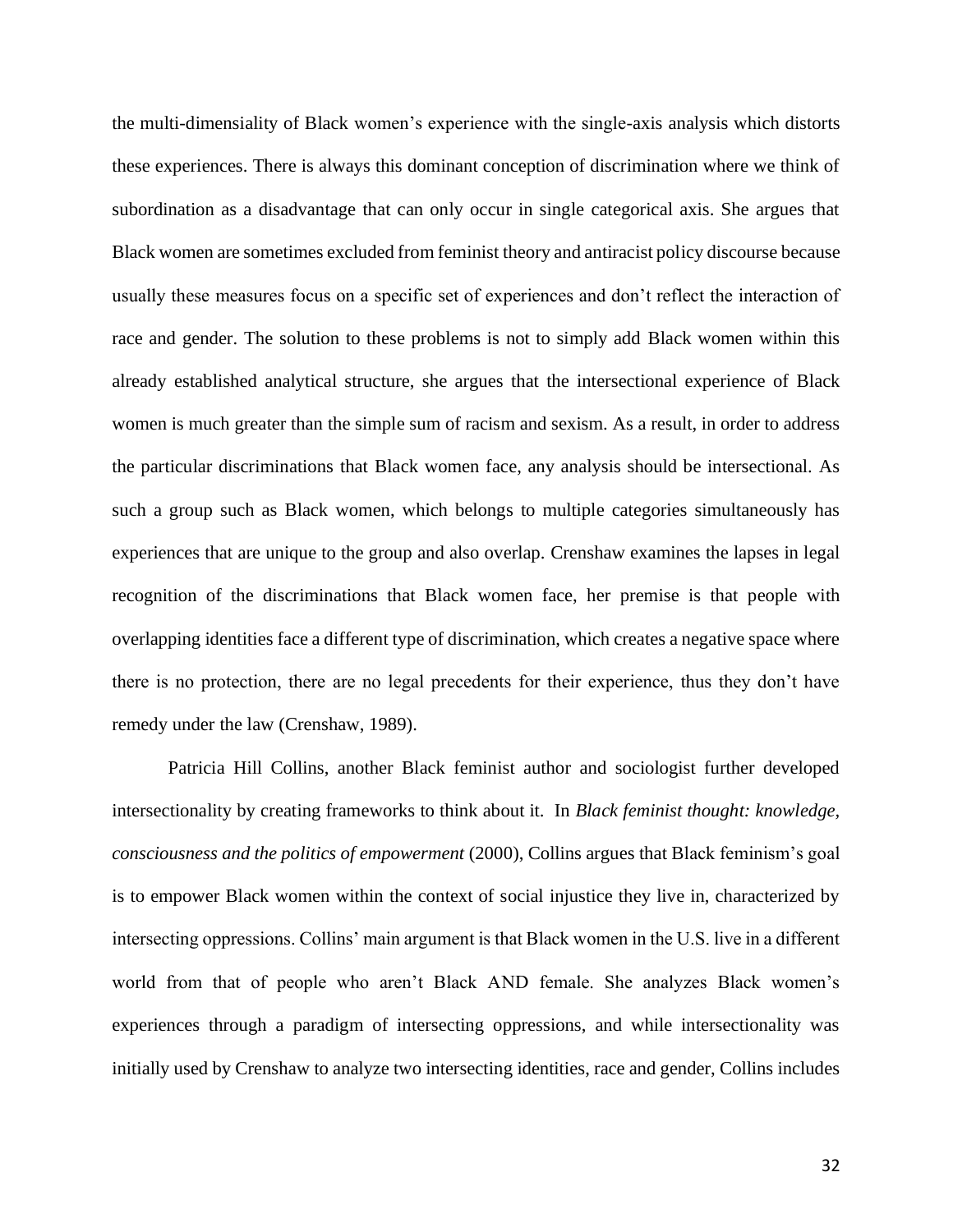the multi-dimensiality of Black women's experience with the single-axis analysis which distorts these experiences. There is always this dominant conception of discrimination where we think of subordination as a disadvantage that can only occur in single categorical axis. She argues that Black women are sometimes excluded from feminist theory and antiracist policy discourse because usually these measures focus on a specific set of experiences and don't reflect the interaction of race and gender. The solution to these problems is not to simply add Black women within this already established analytical structure, she argues that the intersectional experience of Black women is much greater than the simple sum of racism and sexism. As a result, in order to address the particular discriminations that Black women face, any analysis should be intersectional. As such a group such as Black women, which belongs to multiple categories simultaneously has experiences that are unique to the group and also overlap. Crenshaw examines the lapses in legal recognition of the discriminations that Black women face, her premise is that people with overlapping identities face a different type of discrimination, which creates a negative space where there is no protection, there are no legal precedents for their experience, thus they don't have remedy under the law (Crenshaw, 1989).

Patricia Hill Collins, another Black feminist author and sociologist further developed intersectionality by creating frameworks to think about it. In *Black feminist thought: knowledge, consciousness and the politics of empowerment* (2000), Collins argues that Black feminism's goal is to empower Black women within the context of social injustice they live in, characterized by intersecting oppressions. Collins' main argument is that Black women in the U.S. live in a different world from that of people who aren't Black AND female. She analyzes Black women's experiences through a paradigm of intersecting oppressions, and while intersectionality was initially used by Crenshaw to analyze two intersecting identities, race and gender, Collins includes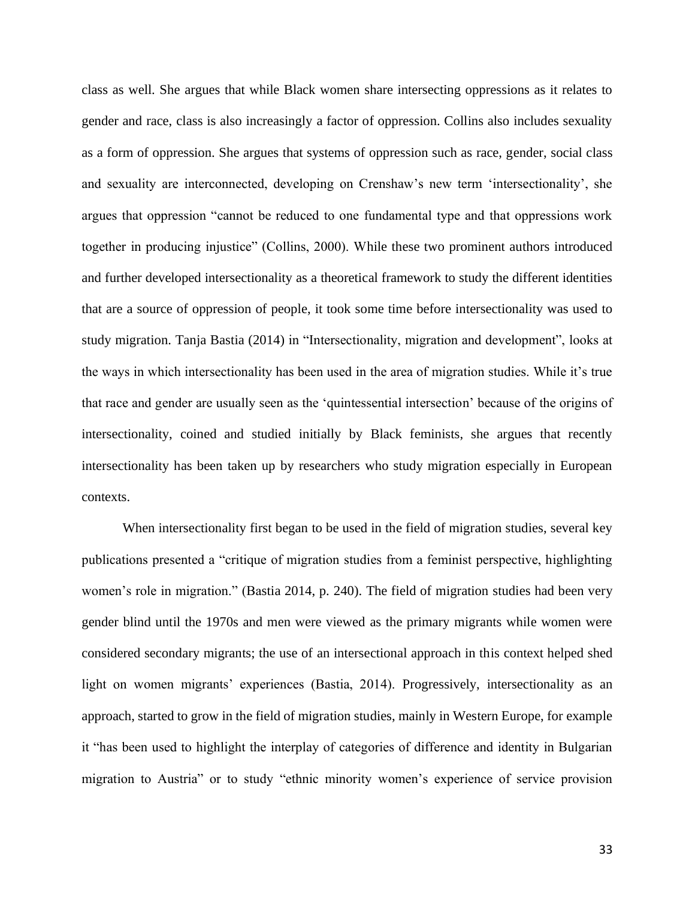class as well. She argues that while Black women share intersecting oppressions as it relates to gender and race, class is also increasingly a factor of oppression. Collins also includes sexuality as a form of oppression. She argues that systems of oppression such as race, gender, social class and sexuality are interconnected, developing on Crenshaw's new term 'intersectionality', she argues that oppression "cannot be reduced to one fundamental type and that oppressions work together in producing injustice" (Collins, 2000). While these two prominent authors introduced and further developed intersectionality as a theoretical framework to study the different identities that are a source of oppression of people, it took some time before intersectionality was used to study migration. Tanja Bastia (2014) in "Intersectionality, migration and development", looks at the ways in which intersectionality has been used in the area of migration studies. While it's true that race and gender are usually seen as the 'quintessential intersection' because of the origins of intersectionality, coined and studied initially by Black feminists, she argues that recently intersectionality has been taken up by researchers who study migration especially in European contexts.

When intersectionality first began to be used in the field of migration studies, several key publications presented a "critique of migration studies from a feminist perspective, highlighting women's role in migration." (Bastia 2014, p. 240). The field of migration studies had been very gender blind until the 1970s and men were viewed as the primary migrants while women were considered secondary migrants; the use of an intersectional approach in this context helped shed light on women migrants' experiences (Bastia, 2014). Progressively, intersectionality as an approach, started to grow in the field of migration studies, mainly in Western Europe, for example it "has been used to highlight the interplay of categories of difference and identity in Bulgarian migration to Austria" or to study "ethnic minority women's experience of service provision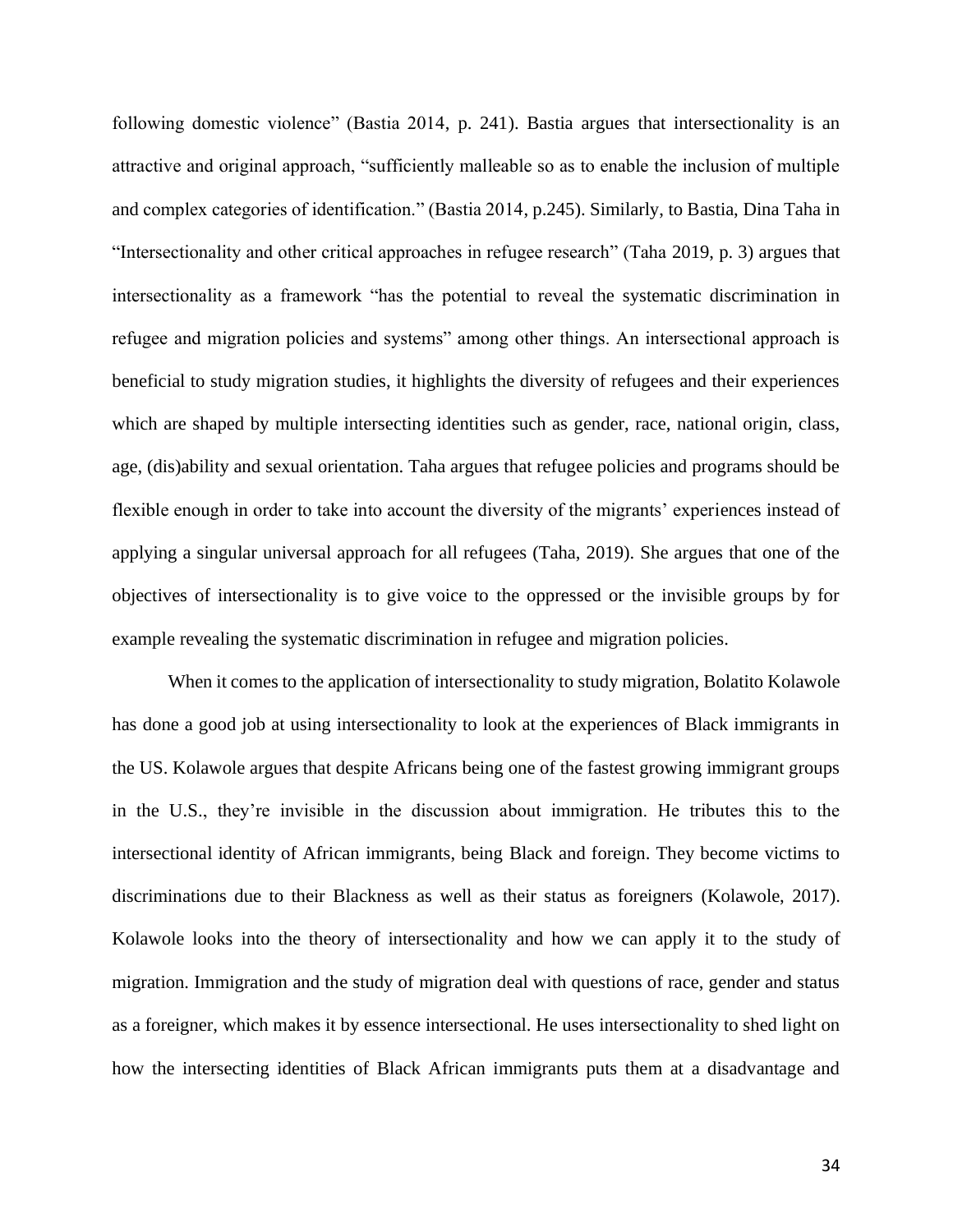following domestic violence" (Bastia 2014, p. 241). Bastia argues that intersectionality is an attractive and original approach, "sufficiently malleable so as to enable the inclusion of multiple and complex categories of identification." (Bastia 2014, p.245). Similarly, to Bastia, Dina Taha in "Intersectionality and other critical approaches in refugee research" (Taha 2019, p. 3) argues that intersectionality as a framework "has the potential to reveal the systematic discrimination in refugee and migration policies and systems" among other things. An intersectional approach is beneficial to study migration studies, it highlights the diversity of refugees and their experiences which are shaped by multiple intersecting identities such as gender, race, national origin, class, age, (dis)ability and sexual orientation. Taha argues that refugee policies and programs should be flexible enough in order to take into account the diversity of the migrants' experiences instead of applying a singular universal approach for all refugees (Taha, 2019). She argues that one of the objectives of intersectionality is to give voice to the oppressed or the invisible groups by for example revealing the systematic discrimination in refugee and migration policies.

When it comes to the application of intersectionality to study migration, Bolatito Kolawole has done a good job at using intersectionality to look at the experiences of Black immigrants in the US. Kolawole argues that despite Africans being one of the fastest growing immigrant groups in the U.S., they're invisible in the discussion about immigration. He tributes this to the intersectional identity of African immigrants, being Black and foreign. They become victims to discriminations due to their Blackness as well as their status as foreigners (Kolawole, 2017). Kolawole looks into the theory of intersectionality and how we can apply it to the study of migration. Immigration and the study of migration deal with questions of race, gender and status as a foreigner, which makes it by essence intersectional. He uses intersectionality to shed light on how the intersecting identities of Black African immigrants puts them at a disadvantage and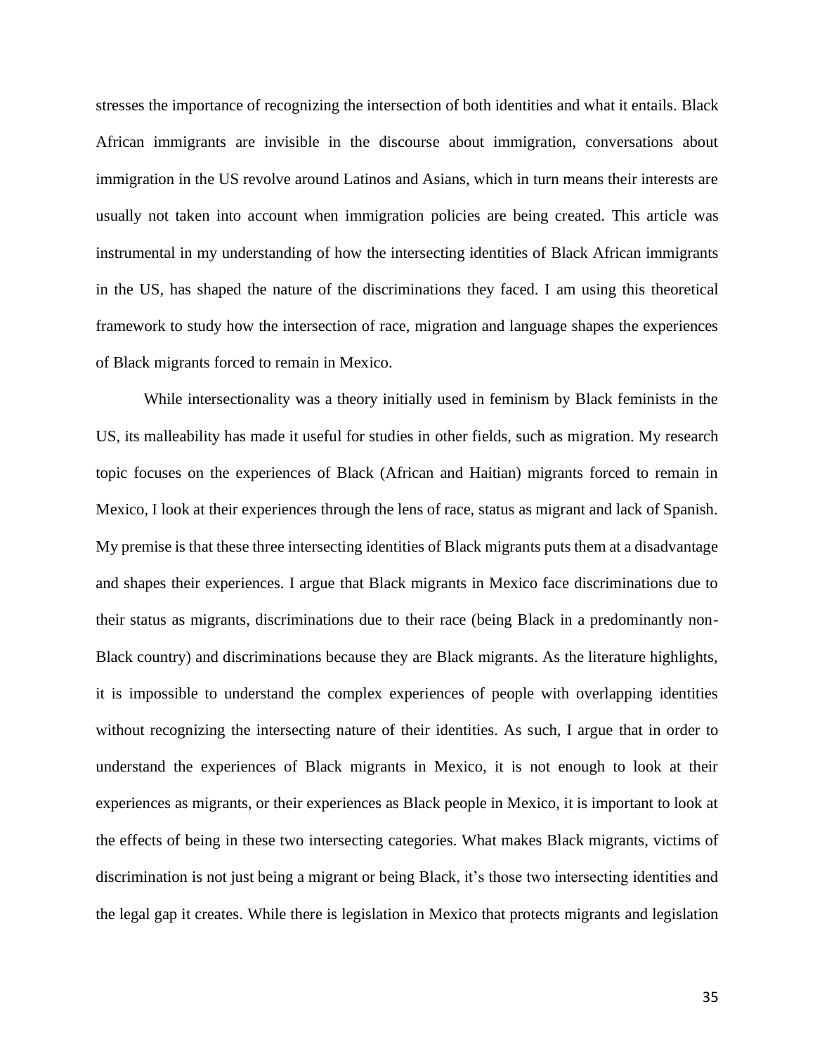stresses the importance of recognizing the intersection of both identities and what it entails. Black African immigrants are invisible in the discourse about immigration, conversations about immigration in the US revolve around Latinos and Asians, which in turn means their interests are usually not taken into account when immigration policies are being created. This article was instrumental in my understanding of how the intersecting identities of Black African immigrants in the US, has shaped the nature of the discriminations they faced. I am using this theoretical framework to study how the intersection of race, migration and language shapes the experiences of Black migrants forced to remain in Mexico.

While intersectionality was a theory initially used in feminism by Black feminists in the US, its malleability has made it useful for studies in other fields, such as migration. My research topic focuses on the experiences of Black (African and Haitian) migrants forced to remain in Mexico, I look at their experiences through the lens of race, status as migrant and lack of Spanish. My premise is that these three intersecting identities of Black migrants puts them at a disadvantage and shapes their experiences. I argue that Black migrants in Mexico face discriminations due to their status as migrants, discriminations due to their race (being Black in a predominantly non-Black country) and discriminations because they are Black migrants. As the literature highlights, it is impossible to understand the complex experiences of people with overlapping identities without recognizing the intersecting nature of their identities. As such, I argue that in order to understand the experiences of Black migrants in Mexico, it is not enough to look at their experiences as migrants, or their experiences as Black people in Mexico, it is important to look at the effects of being in these two intersecting categories. What makes Black migrants, victims of discrimination is not just being a migrant or being Black, it's those two intersecting identities and the legal gap it creates. While there is legislation in Mexico that protects migrants and legislation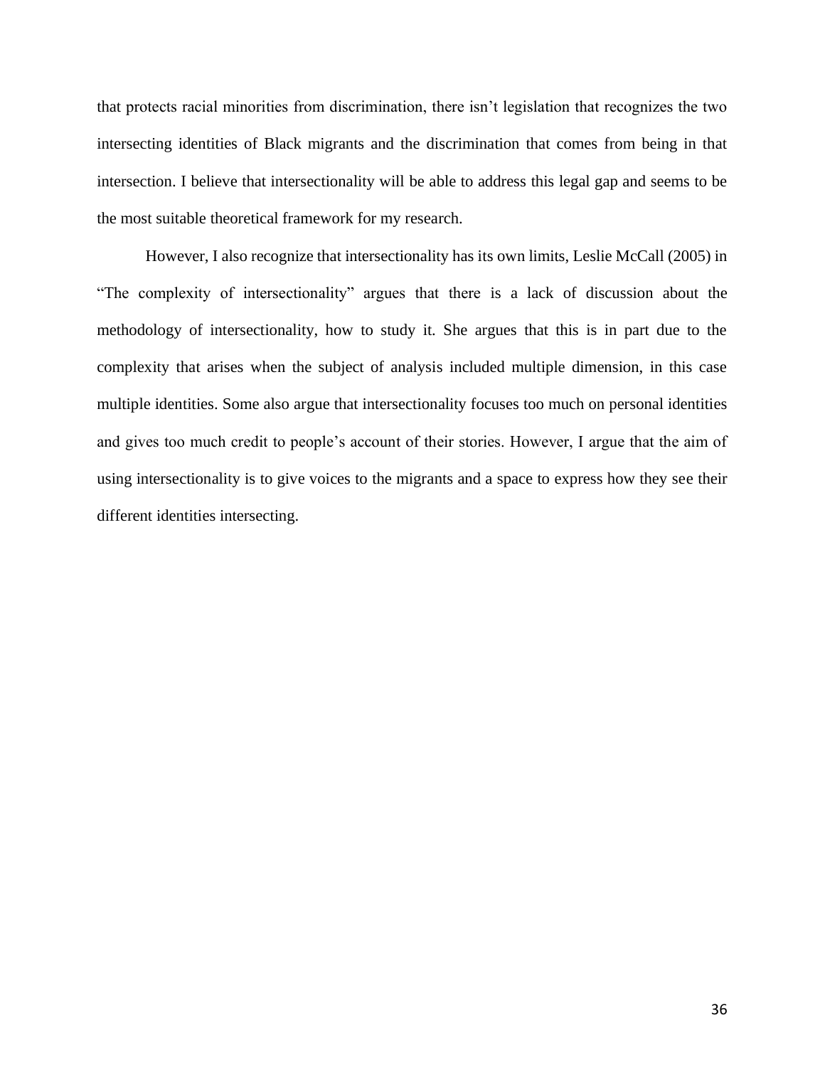that protects racial minorities from discrimination, there isn't legislation that recognizes the two intersecting identities of Black migrants and the discrimination that comes from being in that intersection. I believe that intersectionality will be able to address this legal gap and seems to be the most suitable theoretical framework for my research.

However, I also recognize that intersectionality has its own limits, Leslie McCall (2005) in "The complexity of intersectionality" argues that there is a lack of discussion about the methodology of intersectionality, how to study it. She argues that this is in part due to the complexity that arises when the subject of analysis included multiple dimension, in this case multiple identities. Some also argue that intersectionality focuses too much on personal identities and gives too much credit to people's account of their stories. However, I argue that the aim of using intersectionality is to give voices to the migrants and a space to express how they see their different identities intersecting.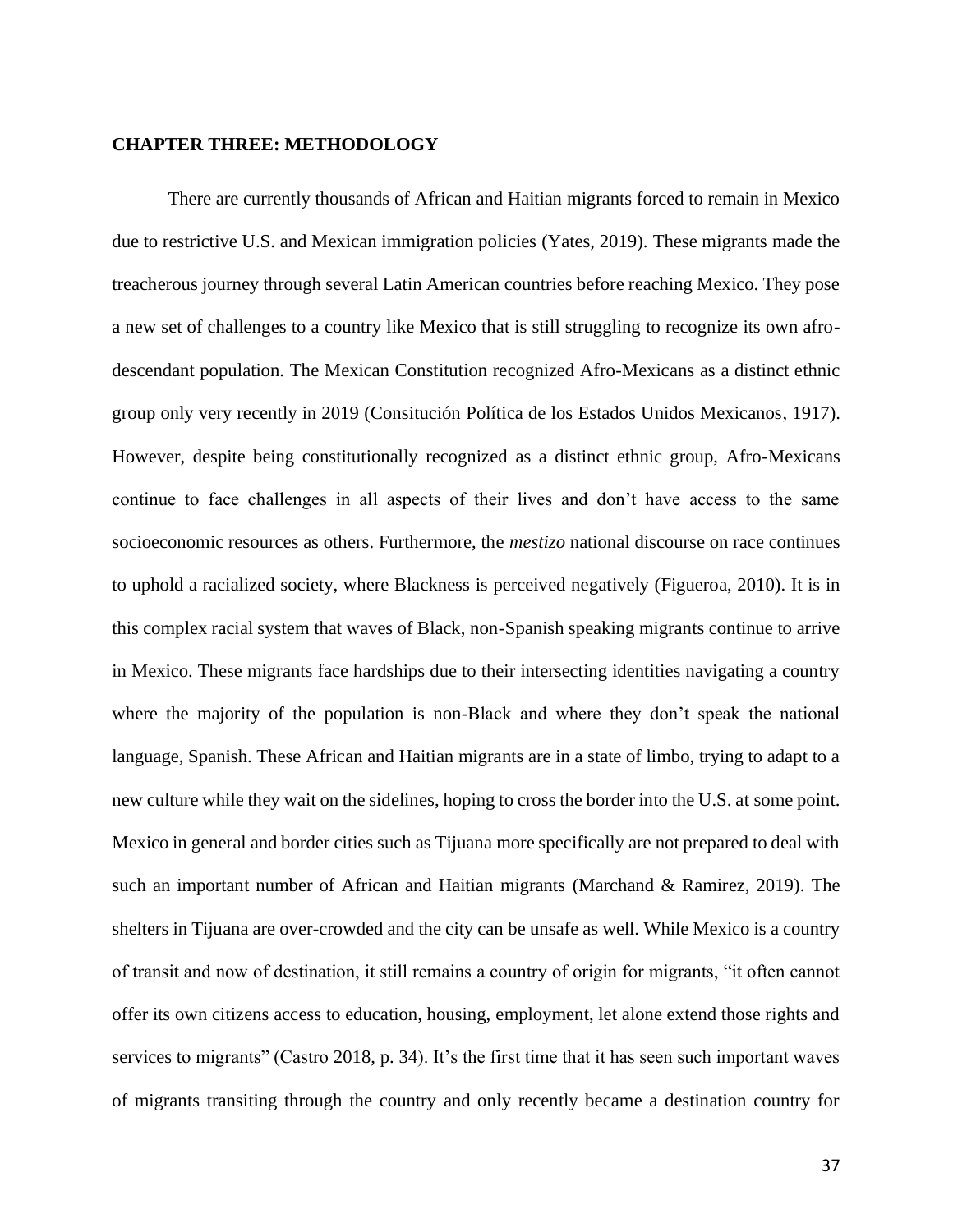# CHAPTER THREE: METHODOLOGY

There are currently thousands of African and Haitian migrants forced to remain in Mexico due to restrictive U.S. and Mexican immigration policies (Yates, 2019). These migrants made the treacherous journey through several Latin American countries before reaching Mexico. They pose a new set of challenges to a country like Mexico that is still struggling to recognize its own afro-descendant population. The Mexican Constitution recognized Afro-Mexicans as a distinct ethnic group only very recently in 2019 (Consitución Política de los Estados Unidos Mexicanos, 1917). However, despite being constitutionally recognized as a distinct ethnic group, Afro-Mexicans continue to face challenges in all aspects of their lives and don't have access to the same socioeconomic resources as others. Furthermore, the *mestizo* national discourse on race continues to uphold a racialized society, where Blackness is perceived negatively (Figueroa, 2010). It is in this complex racial system that waves of Black, non-Spanish speaking migrants continue to arrive in Mexico. These migrants face hardships due to their intersecting identities navigating a country where the majority of the population is non-Black and where they don't speak the national language, Spanish. These African and Haitian migrants are in a state of limbo, trying to adapt to a new culture while they wait on the sidelines, hoping to cross the border into the U.S. at some point. Mexico in general and border cities such as Tijuana more specifically are not prepared to deal with such an important number of African and Haitian migrants (Marchand & Ramirez, 2019). The shelters in Tijuana are over-crowded and the city can be unsafe as well. While Mexico is a country of transit and now of destination, it still remains a country of origin for migrants, "it often cannot offer its own citizens access to education, housing, employment, let alone extend those rights and services to migrants" (Castro 2018, p. 34). It's the first time that it has seen such important waves of migrants transiting through the country and only recently became a destination country for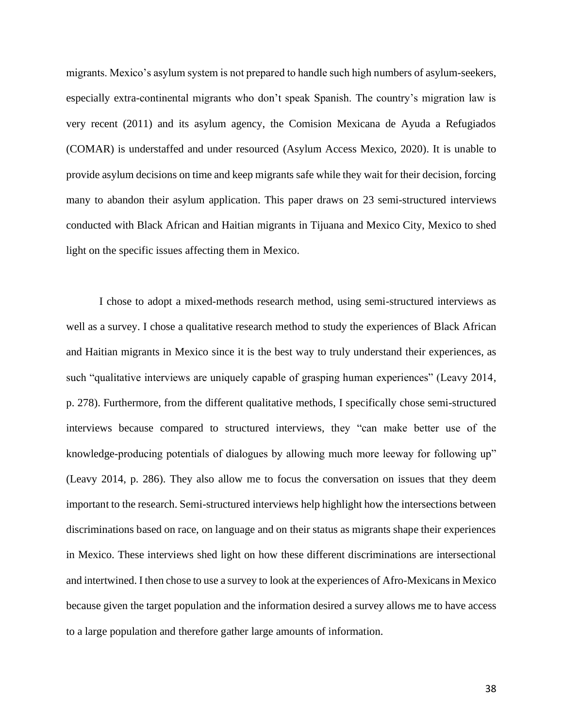migrants. Mexico's asylum system is not prepared to handle such high numbers of asylum-seekers, especially extra-continental migrants who don't speak Spanish. The country's migration law is very recent (2011) and its asylum agency, the Comision Mexicana de Ayuda a Refugiados (COMAR) is understaffed and under resourced (Asylum Access Mexico, 2020). It is unable to provide asylum decisions on time and keep migrants safe while they wait for their decision, forcing many to abandon their asylum application. This paper draws on 23 semi-structured interviews conducted with Black African and Haitian migrants in Tijuana and Mexico City, Mexico to shed light on the specific issues affecting them in Mexico.

I chose to adopt a mixed-methods research method, using semi-structured interviews as well as a survey. I chose a qualitative research method to study the experiences of Black African and Haitian migrants in Mexico since it is the best way to truly understand their experiences, as such "qualitative interviews are uniquely capable of grasping human experiences" (Leavy 2014, p. 278). Furthermore, from the different qualitative methods, I specifically chose semi-structured interviews because compared to structured interviews, they "can make better use of the knowledge-producing potentials of dialogues by allowing much more leeway for following up" (Leavy 2014, p. 286). They also allow me to focus the conversation on issues that they deem important to the research. Semi-structured interviews help highlight how the intersections between discriminations based on race, on language and on their status as migrants shape their experiences in Mexico. These interviews shed light on how these different discriminations are intersectional and intertwined. I then chose to use a survey to look at the experiences of Afro-Mexicans in Mexico because given the target population and the information desired a survey allows me to have access to a large population and therefore gather large amounts of information.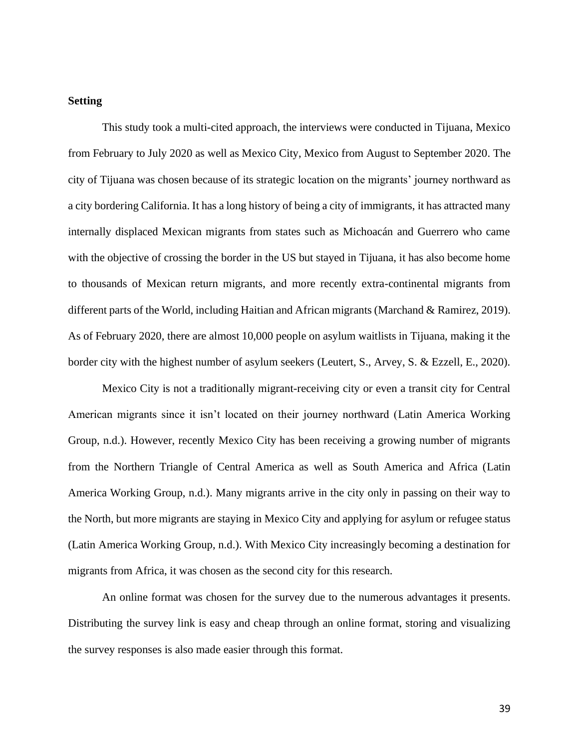**Setting**

This study took a multi-cited approach, the interviews were conducted in Tijuana, Mexico from February to July 2020 as well as Mexico City, Mexico from August to September 2020. The city of Tijuana was chosen because of its strategic location on the migrants' journey northward as a city bordering California. It has a long history of being a city of immigrants, it has attracted many internally displaced Mexican migrants from states such as Michoacán and Guerrero who came with the objective of crossing the border in the US but stayed in Tijuana, it has also become home to thousands of Mexican return migrants, and more recently extra-continental migrants from different parts of the World, including Haitian and African migrants (Marchand & Ramirez, 2019). As of February 2020, there are almost 10,000 people on asylum waitlists in Tijuana, making it the border city with the highest number of asylum seekers (Leutert, S., Arvey, S. & Ezzell, E., 2020).

Mexico City is not a traditionally migrant-receiving city or even a transit city for Central American migrants since it isn't located on their journey northward (Latin America Working Group, n.d.). However, recently Mexico City has been receiving a growing number of migrants from the Northern Triangle of Central America as well as South America and Africa (Latin America Working Group, n.d.). Many migrants arrive in the city only in passing on their way to the North, but more migrants are staying in Mexico City and applying for asylum or refugee status (Latin America Working Group, n.d.). With Mexico City increasingly becoming a destination for migrants from Africa, it was chosen as the second city for this research.

An online format was chosen for the survey due to the numerous advantages it presents. Distributing the survey link is easy and cheap through an online format, storing and visualizing the survey responses is also made easier through this format.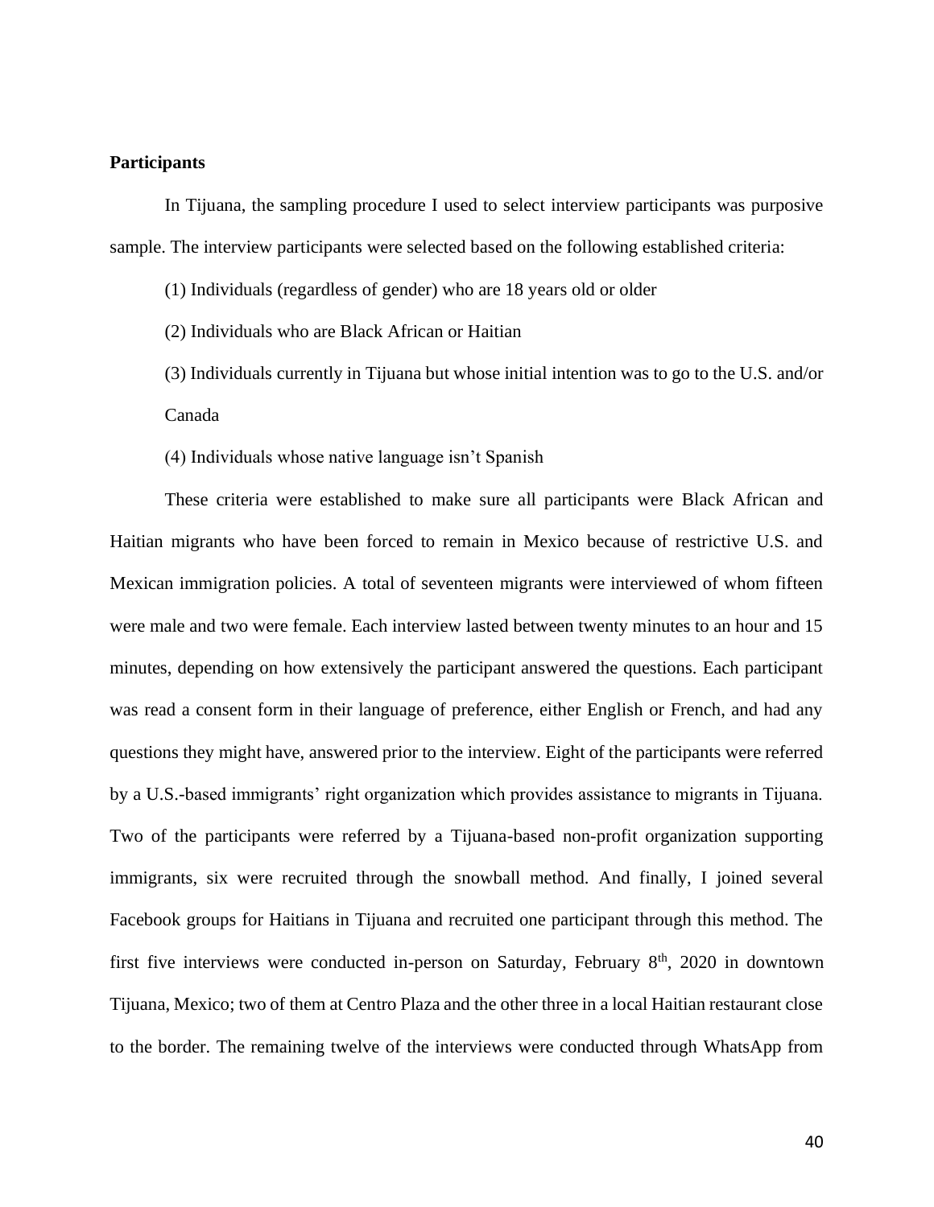**Participants**

In Tijuana, the sampling procedure I used to select interview participants was purposive sample. The interview participants were selected based on the following established criteria:

(1) Individuals (regardless of gender) who are 18 years old or older

(2) Individuals who are Black African or Haitian

(3) Individuals currently in Tijuana but whose initial intention was to go to the U.S. and/or Canada

(4) Individuals whose native language isn't Spanish

These criteria were established to make sure all participants were Black African and Haitian migrants who have been forced to remain in Mexico because of restrictive U.S. and Mexican immigration policies. A total of seventeen migrants were interviewed of whom fifteen were male and two were female. Each interview lasted between twenty minutes to an hour and 15 minutes, depending on how extensively the participant answered the questions. Each participant was read a consent form in their language of preference, either English or French, and had any questions they might have, answered prior to the interview. Eight of the participants were referred by a U.S.-based immigrants' right organization which provides assistance to migrants in Tijuana. Two of the participants were referred by a Tijuana-based non-profit organization supporting immigrants, six were recruited through the snowball method. And finally, I joined several Facebook groups for Haitians in Tijuana and recruited one participant through this method. The first five interviews were conducted in-person on Saturday, February 8th, 2020 in downtown Tijuana, Mexico; two of them at Centro Plaza and the other three in a local Haitian restaurant close to the border. The remaining twelve of the interviews were conducted through WhatsApp from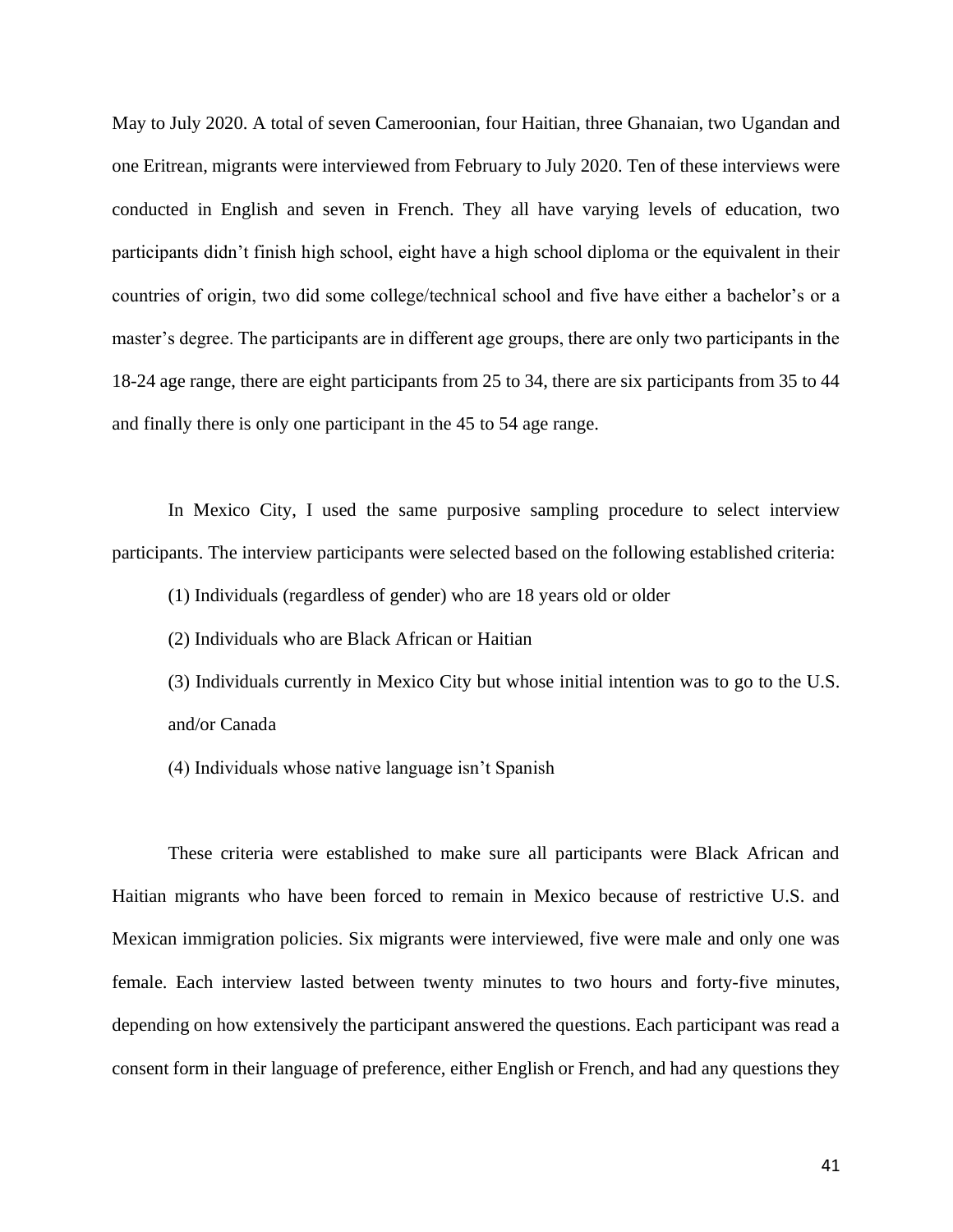May to July 2020. A total of seven Cameroonian, four Haitian, three Ghanaian, two Ugandan and one Eritrean, migrants were interviewed from February to July 2020. Ten of these interviews were conducted in English and seven in French. They all have varying levels of education, two participants didn't finish high school, eight have a high school diploma or the equivalent in their countries of origin, two did some college/technical school and five have either a bachelor's or a master's degree. The participants are in different age groups, there are only two participants in the 18-24 age range, there are eight participants from 25 to 34, there are six participants from 35 to 44 and finally there is only one participant in the 45 to 54 age range.

In Mexico City, I used the same purposive sampling procedure to select interview participants. The interview participants were selected based on the following established criteria:

(1) Individuals (regardless of gender) who are 18 years old or older

(2) Individuals who are Black African or Haitian

(3) Individuals currently in Mexico City but whose initial intention was to go to the U.S. and/or Canada

(4) Individuals whose native language isn't Spanish

These criteria were established to make sure all participants were Black African and Haitian migrants who have been forced to remain in Mexico because of restrictive U.S. and Mexican immigration policies. Six migrants were interviewed, five were male and only one was female. Each interview lasted between twenty minutes to two hours and forty-five minutes, depending on how extensively the participant answered the questions. Each participant was read a consent form in their language of preference, either English or French, and had any questions they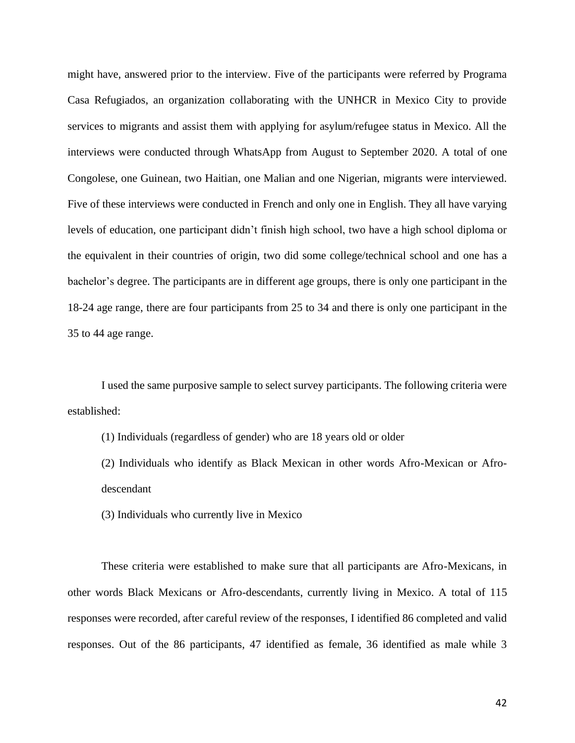might have, answered prior to the interview. Five of the participants were referred by Programa Casa Refugiados, an organization collaborating with the UNHCR in Mexico City to provide services to migrants and assist them with applying for asylum/refugee status in Mexico. All the interviews were conducted through WhatsApp from August to September 2020. A total of one Congolese, one Guinean, two Haitian, one Malian and one Nigerian, migrants were interviewed. Five of these interviews were conducted in French and only one in English. They all have varying levels of education, one participant didn't finish high school, two have a high school diploma or the equivalent in their countries of origin, two did some college/technical school and one has a bachelor's degree. The participants are in different age groups, there is only one participant in the 18-24 age range, there are four participants from 25 to 34 and there is only one participant in the 35 to 44 age range.

I used the same purposive sample to select survey participants. The following criteria were established:

(1) Individuals (regardless of gender) who are 18 years old or older

(2) Individuals who identify as Black Mexican in other words Afro-Mexican or Afro-descendant

(3) Individuals who currently live in Mexico

These criteria were established to make sure that all participants are Afro-Mexicans, in other words Black Mexicans or Afro-descendants, currently living in Mexico. A total of 115 responses were recorded, after careful review of the responses, I identified 86 completed and valid responses. Out of the 86 participants, 47 identified as female, 36 identified as male while 3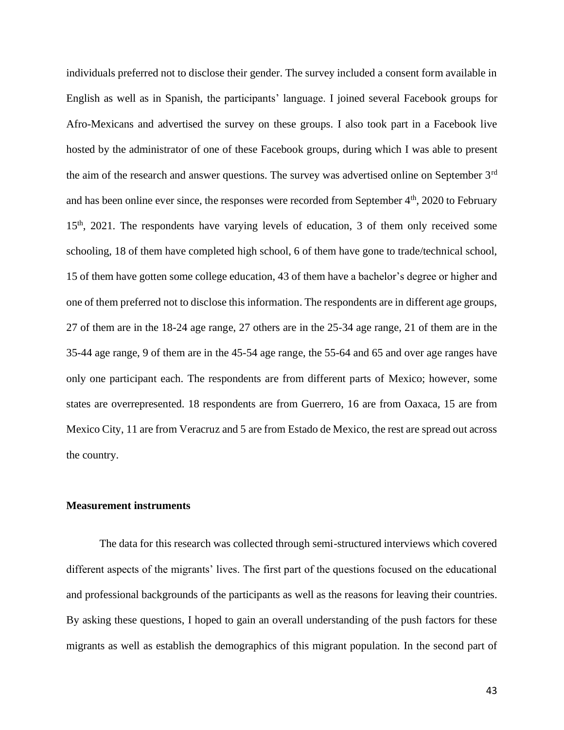individuals preferred not to disclose their gender. The survey included a consent form available in English as well as in Spanish, the participants' language. I joined several Facebook groups for Afro-Mexicans and advertised the survey on these groups. I also took part in a Facebook live hosted by the administrator of one of these Facebook groups, during which I was able to present the aim of the research and answer questions. The survey was advertised online on September 3rd and has been online ever since, the responses were recorded from September 4th, 2020 to February 15th, 2021. The respondents have varying levels of education, 3 of them only received some schooling, 18 of them have completed high school, 6 of them have gone to trade/technical school, 15 of them have gotten some college education, 43 of them have a bachelor's degree or higher and one of them preferred not to disclose this information. The respondents are in different age groups, 27 of them are in the 18-24 age range, 27 others are in the 25-34 age range, 21 of them are in the 35-44 age range, 9 of them are in the 45-54 age range, the 55-64 and 65 and over age ranges have only one participant each. The respondents are from different parts of Mexico; however, some states are overrepresented. 18 respondents are from Guerrero, 16 are from Oaxaca, 15 are from Mexico City, 11 are from Veracruz and 5 are from Estado de Mexico, the rest are spread out across the country.

### Measurement instruments

The data for this research was collected through semi-structured interviews which covered different aspects of the migrants' lives. The first part of the questions focused on the educational and professional backgrounds of the participants as well as the reasons for leaving their countries. By asking these questions, I hoped to gain an overall understanding of the push factors for these migrants as well as establish the demographics of this migrant population. In the second part of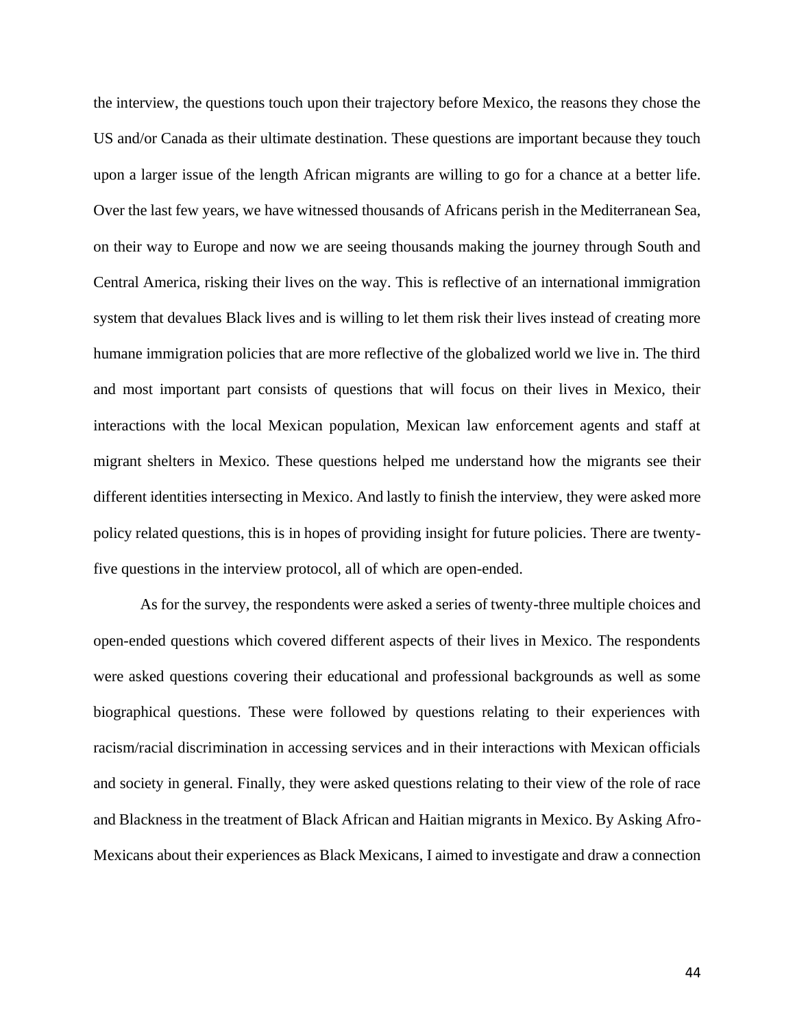the interview, the questions touch upon their trajectory before Mexico, the reasons they chose the US and/or Canada as their ultimate destination. These questions are important because they touch upon a larger issue of the length African migrants are willing to go for a chance at a better life. Over the last few years, we have witnessed thousands of Africans perish in the Mediterranean Sea, on their way to Europe and now we are seeing thousands making the journey through South and Central America, risking their lives on the way. This is reflective of an international immigration system that devalues Black lives and is willing to let them risk their lives instead of creating more humane immigration policies that are more reflective of the globalized world we live in. The third and most important part consists of questions that will focus on their lives in Mexico, their interactions with the local Mexican population, Mexican law enforcement agents and staff at migrant shelters in Mexico. These questions helped me understand how the migrants see their different identities intersecting in Mexico. And lastly to finish the interview, they were asked more policy related questions, this is in hopes of providing insight for future policies. There are twenty-five questions in the interview protocol, all of which are open-ended.

As for the survey, the respondents were asked a series of twenty-three multiple choices and open-ended questions which covered different aspects of their lives in Mexico. The respondents were asked questions covering their educational and professional backgrounds as well as some biographical questions. These were followed by questions relating to their experiences with racism/racial discrimination in accessing services and in their interactions with Mexican officials and society in general. Finally, they were asked questions relating to their view of the role of race and Blackness in the treatment of Black African and Haitian migrants in Mexico. By Asking Afro-Mexicans about their experiences as Black Mexicans, I aimed to investigate and draw a connection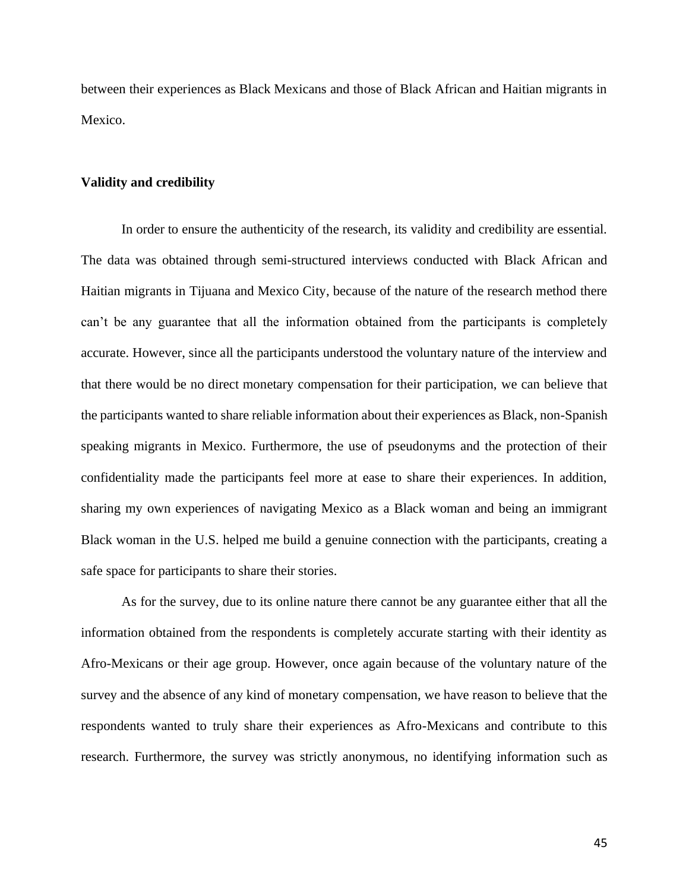between their experiences as Black Mexicans and those of Black African and Haitian migrants in Mexico.

**Validity and credibility**

In order to ensure the authenticity of the research, its validity and credibility are essential. The data was obtained through semi-structured interviews conducted with Black African and Haitian migrants in Tijuana and Mexico City, because of the nature of the research method there can't be any guarantee that all the information obtained from the participants is completely accurate. However, since all the participants understood the voluntary nature of the interview and that there would be no direct monetary compensation for their participation, we can believe that the participants wanted to share reliable information about their experiences as Black, non-Spanish speaking migrants in Mexico. Furthermore, the use of pseudonyms and the protection of their confidentiality made the participants feel more at ease to share their experiences. In addition, sharing my own experiences of navigating Mexico as a Black woman and being an immigrant Black woman in the U.S. helped me build a genuine connection with the participants, creating a safe space for participants to share their stories.

As for the survey, due to its online nature there cannot be any guarantee either that all the information obtained from the respondents is completely accurate starting with their identity as Afro-Mexicans or their age group. However, once again because of the voluntary nature of the survey and the absence of any kind of monetary compensation, we have reason to believe that the respondents wanted to truly share their experiences as Afro-Mexicans and contribute to this research. Furthermore, the survey was strictly anonymous, no identifying information such as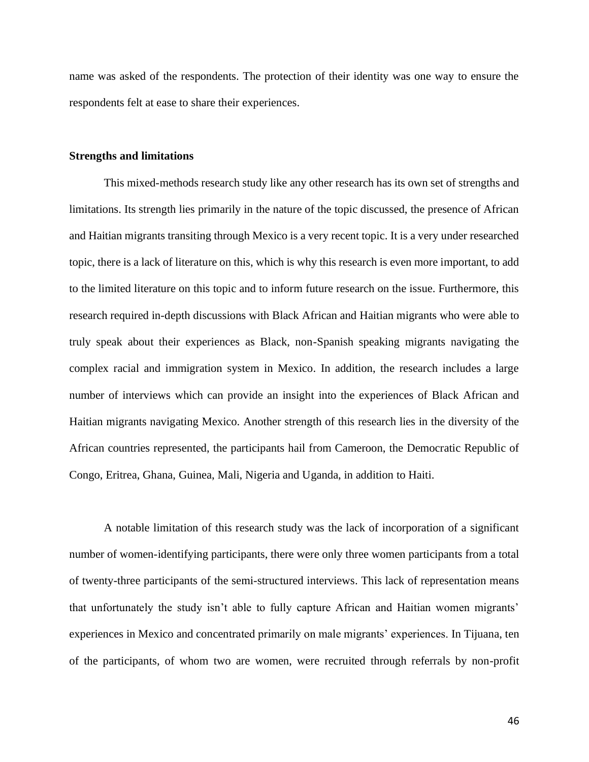name was asked of the respondents. The protection of their identity was one way to ensure the respondents felt at ease to share their experiences.

**Strengths and limitations**

This mixed-methods research study like any other research has its own set of strengths and limitations. Its strength lies primarily in the nature of the topic discussed, the presence of African and Haitian migrants transiting through Mexico is a very recent topic. It is a very under researched topic, there is a lack of literature on this, which is why this research is even more important, to add to the limited literature on this topic and to inform future research on the issue. Furthermore, this research required in-depth discussions with Black African and Haitian migrants who were able to truly speak about their experiences as Black, non-Spanish speaking migrants navigating the complex racial and immigration system in Mexico. In addition, the research includes a large number of interviews which can provide an insight into the experiences of Black African and Haitian migrants navigating Mexico. Another strength of this research lies in the diversity of the African countries represented, the participants hail from Cameroon, the Democratic Republic of Congo, Eritrea, Ghana, Guinea, Mali, Nigeria and Uganda, in addition to Haiti.

A notable limitation of this research study was the lack of incorporation of a significant number of women-identifying participants, there were only three women participants from a total of twenty-three participants of the semi-structured interviews. This lack of representation means that unfortunately the study isn't able to fully capture African and Haitian women migrants' experiences in Mexico and concentrated primarily on male migrants' experiences. In Tijuana, ten of the participants, of whom two are women, were recruited through referrals by non-profit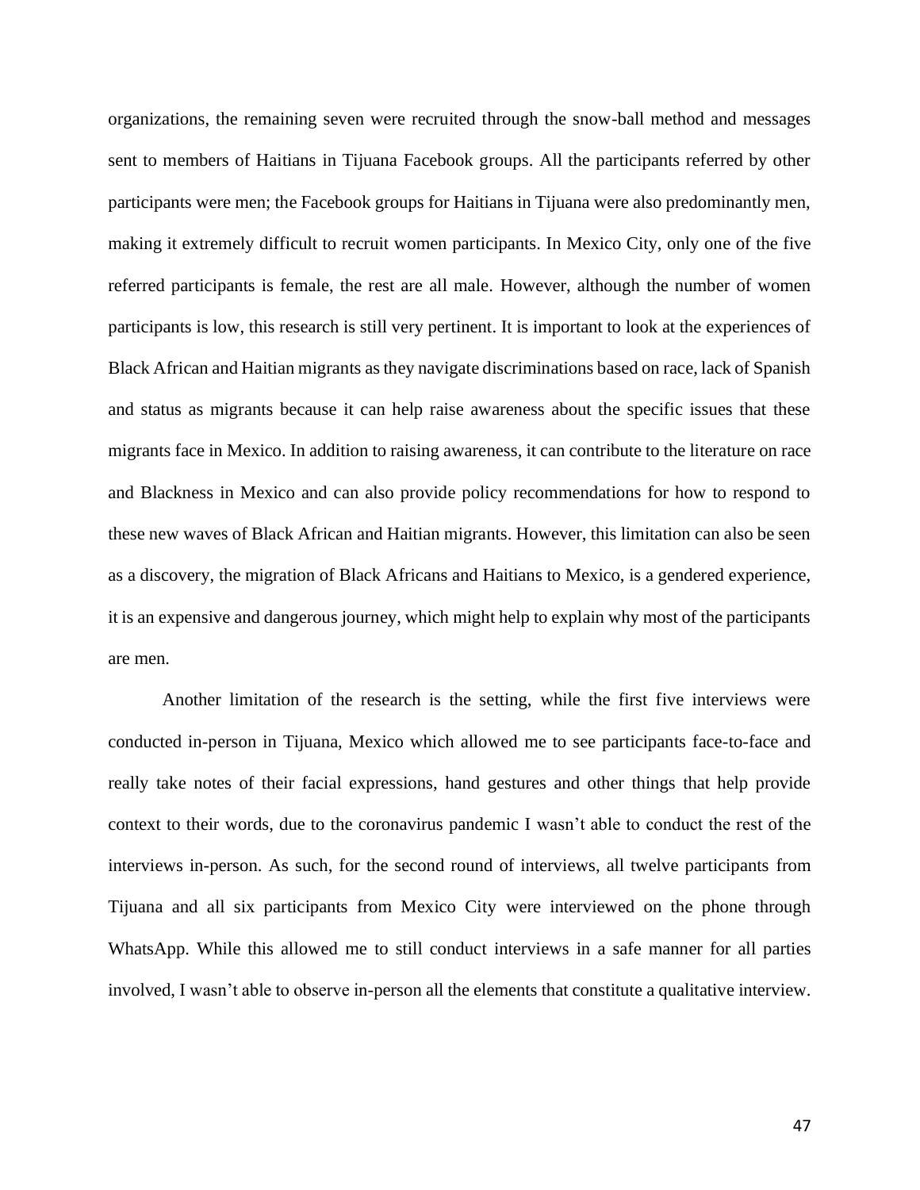organizations, the remaining seven were recruited through the snow-ball method and messages sent to members of Haitians in Tijuana Facebook groups. All the participants referred by other participants were men; the Facebook groups for Haitians in Tijuana were also predominantly men, making it extremely difficult to recruit women participants. In Mexico City, only one of the five referred participants is female, the rest are all male. However, although the number of women participants is low, this research is still very pertinent. It is important to look at the experiences of Black African and Haitian migrants as they navigate discriminations based on race, lack of Spanish and status as migrants because it can help raise awareness about the specific issues that these migrants face in Mexico. In addition to raising awareness, it can contribute to the literature on race and Blackness in Mexico and can also provide policy recommendations for how to respond to these new waves of Black African and Haitian migrants. However, this limitation can also be seen as a discovery, the migration of Black Africans and Haitians to Mexico, is a gendered experience, it is an expensive and dangerous journey, which might help to explain why most of the participants are men.

Another limitation of the research is the setting, while the first five interviews were conducted in-person in Tijuana, Mexico which allowed me to see participants face-to-face and really take notes of their facial expressions, hand gestures and other things that help provide context to their words, due to the coronavirus pandemic I wasn't able to conduct the rest of the interviews in-person. As such, for the second round of interviews, all twelve participants from Tijuana and all six participants from Mexico City were interviewed on the phone through WhatsApp. While this allowed me to still conduct interviews in a safe manner for all parties involved, I wasn't able to observe in-person all the elements that constitute a qualitative interview.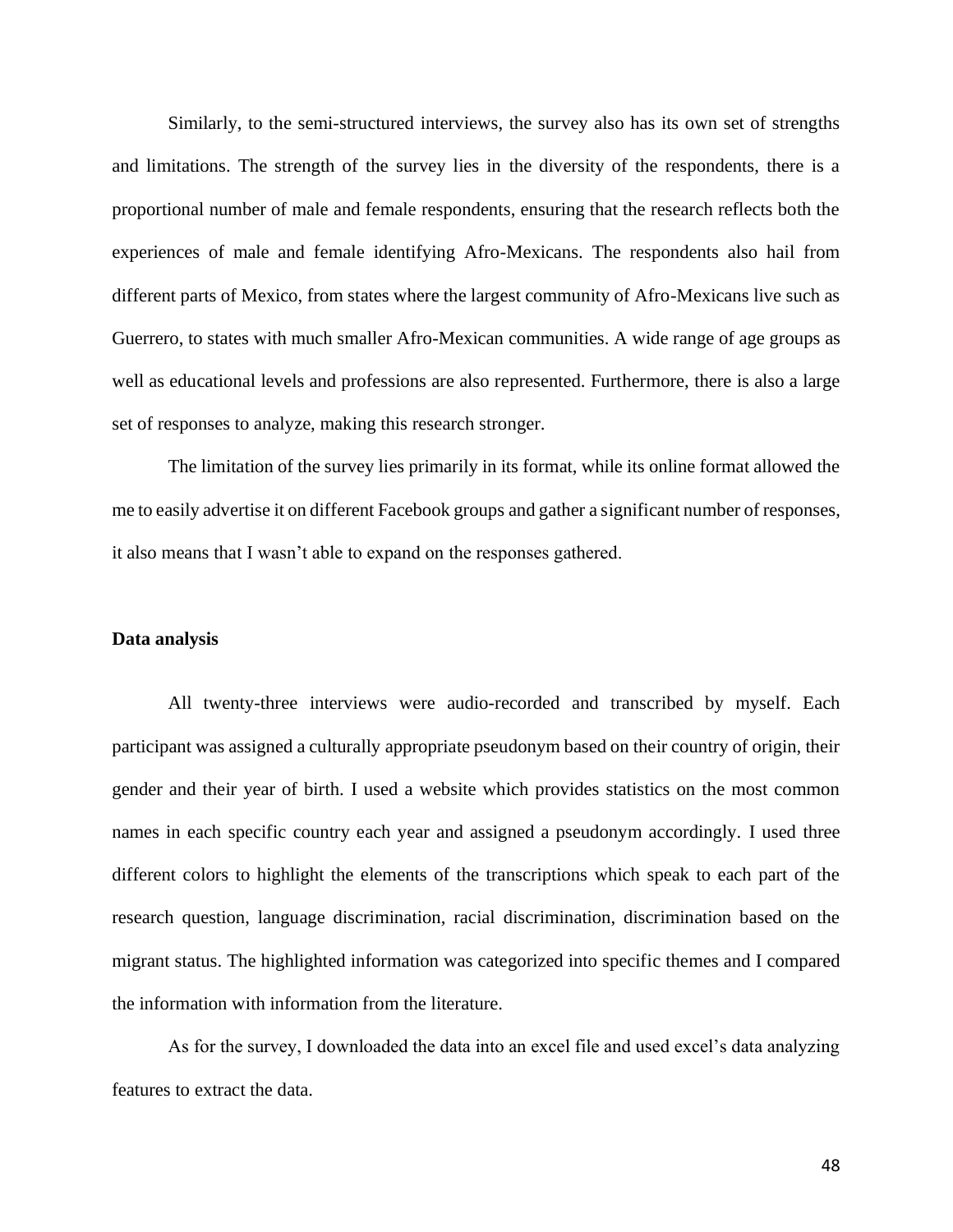Similarly, to the semi-structured interviews, the survey also has its own set of strengths and limitations. The strength of the survey lies in the diversity of the respondents, there is a proportional number of male and female respondents, ensuring that the research reflects both the experiences of male and female identifying Afro-Mexicans. The respondents also hail from different parts of Mexico, from states where the largest community of Afro-Mexicans live such as Guerrero, to states with much smaller Afro-Mexican communities. A wide range of age groups as well as educational levels and professions are also represented. Furthermore, there is also a large set of responses to analyze, making this research stronger.

The limitation of the survey lies primarily in its format, while its online format allowed the me to easily advertise it on different Facebook groups and gather a significant number of responses, it also means that I wasn't able to expand on the responses gathered.

**Data analysis**

All twenty-three interviews were audio-recorded and transcribed by myself. Each participant was assigned a culturally appropriate pseudonym based on their country of origin, their gender and their year of birth. I used a website which provides statistics on the most common names in each specific country each year and assigned a pseudonym accordingly. I used three different colors to highlight the elements of the transcriptions which speak to each part of the research question, language discrimination, racial discrimination, discrimination based on the migrant status. The highlighted information was categorized into specific themes and I compared the information with information from the literature.

As for the survey, I downloaded the data into an excel file and used excel's data analyzing features to extract the data.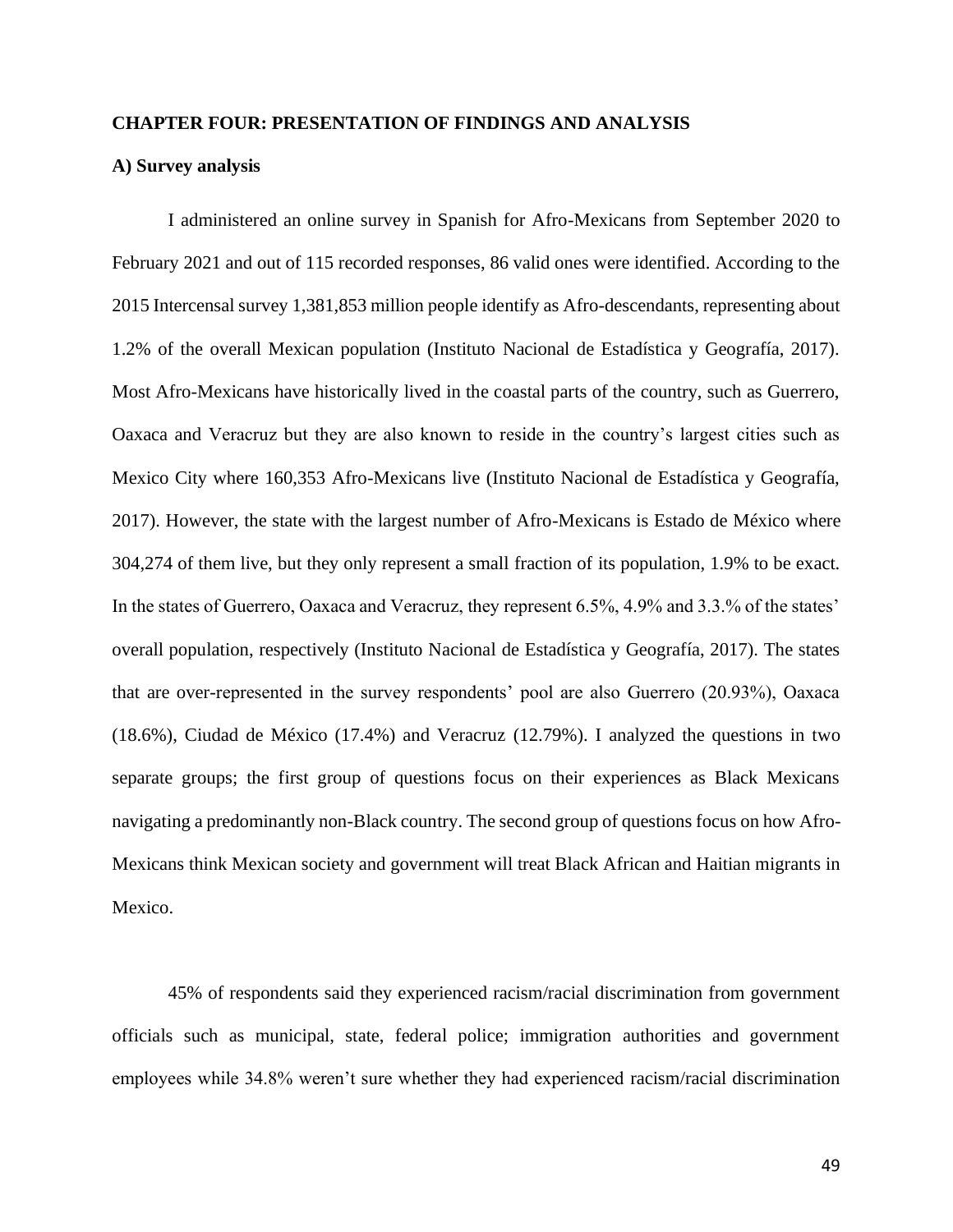## CHAPTER FOUR: PRESENTATION OF FINDINGS AND ANALYSIS

### A) Survey analysis

I administered an online survey in Spanish for Afro-Mexicans from September 2020 to February 2021 and out of 115 recorded responses, 86 valid ones were identified. According to the 2015 Intercensal survey 1,381,853 million people identify as Afro-descendants, representing about 1.2% of the overall Mexican population (Instituto Nacional de Estadística y Geografía, 2017). Most Afro-Mexicans have historically lived in the coastal parts of the country, such as Guerrero, Oaxaca and Veracruz but they are also known to reside in the country's largest cities such as Mexico City where 160,353 Afro-Mexicans live (Instituto Nacional de Estadística y Geografía, 2017). However, the state with the largest number of Afro-Mexicans is Estado de México where 304,274 of them live, but they only represent a small fraction of its population, 1.9% to be exact. In the states of Guerrero, Oaxaca and Veracruz, they represent 6.5%, 4.9% and 3.3.% of the states' overall population, respectively (Instituto Nacional de Estadística y Geografía, 2017). The states that are over-represented in the survey respondents' pool are also Guerrero (20.93%), Oaxaca (18.6%), Ciudad de México (17.4%) and Veracruz (12.79%). I analyzed the questions in two separate groups; the first group of questions focus on their experiences as Black Mexicans navigating a predominantly non-Black country. The second group of questions focus on how Afro-Mexicans think Mexican society and government will treat Black African and Haitian migrants in Mexico.

45% of respondents said they experienced racism/racial discrimination from government officials such as municipal, state, federal police; immigration authorities and government employees while 34.8% weren't sure whether they had experienced racism/racial discrimination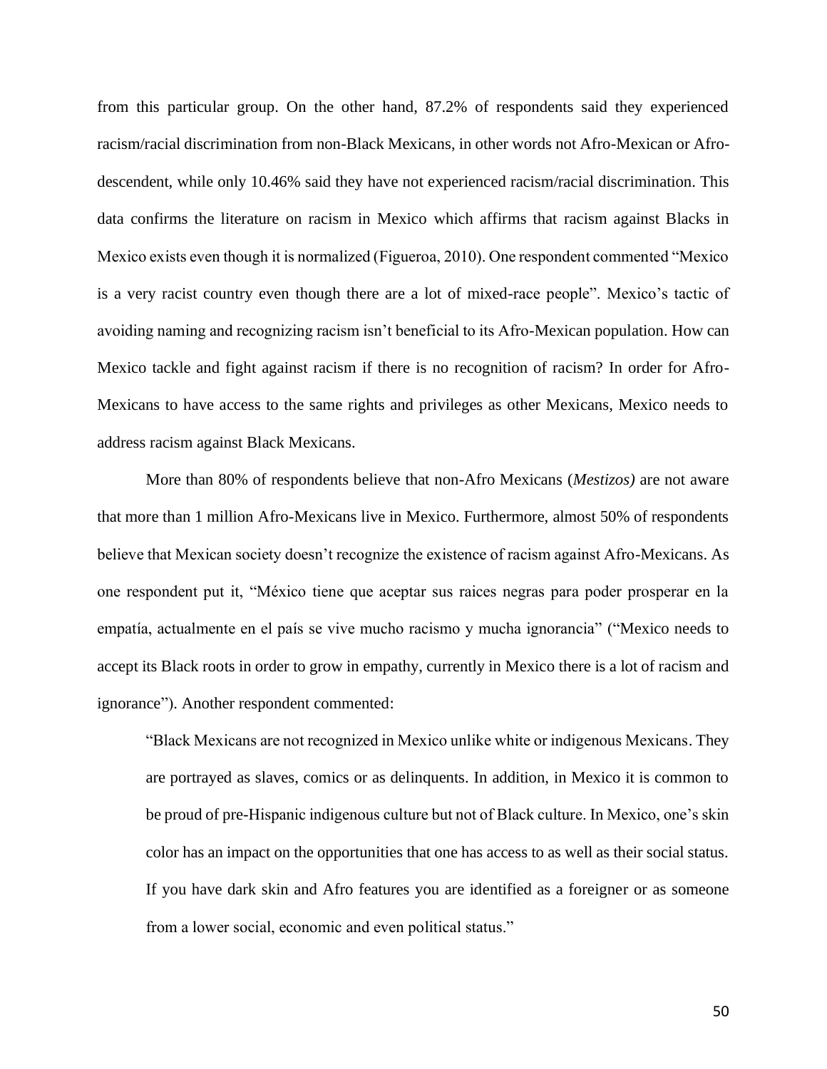from this particular group. On the other hand, 87.2% of respondents said they experienced racism/racial discrimination from non-Black Mexicans, in other words not Afro-Mexican or Afro-descendent, while only 10.46% said they have not experienced racism/racial discrimination. This data confirms the literature on racism in Mexico which affirms that racism against Blacks in Mexico exists even though it is normalized (Figueroa, 2010). One respondent commented "Mexico is a very racist country even though there are a lot of mixed-race people". Mexico's tactic of avoiding naming and recognizing racism isn't beneficial to its Afro-Mexican population. How can Mexico tackle and fight against racism if there is no recognition of racism? In order for Afro-Mexicans to have access to the same rights and privileges as other Mexicans, Mexico needs to address racism against Black Mexicans.

More than 80% of respondents believe that non-Afro Mexicans (*Mestizos)* are not aware that more than 1 million Afro-Mexicans live in Mexico. Furthermore, almost 50% of respondents believe that Mexican society doesn't recognize the existence of racism against Afro-Mexicans. As one respondent put it, "México tiene que aceptar sus raices negras para poder prosperar en la empatía, actualmente en el país se vive mucho racismo y mucha ignorancia" ("Mexico needs to accept its Black roots in order to grow in empathy, currently in Mexico there is a lot of racism and ignorance"). Another respondent commented:

> "Black Mexicans are not recognized in Mexico unlike white or indigenous Mexicans. They are portrayed as slaves, comics or as delinquents. In addition, in Mexico it is common to be proud of pre-Hispanic indigenous culture but not of Black culture. In Mexico, one's skin color has an impact on the opportunities that one has access to as well as their social status. If you have dark skin and Afro features you are identified as a foreigner or as someone from a lower social, economic and even political status."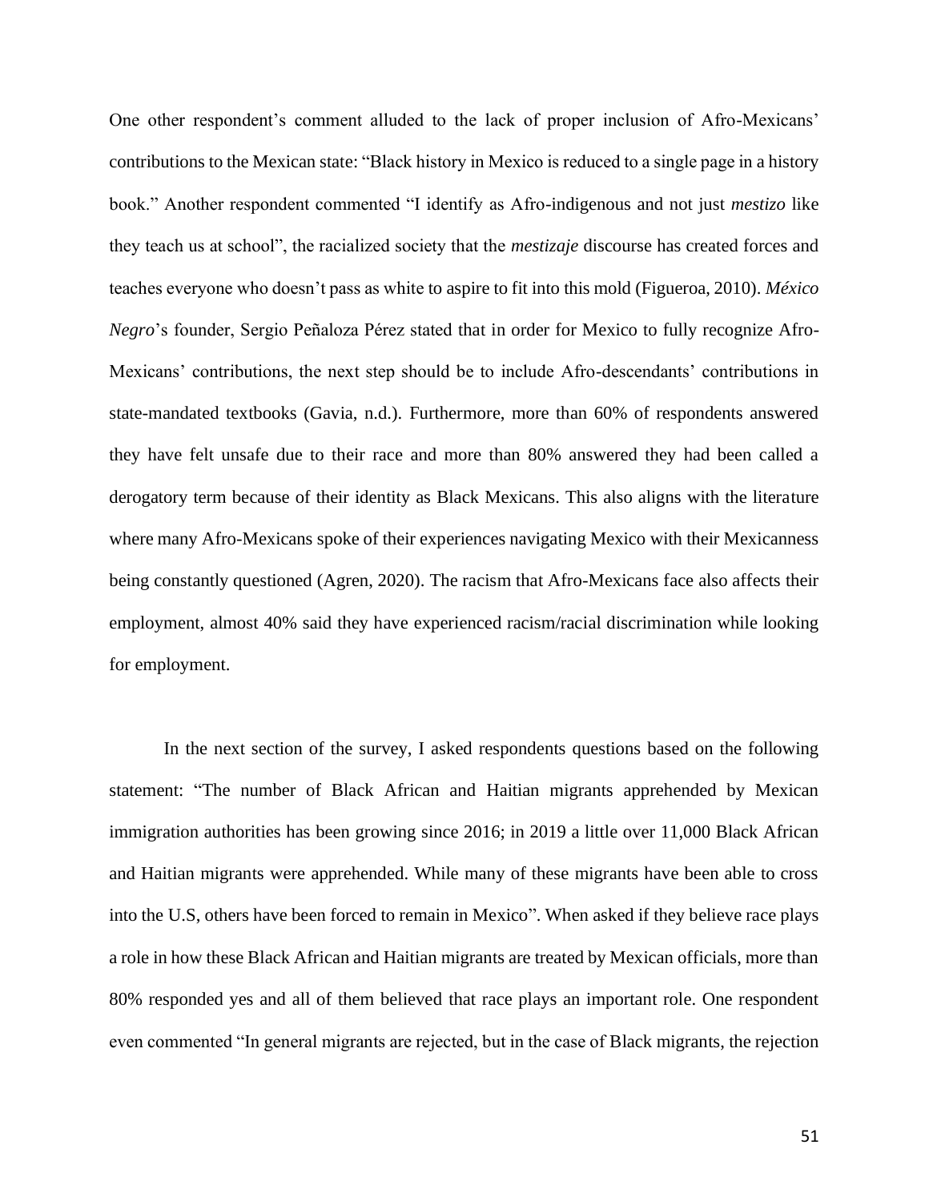One other respondent's comment alluded to the lack of proper inclusion of Afro-Mexicans' contributions to the Mexican state: "Black history in Mexico is reduced to a single page in a history book." Another respondent commented "I identify as Afro-indigenous and not just *mestizo* like they teach us at school", the racialized society that the *mestizaje* discourse has created forces and teaches everyone who doesn't pass as white to aspire to fit into this mold (Figueroa, 2010). *México Negro*'s founder, Sergio Peñaloza Pérez stated that in order for Mexico to fully recognize Afro-Mexicans' contributions, the next step should be to include Afro-descendants' contributions in state-mandated textbooks (Gavia, n.d.). Furthermore, more than 60% of respondents answered they have felt unsafe due to their race and more than 80% answered they had been called a derogatory term because of their identity as Black Mexicans. This also aligns with the literature where many Afro-Mexicans spoke of their experiences navigating Mexico with their Mexicanness being constantly questioned (Agren, 2020). The racism that Afro-Mexicans face also affects their employment, almost 40% said they have experienced racism/racial discrimination while looking for employment.

In the next section of the survey, I asked respondents questions based on the following statement: "The number of Black African and Haitian migrants apprehended by Mexican immigration authorities has been growing since 2016; in 2019 a little over 11,000 Black African and Haitian migrants were apprehended. While many of these migrants have been able to cross into the U.S, others have been forced to remain in Mexico". When asked if they believe race plays a role in how these Black African and Haitian migrants are treated by Mexican officials, more than 80% responded yes and all of them believed that race plays an important role. One respondent even commented "In general migrants are rejected, but in the case of Black migrants, the rejection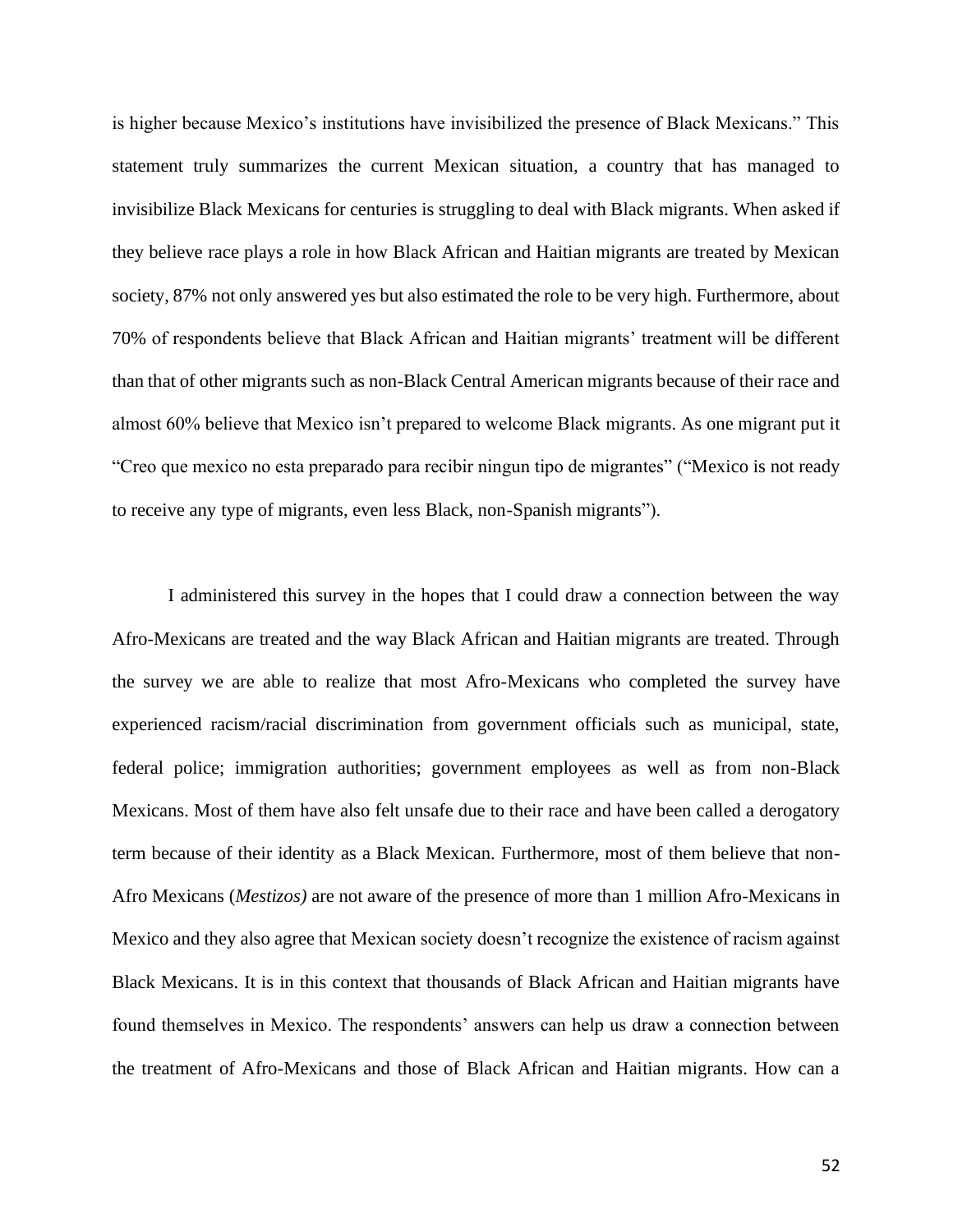is higher because Mexico's institutions have invisibilized the presence of Black Mexicans." This statement truly summarizes the current Mexican situation, a country that has managed to invisibilize Black Mexicans for centuries is struggling to deal with Black migrants. When asked if they believe race plays a role in how Black African and Haitian migrants are treated by Mexican society, 87% not only answered yes but also estimated the role to be very high. Furthermore, about 70% of respondents believe that Black African and Haitian migrants' treatment will be different than that of other migrants such as non-Black Central American migrants because of their race and almost 60% believe that Mexico isn't prepared to welcome Black migrants. As one migrant put it "Creo que mexico no esta preparado para recibir ningun tipo de migrantes" ("Mexico is not ready to receive any type of migrants, even less Black, non-Spanish migrants").

I administered this survey in the hopes that I could draw a connection between the way Afro-Mexicans are treated and the way Black African and Haitian migrants are treated. Through the survey we are able to realize that most Afro-Mexicans who completed the survey have experienced racism/racial discrimination from government officials such as municipal, state, federal police; immigration authorities; government employees as well as from non-Black Mexicans. Most of them have also felt unsafe due to their race and have been called a derogatory term because of their identity as a Black Mexican. Furthermore, most of them believe that non-Afro Mexicans (*Mestizos)* are not aware of the presence of more than 1 million Afro-Mexicans in Mexico and they also agree that Mexican society doesn't recognize the existence of racism against Black Mexicans. It is in this context that thousands of Black African and Haitian migrants have found themselves in Mexico. The respondents' answers can help us draw a connection between the treatment of Afro-Mexicans and those of Black African and Haitian migrants. How can a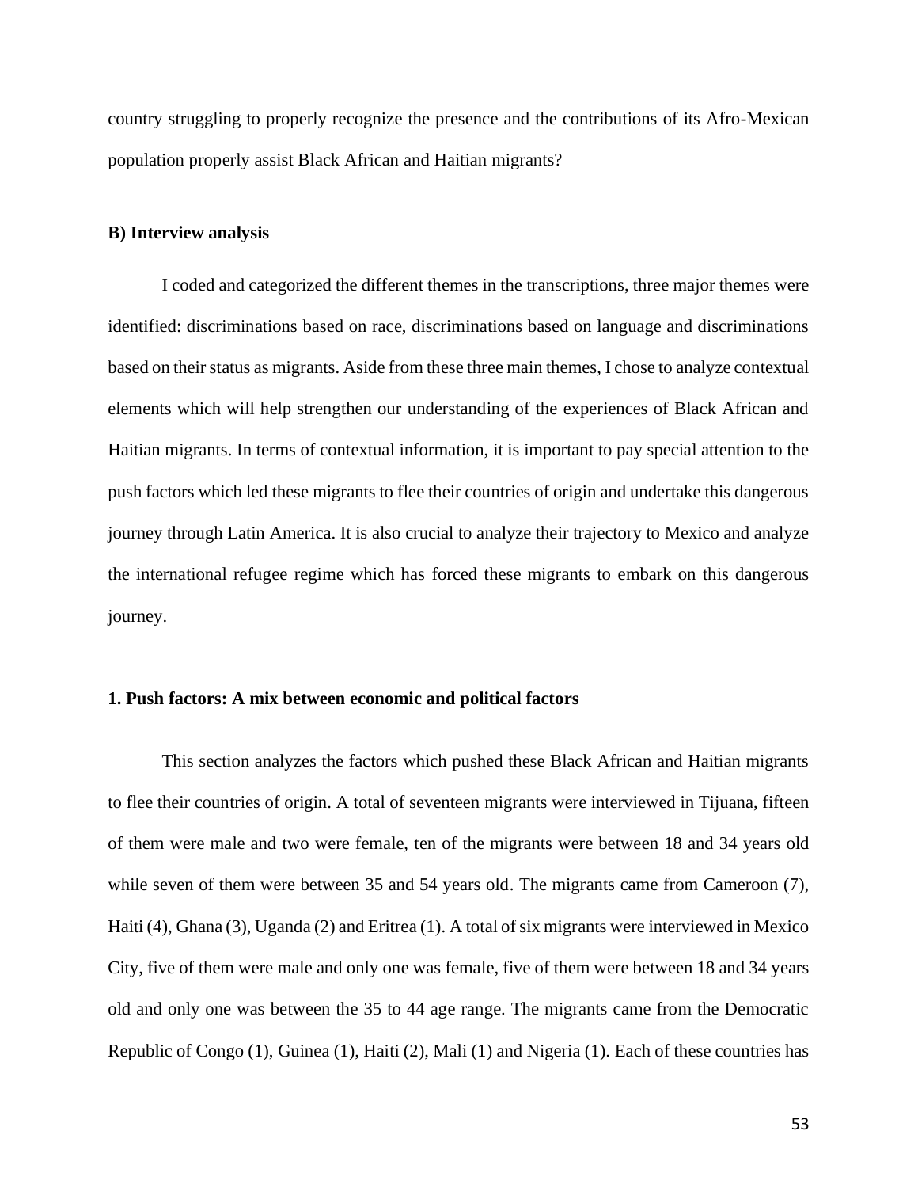country struggling to properly recognize the presence and the contributions of its Afro-Mexican population properly assist Black African and Haitian migrants?

### B) Interview analysis

I coded and categorized the different themes in the transcriptions, three major themes were identified: discriminations based on race, discriminations based on language and discriminations based on their status as migrants. Aside from these three main themes, I chose to analyze contextual elements which will help strengthen our understanding of the experiences of Black African and Haitian migrants. In terms of contextual information, it is important to pay special attention to the push factors which led these migrants to flee their countries of origin and undertake this dangerous journey through Latin America. It is also crucial to analyze their trajectory to Mexico and analyze the international refugee regime which has forced these migrants to embark on this dangerous journey.

#### 1. Push factors: A mix between economic and political factors

This section analyzes the factors which pushed these Black African and Haitian migrants to flee their countries of origin. A total of seventeen migrants were interviewed in Tijuana, fifteen of them were male and two were female, ten of the migrants were between 18 and 34 years old while seven of them were between 35 and 54 years old. The migrants came from Cameroon (7), Haiti (4), Ghana (3), Uganda (2) and Eritrea (1). A total of six migrants were interviewed in Mexico City, five of them were male and only one was female, five of them were between 18 and 34 years old and only one was between the 35 to 44 age range. The migrants came from the Democratic Republic of Congo (1), Guinea (1), Haiti (2), Mali (1) and Nigeria (1). Each of these countries has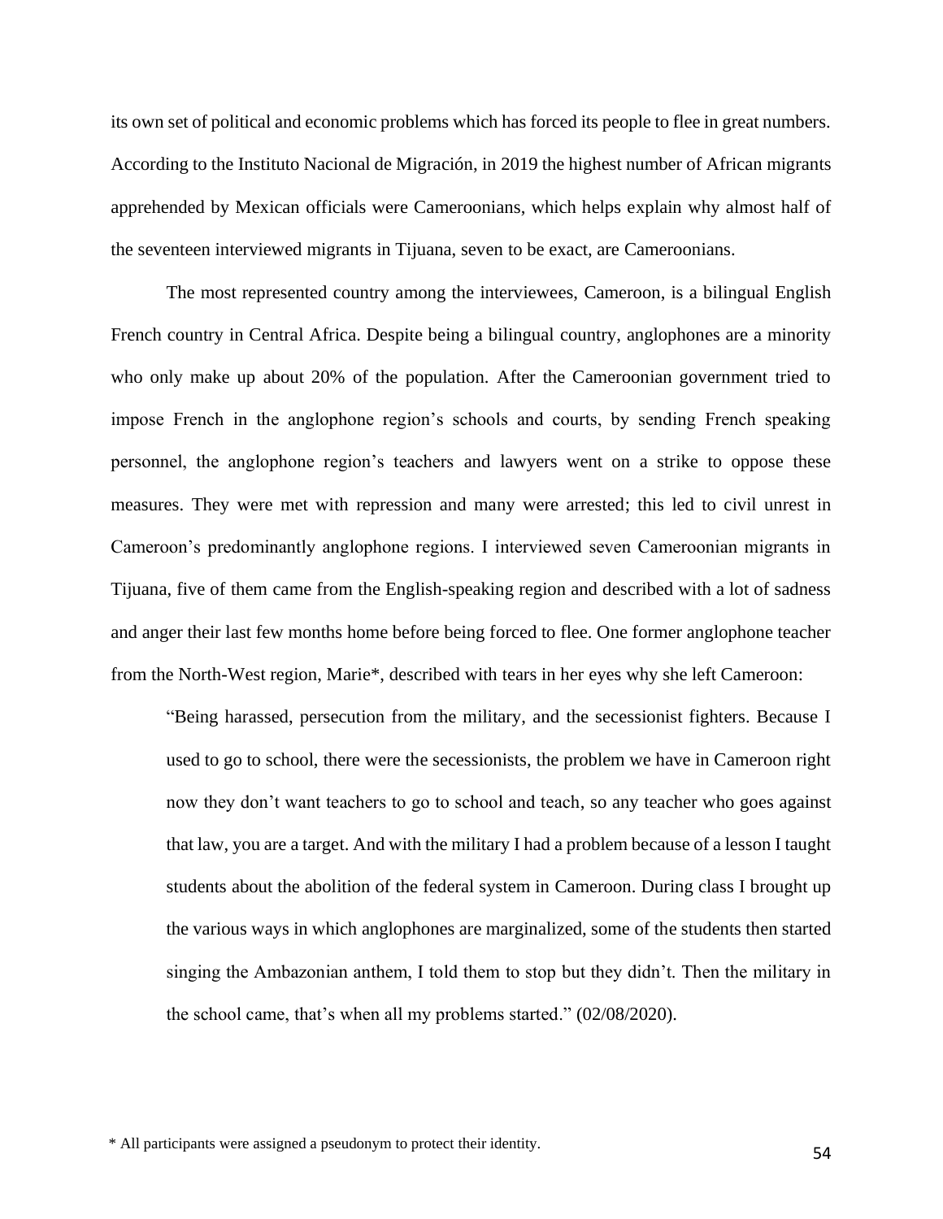its own set of political and economic problems which has forced its people to flee in great numbers. According to the Instituto Nacional de Migración, in 2019 the highest number of African migrants apprehended by Mexican officials were Cameroonians, which helps explain why almost half of the seventeen interviewed migrants in Tijuana, seven to be exact, are Cameroonians.

The most represented country among the interviewees, Cameroon, is a bilingual English French country in Central Africa. Despite being a bilingual country, anglophones are a minority who only make up about 20% of the population. After the Cameroonian government tried to impose French in the anglophone region's schools and courts, by sending French speaking personnel, the anglophone region's teachers and lawyers went on a strike to oppose these measures. They were met with repression and many were arrested; this led to civil unrest in Cameroon's predominantly anglophone regions. I interviewed seven Cameroonian migrants in Tijuana, five of them came from the English-speaking region and described with a lot of sadness and anger their last few months home before being forced to flee. One former anglophone teacher from the North-West region, Marie*, described with tears in her eyes why she left Cameroon:

> "Being harassed, persecution from the military, and the secessionist fighters. Because I used to go to school, there were the secessionists, the problem we have in Cameroon right now they don't want teachers to go to school and teach, so any teacher who goes against that law, you are a target. And with the military I had a problem because of a lesson I taught students about the abolition of the federal system in Cameroon. During class I brought up the various ways in which anglophones are marginalized, some of the students then started singing the Ambazonian anthem, I told them to stop but they didn't. Then the military in the school came, that's when all my problems started." (02/08/2020).

\* All participants were assigned a pseudonym to protect their identity.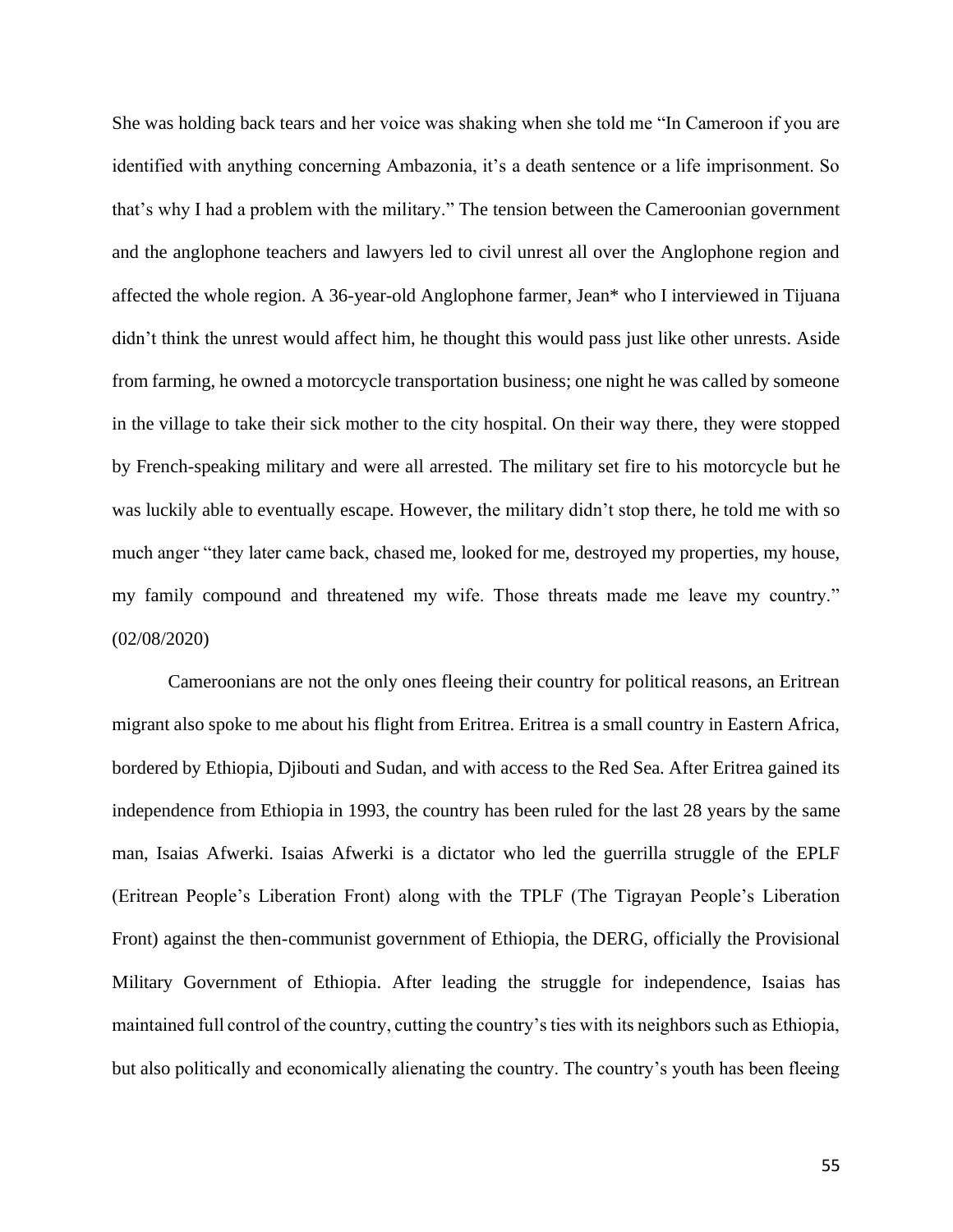She was holding back tears and her voice was shaking when she told me "In Cameroon if you are identified with anything concerning Ambazonia, it's a death sentence or a life imprisonment. So that's why I had a problem with the military." The tension between the Cameroonian government and the anglophone teachers and lawyers led to civil unrest all over the Anglophone region and affected the whole region. A 36-year-old Anglophone farmer, Jean* who I interviewed in Tijuana didn't think the unrest would affect him, he thought this would pass just like other unrests. Aside from farming, he owned a motorcycle transportation business; one night he was called by someone in the village to take their sick mother to the city hospital. On their way there, they were stopped by French-speaking military and were all arrested. The military set fire to his motorcycle but he was luckily able to eventually escape. However, the military didn't stop there, he told me with so much anger "they later came back, chased me, looked for me, destroyed my properties, my house, my family compound and threatened my wife. Those threats made me leave my country." (02/08/2020)

Cameroonians are not the only ones fleeing their country for political reasons, an Eritrean migrant also spoke to me about his flight from Eritrea. Eritrea is a small country in Eastern Africa, bordered by Ethiopia, Djibouti and Sudan, and with access to the Red Sea. After Eritrea gained its independence from Ethiopia in 1993, the country has been ruled for the last 28 years by the same man, Isaias Afwerki. Isaias Afwerki is a dictator who led the guerrilla struggle of the EPLF (Eritrean People's Liberation Front) along with the TPLF (The Tigrayan People's Liberation Front) against the then-communist government of Ethiopia, the DERG, officially the Provisional Military Government of Ethiopia. After leading the struggle for independence, Isaias has maintained full control of the country, cutting the country's ties with its neighbors such as Ethiopia, but also politically and economically alienating the country. The country's youth has been fleeing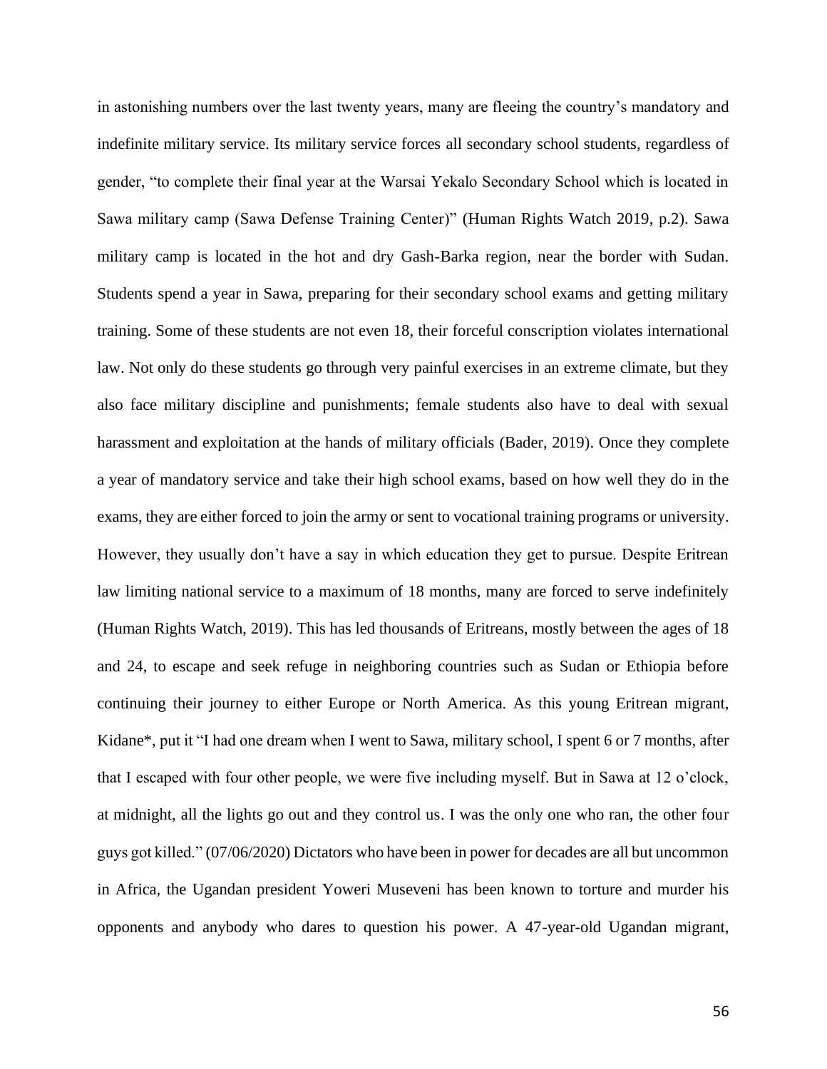in astonishing numbers over the last twenty years, many are fleeing the country's mandatory and indefinite military service. Its military service forces all secondary school students, regardless of gender, "to complete their final year at the Warsai Yekalo Secondary School which is located in Sawa military camp (Sawa Defense Training Center)" (Human Rights Watch 2019, p.2). Sawa military camp is located in the hot and dry Gash-Barka region, near the border with Sudan. Students spend a year in Sawa, preparing for their secondary school exams and getting military training. Some of these students are not even 18, their forceful conscription violates international law. Not only do these students go through very painful exercises in an extreme climate, but they also face military discipline and punishments; female students also have to deal with sexual harassment and exploitation at the hands of military officials (Bader, 2019). Once they complete a year of mandatory service and take their high school exams, based on how well they do in the exams, they are either forced to join the army or sent to vocational training programs or university. However, they usually don't have a say in which education they get to pursue. Despite Eritrean law limiting national service to a maximum of 18 months, many are forced to serve indefinitely (Human Rights Watch, 2019). This has led thousands of Eritreans, mostly between the ages of 18 and 24, to escape and seek refuge in neighboring countries such as Sudan or Ethiopia before continuing their journey to either Europe or North America. As this young Eritrean migrant, Kidane*, put it "I had one dream when I went to Sawa, military school, I spent 6 or 7 months, after that I escaped with four other people, we were five including myself. But in Sawa at 12 o'clock, at midnight, all the lights go out and they control us. I was the only one who ran, the other four guys got killed." (07/06/2020) Dictators who have been in power for decades are all but uncommon in Africa, the Ugandan president Yoweri Museveni has been known to torture and murder his opponents and anybody who dares to question his power. A 47-year-old Ugandan migrant,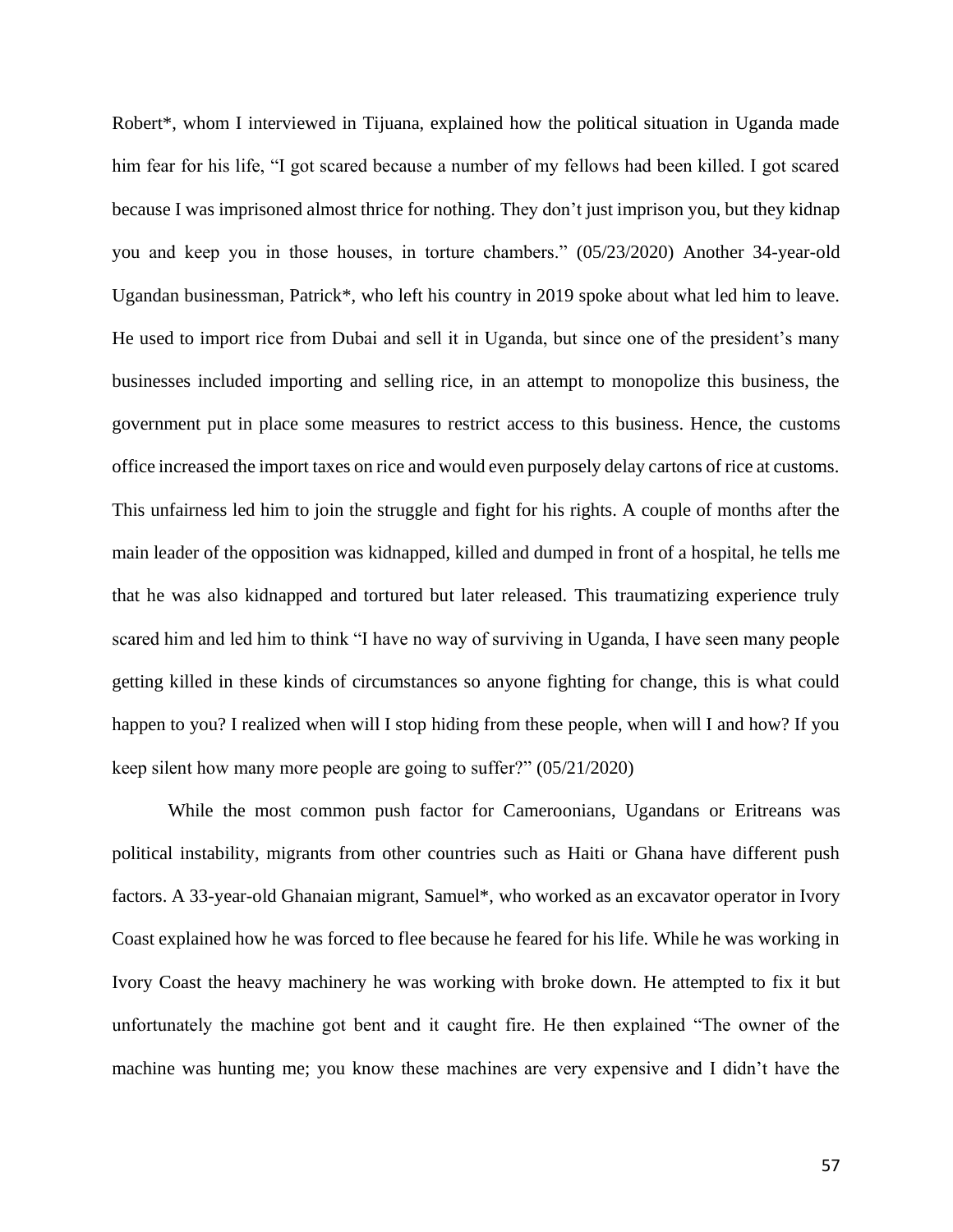Robert*, whom I interviewed in Tijuana, explained how the political situation in Uganda made him fear for his life, "I got scared because a number of my fellows had been killed. I got scared because I was imprisoned almost thrice for nothing. They don't just imprison you, but they kidnap you and keep you in those houses, in torture chambers." (05/23/2020) Another 34-year-old Ugandan businessman, Patrick*, who left his country in 2019 spoke about what led him to leave. He used to import rice from Dubai and sell it in Uganda, but since one of the president's many businesses included importing and selling rice, in an attempt to monopolize this business, the government put in place some measures to restrict access to this business. Hence, the customs office increased the import taxes on rice and would even purposely delay cartons of rice at customs. This unfairness led him to join the struggle and fight for his rights. A couple of months after the main leader of the opposition was kidnapped, killed and dumped in front of a hospital, he tells me that he was also kidnapped and tortured but later released. This traumatizing experience truly scared him and led him to think "I have no way of surviving in Uganda, I have seen many people getting killed in these kinds of circumstances so anyone fighting for change, this is what could happen to you? I realized when will I stop hiding from these people, when will I and how? If you keep silent how many more people are going to suffer?" (05/21/2020)

While the most common push factor for Cameroonians, Ugandans or Eritreans was political instability, migrants from other countries such as Haiti or Ghana have different push factors. A 33-year-old Ghanaian migrant, Samuel*, who worked as an excavator operator in Ivory Coast explained how he was forced to flee because he feared for his life. While he was working in Ivory Coast the heavy machinery he was working with broke down. He attempted to fix it but unfortunately the machine got bent and it caught fire. He then explained "The owner of the machine was hunting me; you know these machines are very expensive and I didn't have the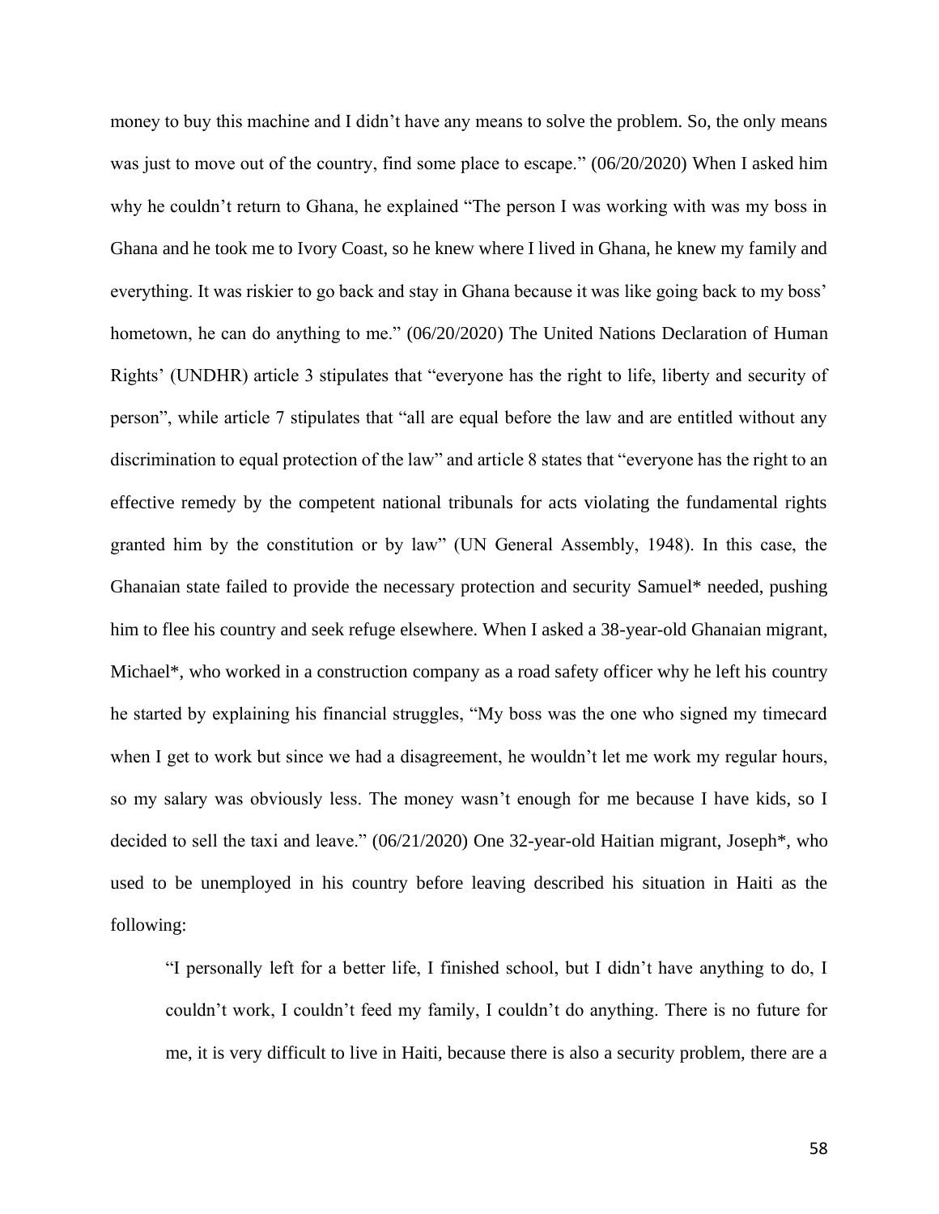money to buy this machine and I didn't have any means to solve the problem. So, the only means was just to move out of the country, find some place to escape." (06/20/2020) When I asked him why he couldn't return to Ghana, he explained "The person I was working with was my boss in Ghana and he took me to Ivory Coast, so he knew where I lived in Ghana, he knew my family and everything. It was riskier to go back and stay in Ghana because it was like going back to my boss' hometown, he can do anything to me." (06/20/2020) The United Nations Declaration of Human Rights' (UNDHR) article 3 stipulates that "everyone has the right to life, liberty and security of person", while article 7 stipulates that "all are equal before the law and are entitled without any discrimination to equal protection of the law" and article 8 states that "everyone has the right to an effective remedy by the competent national tribunals for acts violating the fundamental rights granted him by the constitution or by law" (UN General Assembly, 1948). In this case, the Ghanaian state failed to provide the necessary protection and security Samuel* needed, pushing him to flee his country and seek refuge elsewhere. When I asked a 38-year-old Ghanaian migrant, Michael*, who worked in a construction company as a road safety officer why he left his country he started by explaining his financial struggles, "My boss was the one who signed my timecard when I get to work but since we had a disagreement, he wouldn't let me work my regular hours, so my salary was obviously less. The money wasn't enough for me because I have kids, so I decided to sell the taxi and leave." (06/21/2020) One 32-year-old Haitian migrant, Joseph*, who used to be unemployed in his country before leaving described his situation in Haiti as the following:

> "I personally left for a better life, I finished school, but I didn't have anything to do, I couldn't work, I couldn't feed my family, I couldn't do anything. There is no future for me, it is very difficult to live in Haiti, because there is also a security problem, there are a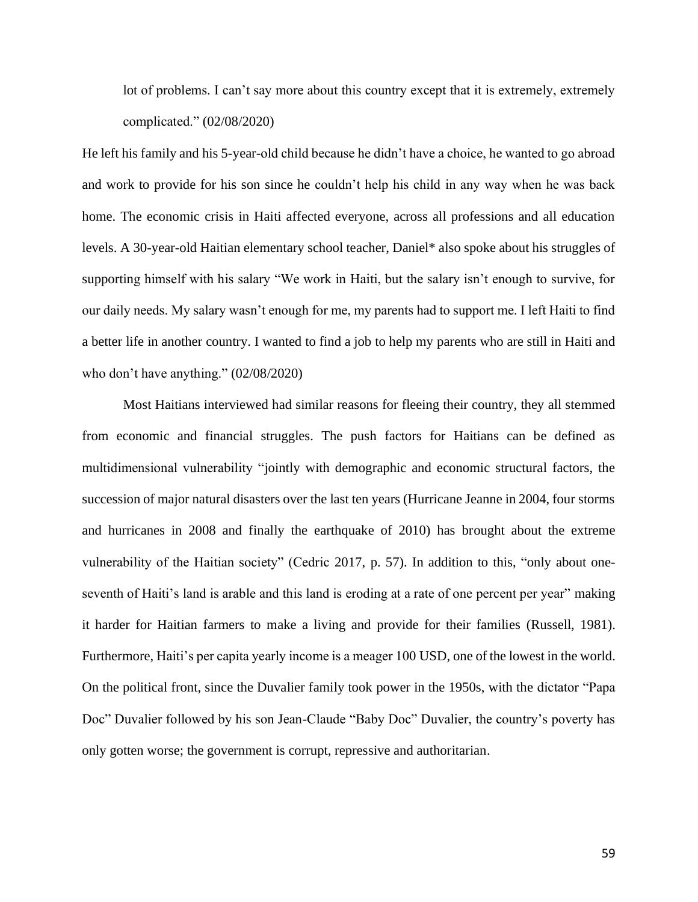> lot of problems. I can't say more about this country except that it is extremely, extremely complicated." (02/08/2020)

He left his family and his 5-year-old child because he didn't have a choice, he wanted to go abroad and work to provide for his son since he couldn't help his child in any way when he was back home. The economic crisis in Haiti affected everyone, across all professions and all education levels. A 30-year-old Haitian elementary school teacher, Daniel* also spoke about his struggles of supporting himself with his salary "We work in Haiti, but the salary isn't enough to survive, for our daily needs. My salary wasn't enough for me, my parents had to support me. I left Haiti to find a better life in another country. I wanted to find a job to help my parents who are still in Haiti and who don't have anything." (02/08/2020)

Most Haitians interviewed had similar reasons for fleeing their country, they all stemmed from economic and financial struggles. The push factors for Haitians can be defined as multidimensional vulnerability "jointly with demographic and economic structural factors, the succession of major natural disasters over the last ten years (Hurricane Jeanne in 2004, four storms and hurricanes in 2008 and finally the earthquake of 2010) has brought about the extreme vulnerability of the Haitian society" (Cedric 2017, p. 57). In addition to this, "only about one-seventh of Haiti's land is arable and this land is eroding at a rate of one percent per year" making it harder for Haitian farmers to make a living and provide for their families (Russell, 1981). Furthermore, Haiti's per capita yearly income is a meager 100 USD, one of the lowest in the world. On the political front, since the Duvalier family took power in the 1950s, with the dictator "Papa Doc" Duvalier followed by his son Jean-Claude "Baby Doc" Duvalier, the country's poverty has only gotten worse; the government is corrupt, repressive and authoritarian.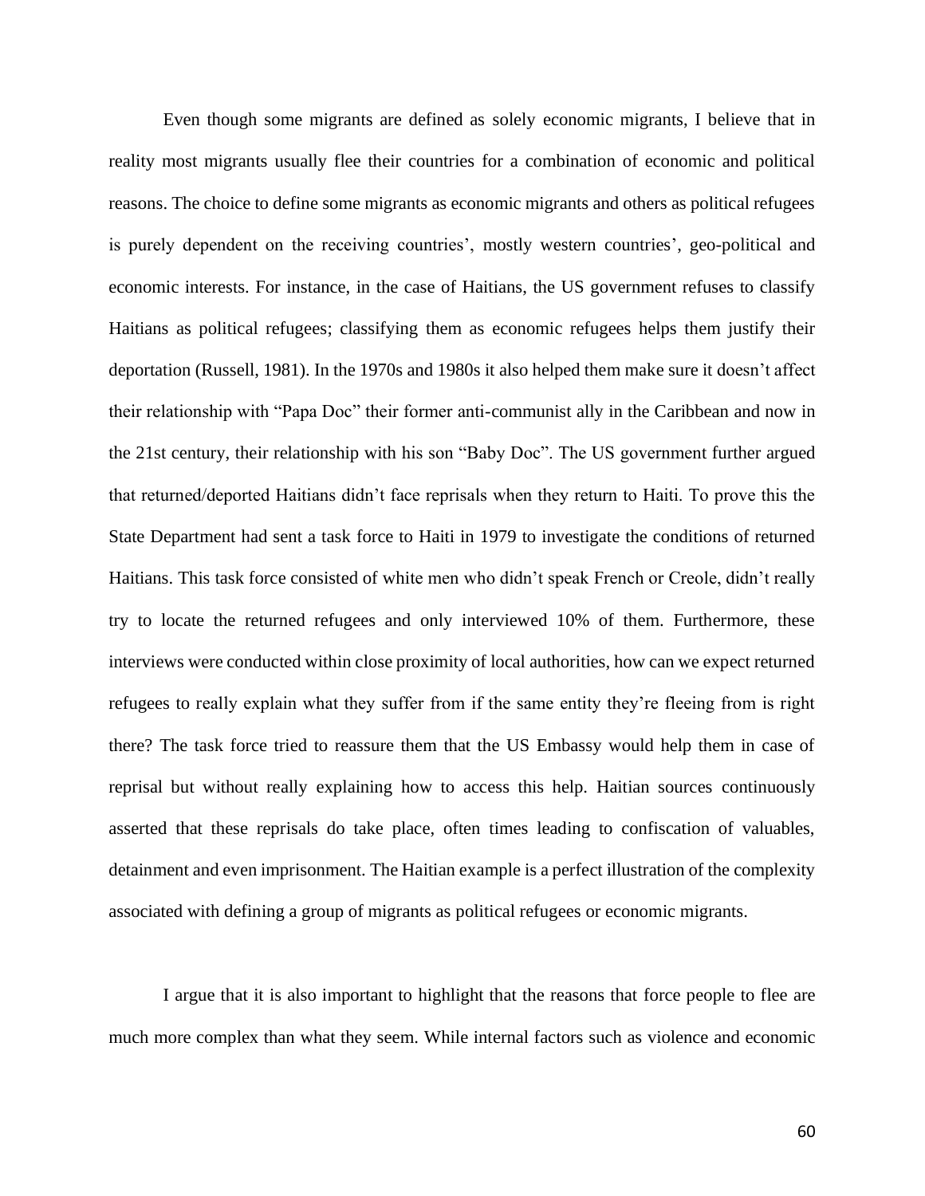Even though some migrants are defined as solely economic migrants, I believe that in reality most migrants usually flee their countries for a combination of economic and political reasons. The choice to define some migrants as economic migrants and others as political refugees is purely dependent on the receiving countries', mostly western countries', geo-political and economic interests. For instance, in the case of Haitians, the US government refuses to classify Haitians as political refugees; classifying them as economic refugees helps them justify their deportation (Russell, 1981). In the 1970s and 1980s it also helped them make sure it doesn't affect their relationship with "Papa Doc" their former anti-communist ally in the Caribbean and now in the 21st century, their relationship with his son "Baby Doc". The US government further argued that returned/deported Haitians didn't face reprisals when they return to Haiti. To prove this the State Department had sent a task force to Haiti in 1979 to investigate the conditions of returned Haitians. This task force consisted of white men who didn't speak French or Creole, didn't really try to locate the returned refugees and only interviewed 10% of them. Furthermore, these interviews were conducted within close proximity of local authorities, how can we expect returned refugees to really explain what they suffer from if the same entity they're fleeing from is right there? The task force tried to reassure them that the US Embassy would help them in case of reprisal but without really explaining how to access this help. Haitian sources continuously asserted that these reprisals do take place, often times leading to confiscation of valuables, detainment and even imprisonment. The Haitian example is a perfect illustration of the complexity associated with defining a group of migrants as political refugees or economic migrants.

I argue that it is also important to highlight that the reasons that force people to flee are much more complex than what they seem. While internal factors such as violence and economic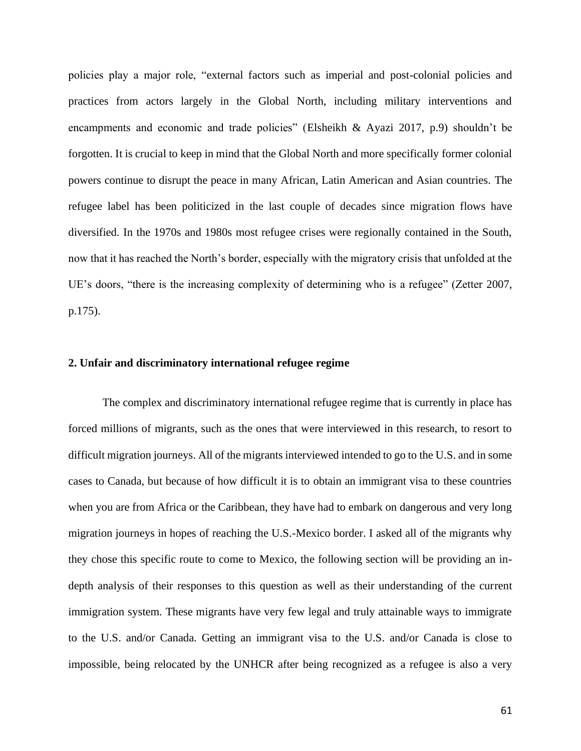policies play a major role, "external factors such as imperial and post-colonial policies and practices from actors largely in the Global North, including military interventions and encampments and economic and trade policies" (Elsheikh & Ayazi 2017, p.9) shouldn't be forgotten. It is crucial to keep in mind that the Global North and more specifically former colonial powers continue to disrupt the peace in many African, Latin American and Asian countries. The refugee label has been politicized in the last couple of decades since migration flows have diversified. In the 1970s and 1980s most refugee crises were regionally contained in the South, now that it has reached the North's border, especially with the migratory crisis that unfolded at the UE's doors, "there is the increasing complexity of determining who is a refugee" (Zetter 2007, p.175).

## 2. Unfair and discriminatory international refugee regime

The complex and discriminatory international refugee regime that is currently in place has forced millions of migrants, such as the ones that were interviewed in this research, to resort to difficult migration journeys. All of the migrants interviewed intended to go to the U.S. and in some cases to Canada, but because of how difficult it is to obtain an immigrant visa to these countries when you are from Africa or the Caribbean, they have had to embark on dangerous and very long migration journeys in hopes of reaching the U.S.-Mexico border. I asked all of the migrants why they chose this specific route to come to Mexico, the following section will be providing an in-depth analysis of their responses to this question as well as their understanding of the current immigration system. These migrants have very few legal and truly attainable ways to immigrate to the U.S. and/or Canada. Getting an immigrant visa to the U.S. and/or Canada is close to impossible, being relocated by the UNHCR after being recognized as a refugee is also a very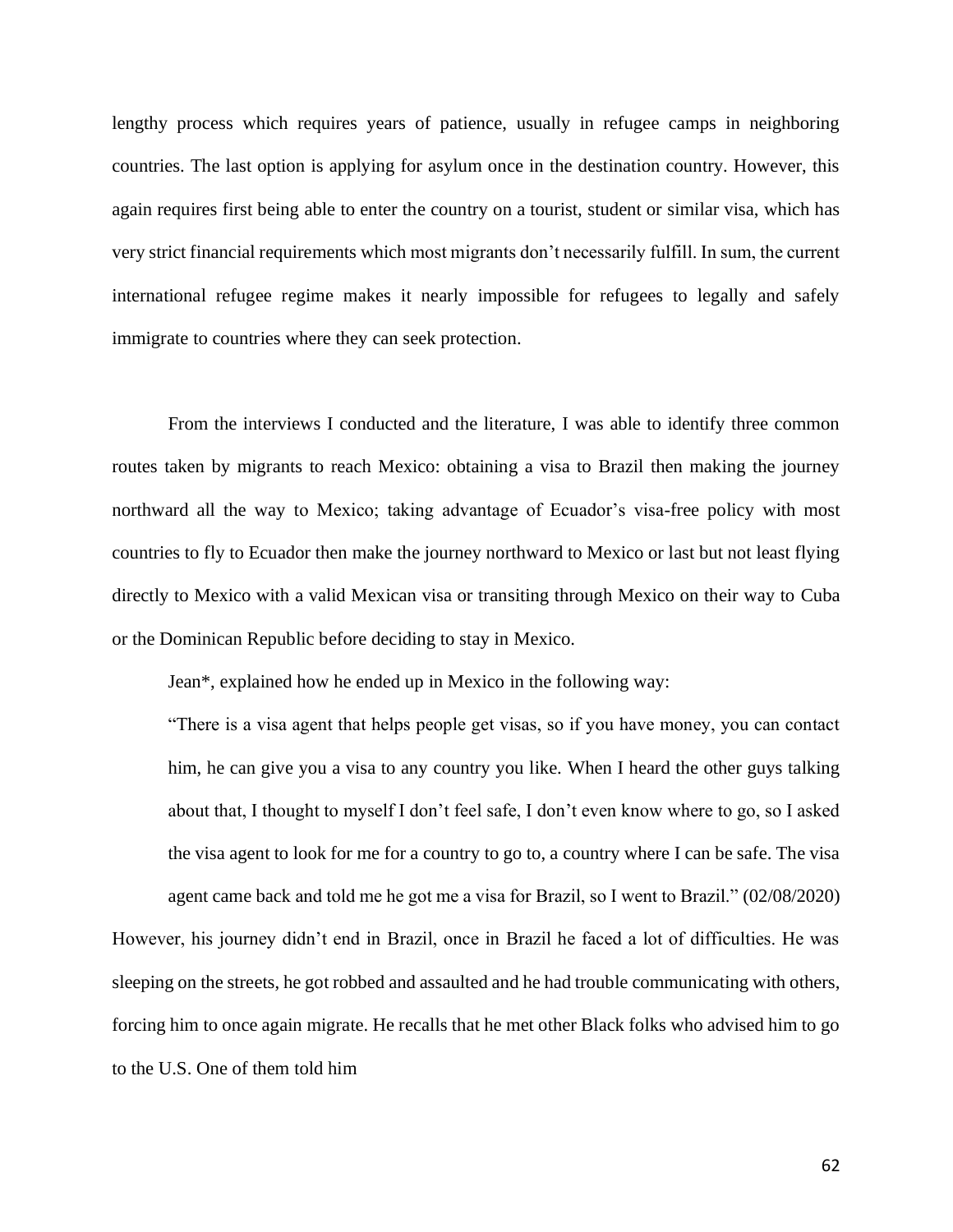lengthy process which requires years of patience, usually in refugee camps in neighboring countries. The last option is applying for asylum once in the destination country. However, this again requires first being able to enter the country on a tourist, student or similar visa, which has very strict financial requirements which most migrants don't necessarily fulfill. In sum, the current international refugee regime makes it nearly impossible for refugees to legally and safely immigrate to countries where they can seek protection.

From the interviews I conducted and the literature, I was able to identify three common routes taken by migrants to reach Mexico: obtaining a visa to Brazil then making the journey northward all the way to Mexico; taking advantage of Ecuador's visa-free policy with most countries to fly to Ecuador then make the journey northward to Mexico or last but not least flying directly to Mexico with a valid Mexican visa or transiting through Mexico on their way to Cuba or the Dominican Republic before deciding to stay in Mexico.

Jean*, explained how he ended up in Mexico in the following way:

> "There is a visa agent that helps people get visas, so if you have money, you can contact him, he can give you a visa to any country you like. When I heard the other guys talking about that, I thought to myself I don't feel safe, I don't even know where to go, so I asked the visa agent to look for me for a country to go to, a country where I can be safe. The visa agent came back and told me he got me a visa for Brazil, so I went to Brazil." (02/08/2020)

However, his journey didn't end in Brazil, once in Brazil he faced a lot of difficulties. He was sleeping on the streets, he got robbed and assaulted and he had trouble communicating with others, forcing him to once again migrate. He recalls that he met other Black folks who advised him to go to the U.S. One of them told him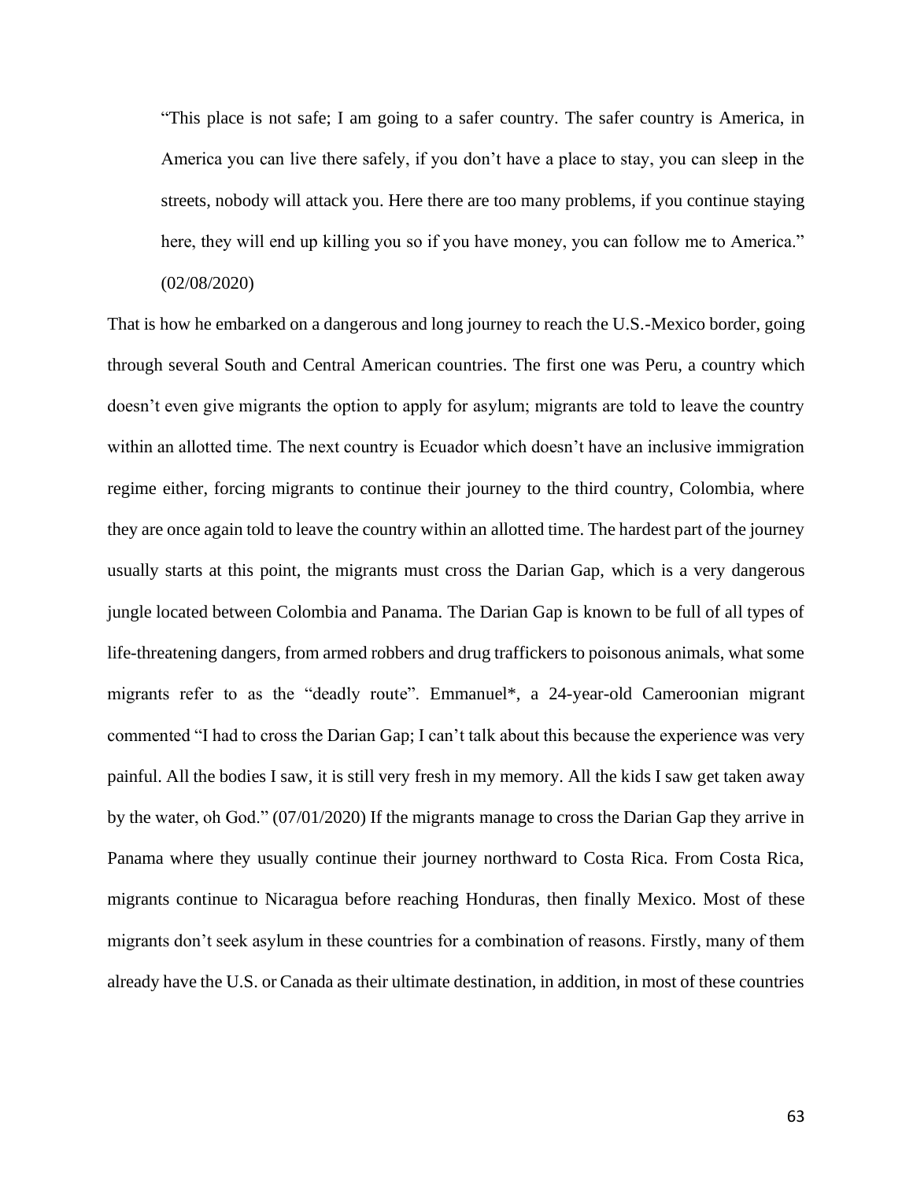> "This place is not safe; I am going to a safer country. The safer country is America, in America you can live there safely, if you don't have a place to stay, you can sleep in the streets, nobody will attack you. Here there are too many problems, if you continue staying here, they will end up killing you so if you have money, you can follow me to America." (02/08/2020)

That is how he embarked on a dangerous and long journey to reach the U.S.-Mexico border, going through several South and Central American countries. The first one was Peru, a country which doesn't even give migrants the option to apply for asylum; migrants are told to leave the country within an allotted time. The next country is Ecuador which doesn't have an inclusive immigration regime either, forcing migrants to continue their journey to the third country, Colombia, where they are once again told to leave the country within an allotted time. The hardest part of the journey usually starts at this point, the migrants must cross the Darian Gap, which is a very dangerous jungle located between Colombia and Panama. The Darian Gap is known to be full of all types of life-threatening dangers, from armed robbers and drug traffickers to poisonous animals, what some migrants refer to as the "deadly route". Emmanuel*, a 24-year-old Cameroonian migrant commented "I had to cross the Darian Gap; I can't talk about this because the experience was very painful. All the bodies I saw, it is still very fresh in my memory. All the kids I saw get taken away by the water, oh God." (07/01/2020) If the migrants manage to cross the Darian Gap they arrive in Panama where they usually continue their journey northward to Costa Rica. From Costa Rica, migrants continue to Nicaragua before reaching Honduras, then finally Mexico. Most of these migrants don't seek asylum in these countries for a combination of reasons. Firstly, many of them already have the U.S. or Canada as their ultimate destination, in addition, in most of these countries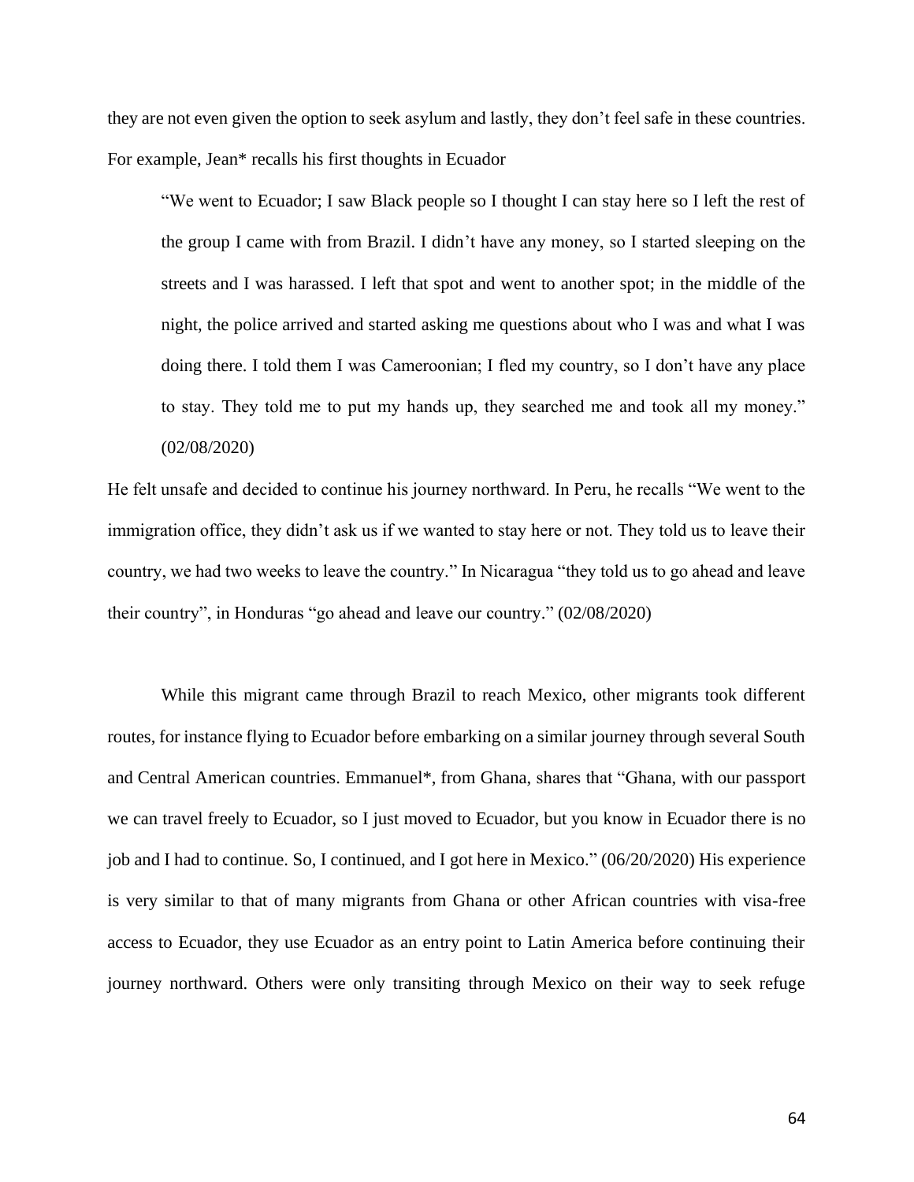they are not even given the option to seek asylum and lastly, they don't feel safe in these countries. For example, Jean* recalls his first thoughts in Ecuador

> "We went to Ecuador; I saw Black people so I thought I can stay here so I left the rest of the group I came with from Brazil. I didn't have any money, so I started sleeping on the streets and I was harassed. I left that spot and went to another spot; in the middle of the night, the police arrived and started asking me questions about who I was and what I was doing there. I told them I was Cameroonian; I fled my country, so I don't have any place to stay. They told me to put my hands up, they searched me and took all my money." (02/08/2020)

He felt unsafe and decided to continue his journey northward. In Peru, he recalls "We went to the immigration office, they didn't ask us if we wanted to stay here or not. They told us to leave their country, we had two weeks to leave the country." In Nicaragua "they told us to go ahead and leave their country", in Honduras "go ahead and leave our country." (02/08/2020)

While this migrant came through Brazil to reach Mexico, other migrants took different routes, for instance flying to Ecuador before embarking on a similar journey through several South and Central American countries. Emmanuel*, from Ghana, shares that "Ghana, with our passport we can travel freely to Ecuador, so I just moved to Ecuador, but you know in Ecuador there is no job and I had to continue. So, I continued, and I got here in Mexico." (06/20/2020) His experience is very similar to that of many migrants from Ghana or other African countries with visa-free access to Ecuador, they use Ecuador as an entry point to Latin America before continuing their journey northward. Others were only transiting through Mexico on their way to seek refuge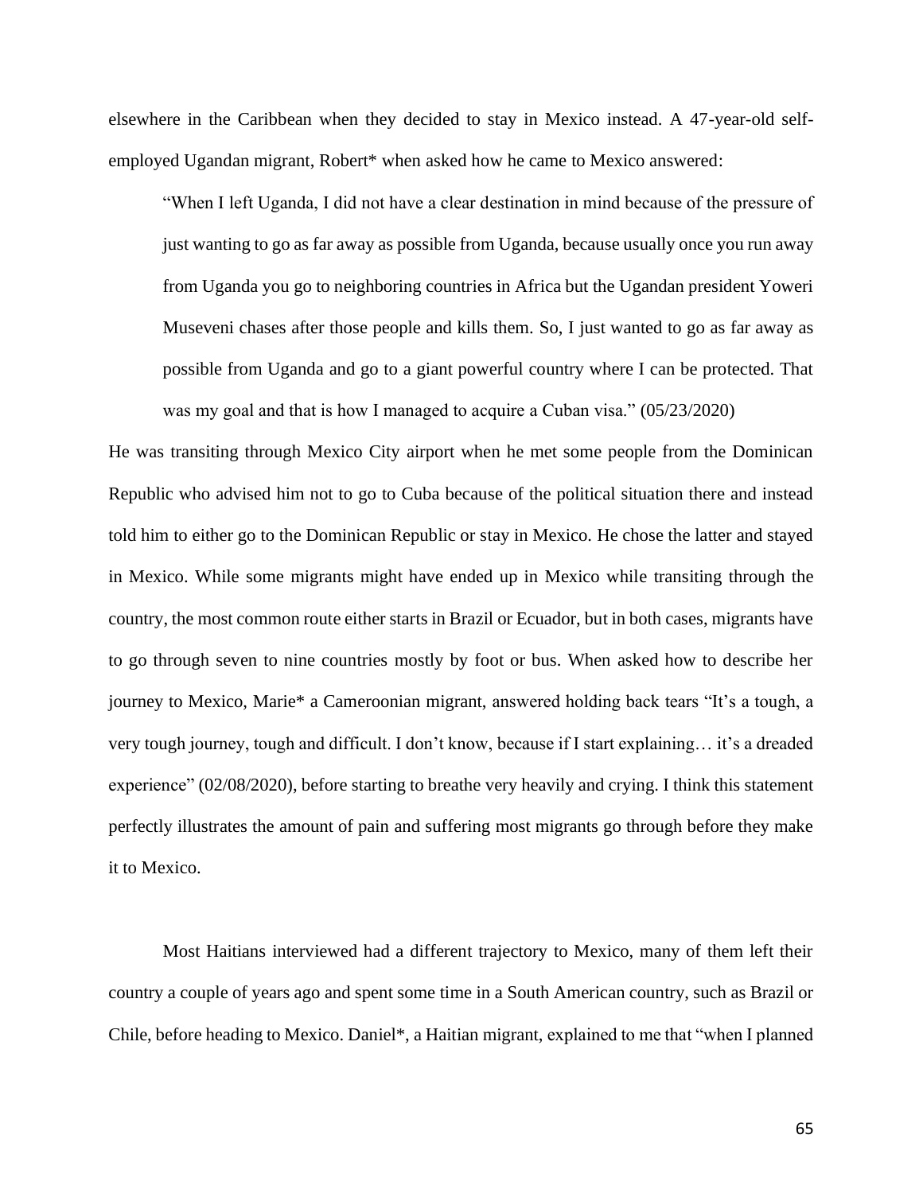elsewhere in the Caribbean when they decided to stay in Mexico instead. A 47-year-old self-employed Ugandan migrant, Robert* when asked how he came to Mexico answered:

> "When I left Uganda, I did not have a clear destination in mind because of the pressure of just wanting to go as far away as possible from Uganda, because usually once you run away from Uganda you go to neighboring countries in Africa but the Ugandan president Yoweri Museveni chases after those people and kills them. So, I just wanted to go as far away as possible from Uganda and go to a giant powerful country where I can be protected. That was my goal and that is how I managed to acquire a Cuban visa." (05/23/2020)

He was transiting through Mexico City airport when he met some people from the Dominican Republic who advised him not to go to Cuba because of the political situation there and instead told him to either go to the Dominican Republic or stay in Mexico. He chose the latter and stayed in Mexico. While some migrants might have ended up in Mexico while transiting through the country, the most common route either starts in Brazil or Ecuador, but in both cases, migrants have to go through seven to nine countries mostly by foot or bus. When asked how to describe her journey to Mexico, Marie* a Cameroonian migrant, answered holding back tears "It's a tough, a very tough journey, tough and difficult. I don't know, because if I start explaining… it's a dreaded experience" (02/08/2020), before starting to breathe very heavily and crying. I think this statement perfectly illustrates the amount of pain and suffering most migrants go through before they make it to Mexico.

Most Haitians interviewed had a different trajectory to Mexico, many of them left their country a couple of years ago and spent some time in a South American country, such as Brazil or Chile, before heading to Mexico. Daniel*, a Haitian migrant, explained to me that "when I planned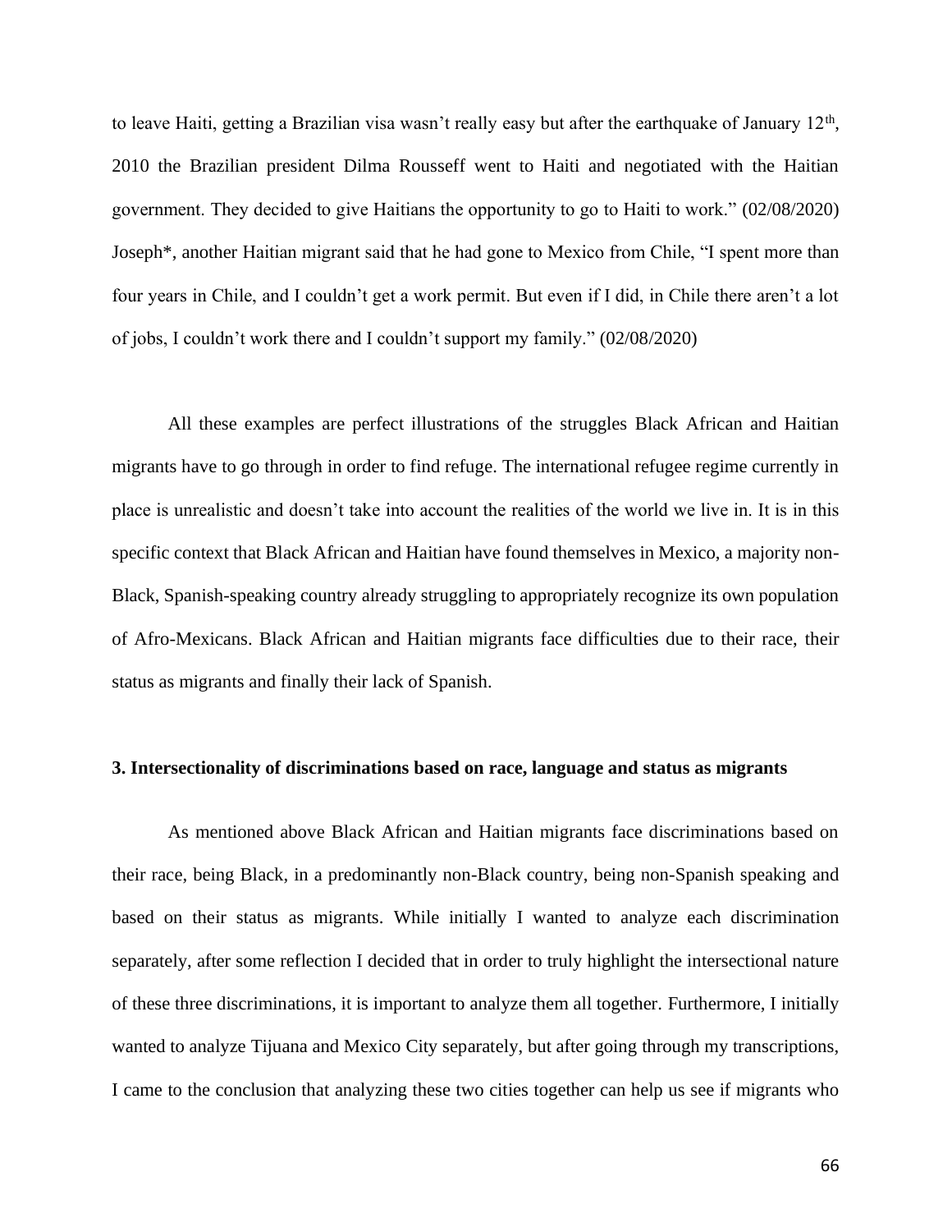to leave Haiti, getting a Brazilian visa wasn't really easy but after the earthquake of January 12th, 2010 the Brazilian president Dilma Rousseff went to Haiti and negotiated with the Haitian government. They decided to give Haitians the opportunity to go to Haiti to work." (02/08/2020) Joseph*, another Haitian migrant said that he had gone to Mexico from Chile, "I spent more than four years in Chile, and I couldn't get a work permit. But even if I did, in Chile there aren't a lot of jobs, I couldn't work there and I couldn't support my family." (02/08/2020)

All these examples are perfect illustrations of the struggles Black African and Haitian migrants have to go through in order to find refuge. The international refugee regime currently in place is unrealistic and doesn't take into account the realities of the world we live in. It is in this specific context that Black African and Haitian have found themselves in Mexico, a majority non-Black, Spanish-speaking country already struggling to appropriately recognize its own population of Afro-Mexicans. Black African and Haitian migrants face difficulties due to their race, their status as migrants and finally their lack of Spanish.

### 3. Intersectionality of discriminations based on race, language and status as migrants

As mentioned above Black African and Haitian migrants face discriminations based on their race, being Black, in a predominantly non-Black country, being non-Spanish speaking and based on their status as migrants. While initially I wanted to analyze each discrimination separately, after some reflection I decided that in order to truly highlight the intersectional nature of these three discriminations, it is important to analyze them all together. Furthermore, I initially wanted to analyze Tijuana and Mexico City separately, but after going through my transcriptions, I came to the conclusion that analyzing these two cities together can help us see if migrants who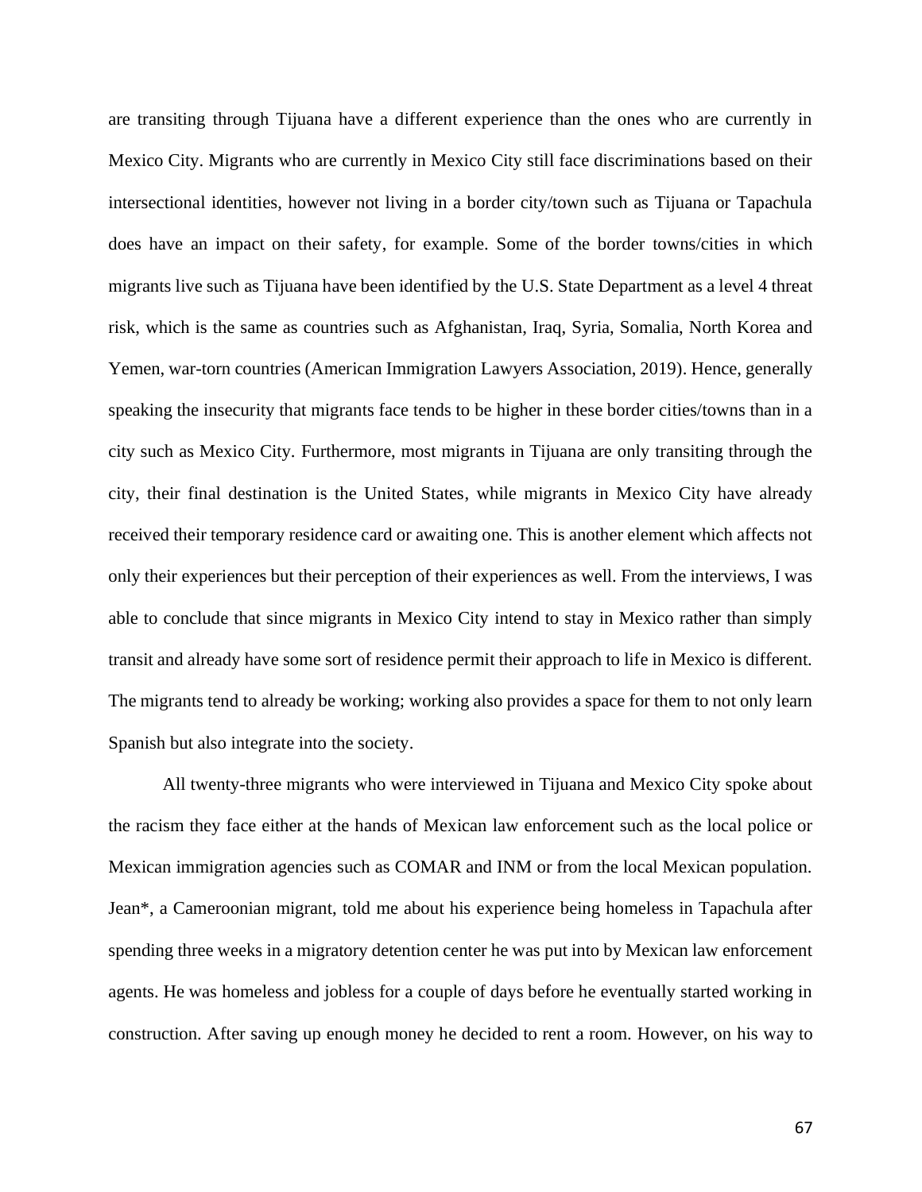are transiting through Tijuana have a different experience than the ones who are currently in Mexico City. Migrants who are currently in Mexico City still face discriminations based on their intersectional identities, however not living in a border city/town such as Tijuana or Tapachula does have an impact on their safety, for example. Some of the border towns/cities in which migrants live such as Tijuana have been identified by the U.S. State Department as a level 4 threat risk, which is the same as countries such as Afghanistan, Iraq, Syria, Somalia, North Korea and Yemen, war-torn countries (American Immigration Lawyers Association, 2019). Hence, generally speaking the insecurity that migrants face tends to be higher in these border cities/towns than in a city such as Mexico City. Furthermore, most migrants in Tijuana are only transiting through the city, their final destination is the United States, while migrants in Mexico City have already received their temporary residence card or awaiting one. This is another element which affects not only their experiences but their perception of their experiences as well. From the interviews, I was able to conclude that since migrants in Mexico City intend to stay in Mexico rather than simply transit and already have some sort of residence permit their approach to life in Mexico is different. The migrants tend to already be working; working also provides a space for them to not only learn Spanish but also integrate into the society.

All twenty-three migrants who were interviewed in Tijuana and Mexico City spoke about the racism they face either at the hands of Mexican law enforcement such as the local police or Mexican immigration agencies such as COMAR and INM or from the local Mexican population. Jean*, a Cameroonian migrant, told me about his experience being homeless in Tapachula after spending three weeks in a migratory detention center he was put into by Mexican law enforcement agents. He was homeless and jobless for a couple of days before he eventually started working in construction. After saving up enough money he decided to rent a room. However, on his way to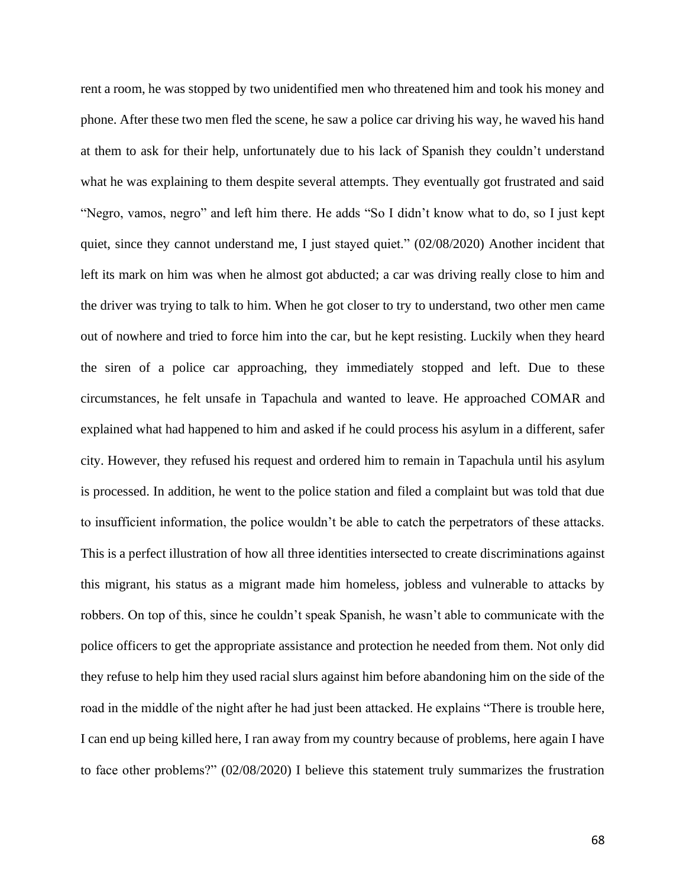rent a room, he was stopped by two unidentified men who threatened him and took his money and phone. After these two men fled the scene, he saw a police car driving his way, he waved his hand at them to ask for their help, unfortunately due to his lack of Spanish they couldn't understand what he was explaining to them despite several attempts. They eventually got frustrated and said "Negro, vamos, negro" and left him there. He adds "So I didn't know what to do, so I just kept quiet, since they cannot understand me, I just stayed quiet." (02/08/2020) Another incident that left its mark on him was when he almost got abducted; a car was driving really close to him and the driver was trying to talk to him. When he got closer to try to understand, two other men came out of nowhere and tried to force him into the car, but he kept resisting. Luckily when they heard the siren of a police car approaching, they immediately stopped and left. Due to these circumstances, he felt unsafe in Tapachula and wanted to leave. He approached COMAR and explained what had happened to him and asked if he could process his asylum in a different, safer city. However, they refused his request and ordered him to remain in Tapachula until his asylum is processed. In addition, he went to the police station and filed a complaint but was told that due to insufficient information, the police wouldn't be able to catch the perpetrators of these attacks. This is a perfect illustration of how all three identities intersected to create discriminations against this migrant, his status as a migrant made him homeless, jobless and vulnerable to attacks by robbers. On top of this, since he couldn't speak Spanish, he wasn't able to communicate with the police officers to get the appropriate assistance and protection he needed from them. Not only did they refuse to help him they used racial slurs against him before abandoning him on the side of the road in the middle of the night after he had just been attacked. He explains "There is trouble here, I can end up being killed here, I ran away from my country because of problems, here again I have to face other problems?" (02/08/2020) I believe this statement truly summarizes the frustration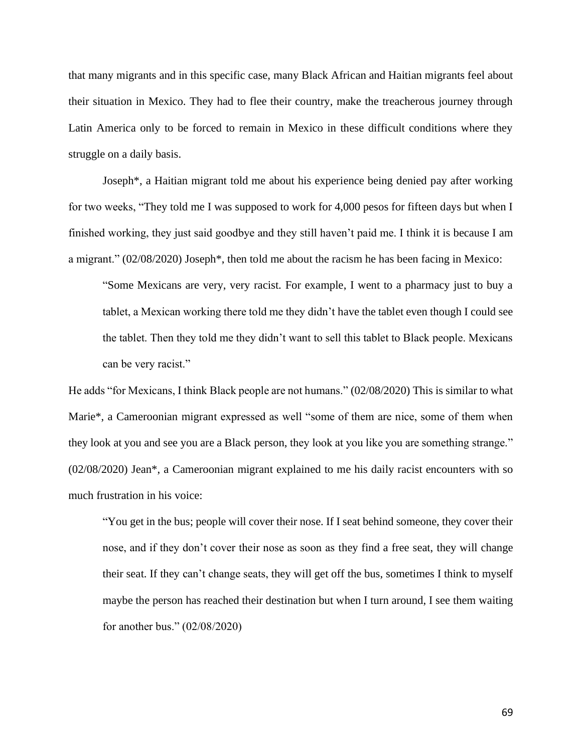that many migrants and in this specific case, many Black African and Haitian migrants feel about their situation in Mexico. They had to flee their country, make the treacherous journey through Latin America only to be forced to remain in Mexico in these difficult conditions where they struggle on a daily basis.

Joseph*, a Haitian migrant told me about his experience being denied pay after working for two weeks, "They told me I was supposed to work for 4,000 pesos for fifteen days but when I finished working, they just said goodbye and they still haven't paid me. I think it is because I am a migrant." (02/08/2020) Joseph*, then told me about the racism he has been facing in Mexico:

> "Some Mexicans are very, very racist. For example, I went to a pharmacy just to buy a tablet, a Mexican working there told me they didn't have the tablet even though I could see the tablet. Then they told me they didn't want to sell this tablet to Black people. Mexicans can be very racist."

He adds "for Mexicans, I think Black people are not humans." (02/08/2020) This is similar to what Marie*, a Cameroonian migrant expressed as well "some of them are nice, some of them when they look at you and see you are a Black person, they look at you like you are something strange." (02/08/2020) Jean*, a Cameroonian migrant explained to me his daily racist encounters with so much frustration in his voice:

> "You get in the bus; people will cover their nose. If I seat behind someone, they cover their nose, and if they don't cover their nose as soon as they find a free seat, they will change their seat. If they can't change seats, they will get off the bus, sometimes I think to myself maybe the person has reached their destination but when I turn around, I see them waiting for another bus." (02/08/2020)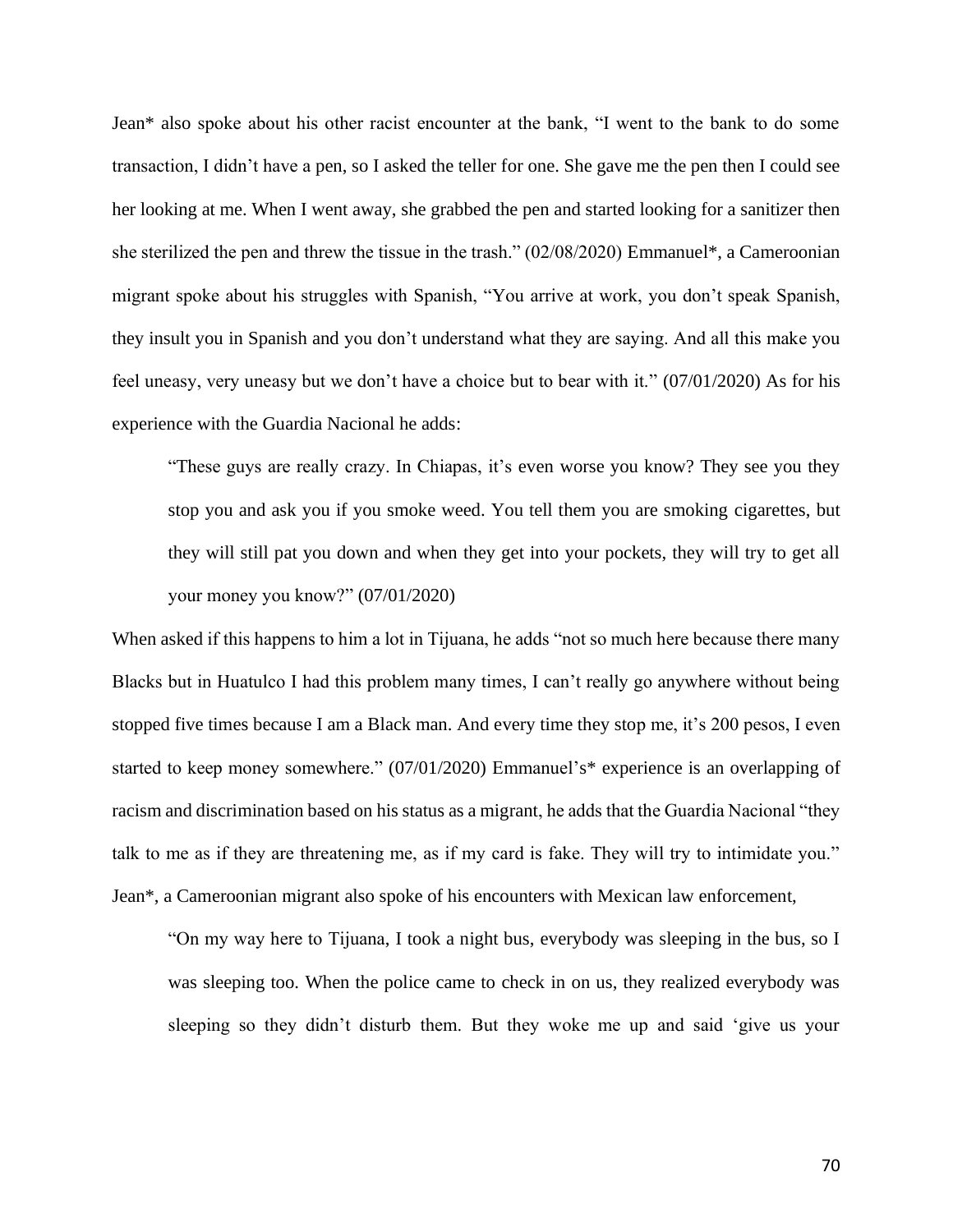Jean* also spoke about his other racist encounter at the bank, "I went to the bank to do some transaction, I didn't have a pen, so I asked the teller for one. She gave me the pen then I could see her looking at me. When I went away, she grabbed the pen and started looking for a sanitizer then she sterilized the pen and threw the tissue in the trash." (02/08/2020) Emmanuel*, a Cameroonian migrant spoke about his struggles with Spanish, "You arrive at work, you don't speak Spanish, they insult you in Spanish and you don't understand what they are saying. And all this make you feel uneasy, very uneasy but we don't have a choice but to bear with it." (07/01/2020) As for his experience with the Guardia Nacional he adds:

> "These guys are really crazy. In Chiapas, it's even worse you know? They see you they stop you and ask you if you smoke weed. You tell them you are smoking cigarettes, but they will still pat you down and when they get into your pockets, they will try to get all your money you know?" (07/01/2020)

When asked if this happens to him a lot in Tijuana, he adds "not so much here because there many Blacks but in Huatulco I had this problem many times, I can't really go anywhere without being stopped five times because I am a Black man. And every time they stop me, it's 200 pesos, I even started to keep money somewhere." (07/01/2020) Emmanuel's* experience is an overlapping of racism and discrimination based on his status as a migrant, he adds that the Guardia Nacional "they talk to me as if they are threatening me, as if my card is fake. They will try to intimidate you." Jean*, a Cameroonian migrant also spoke of his encounters with Mexican law enforcement,

> "On my way here to Tijuana, I took a night bus, everybody was sleeping in the bus, so I was sleeping too. When the police came to check in on us, they realized everybody was sleeping so they didn't disturb them. But they woke me up and said 'give us your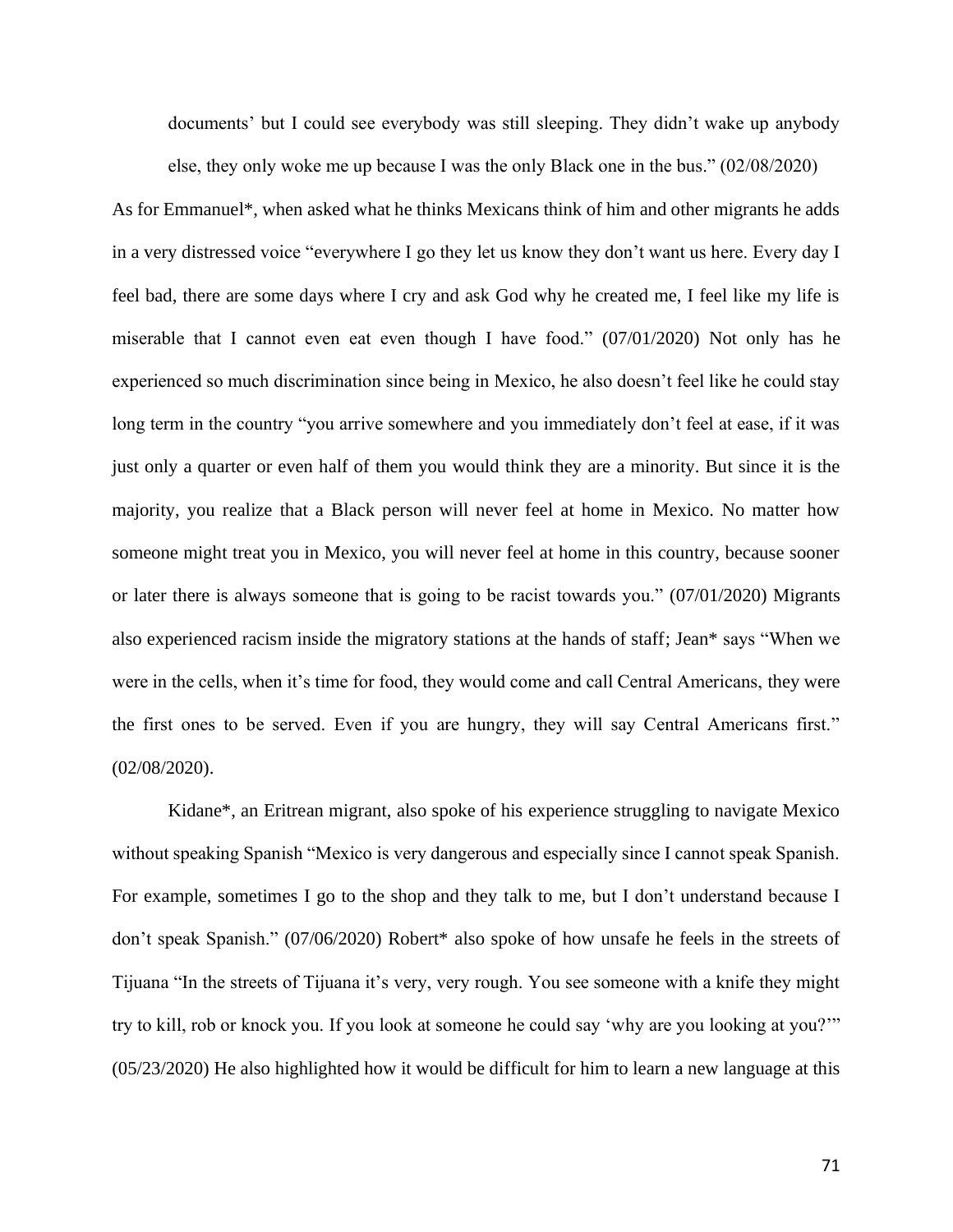documents' but I could see everybody was still sleeping. They didn't wake up anybody else, they only woke me up because I was the only Black one in the bus." (02/08/2020)

As for Emmanuel*, when asked what he thinks Mexicans think of him and other migrants he adds in a very distressed voice "everywhere I go they let us know they don't want us here. Every day I feel bad, there are some days where I cry and ask God why he created me, I feel like my life is miserable that I cannot even eat even though I have food." (07/01/2020) Not only has he experienced so much discrimination since being in Mexico, he also doesn't feel like he could stay long term in the country "you arrive somewhere and you immediately don't feel at ease, if it was just only a quarter or even half of them you would think they are a minority. But since it is the majority, you realize that a Black person will never feel at home in Mexico. No matter how someone might treat you in Mexico, you will never feel at home in this country, because sooner or later there is always someone that is going to be racist towards you." (07/01/2020) Migrants also experienced racism inside the migratory stations at the hands of staff; Jean* says "When we were in the cells, when it's time for food, they would come and call Central Americans, they were the first ones to be served. Even if you are hungry, they will say Central Americans first." (02/08/2020).

Kidane*, an Eritrean migrant, also spoke of his experience struggling to navigate Mexico without speaking Spanish "Mexico is very dangerous and especially since I cannot speak Spanish. For example, sometimes I go to the shop and they talk to me, but I don't understand because I don't speak Spanish." (07/06/2020) Robert* also spoke of how unsafe he feels in the streets of Tijuana "In the streets of Tijuana it's very, very rough. You see someone with a knife they might try to kill, rob or knock you. If you look at someone he could say 'why are you looking at you?'" (05/23/2020) He also highlighted how it would be difficult for him to learn a new language at this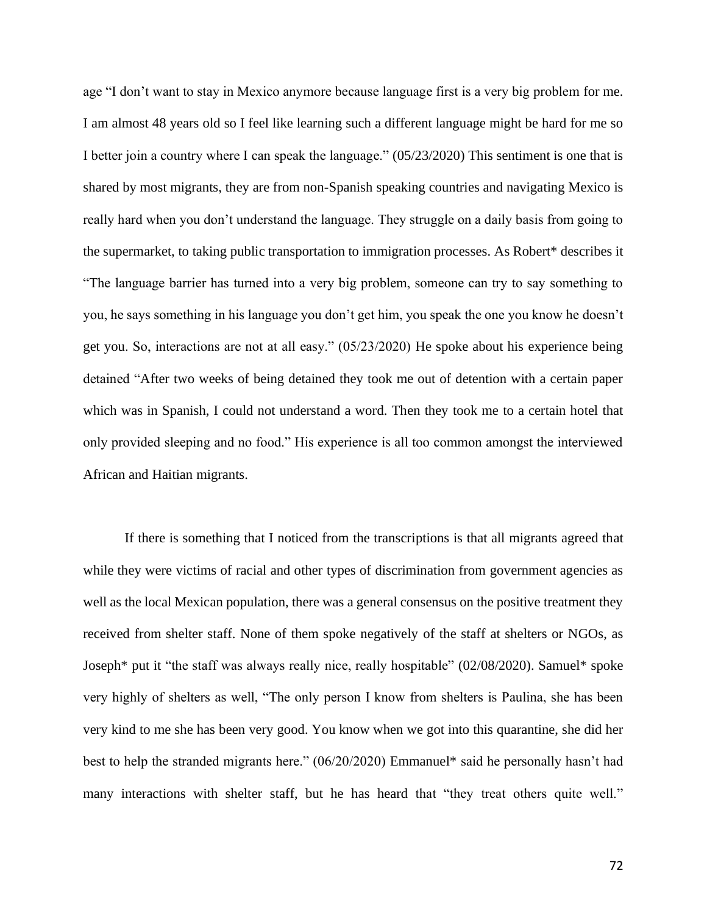age "I don't want to stay in Mexico anymore because language first is a very big problem for me. I am almost 48 years old so I feel like learning such a different language might be hard for me so I better join a country where I can speak the language." (05/23/2020) This sentiment is one that is shared by most migrants, they are from non-Spanish speaking countries and navigating Mexico is really hard when you don't understand the language. They struggle on a daily basis from going to the supermarket, to taking public transportation to immigration processes. As Robert* describes it "The language barrier has turned into a very big problem, someone can try to say something to you, he says something in his language you don't get him, you speak the one you know he doesn't get you. So, interactions are not at all easy." (05/23/2020) He spoke about his experience being detained "After two weeks of being detained they took me out of detention with a certain paper which was in Spanish, I could not understand a word. Then they took me to a certain hotel that only provided sleeping and no food." His experience is all too common amongst the interviewed African and Haitian migrants.

If there is something that I noticed from the transcriptions is that all migrants agreed that while they were victims of racial and other types of discrimination from government agencies as well as the local Mexican population, there was a general consensus on the positive treatment they received from shelter staff. None of them spoke negatively of the staff at shelters or NGOs, as Joseph* put it "the staff was always really nice, really hospitable" (02/08/2020). Samuel* spoke very highly of shelters as well, "The only person I know from shelters is Paulina, she has been very kind to me she has been very good. You know when we got into this quarantine, she did her best to help the stranded migrants here." (06/20/2020) Emmanuel* said he personally hasn't had many interactions with shelter staff, but he has heard that "they treat others quite well."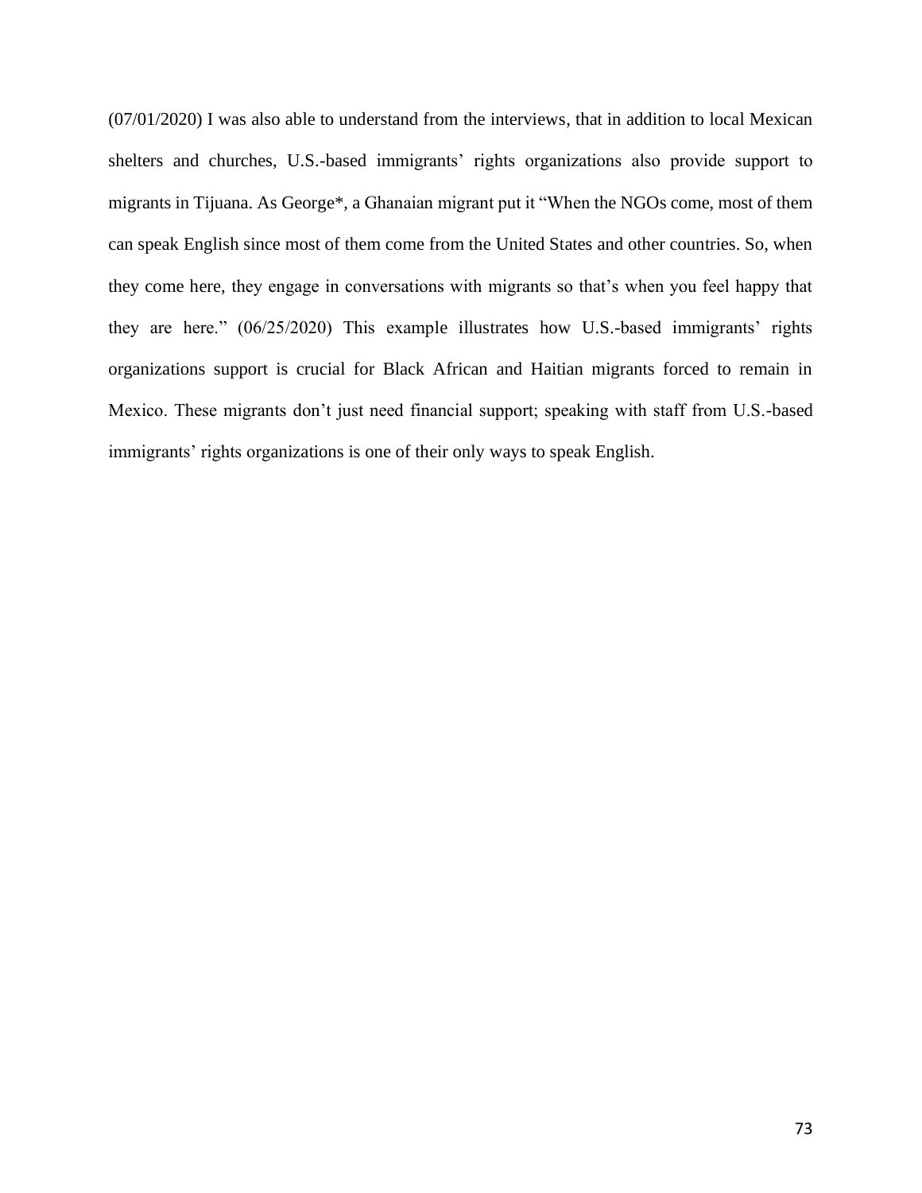(07/01/2020) I was also able to understand from the interviews, that in addition to local Mexican shelters and churches, U.S.-based immigrants' rights organizations also provide support to migrants in Tijuana. As George*, a Ghanaian migrant put it "When the NGOs come, most of them can speak English since most of them come from the United States and other countries. So, when they come here, they engage in conversations with migrants so that's when you feel happy that they are here." (06/25/2020) This example illustrates how U.S.-based immigrants' rights organizations support is crucial for Black African and Haitian migrants forced to remain in Mexico. These migrants don't just need financial support; speaking with staff from U.S.-based immigrants' rights organizations is one of their only ways to speak English.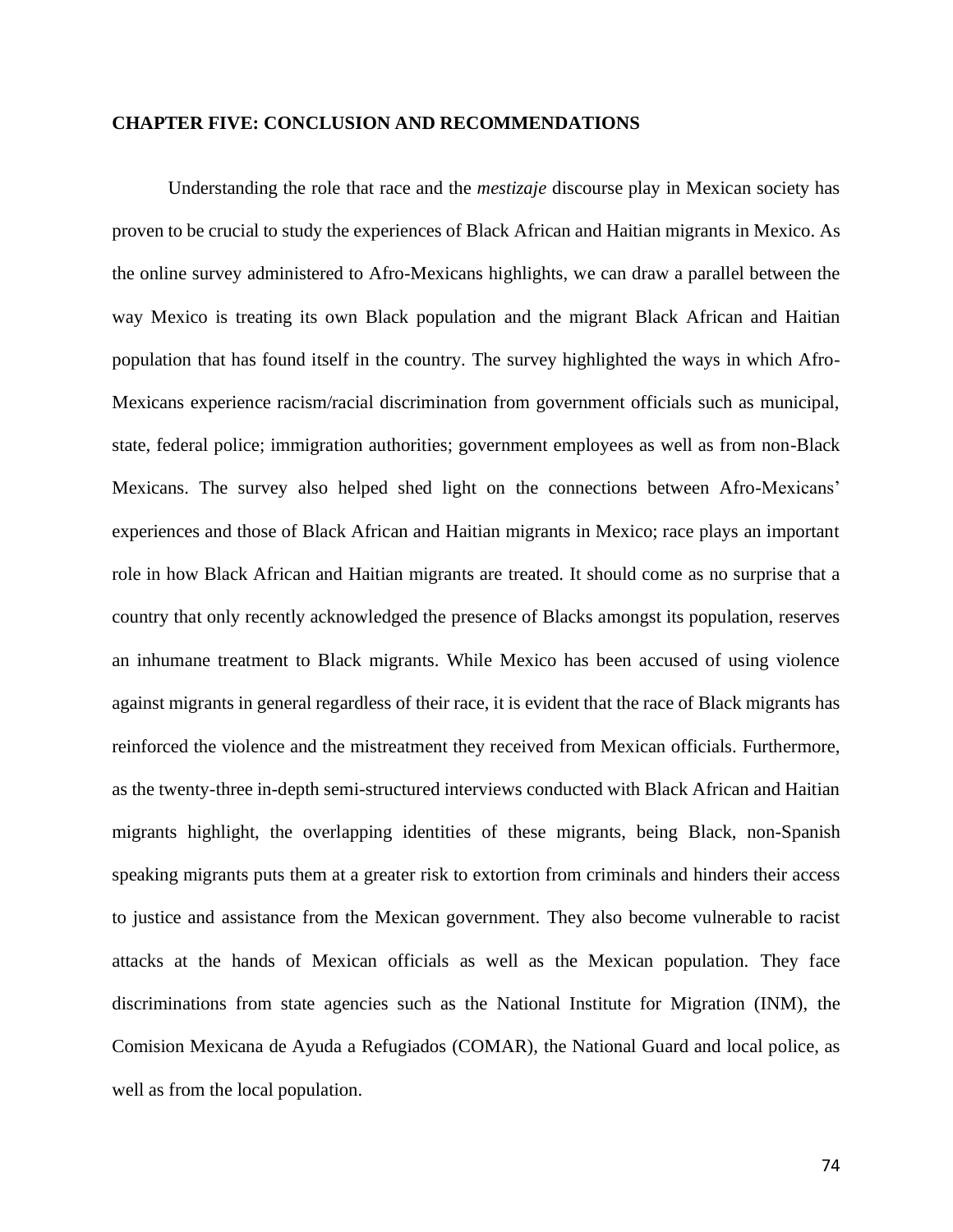## CHAPTER FIVE: CONCLUSION AND RECOMMENDATIONS

Understanding the role that race and the *mestizaje* discourse play in Mexican society has proven to be crucial to study the experiences of Black African and Haitian migrants in Mexico. As the online survey administered to Afro-Mexicans highlights, we can draw a parallel between the way Mexico is treating its own Black population and the migrant Black African and Haitian population that has found itself in the country. The survey highlighted the ways in which Afro-Mexicans experience racism/racial discrimination from government officials such as municipal, state, federal police; immigration authorities; government employees as well as from non-Black Mexicans. The survey also helped shed light on the connections between Afro-Mexicans' experiences and those of Black African and Haitian migrants in Mexico; race plays an important role in how Black African and Haitian migrants are treated. It should come as no surprise that a country that only recently acknowledged the presence of Blacks amongst its population, reserves an inhumane treatment to Black migrants. While Mexico has been accused of using violence against migrants in general regardless of their race, it is evident that the race of Black migrants has reinforced the violence and the mistreatment they received from Mexican officials. Furthermore, as the twenty-three in-depth semi-structured interviews conducted with Black African and Haitian migrants highlight, the overlapping identities of these migrants, being Black, non-Spanish speaking migrants puts them at a greater risk to extortion from criminals and hinders their access to justice and assistance from the Mexican government. They also become vulnerable to racist attacks at the hands of Mexican officials as well as the Mexican population. They face discriminations from state agencies such as the National Institute for Migration (INM), the Comision Mexicana de Ayuda a Refugiados (COMAR), the National Guard and local police, as well as from the local population.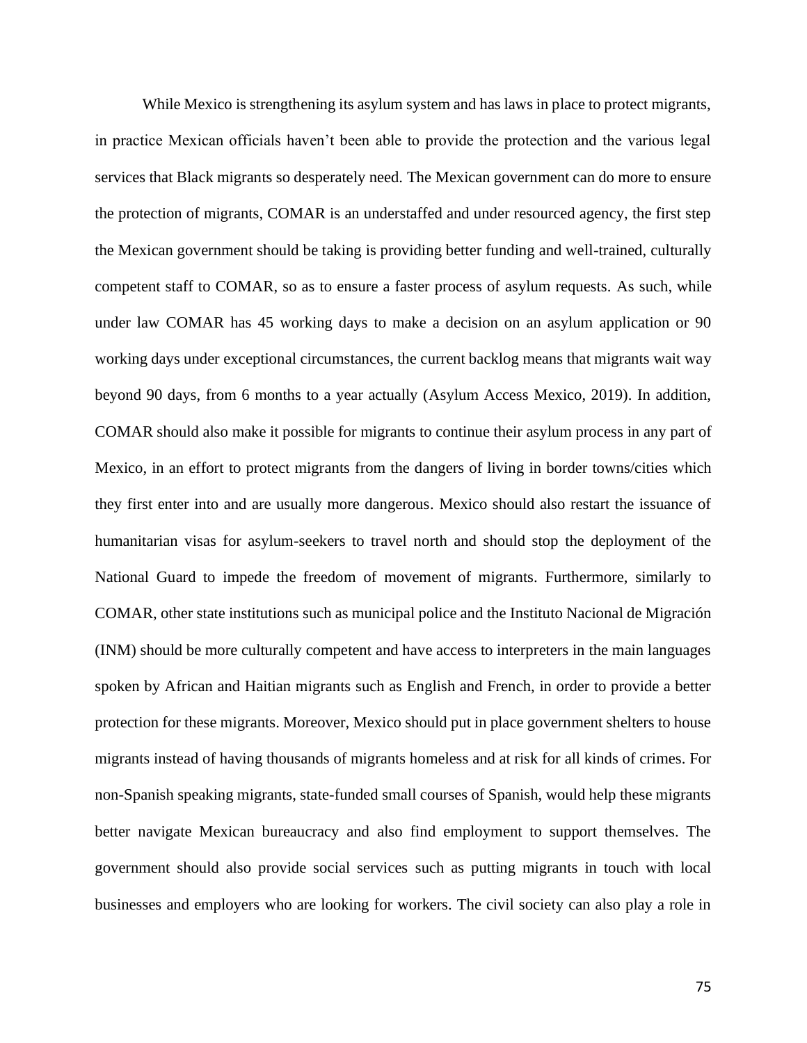While Mexico is strengthening its asylum system and has laws in place to protect migrants, in practice Mexican officials haven't been able to provide the protection and the various legal services that Black migrants so desperately need. The Mexican government can do more to ensure the protection of migrants, COMAR is an understaffed and under resourced agency, the first step the Mexican government should be taking is providing better funding and well-trained, culturally competent staff to COMAR, so as to ensure a faster process of asylum requests. As such, while under law COMAR has 45 working days to make a decision on an asylum application or 90 working days under exceptional circumstances, the current backlog means that migrants wait way beyond 90 days, from 6 months to a year actually (Asylum Access Mexico, 2019). In addition, COMAR should also make it possible for migrants to continue their asylum process in any part of Mexico, in an effort to protect migrants from the dangers of living in border towns/cities which they first enter into and are usually more dangerous. Mexico should also restart the issuance of humanitarian visas for asylum-seekers to travel north and should stop the deployment of the National Guard to impede the freedom of movement of migrants. Furthermore, similarly to COMAR, other state institutions such as municipal police and the Instituto Nacional de Migración (INM) should be more culturally competent and have access to interpreters in the main languages spoken by African and Haitian migrants such as English and French, in order to provide a better protection for these migrants. Moreover, Mexico should put in place government shelters to house migrants instead of having thousands of migrants homeless and at risk for all kinds of crimes. For non-Spanish speaking migrants, state-funded small courses of Spanish, would help these migrants better navigate Mexican bureaucracy and also find employment to support themselves. The government should also provide social services such as putting migrants in touch with local businesses and employers who are looking for workers. The civil society can also play a role in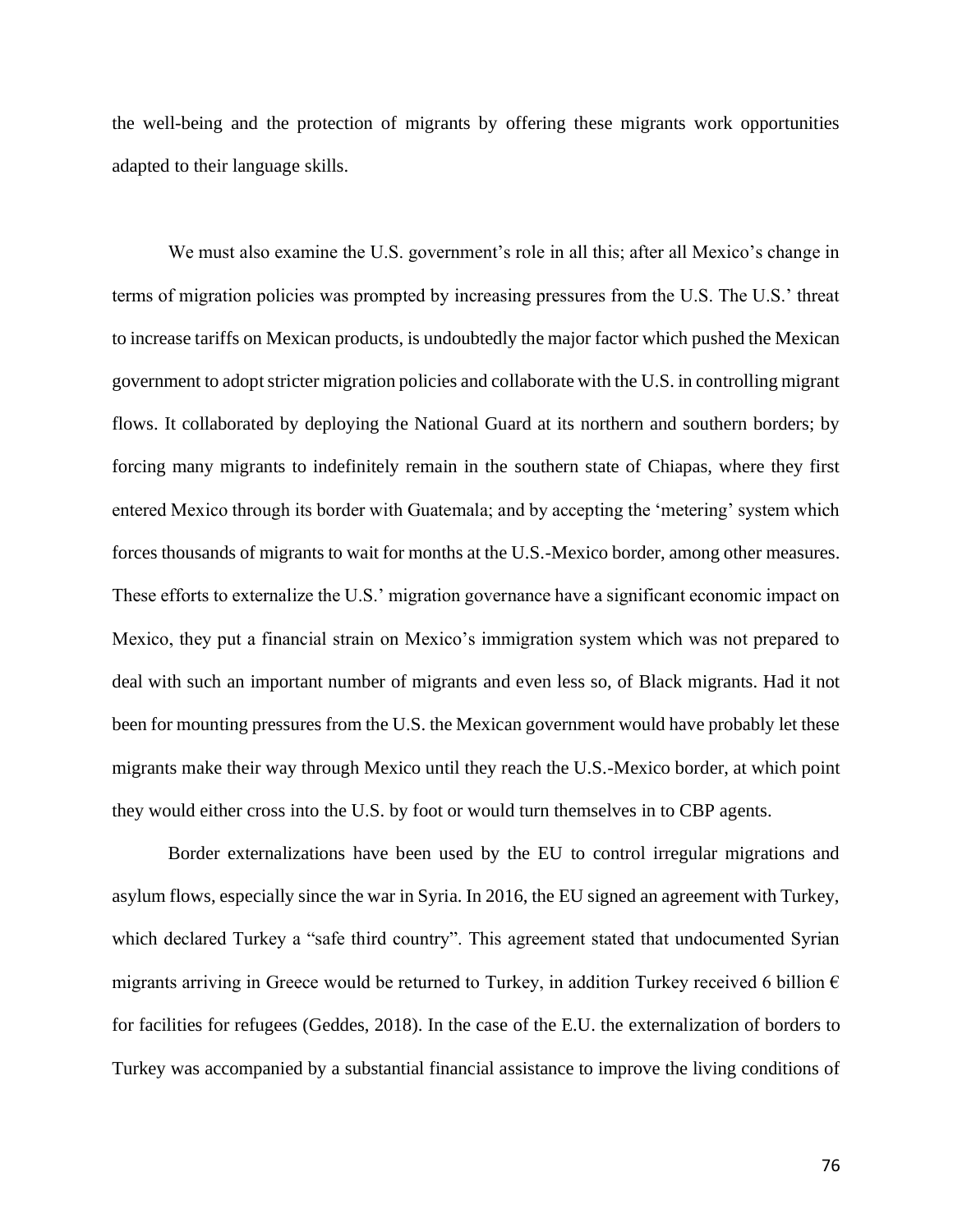the well-being and the protection of migrants by offering these migrants work opportunities adapted to their language skills.

We must also examine the U.S. government's role in all this; after all Mexico's change in terms of migration policies was prompted by increasing pressures from the U.S. The U.S.' threat to increase tariffs on Mexican products, is undoubtedly the major factor which pushed the Mexican government to adopt stricter migration policies and collaborate with the U.S. in controlling migrant flows. It collaborated by deploying the National Guard at its northern and southern borders; by forcing many migrants to indefinitely remain in the southern state of Chiapas, where they first entered Mexico through its border with Guatemala; and by accepting the 'metering' system which forces thousands of migrants to wait for months at the U.S.-Mexico border, among other measures. These efforts to externalize the U.S.' migration governance have a significant economic impact on Mexico, they put a financial strain on Mexico's immigration system which was not prepared to deal with such an important number of migrants and even less so, of Black migrants. Had it not been for mounting pressures from the U.S. the Mexican government would have probably let these migrants make their way through Mexico until they reach the U.S.-Mexico border, at which point they would either cross into the U.S. by foot or would turn themselves in to CBP agents.

Border externalizations have been used by the EU to control irregular migrations and asylum flows, especially since the war in Syria. In 2016, the EU signed an agreement with Turkey, which declared Turkey a "safe third country". This agreement stated that undocumented Syrian migrants arriving in Greece would be returned to Turkey, in addition Turkey received 6 billion € for facilities for refugees (Geddes, 2018). In the case of the E.U. the externalization of borders to Turkey was accompanied by a substantial financial assistance to improve the living conditions of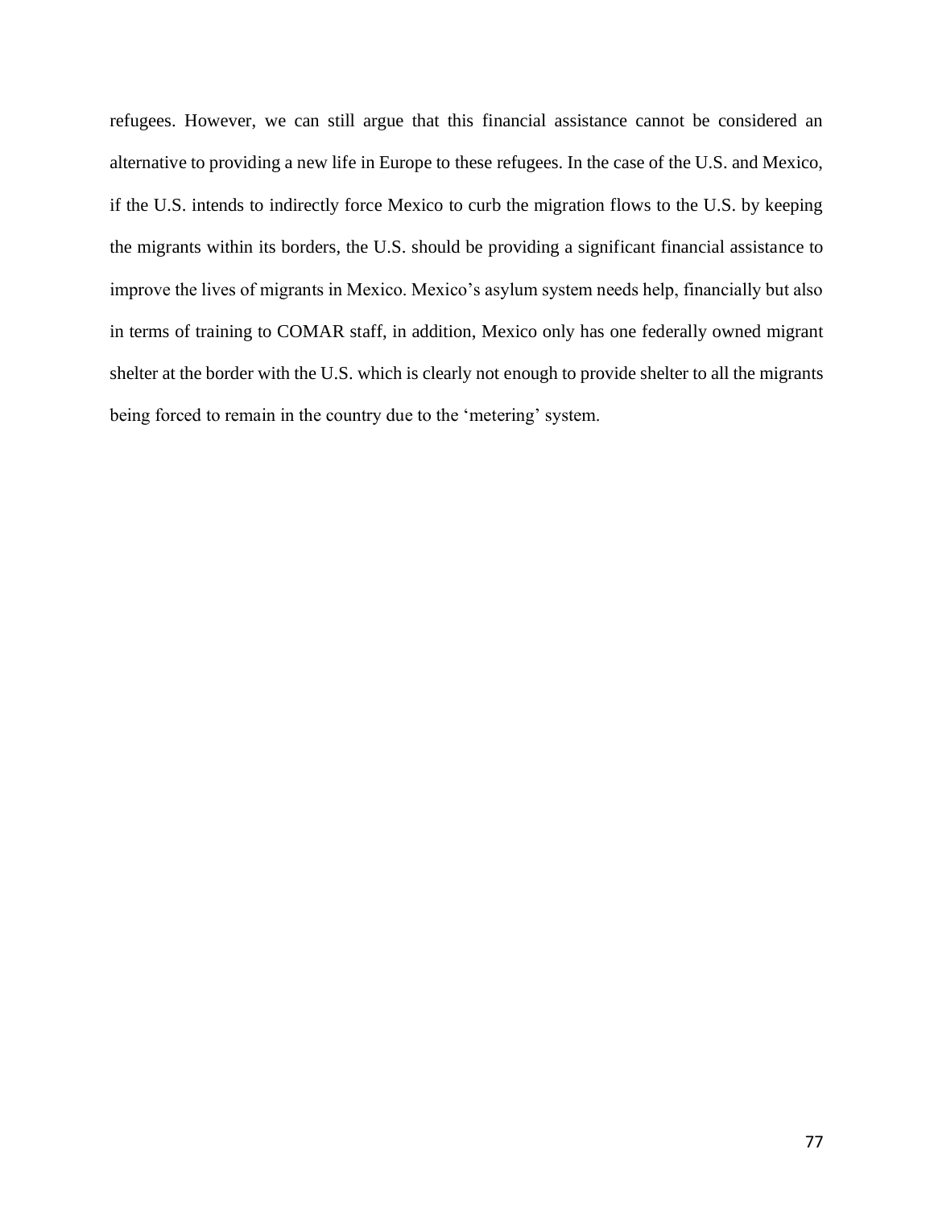refugees. However, we can still argue that this financial assistance cannot be considered an alternative to providing a new life in Europe to these refugees. In the case of the U.S. and Mexico, if the U.S. intends to indirectly force Mexico to curb the migration flows to the U.S. by keeping the migrants within its borders, the U.S. should be providing a significant financial assistance to improve the lives of migrants in Mexico. Mexico's asylum system needs help, financially but also in terms of training to COMAR staff, in addition, Mexico only has one federally owned migrant shelter at the border with the U.S. which is clearly not enough to provide shelter to all the migrants being forced to remain in the country due to the 'metering' system.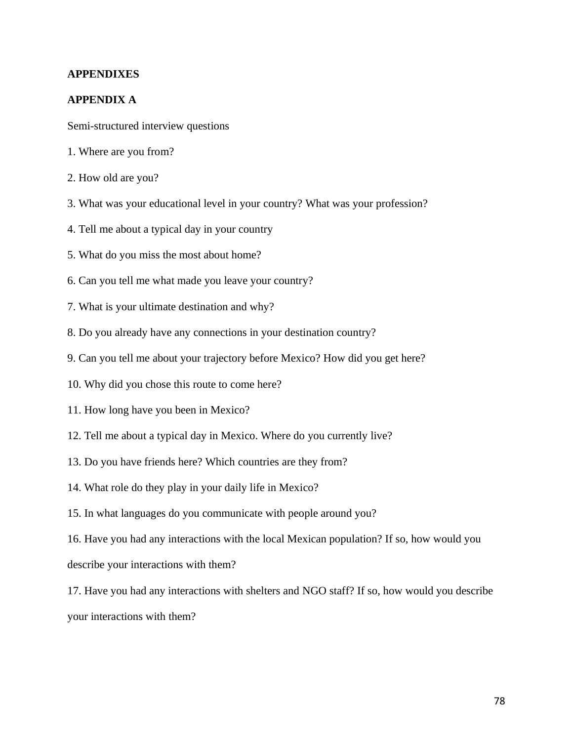# APPENDIXES

## APPENDIX A

Semi-structured interview questions

1. Where are you from?
2. How old are you?
3. What was your educational level in your country? What was your profession?
4. Tell me about a typical day in your country
5. What do you miss the most about home?
6. Can you tell me what made you leave your country?
7. What is your ultimate destination and why?
8. Do you already have any connections in your destination country?
9. Can you tell me about your trajectory before Mexico? How did you get here?
10. Why did you chose this route to come here?
11. How long have you been in Mexico?
12. Tell me about a typical day in Mexico. Where do you currently live?
13. Do you have friends here? Which countries are they from?
14. What role do they play in your daily life in Mexico?
15. In what languages do you communicate with people around you?
16. Have you had any interactions with the local Mexican population? If so, how would you describe your interactions with them?
17. Have you had any interactions with shelters and NGO staff? If so, how would you describe your interactions with them?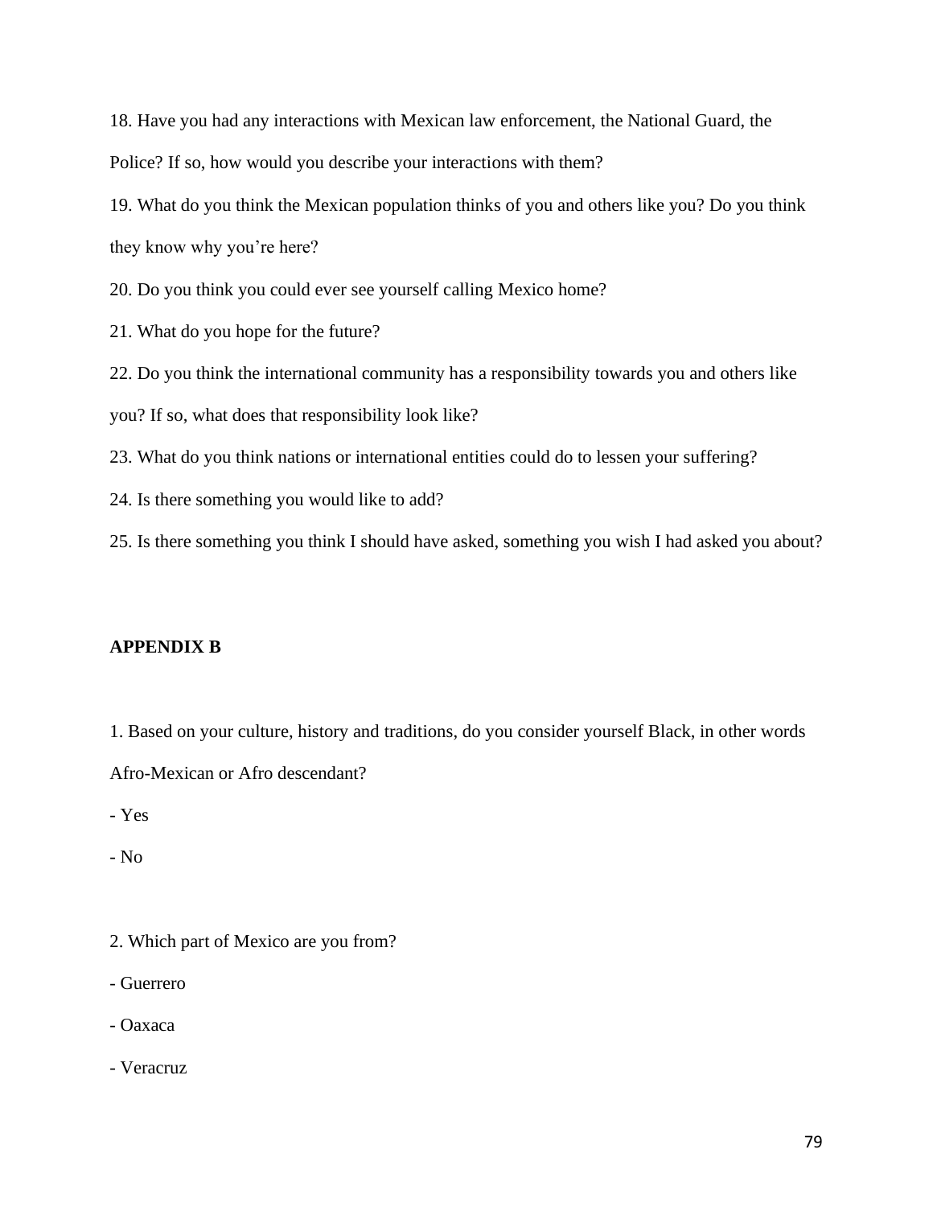18. Have you had any interactions with Mexican law enforcement, the National Guard, the Police? If so, how would you describe your interactions with them?

19. What do you think the Mexican population thinks of you and others like you? Do you think they know why you're here?

20. Do you think you could ever see yourself calling Mexico home?

21. What do you hope for the future?

22. Do you think the international community has a responsibility towards you and others like you? If so, what does that responsibility look like?

23. What do you think nations or international entities could do to lessen your suffering?

24. Is there something you would like to add?

25. Is there something you think I should have asked, something you wish I had asked you about?

## APPENDIX B

1. Based on your culture, history and traditions, do you consider yourself Black, in other words Afro-Mexican or Afro descendant?

- Yes
- No

2. Which part of Mexico are you from?

- Guerrero
- Oaxaca
- Veracruz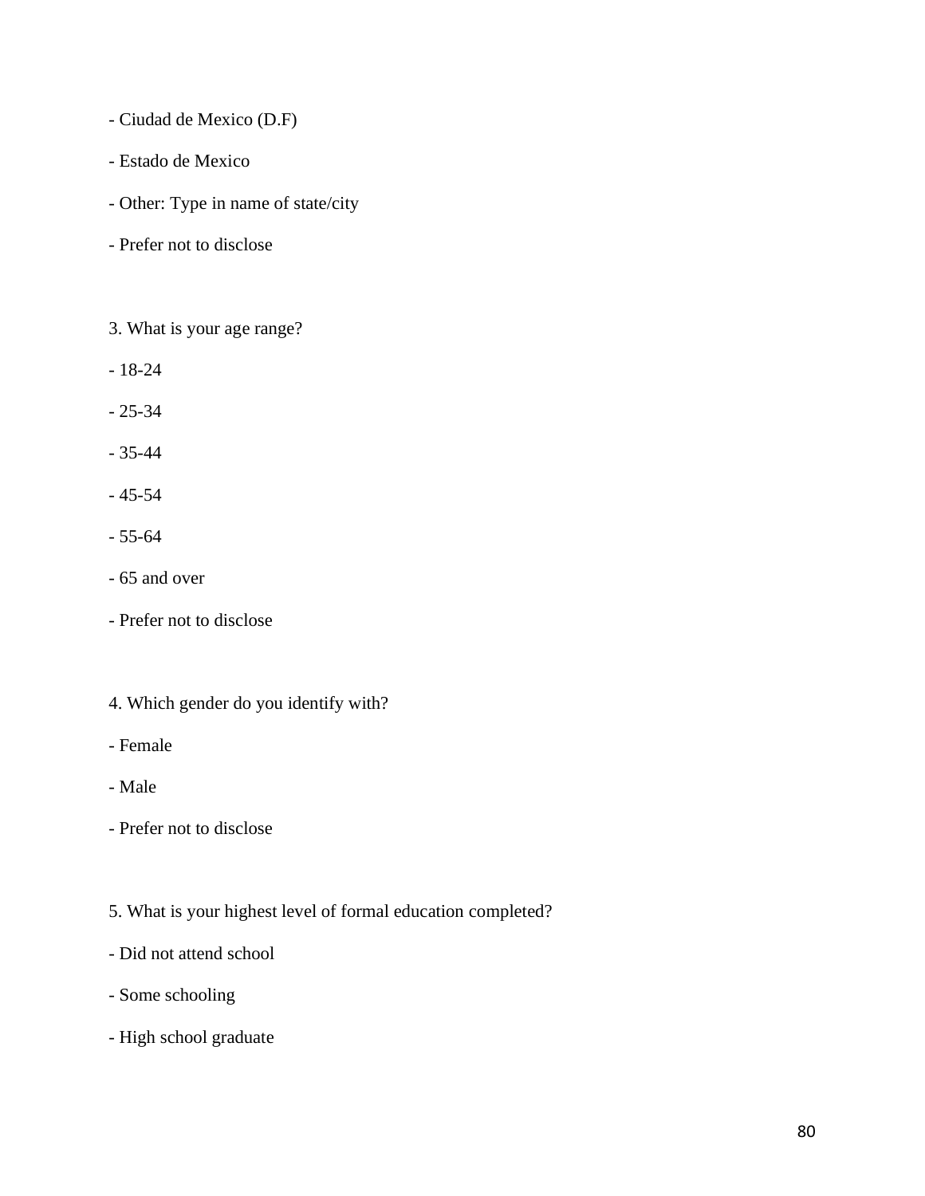- Ciudad de Mexico (D.F)

- Estado de Mexico

- Other: Type in name of state/city

- Prefer not to disclose

3. What is your age range?

- 18-24

- 25-34

- 35-44

- 45-54

- 55-64

- 65 and over

- Prefer not to disclose

4. Which gender do you identify with?

- Female

- Male

- Prefer not to disclose

5. What is your highest level of formal education completed?

- Did not attend school

- Some schooling

- High school graduate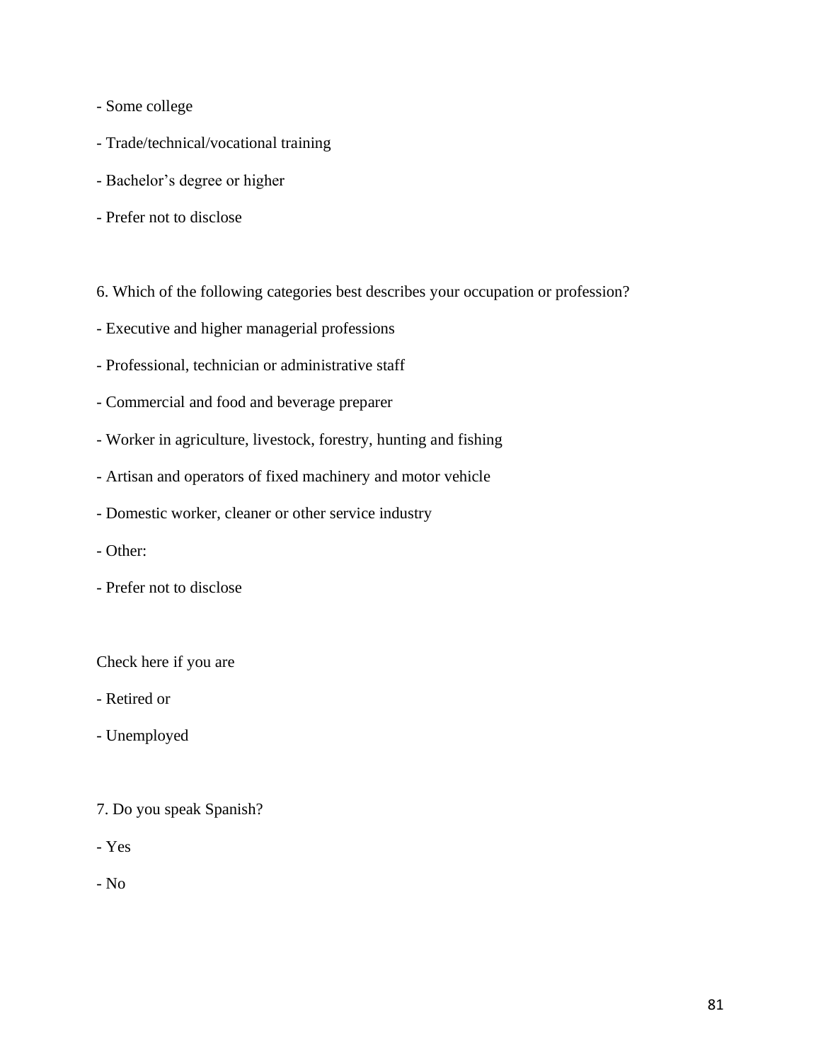- Some college

- Trade/technical/vocational training

- Bachelor's degree or higher

- Prefer not to disclose

6. Which of the following categories best describes your occupation or profession?

- Executive and higher managerial professions

- Professional, technician or administrative staff

- Commercial and food and beverage preparer

- Worker in agriculture, livestock, forestry, hunting and fishing

- Artisan and operators of fixed machinery and motor vehicle

- Domestic worker, cleaner or other service industry

- Other:

- Prefer not to disclose

Check here if you are

- Retired or

- Unemployed

7. Do you speak Spanish?

- Yes

- No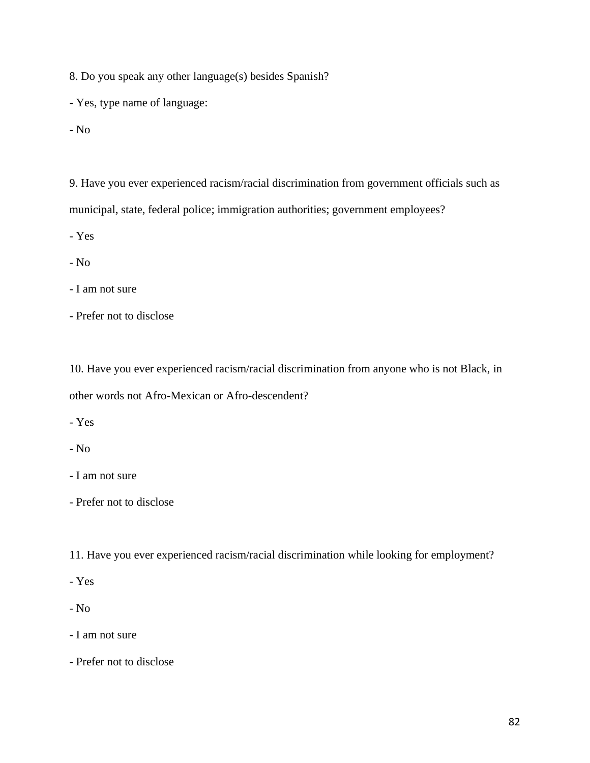8. Do you speak any other language(s) besides Spanish?

- Yes, type name of language:
- No

9. Have you ever experienced racism/racial discrimination from government officials such as municipal, state, federal police; immigration authorities; government employees?

- Yes
- No
- I am not sure
- Prefer not to disclose

10. Have you ever experienced racism/racial discrimination from anyone who is not Black, in other words not Afro-Mexican or Afro-descendent?

- Yes
- No
- I am not sure
- Prefer not to disclose

11. Have you ever experienced racism/racial discrimination while looking for employment?

- Yes
- No
- I am not sure
- Prefer not to disclose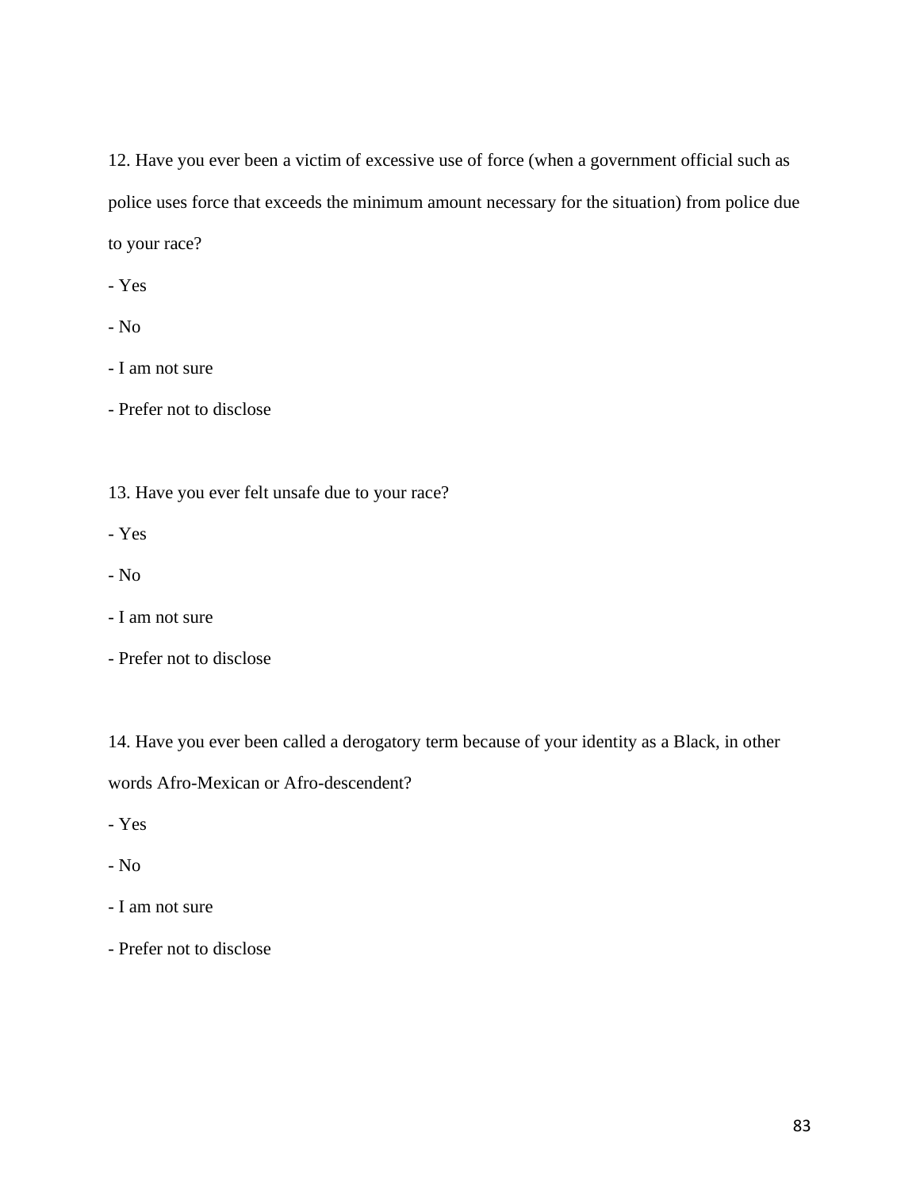12. Have you ever been a victim of excessive use of force (when a government official such as police uses force that exceeds the minimum amount necessary for the situation) from police due to your race?

- Yes
- No
- I am not sure
- Prefer not to disclose

13. Have you ever felt unsafe due to your race?

- Yes
- No
- I am not sure
- Prefer not to disclose

14. Have you ever been called a derogatory term because of your identity as a Black, in other words Afro-Mexican or Afro-descendent?

- Yes
- No
- I am not sure
- Prefer not to disclose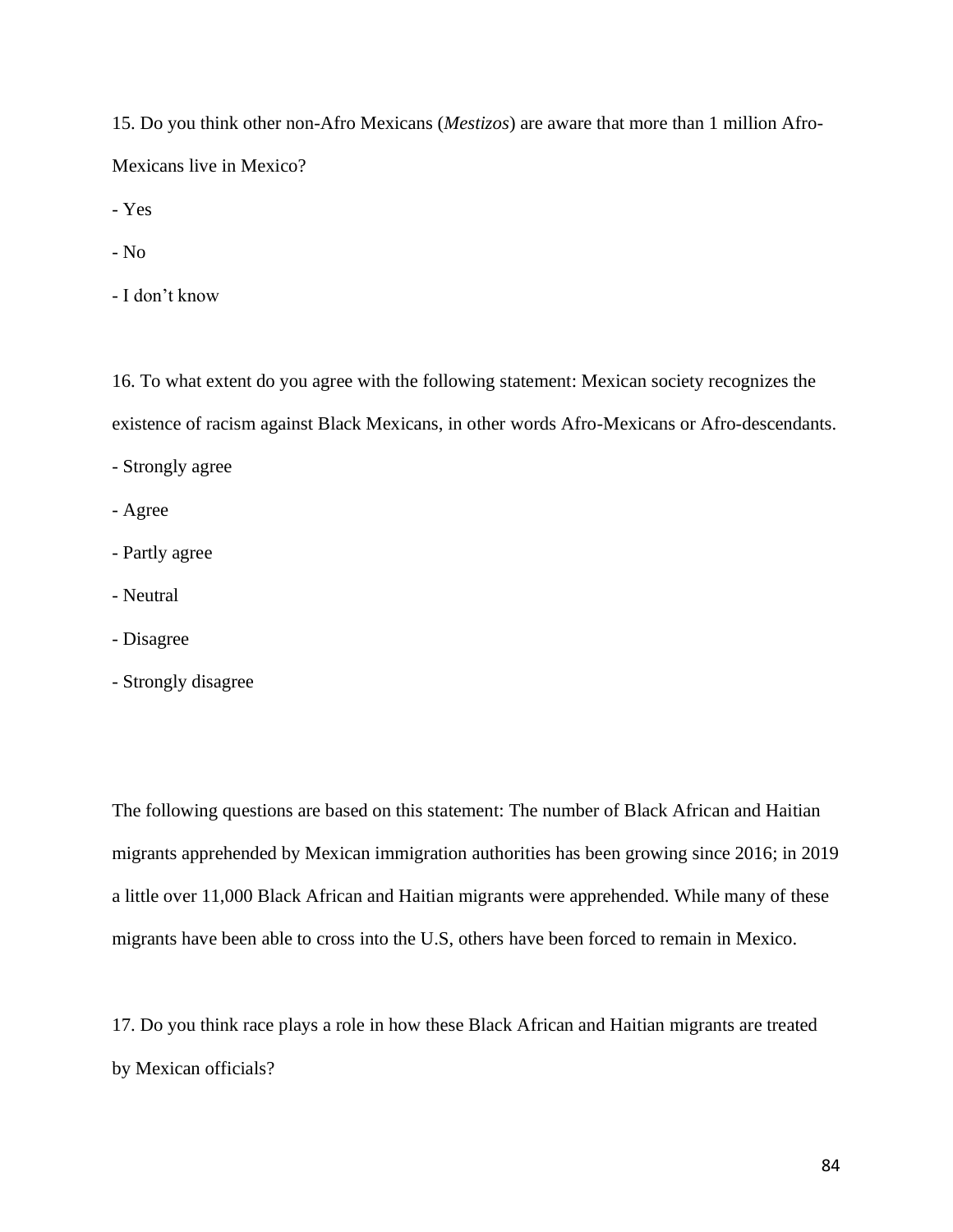15. Do you think other non-Afro Mexicans (*Mestizos*) are aware that more than 1 million Afro-Mexicans live in Mexico?

- Yes
- No
- I don't know

16. To what extent do you agree with the following statement: Mexican society recognizes the existence of racism against Black Mexicans, in other words Afro-Mexicans or Afro-descendants.

- Strongly agree
- Agree
- Partly agree
- Neutral
- Disagree
- Strongly disagree

The following questions are based on this statement: The number of Black African and Haitian migrants apprehended by Mexican immigration authorities has been growing since 2016; in 2019 a little over 11,000 Black African and Haitian migrants were apprehended. While many of these migrants have been able to cross into the U.S, others have been forced to remain in Mexico.

17. Do you think race plays a role in how these Black African and Haitian migrants are treated by Mexican officials?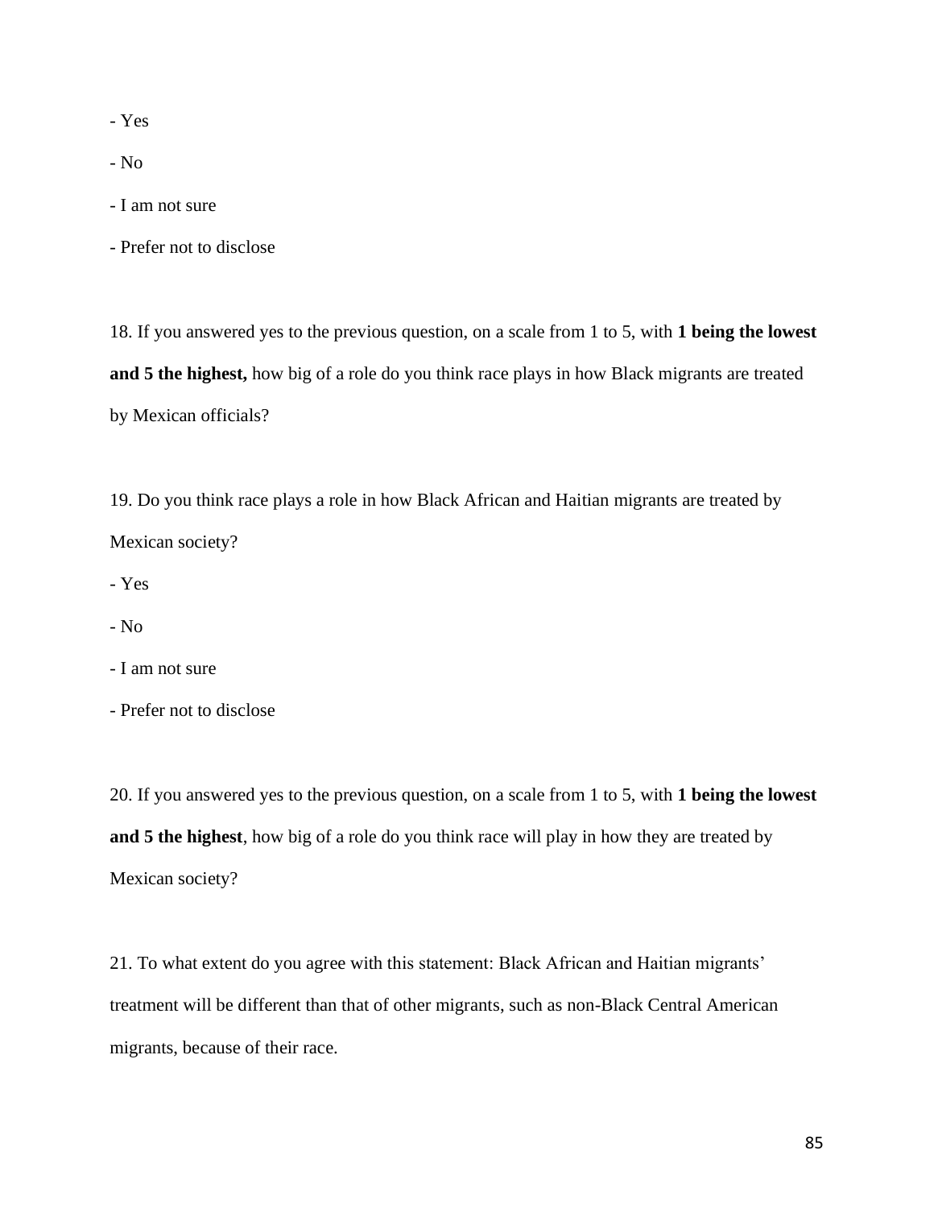- Yes

- No

- I am not sure

- Prefer not to disclose

18. If you answered yes to the previous question, on a scale from 1 to 5, with **1 being the lowest and 5 the highest,** how big of a role do you think race plays in how Black migrants are treated by Mexican officials?

19. Do you think race plays a role in how Black African and Haitian migrants are treated by Mexican society?

- Yes

- No

- I am not sure

- Prefer not to disclose

20. If you answered yes to the previous question, on a scale from 1 to 5, with **1 being the lowest and 5 the highest**, how big of a role do you think race will play in how they are treated by Mexican society?

21. To what extent do you agree with this statement: Black African and Haitian migrants' treatment will be different than that of other migrants, such as non-Black Central American migrants, because of their race.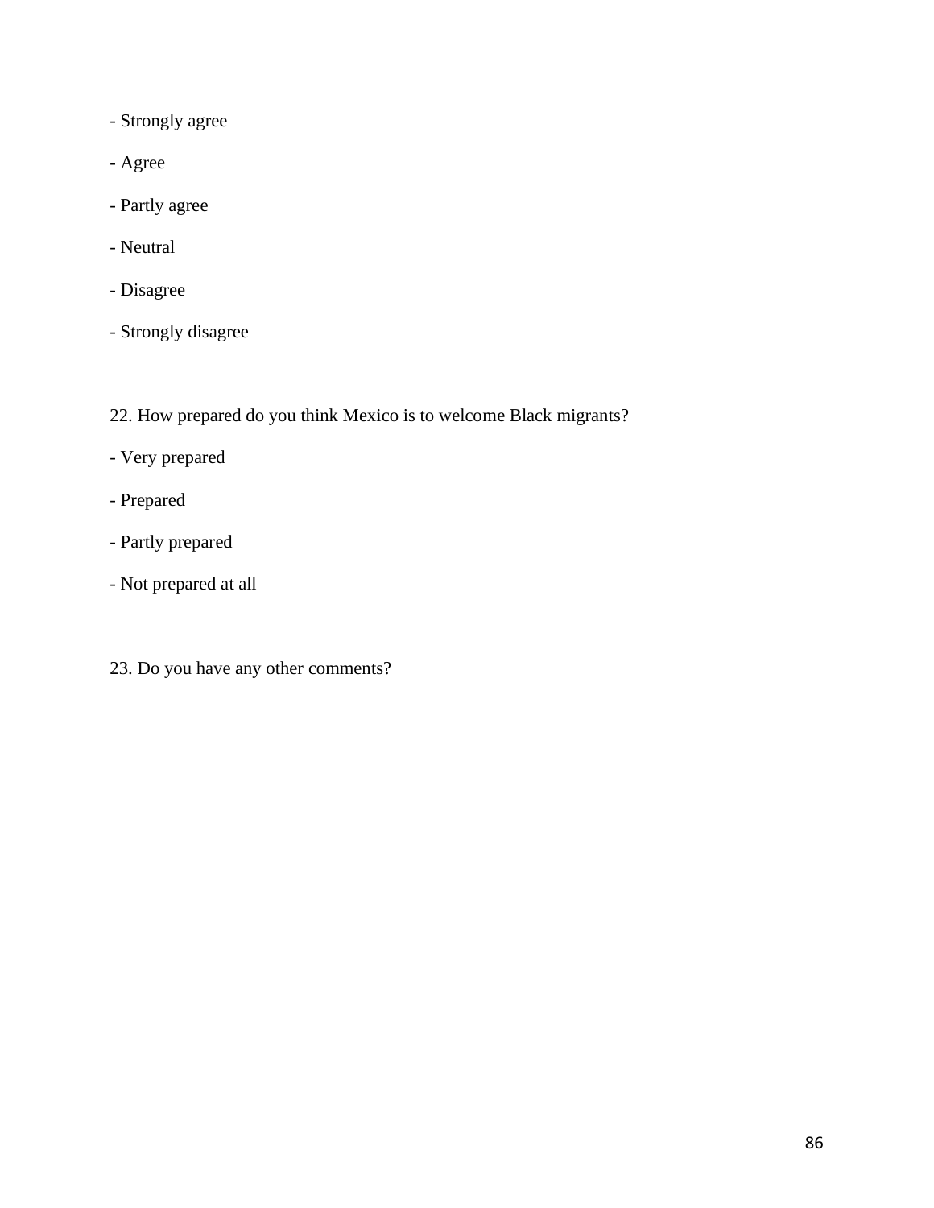- Strongly agree
- Agree
- Partly agree
- Neutral
- Disagree
- Strongly disagree

22. How prepared do you think Mexico is to welcome Black migrants?

- Very prepared
- Prepared
- Partly prepared
- Not prepared at all

23. Do you have any other comments?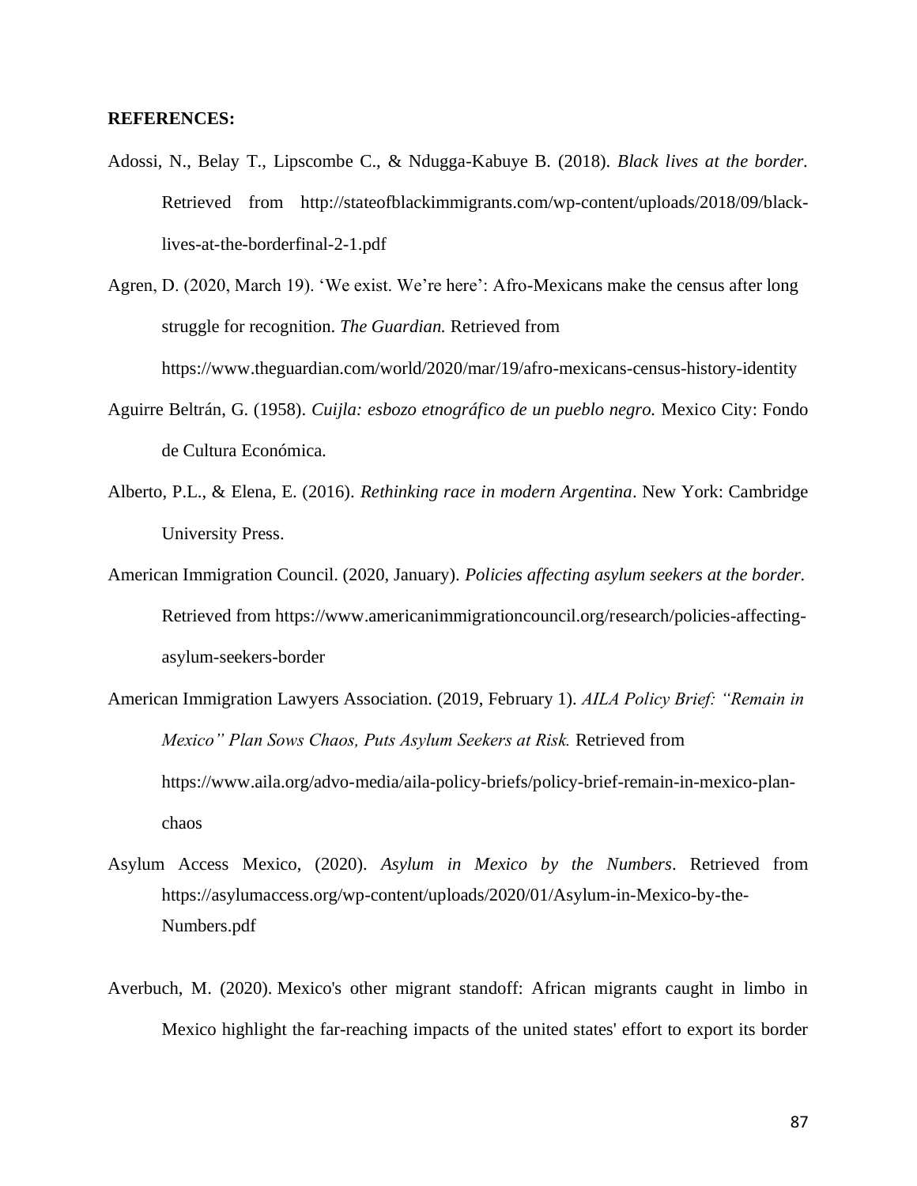**REFERENCES:**

Adossi, N., Belay T., Lipscombe C., & Ndugga-Kabuye B. (2018). *Black lives at the border.* Retrieved from http://stateofblackimmigrants.com/wp-content/uploads/2018/09/black-lives-at-the-borderfinal-2-1.pdf

Agren, D. (2020, March 19). 'We exist. We're here': Afro-Mexicans make the census after long struggle for recognition. *The Guardian.* Retrieved from https://www.theguardian.com/world/2020/mar/19/afro-mexicans-census-history-identity

Aguirre Beltrán, G. (1958). *Cuijla: esbozo etnográfico de un pueblo negro.* Mexico City: Fondo de Cultura Económica.

Alberto, P.L., & Elena, E. (2016). *Rethinking race in modern Argentina*. New York: Cambridge University Press.

American Immigration Council. (2020, January). *Policies affecting asylum seekers at the border.* Retrieved from https://www.americanimmigrationcouncil.org/research/policies-affecting-asylum-seekers-border

American Immigration Lawyers Association. (2019, February 1). *AILA Policy Brief: "Remain in Mexico" Plan Sows Chaos, Puts Asylum Seekers at Risk.* Retrieved from https://www.aila.org/advo-media/aila-policy-briefs/policy-brief-remain-in-mexico-plan-chaos

Asylum Access Mexico, (2020). *Asylum in Mexico by the Numbers*. Retrieved from https://asylumaccess.org/wp-content/uploads/2020/01/Asylum-in-Mexico-by-the-Numbers.pdf

Averbuch, M. (2020). Mexico's other migrant standoff: African migrants caught in limbo in Mexico highlight the far-reaching impacts of the united states' effort to export its border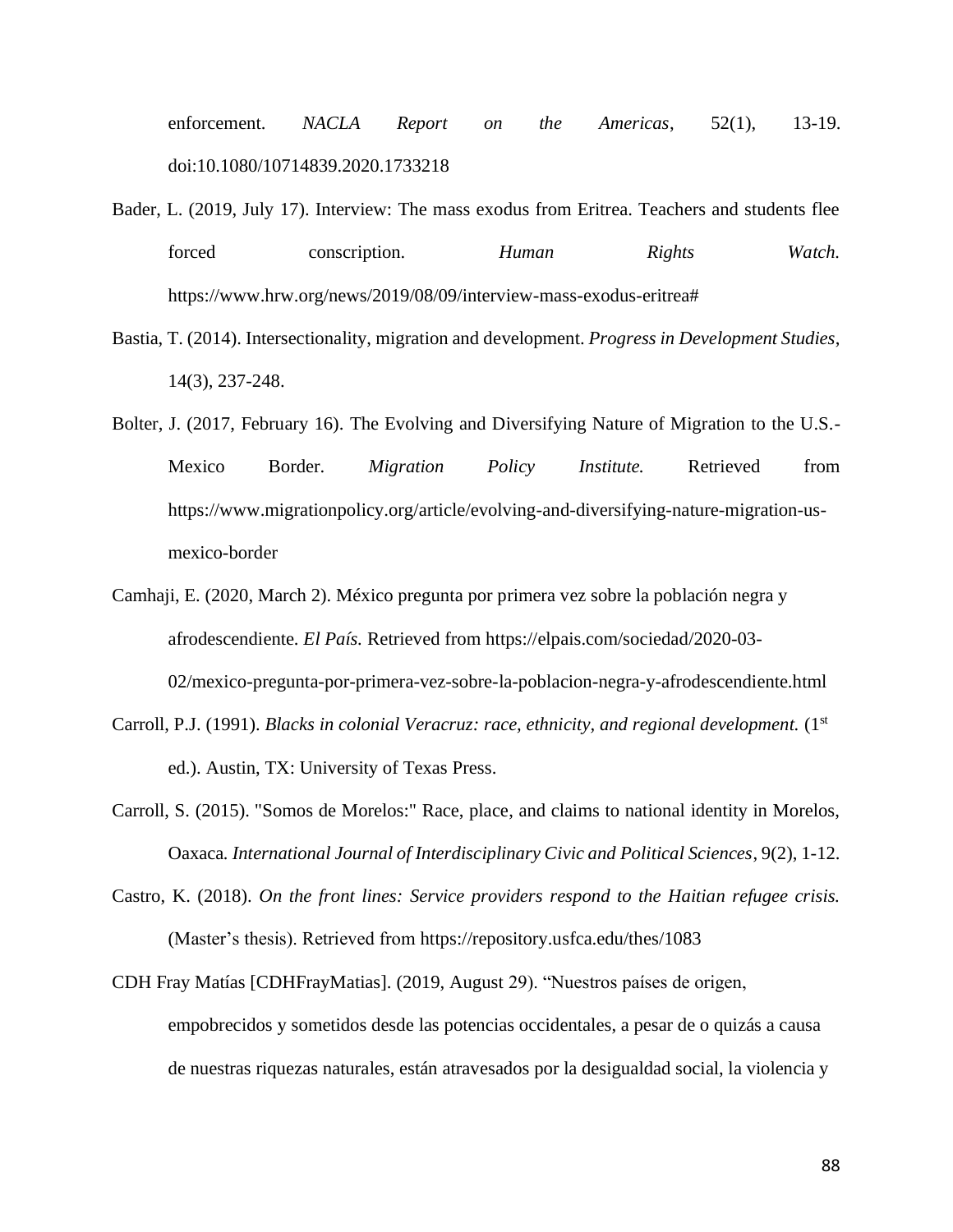enforcement. *NACLA Report on the Americas*, 52(1), 13-19. doi:10.1080/10714839.2020.1733218

Bader, L. (2019, July 17). Interview: The mass exodus from Eritrea. Teachers and students flee forced conscription. *Human Rights Watch.* https://www.hrw.org/news/2019/08/09/interview-mass-exodus-eritrea#

Bastia, T. (2014). Intersectionality, migration and development. *Progress in Development Studies*, 14(3), 237-248.

Bolter, J. (2017, February 16). The Evolving and Diversifying Nature of Migration to the U.S.-Mexico Border. *Migration Policy Institute.* Retrieved from https://www.migrationpolicy.org/article/evolving-and-diversifying-nature-migration-us-mexico-border

Camhaji, E. (2020, March 2). México pregunta por primera vez sobre la población negra y afrodescendiente. *El País.* Retrieved from https://elpais.com/sociedad/2020-03-02/mexico-pregunta-por-primera-vez-sobre-la-poblacion-negra-y-afrodescendiente.html

Carroll, P.J. (1991). *Blacks in colonial Veracruz: race, ethnicity, and regional development.* (1st ed.). Austin, TX: University of Texas Press.

Carroll, S. (2015). "Somos de Morelos:" Race, place, and claims to national identity in Morelos, Oaxaca. *International Journal of Interdisciplinary Civic and Political Sciences*, 9(2), 1-12.

Castro, K. (2018). *On the front lines: Service providers respond to the Haitian refugee crisis.* (Master's thesis). Retrieved from https://repository.usfca.edu/thes/1083

CDH Fray Matías [CDHFrayMatias]. (2019, August 29). "Nuestros países de origen, empobrecidos y sometidos desde las potencias occidentales, a pesar de o quizás a causa de nuestras riquezas naturales, están atravesados por la desigualdad social, la violencia y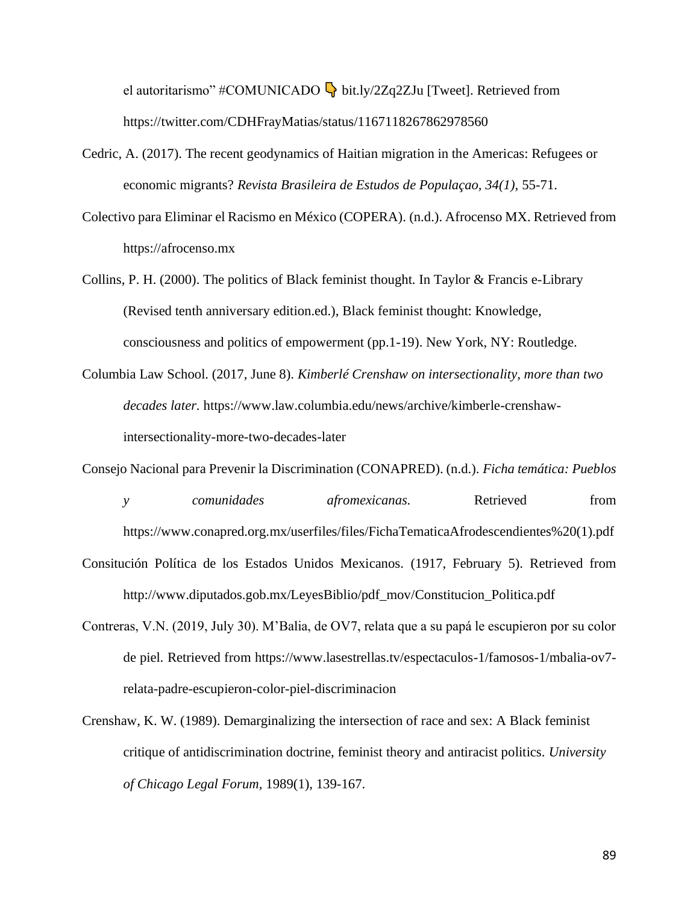el autoritarismo" #COMUNICADO 👇 bit.ly/2Zq2ZJu [Tweet]. Retrieved from https://twitter.com/CDHFrayMatias/status/1167118267862978560

Cedric, A. (2017). The recent geodynamics of Haitian migration in the Americas: Refugees or economic migrants? *Revista Brasileira de Estudos de Populaçao, 34(1),* 55-71.

Colectivo para Eliminar el Racismo en México (COPERA). (n.d.). Afrocenso MX. Retrieved from https://afrocenso.mx

Collins, P. H. (2000). The politics of Black feminist thought. In Taylor & Francis e-Library (Revised tenth anniversary edition.ed.), Black feminist thought: Knowledge, consciousness and politics of empowerment (pp.1-19). New York, NY: Routledge.

Columbia Law School. (2017, June 8). *Kimberlé Crenshaw on intersectionality, more than two decades later.* https://www.law.columbia.edu/news/archive/kimberle-crenshaw-intersectionality-more-two-decades-later

Consejo Nacional para Prevenir la Discrimination (CONAPRED). (n.d.). *Ficha temática: Pueblos y comunidades afromexicanas.* Retrieved from https://www.conapred.org.mx/userfiles/files/FichaTematicaAfrodescendientes%20(1).pdf

Consitución Política de los Estados Unidos Mexicanos. (1917, February 5). Retrieved from http://www.diputados.gob.mx/LeyesBiblio/pdf_mov/Constitucion_Politica.pdf

Contreras, V.N. (2019, July 30). M'Balia, de OV7, relata que a su papá le escupieron por su color de piel. Retrieved from https://www.lasestrellas.tv/espectaculos-1/famosos-1/mbalia-ov7-relata-padre-escupieron-color-piel-discriminacion

Crenshaw, K. W. (1989). Demarginalizing the intersection of race and sex: A Black feminist critique of antidiscrimination doctrine, feminist theory and antiracist politics. *University of Chicago Legal Forum,* 1989(1), 139-167.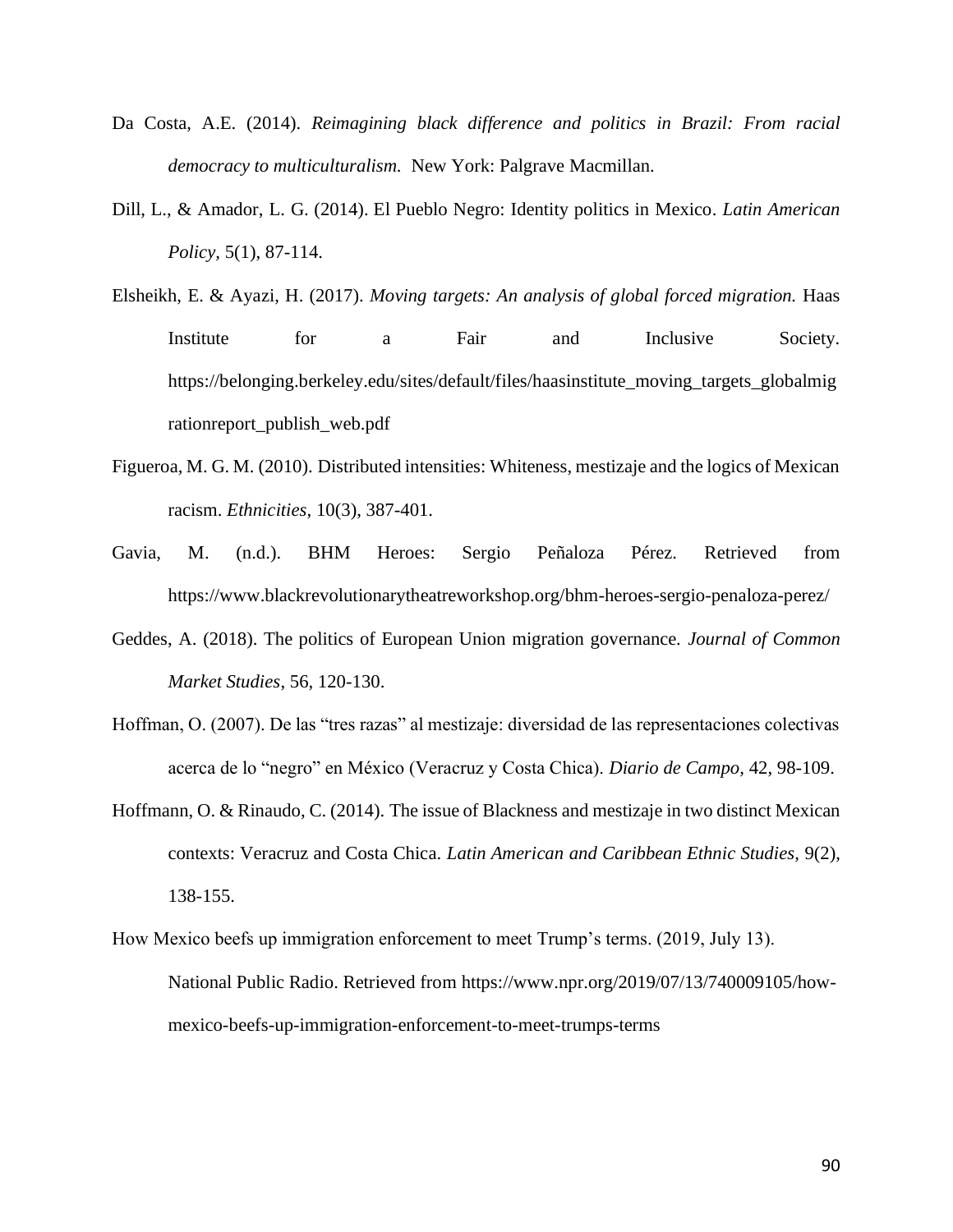Da Costa, A.E. (2014). *Reimagining black difference and politics in Brazil: From racial democracy to multiculturalism.* New York: Palgrave Macmillan.

Dill, L., & Amador, L. G. (2014). El Pueblo Negro: Identity politics in Mexico. *Latin American Policy*, 5(1), 87-114.

Elsheikh, E. & Ayazi, H. (2017). *Moving targets: An analysis of global forced migration.* Haas Institute for a Fair and Inclusive Society. https://belonging.berkeley.edu/sites/default/files/haasinstitute_moving_targets_globalmigrationreport_publish_web.pdf

Figueroa, M. G. M. (2010). Distributed intensities: Whiteness, mestizaje and the logics of Mexican racism. *Ethnicities*, 10(3), 387-401.

Gavia, M. (n.d.). BHM Heroes: Sergio Peñaloza Pérez. Retrieved from https://www.blackrevolutionarytheatreworkshop.org/bhm-heroes-sergio-penaloza-perez/

Geddes, A. (2018). The politics of European Union migration governance. *Journal of Common Market Studies*, 56, 120-130.

Hoffman, O. (2007). De las "tres razas" al mestizaje: diversidad de las representaciones colectivas acerca de lo "negro" en México (Veracruz y Costa Chica). *Diario de Campo,* 42, 98-109.

Hoffmann, O. & Rinaudo, C. (2014). The issue of Blackness and mestizaje in two distinct Mexican contexts: Veracruz and Costa Chica. *Latin American and Caribbean Ethnic Studies*, 9(2), 138-155.

How Mexico beefs up immigration enforcement to meet Trump's terms. (2019, July 13). National Public Radio. Retrieved from https://www.npr.org/2019/07/13/740009105/how-mexico-beefs-up-immigration-enforcement-to-meet-trumps-terms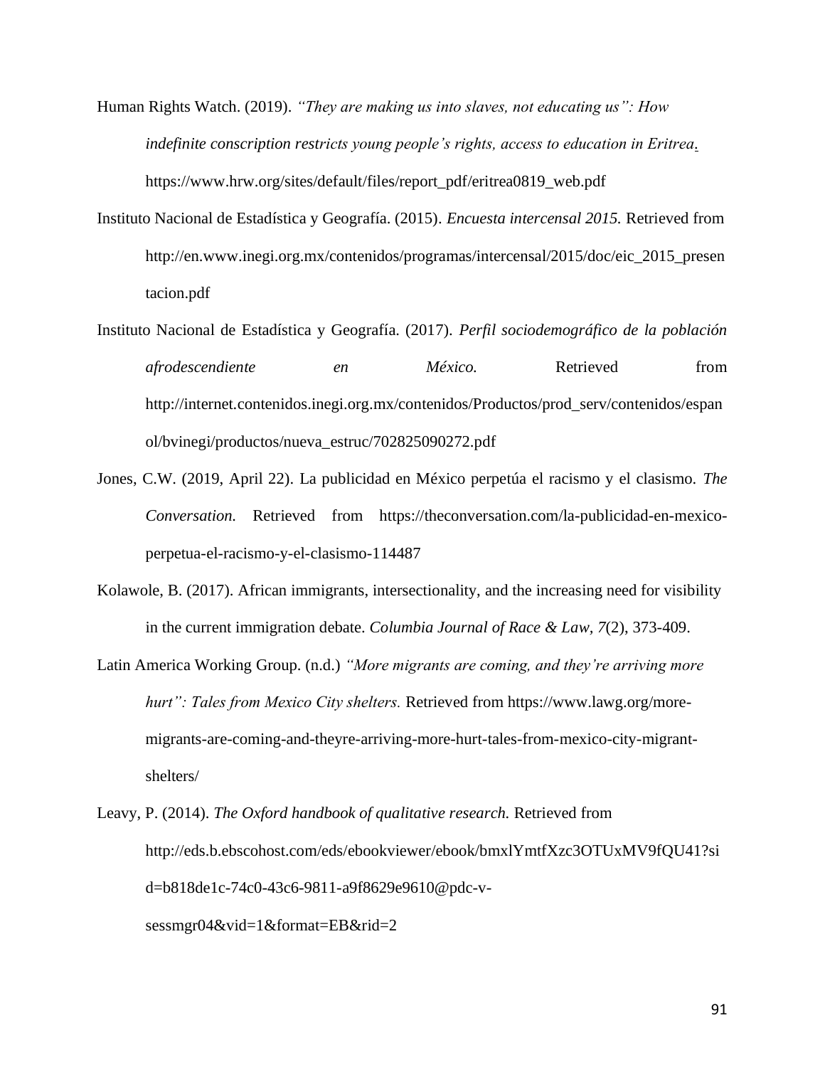Human Rights Watch. (2019). *"They are making us into slaves, not educating us": How indefinite conscription restricts young people's rights, access to education in Eritrea*. https://www.hrw.org/sites/default/files/report_pdf/eritrea0819_web.pdf

Instituto Nacional de Estadística y Geografía. (2015). *Encuesta intercensal 2015.* Retrieved from http://en.www.inegi.org.mx/contenidos/programas/intercensal/2015/doc/eic_2015_presentacion.pdf

Instituto Nacional de Estadística y Geografía. (2017). *Perfil sociodemográfico de la población afrodescendiente en México.* Retrieved from http://internet.contenidos.inegi.org.mx/contenidos/Productos/prod_serv/contenidos/espanol/bvinegi/productos/nueva_estruc/702825090272.pdf

Jones, C.W. (2019, April 22). La publicidad en México perpetúa el racismo y el clasismo. *The Conversation.* Retrieved from https://theconversation.com/la-publicidad-en-mexico-perpetua-el-racismo-y-el-clasismo-114487

Kolawole, B. (2017). African immigrants, intersectionality, and the increasing need for visibility in the current immigration debate. *Columbia Journal of Race & Law, 7*(2), 373-409.

Latin America Working Group. (n.d.) *"More migrants are coming, and they're arriving more hurt": Tales from Mexico City shelters.* Retrieved from https://www.lawg.org/more-migrants-are-coming-and-theyre-arriving-more-hurt-tales-from-mexico-city-migrant-shelters/

Leavy, P. (2014). *The Oxford handbook of qualitative research.* Retrieved from http://eds.b.ebscohost.com/eds/ebookviewer/ebook/bmxlYmtfXzc3OTUxMV9fQU41?sid=b818de1c-74c0-43c6-9811-a9f8629e9610@pdc-v-sessmgr04&vid=1&format=EB&rid=2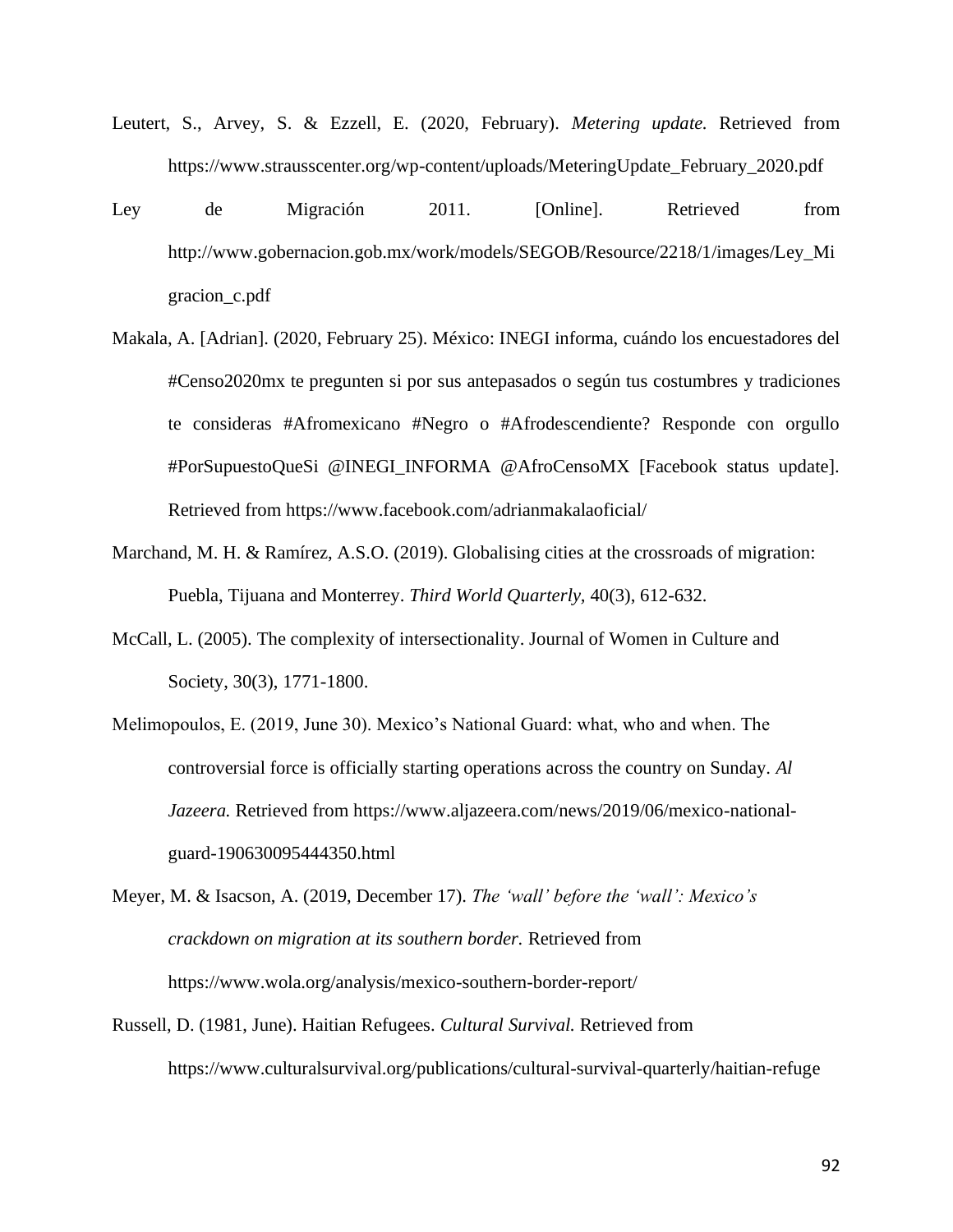Leutert, S., Arvey, S. & Ezzell, E. (2020, February). *Metering update.* Retrieved from https://www.strausscenter.org/wp-content/uploads/MeteringUpdate_February_2020.pdf

Ley de Migración 2011. [Online]. Retrieved from http://www.gobernacion.gob.mx/work/models/SEGOB/Resource/2218/1/images/Ley_Migracion_c.pdf

Makala, A. [Adrian]. (2020, February 25). México: INEGI informa, cuándo los encuestadores del #Censo2020mx te pregunten si por sus antepasados o según tus costumbres y tradiciones te consideras #Afromexicano #Negro o #Afrodescendiente? Responde con orgullo #PorSupuestoQueSi @INEGI_INFORMA @AfroCensoMX [Facebook status update]. Retrieved from https://www.facebook.com/adrianmakalaoficial/

Marchand, M. H. & Ramírez, A.S.O. (2019). Globalising cities at the crossroads of migration: Puebla, Tijuana and Monterrey. *Third World Quarterly,* 40(3), 612-632.

McCall, L. (2005). The complexity of intersectionality. Journal of Women in Culture and Society, 30(3), 1771-1800.

Melimopoulos, E. (2019, June 30). Mexico's National Guard: what, who and when. The controversial force is officially starting operations across the country on Sunday. *Al Jazeera.* Retrieved from https://www.aljazeera.com/news/2019/06/mexico-national-guard-190630095444350.html

Meyer, M. & Isacson, A. (2019, December 17). *The 'wall' before the 'wall': Mexico's crackdown on migration at its southern border.* Retrieved from https://www.wola.org/analysis/mexico-southern-border-report/

Russell, D. (1981, June). Haitian Refugees. *Cultural Survival.* Retrieved from https://www.culturalsurvival.org/publications/cultural-survival-quarterly/haitian-refuge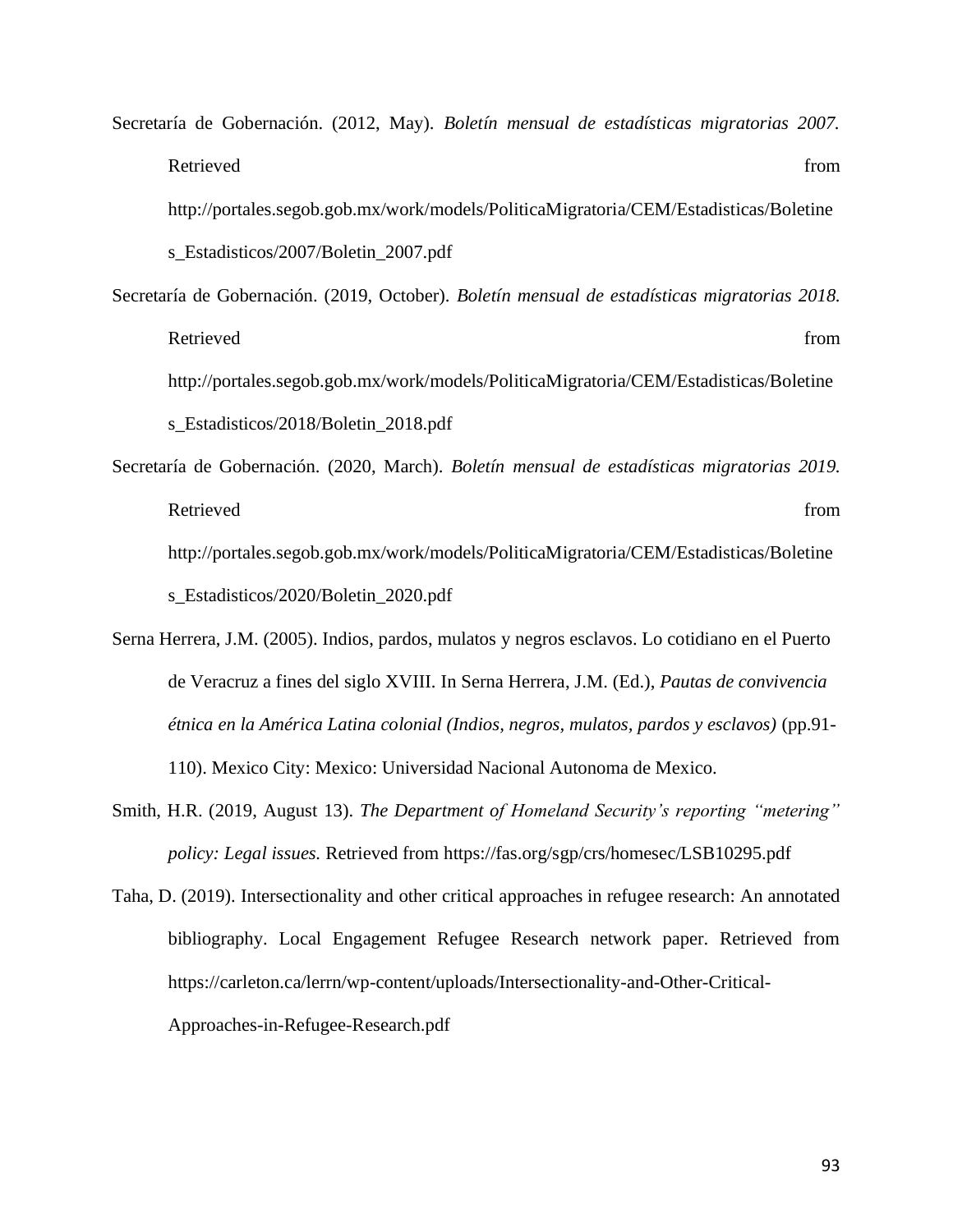Secretaría de Gobernación. (2012, May). *Boletín mensual de estadísticas migratorias 2007.* Retrieved from http://portales.segob.gob.mx/work/models/PoliticaMigratoria/CEM/Estadisticas/Boletines_Estadisticos/2007/Boletin_2007.pdf

Secretaría de Gobernación. (2019, October). *Boletín mensual de estadísticas migratorias 2018.* Retrieved from http://portales.segob.gob.mx/work/models/PoliticaMigratoria/CEM/Estadisticas/Boletines_Estadisticos/2018/Boletin_2018.pdf

Secretaría de Gobernación. (2020, March). *Boletín mensual de estadísticas migratorias 2019.* Retrieved from http://portales.segob.gob.mx/work/models/PoliticaMigratoria/CEM/Estadisticas/Boletines_Estadisticos/2020/Boletin_2020.pdf

Serna Herrera, J.M. (2005). Indios, pardos, mulatos y negros esclavos. Lo cotidiano en el Puerto de Veracruz a fines del siglo XVIII. In Serna Herrera, J.M. (Ed.), *Pautas de convivencia étnica en la América Latina colonial (Indios, negros, mulatos, pardos y esclavos)* (pp.91-110). Mexico City: Mexico: Universidad Nacional Autonoma de Mexico.

Smith, H.R. (2019, August 13). *The Department of Homeland Security's reporting "metering" policy: Legal issues.* Retrieved from https://fas.org/sgp/crs/homesec/LSB10295.pdf

Taha, D. (2019). Intersectionality and other critical approaches in refugee research: An annotated bibliography. Local Engagement Refugee Research network paper. Retrieved from https://carleton.ca/lerrn/wp-content/uploads/Intersectionality-and-Other-Critical-Approaches-in-Refugee-Research.pdf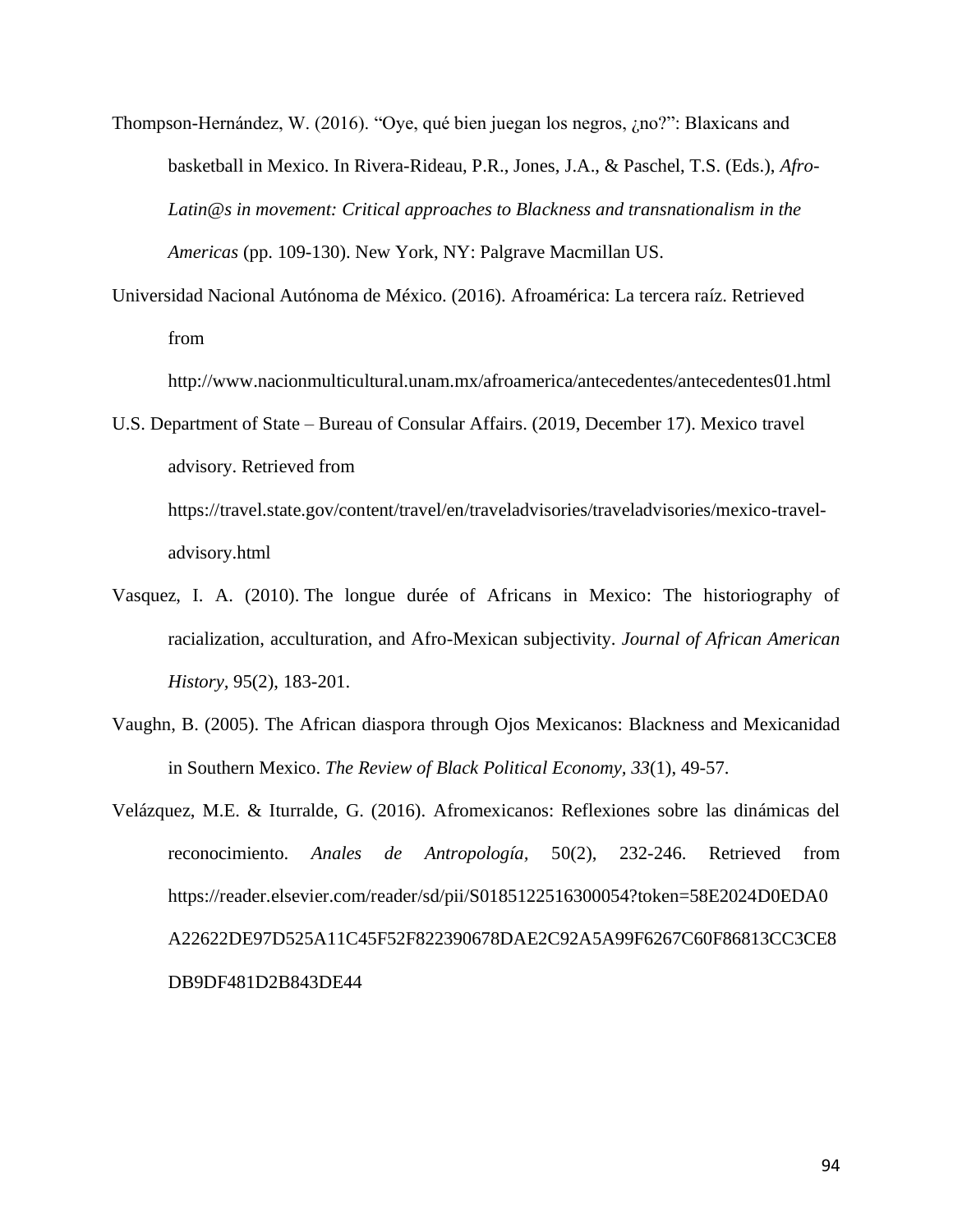Thompson-Hernández, W. (2016). "Oye, qué bien juegan los negros, ¿no?": Blaxicans and basketball in Mexico. In Rivera-Rideau, P.R., Jones, J.A., & Paschel, T.S. (Eds.), *Afro-Latin@s in movement: Critical approaches to Blackness and transnationalism in the Americas* (pp. 109-130). New York, NY: Palgrave Macmillan US.

Universidad Nacional Autónoma de México. (2016). Afroamérica: La tercera raíz. Retrieved from http://www.nacionmulticultural.unam.mx/afroamerica/antecedentes/antecedentes01.html

U.S. Department of State – Bureau of Consular Affairs. (2019, December 17). Mexico travel advisory. Retrieved from https://travel.state.gov/content/travel/en/traveladvisories/traveladvisories/mexico-travel-advisory.html

Vasquez, I. A. (2010). The longue durée of Africans in Mexico: The historiography of racialization, acculturation, and Afro-Mexican subjectivity. *Journal of African American History*, 95(2), 183-201.

Vaughn, B. (2005). The African diaspora through Ojos Mexicanos: Blackness and Mexicanidad in Southern Mexico. *The Review of Black Political Economy*, *33*(1), 49-57.

Velázquez, M.E. & Iturralde, G. (2016). Afromexicanos: Reflexiones sobre las dinámicas del reconocimiento. *Anales de Antropología*, 50(2), 232-246. Retrieved from https://reader.elsevier.com/reader/sd/pii/S0185122516300054?token=58E2024D0EDA0A22622DE97D525A11C45F52F822390678DAE2C92A5A99F6267C60F86813CC3CE8DB9DF481D2B843DE44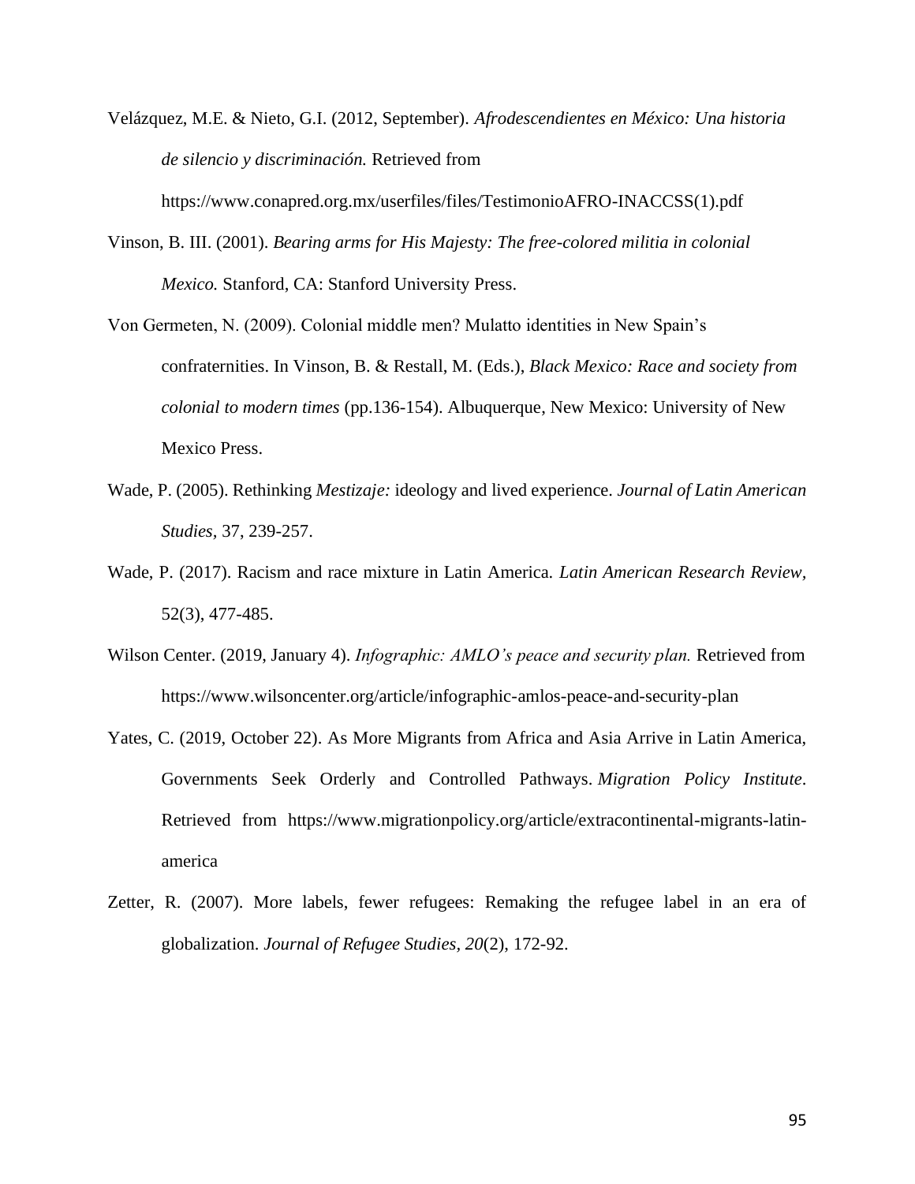Velázquez, M.E. & Nieto, G.I. (2012, September). *Afrodescendientes en México: Una historia de silencio y discriminación.* Retrieved from https://www.conapred.org.mx/userfiles/files/TestimonioAFRO-INACCSS(1).pdf

Vinson, B. III. (2001). *Bearing arms for His Majesty: The free-colored militia in colonial Mexico.* Stanford, CA: Stanford University Press.

Von Germeten, N. (2009). Colonial middle men? Mulatto identities in New Spain's confraternities. In Vinson, B. & Restall, M. (Eds.), *Black Mexico: Race and society from colonial to modern times* (pp.136-154). Albuquerque, New Mexico: University of New Mexico Press.

Wade, P. (2005). Rethinking *Mestizaje:* ideology and lived experience. *Journal of Latin American Studies*, 37, 239-257.

Wade, P. (2017). Racism and race mixture in Latin America. *Latin American Research Review*, 52(3), 477-485.

Wilson Center. (2019, January 4). *Infographic: AMLO's peace and security plan.* Retrieved from https://www.wilsoncenter.org/article/infographic-amlos-peace-and-security-plan

Yates, C. (2019, October 22). As More Migrants from Africa and Asia Arrive in Latin America, Governments Seek Orderly and Controlled Pathways. *Migration Policy Institute*. Retrieved from https://www.migrationpolicy.org/article/extracontinental-migrants-latin-america

Zetter, R. (2007). More labels, fewer refugees: Remaking the refugee label in an era of globalization. *Journal of Refugee Studies, 20*(2), 172-92.